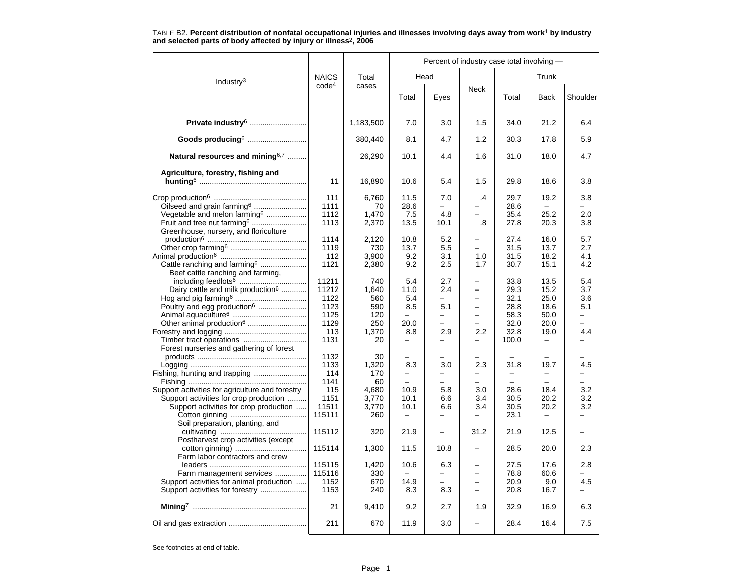TABLE B2. **Percent distribution of nonfatal occupational injuries and illnesses involving days away from work[1] by industry and selected parts of body affected by injury or illness[2], 2006**

| Industry[3] | NAICS code[4] | Total cases | Percent of industry case total involving — | | | | | |
|---|---|---|---|---|---|---|---|---|
| | | | Head | | Neck | Trunk | | |
| | | | Total | Eyes | | Total | Back | Shoulder |
| **Private industry[6]** | | 1,183,500 | 7.0 | 3.0 | 1.5 | 34.0 | 21.2 | 6.4 |
| **Goods producing[6]** | | 380,440 | 8.1 | 4.7 | 1.2 | 30.3 | 17.8 | 5.9 |
| **Natural resources and mining[6,7]** | | 26,290 | 10.1 | 4.4 | 1.6 | 31.0 | 18.0 | 4.7 |
| **Agriculture, forestry, fishing and hunting[6]** | 11 | 16,890 | 10.6 | 5.4 | 1.5 | 29.8 | 18.6 | 3.8 |
| Crop production[6] | 111 | 6,760 | 11.5 | 7.0 | .4 | 29.7 | 19.2 | 3.8 |
| Oilseed and grain farming[6] | 1111 | 70 | 28.6 | – | – | 28.6 | – | – |
| Vegetable and melon farming[6] | 1112 | 1,470 | 7.5 | 4.8 | – | 35.4 | 25.2 | 2.0 |
| Fruit and tree nut farming[6] | 1113 | 2,370 | 13.5 | 10.1 | .8 | 27.8 | 20.3 | 3.8 |
| Greenhouse, nursery, and floriculture production[6] | 1114 | 2,120 | 10.8 | 5.2 | – | 27.4 | 16.0 | 5.7 |
| Other crop farming[6] | 1119 | 730 | 13.7 | 5.5 | – | 31.5 | 13.7 | 2.7 |
| Animal production[6] | 112 | 3,900 | 9.2 | 3.1 | 1.0 | 31.5 | 18.2 | 4.1 |
| Cattle ranching and farming[6] | 1121 | 2,380 | 9.2 | 2.5 | 1.7 | 30.7 | 15.1 | 4.2 |
| Beef cattle ranching and farming, including feedlots[6] | 11211 | 740 | 5.4 | 2.7 | – | 33.8 | 13.5 | 5.4 |
| Dairy cattle and milk production[6] | 11212 | 1,640 | 11.0 | 2.4 | – | 29.3 | 15.2 | 3.7 |
| Hog and pig farming[6] | 1122 | 560 | 5.4 | – | – | 32.1 | 25.0 | 3.6 |
| Poultry and egg production[6] | 1123 | 590 | 8.5 | 5.1 | – | 28.8 | 18.6 | 5.1 |
| Animal aquaculture[6] | 1125 | 120 | – | – | – | 58.3 | 50.0 | – |
| Other animal production[6] | 1129 | 250 | 20.0 | – | – | 32.0 | 20.0 | – |
| Forestry and logging | 113 | 1,370 | 8.8 | 2.9 | 2.2 | 32.8 | 19.0 | 4.4 |
| Timber tract operations | 1131 | 20 | – | – | – | 100.0 | – | – |
| Forest nurseries and gathering of forest products | 1132 | 30 | – | – | – | – | – | – |
| Logging | 1133 | 1,320 | 8.3 | 3.0 | 2.3 | 31.8 | 19.7 | 4.5 |
| Fishing, hunting and trapping | 114 | 170 | – | – | – | – | – | – |
| Fishing | 1141 | 60 | – | – | – | – | – | – |
| Support activities for agriculture and forestry | 115 | 4,680 | 10.9 | 5.8 | 3.0 | 28.6 | 18.4 | 3.2 |
| Support activities for crop production | 1151 | 3,770 | 10.1 | 6.6 | 3.4 | 30.5 | 20.2 | 3.2 |
| Support activities for crop production | 11511 | 3,770 | 10.1 | 6.6 | 3.4 | 30.5 | 20.2 | 3.2 |
| Cotton ginning | 115111 | 260 | – | – | – | 23.1 | – | – |
| Soil preparation, planting, and cultivating | 115112 | 320 | 21.9 | – | 31.2 | 21.9 | 12.5 | – |
| Postharvest crop activities (except cotton ginning) | 115114 | 1,300 | 11.5 | 10.8 | – | 28.5 | 20.0 | 2.3 |
| Farm labor contractors and crew leaders | 115115 | 1,420 | 10.6 | 6.3 | – | 27.5 | 17.6 | 2.8 |
| Farm management services | 115116 | 330 | – | – | – | 78.8 | 60.6 | – |
| Support activities for animal production | 1152 | 670 | 14.9 | – | – | 20.9 | 9.0 | 4.5 |
| Support activities for forestry | 1153 | 240 | 8.3 | 8.3 | – | 20.8 | 16.7 | – |
| **Mining[7]** | 21 | 9,410 | 9.2 | 2.7 | 1.9 | 32.9 | 16.9 | 6.3 |
| Oil and gas extraction | 211 | 670 | 11.9 | 3.0 | – | 28.4 | 16.4 | 7.5 |

See footnotes at end of table.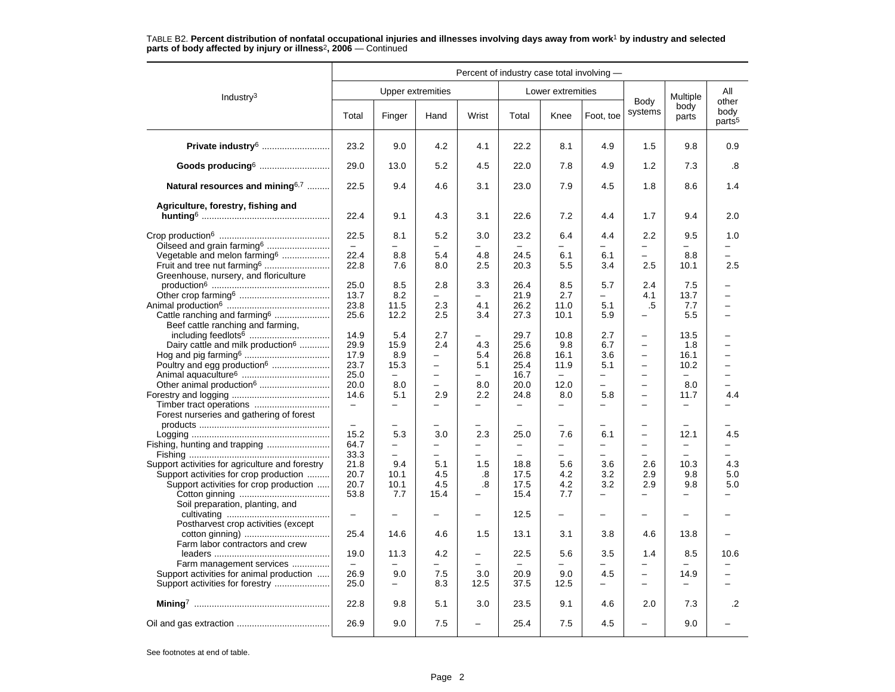TABLE B2. **Percent distribution of nonfatal occupational injuries and illnesses involving days away from work[1] by industry and selected parts of body affected by injury or illness[2], 2006** — Continued

| Industry[3] | Percent of industry case total involving — | | | | | | | | | |
|---|---|---|---|---|---|---|---|---|---|---|
| | Upper extremities | | | | Lower extremities | | | Body systems | Multiple body parts | All other body parts[5] |
| | Total | Finger | Hand | Wrist | Total | Knee | Foot, toe | | | |
| **Private industry[6]** | 23.2 | 9.0 | 4.2 | 4.1 | 22.2 | 8.1 | 4.9 | 1.5 | 9.8 | 0.9 |
| **Goods producing[6]** | 29.0 | 13.0 | 5.2 | 4.5 | 22.0 | 7.8 | 4.9 | 1.2 | 7.3 | .8 |
| **Natural resources and mining[6,7]** | 22.5 | 9.4 | 4.6 | 3.1 | 23.0 | 7.9 | 4.5 | 1.8 | 8.6 | 1.4 |
| **Agriculture, forestry, fishing and hunting[6]** | 22.4 | 9.1 | 4.3 | 3.1 | 22.6 | 7.2 | 4.4 | 1.7 | 9.4 | 2.0 |
| Crop production[6] | 22.5 | 8.1 | 5.2 | 3.0 | 23.2 | 6.4 | 4.4 | 2.2 | 9.5 | 1.0 |
| Oilseed and grain farming[6] | – | – | – | – | – | – | – | – | – | – |
| Vegetable and melon farming[6] | 22.4 | 8.8 | 5.4 | 4.8 | 24.5 | 6.1 | 6.1 | – | 8.8 | – |
| Fruit and tree nut farming[6] | 22.8 | 7.6 | 8.0 | 2.5 | 20.3 | 5.5 | 3.4 | 2.5 | 10.1 | 2.5 |
| Greenhouse, nursery, and floriculture production[6] | 25.0 | 8.5 | 2.8 | 3.3 | 26.4 | 8.5 | 5.7 | 2.4 | 7.5 | – |
| Other crop farming[6] | 13.7 | 8.2 | – | – | 21.9 | 2.7 | – | 4.1 | 13.7 | – |
| Animal production[6] | 23.8 | 11.5 | 2.3 | 4.1 | 26.2 | 11.0 | 5.1 | .5 | 7.7 | – |
| Cattle ranching and farming[6] | 25.6 | 12.2 | 2.5 | 3.4 | 27.3 | 10.1 | 5.9 | – | 5.5 | – |
| Beef cattle ranching and farming, including feedlots[6] | 14.9 | 5.4 | 2.7 | – | 29.7 | 10.8 | 2.7 | – | 13.5 | – |
| Dairy cattle and milk production[6] | 29.9 | 15.9 | 2.4 | 4.3 | 25.6 | 9.8 | 6.7 | – | 1.8 | – |
| Hog and pig farming[6] | 17.9 | 8.9 | – | 5.4 | 26.8 | 16.1 | 3.6 | – | 16.1 | – |
| Poultry and egg production[6] | 23.7 | 15.3 | – | 5.1 | 25.4 | 11.9 | 5.1 | – | 10.2 | – |
| Animal aquaculture[6] | 25.0 | – | – | – | 16.7 | – | – | – | – | – |
| Other animal production[6] | 20.0 | 8.0 | – | 8.0 | 20.0 | 12.0 | – | – | 8.0 | – |
| Forestry and logging | 14.6 | 5.1 | 2.9 | 2.2 | 24.8 | 8.0 | 5.8 | – | 11.7 | 4.4 |
| Timber tract operations | – | – | – | – | – | – | – | – | – | – |
| Forest nurseries and gathering of forest products | – | – | – | – | – | – | – | – | – | – |
| Logging | 15.2 | 5.3 | 3.0 | 2.3 | 25.0 | 7.6 | 6.1 | – | 12.1 | 4.5 |
| Fishing, hunting and trapping | 64.7 | – | – | – | – | – | – | – | – | – |
| Fishing | 33.3 | – | – | – | – | – | – | – | – | – |
| Support activities for agriculture and forestry | 21.8 | 9.4 | 5.1 | 1.5 | 18.8 | 5.6 | 3.6 | 2.6 | 10.3 | 4.3 |
| Support activities for crop production | 20.7 | 10.1 | 4.5 | .8 | 17.5 | 4.2 | 3.2 | 2.9 | 9.8 | 5.0 |
| Support activities for crop production | 20.7 | 10.1 | 4.5 | .8 | 17.5 | 4.2 | 3.2 | 2.9 | 9.8 | 5.0 |
| Cotton ginning | 53.8 | 7.7 | 15.4 | – | 15.4 | 7.7 | – | – | – | – |
| Soil preparation, planting, and cultivating | – | – | – | – | 12.5 | – | – | – | – | – |
| Postharvest crop activities (except cotton ginning) | 25.4 | 14.6 | 4.6 | 1.5 | 13.1 | 3.1 | 3.8 | 4.6 | 13.8 | – |
| Farm labor contractors and crew leaders | 19.0 | 11.3 | 4.2 | – | 22.5 | 5.6 | 3.5 | 1.4 | 8.5 | 10.6 |
| Farm management services | – | – | – | – | – | – | – | – | – | – |
| Support activities for animal production | 26.9 | 9.0 | 7.5 | 3.0 | 20.9 | 9.0 | 4.5 | – | 14.9 | – |
| Support activities for forestry | 25.0 | – | 8.3 | 12.5 | 37.5 | 12.5 | – | – | – | – |
| **Mining[7]** | 22.8 | 9.8 | 5.1 | 3.0 | 23.5 | 9.1 | 4.6 | 2.0 | 7.3 | .2 |
| Oil and gas extraction | 26.9 | 9.0 | 7.5 | – | 25.4 | 7.5 | 4.5 | – | 9.0 | – |

See footnotes at end of table.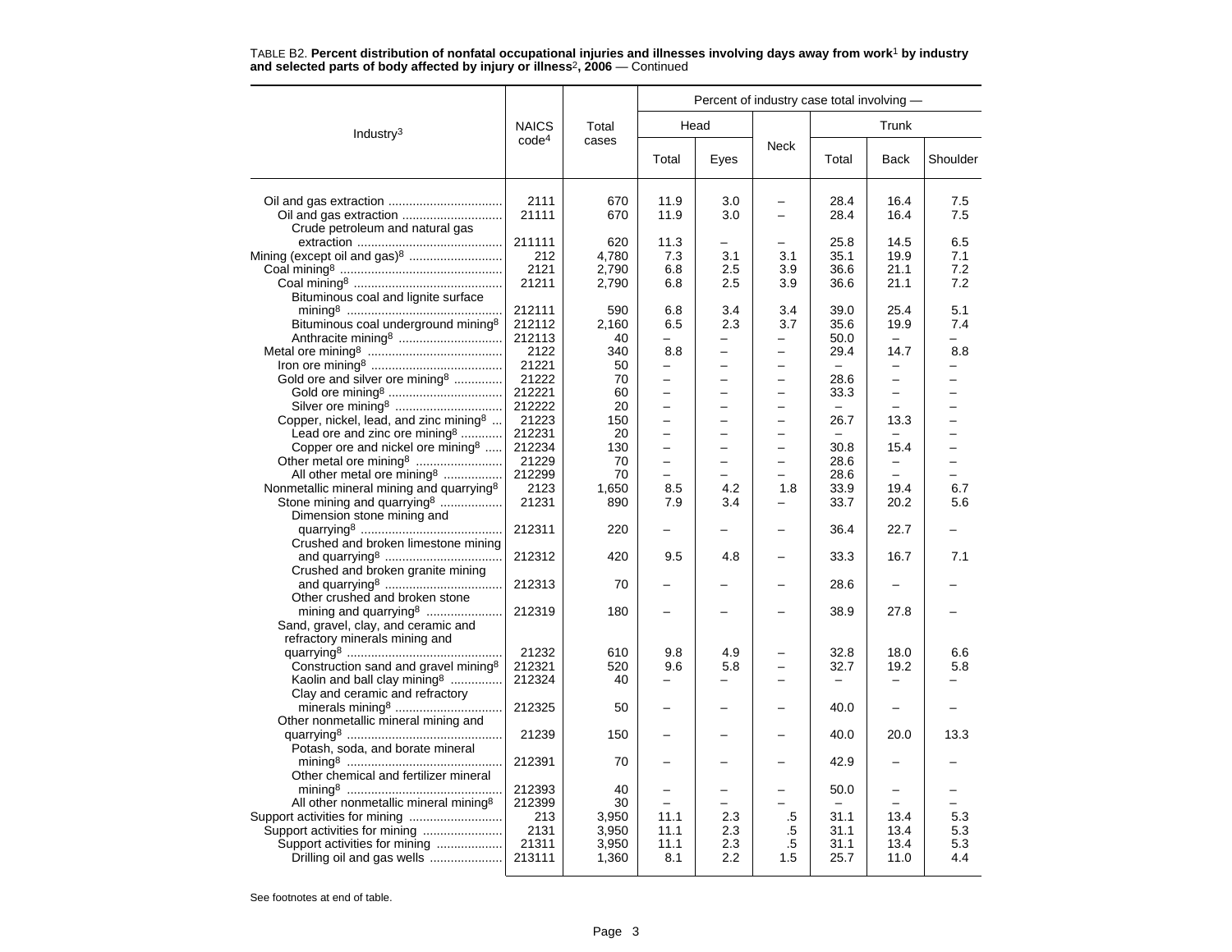TABLE B2. **Percent distribution of nonfatal occupational injuries and illnesses involving days away from work[1] by industry and selected parts of body affected by injury or illness[2], 2006** — Continued

| Industry[3] | NAICS code[4] | Total cases | Percent of industry case total involving — | | | | | |
|---|---|---|---|---|---|---|---|---|
| | | | Head | | Neck | Trunk | | |
| | | | Total | Eyes | | Total | Back | Shoulder |
| Oil and gas extraction | 2111 | 670 | 11.9 | 3.0 | – | 28.4 | 16.4 | 7.5 |
| Oil and gas extraction | 21111 | 670 | 11.9 | 3.0 | – | 28.4 | 16.4 | 7.5 |
| Crude petroleum and natural gas extraction | 211111 | 620 | 11.3 | – | – | 25.8 | 14.5 | 6.5 |
| Mining (except oil and gas)[8] | 212 | 4,780 | 7.3 | 3.1 | 3.1 | 35.1 | 19.9 | 7.1 |
| Coal mining[8] | 2121 | 2,790 | 6.8 | 2.5 | 3.9 | 36.6 | 21.1 | 7.2 |
| Coal mining[8] | 21211 | 2,790 | 6.8 | 2.5 | 3.9 | 36.6 | 21.1 | 7.2 |
| Bituminous coal and lignite surface mining[8] | 212111 | 590 | 6.8 | 3.4 | 3.4 | 39.0 | 25.4 | 5.1 |
| Bituminous coal underground mining[8] | 212112 | 2,160 | 6.5 | 2.3 | 3.7 | 35.6 | 19.9 | 7.4 |
| Anthracite mining[8] | 212113 | 40 | – | – | – | 50.0 | – | – |
| Metal ore mining[8] | 2122 | 340 | 8.8 | – | – | 29.4 | 14.7 | 8.8 |
| Iron ore mining[8] | 21221 | 50 | – | – | – | – | – | – |
| Gold ore and silver ore mining[8] | 21222 | 70 | – | – | – | 28.6 | – | – |
| Gold ore mining[8] | 212221 | 60 | – | – | – | 33.3 | – | – |
| Silver ore mining[8] | 212222 | 20 | – | – | – | – | – | – |
| Copper, nickel, lead, and zinc mining[8] | 21223 | 150 | – | – | – | 26.7 | 13.3 | – |
| Lead ore and zinc ore mining[8] | 212231 | 20 | – | – | – | – | – | – |
| Copper ore and nickel ore mining[8] | 212234 | 130 | – | – | – | 30.8 | 15.4 | – |
| Other metal ore mining[8] | 21229 | 70 | – | – | – | 28.6 | – | – |
| All other metal ore mining[8] | 212299 | 70 | – | – | – | 28.6 | – | – |
| Nonmetallic mineral mining and quarrying[8] | 2123 | 1,650 | 8.5 | 4.2 | 1.8 | 33.9 | 19.4 | 6.7 |
| Stone mining and quarrying[8] | 21231 | 890 | 7.9 | 3.4 | – | 33.7 | 20.2 | 5.6 |
| Dimension stone mining and quarrying[8] | 212311 | 220 | – | – | – | 36.4 | 22.7 | – |
| Crushed and broken limestone mining and quarrying[8] | 212312 | 420 | 9.5 | 4.8 | – | 33.3 | 16.7 | 7.1 |
| Crushed and broken granite mining and quarrying[8] | 212313 | 70 | – | – | – | 28.6 | – | – |
| Other crushed and broken stone mining and quarrying[8] | 212319 | 180 | – | – | – | 38.9 | 27.8 | – |
| Sand, gravel, clay, and ceramic and refractory minerals mining and quarrying[8] | 21232 | 610 | 9.8 | 4.9 | – | 32.8 | 18.0 | 6.6 |
| Construction sand and gravel mining[8] | 212321 | 520 | 9.6 | 5.8 | – | 32.7 | 19.2 | 5.8 |
| Kaolin and ball clay mining[8] | 212324 | 40 | – | – | – | – | – | – |
| Clay and ceramic and refractory minerals mining[8] | 212325 | 50 | – | – | – | 40.0 | – | – |
| Other nonmetallic mineral mining and quarrying[8] | 21239 | 150 | – | – | – | 40.0 | 20.0 | 13.3 |
| Potash, soda, and borate mineral mining[8] | 212391 | 70 | – | – | – | 42.9 | – | – |
| Other chemical and fertilizer mineral mining[8] | 212393 | 40 | – | – | – | 50.0 | – | – |
| All other nonmetallic mineral mining[8] | 212399 | 30 | – | – | – | – | – | – |
| Support activities for mining | 213 | 3,950 | 11.1 | 2.3 | .5 | 31.1 | 13.4 | 5.3 |
| Support activities for mining | 2131 | 3,950 | 11.1 | 2.3 | .5 | 31.1 | 13.4 | 5.3 |
| Support activities for mining | 21311 | 3,950 | 11.1 | 2.3 | .5 | 31.1 | 13.4 | 5.3 |
| Drilling oil and gas wells | 213111 | 1,360 | 8.1 | 2.2 | 1.5 | 25.7 | 11.0 | 4.4 |

See footnotes at end of table.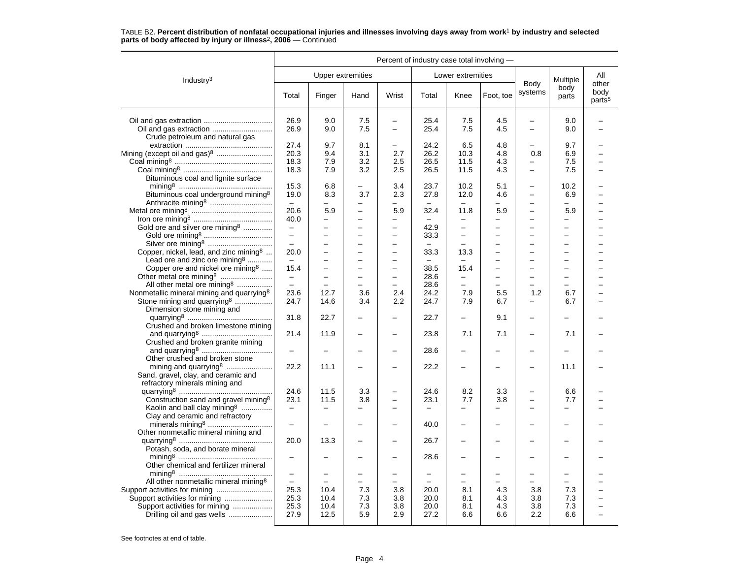TABLE B2. **Percent distribution of nonfatal occupational injuries and illnesses involving days away from work[1] by industry and selected parts of body affected by injury or illness[2], 2006** — Continued

| Industry[3] | Percent of industry case total involving — | | | | | | | | | |
|---|---|---|---|---|---|---|---|---|---|---|
| | Upper extremities | | | | Lower extremities | | | Body systems | Multiple body parts | All other body parts[5] |
| | Total | Finger | Hand | Wrist | Total | Knee | Foot, toe | | | |
| Oil and gas extraction | 26.9 | 9.0 | 7.5 | – | 25.4 | 7.5 | 4.5 | – | 9.0 | – |
| Oil and gas extraction | 26.9 | 9.0 | 7.5 | – | 25.4 | 7.5 | 4.5 | – | 9.0 | – |
| Crude petroleum and natural gas extraction | 27.4 | 9.7 | 8.1 | – | 24.2 | 6.5 | 4.8 | – | 9.7 | – |
| Mining (except oil and gas)[8] | 20.3 | 9.4 | 3.1 | 2.7 | 26.2 | 10.3 | 4.8 | 0.8 | 6.9 | – |
| Coal mining[8] | 18.3 | 7.9 | 3.2 | 2.5 | 26.5 | 11.5 | 4.3 | – | 7.5 | – |
| Coal mining[8] | 18.3 | 7.9 | 3.2 | 2.5 | 26.5 | 11.5 | 4.3 | – | 7.5 | – |
| Bituminous coal and lignite surface mining[8] | 15.3 | 6.8 | – | 3.4 | 23.7 | 10.2 | 5.1 | – | 10.2 | – |
| Bituminous coal underground mining[8] | 19.0 | 8.3 | 3.7 | 2.3 | 27.8 | 12.0 | 4.6 | – | 6.9 | – |
| Anthracite mining[8] | – | – | – | – | – | – | – | – | – | – |
| Metal ore mining[8] | 20.6 | 5.9 | – | 5.9 | 32.4 | 11.8 | 5.9 | – | 5.9 | – |
| Iron ore mining[8] | 40.0 | – | – | – | – | – | – | – | – | – |
| Gold ore and silver ore mining[8] | – | – | – | – | 42.9 | – | – | – | – | – |
| Gold ore mining[8] | – | – | – | – | 33.3 | – | – | – | – | – |
| Silver ore mining[8] | – | – | – | – | – | – | – | – | – | – |
| Copper, nickel, lead, and zinc mining[8] | 20.0 | – | – | – | 33.3 | 13.3 | – | – | – | – |
| Lead ore and zinc ore mining[8] | – | – | – | – | – | – | – | – | – | – |
| Copper ore and nickel ore mining[8] | 15.4 | – | – | – | 38.5 | 15.4 | – | – | – | – |
| Other metal ore mining[8] | – | – | – | – | 28.6 | – | – | – | – | – |
| All other metal ore mining[8] | – | – | – | – | 28.6 | – | – | – | – | – |
| Nonmetallic mineral mining and quarrying[8] | 23.6 | 12.7 | 3.6 | 2.4 | 24.2 | 7.9 | 5.5 | 1.2 | 6.7 | – |
| Stone mining and quarrying[8] | 24.7 | 14.6 | 3.4 | 2.2 | 24.7 | 7.9 | 6.7 | – | 6.7 | – |
| Dimension stone mining and quarrying[8] | 31.8 | 22.7 | – | – | 22.7 | – | 9.1 | – | – | – |
| Crushed and broken limestone mining and quarrying[8] | 21.4 | 11.9 | – | – | 23.8 | 7.1 | 7.1 | – | 7.1 | – |
| Crushed and broken granite mining and quarrying[8] | – | – | – | – | 28.6 | – | – | – | – | – |
| Other crushed and broken stone mining and quarrying[8] | 22.2 | 11.1 | – | – | 22.2 | – | – | – | 11.1 | – |
| Sand, gravel, clay, and ceramic and refractory minerals mining and quarrying[8] | 24.6 | 11.5 | 3.3 | – | 24.6 | 8.2 | 3.3 | – | 6.6 | – |
| Construction sand and gravel mining[8] | 23.1 | 11.5 | 3.8 | – | 23.1 | 7.7 | 3.8 | – | 7.7 | – |
| Kaolin and ball clay mining[8] | – | – | – | – | – | – | – | – | – | – |
| Clay and ceramic and refractory minerals mining[8] | – | – | – | – | 40.0 | – | – | – | – | – |
| Other nonmetallic mineral mining and quarrying[8] | 20.0 | 13.3 | – | – | 26.7 | – | – | – | – | – |
| Potash, soda, and borate mineral mining[8] | – | – | – | – | 28.6 | – | – | – | – | – |
| Other chemical and fertilizer mineral mining[8] | – | – | – | – | – | – | – | – | – | – |
| All other nonmetallic mineral mining[8] | – | – | – | – | – | – | – | – | – | – |
| Support activities for mining | 25.3 | 10.4 | 7.3 | 3.8 | 20.0 | 8.1 | 4.3 | 3.8 | 7.3 | – |
| Support activities for mining | 25.3 | 10.4 | 7.3 | 3.8 | 20.0 | 8.1 | 4.3 | 3.8 | 7.3 | – |
| Support activities for mining | 25.3 | 10.4 | 7.3 | 3.8 | 20.0 | 8.1 | 4.3 | 3.8 | 7.3 | – |
| Drilling oil and gas wells | 27.9 | 12.5 | 5.9 | 2.9 | 27.2 | 6.6 | 6.6 | 2.2 | 6.6 | – |

See footnotes at end of table.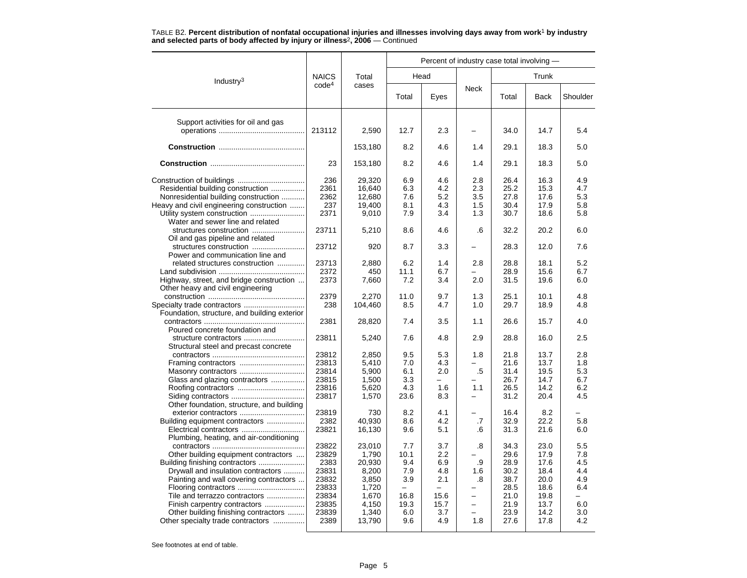TABLE B2. **Percent distribution of nonfatal occupational injuries and illnesses involving days away from work[1] by industry and selected parts of body affected by injury or illness[2], 2006** — Continued

| Industry[3] | NAICS code[4] | Total cases | Percent of industry case total involving — | | | | | |
|---|---|---|---|---|---|---|---|---|
| | | | Head | | Neck | Trunk | | |
| | | | Total | Eyes | | Total | Back | Shoulder |
| Support activities for oil and gas operations | 213112 | 2,590 | 12.7 | 2.3 | – | 34.0 | 14.7 | 5.4 |
| **Construction** | | 153,180 | 8.2 | 4.6 | 1.4 | 29.1 | 18.3 | 5.0 |
| **Construction** | 23 | 153,180 | 8.2 | 4.6 | 1.4 | 29.1 | 18.3 | 5.0 |
| Construction of buildings | 236 | 29,320 | 6.9 | 4.6 | 2.8 | 26.4 | 16.3 | 4.9 |
| Residential building construction | 2361 | 16,640 | 6.3 | 4.2 | 2.3 | 25.2 | 15.3 | 4.7 |
| Nonresidential building construction | 2362 | 12,680 | 7.6 | 5.2 | 3.5 | 27.8 | 17.6 | 5.3 |
| Heavy and civil engineering construction | 237 | 19,400 | 8.1 | 4.3 | 1.5 | 30.4 | 17.9 | 5.8 |
| Utility system construction | 2371 | 9,010 | 7.9 | 3.4 | 1.3 | 30.7 | 18.6 | 5.8 |
| Water and sewer line and related structures construction | 23711 | 5,210 | 8.6 | 4.6 | .6 | 32.2 | 20.2 | 6.0 |
| Oil and gas pipeline and related structures construction | 23712 | 920 | 8.7 | 3.3 | – | 28.3 | 12.0 | 7.6 |
| Power and communication line and related structures construction | 23713 | 2,880 | 6.2 | 1.4 | 2.8 | 28.8 | 18.1 | 5.2 |
| Land subdivision | 2372 | 450 | 11.1 | 6.7 | – | 28.9 | 15.6 | 6.7 |
| Highway, street, and bridge construction | 2373 | 7,660 | 7.2 | 3.4 | 2.0 | 31.5 | 19.6 | 6.0 |
| Other heavy and civil engineering construction | 2379 | 2,270 | 11.0 | 9.7 | 1.3 | 25.1 | 10.1 | 4.8 |
| Specialty trade contractors | 238 | 104,460 | 8.5 | 4.7 | 1.0 | 29.7 | 18.9 | 4.8 |
| Foundation, structure, and building exterior contractors | 2381 | 28,820 | 7.4 | 3.5 | 1.1 | 26.6 | 15.7 | 4.0 |
| Poured concrete foundation and structure contractors | 23811 | 5,240 | 7.6 | 4.8 | 2.9 | 28.8 | 16.0 | 2.5 |
| Structural steel and precast concrete contractors | 23812 | 2,850 | 9.5 | 5.3 | 1.8 | 21.8 | 13.7 | 2.8 |
| Framing contractors | 23813 | 5,410 | 7.0 | 4.3 | – | 21.6 | 13.7 | 1.8 |
| Masonry contractors | 23814 | 5,900 | 6.1 | 2.0 | .5 | 31.4 | 19.5 | 5.3 |
| Glass and glazing contractors | 23815 | 1,500 | 3.3 | – | – | 26.7 | 14.7 | 6.7 |
| Roofing contractors | 23816 | 5,620 | 4.3 | 1.6 | 1.1 | 26.5 | 14.2 | 6.2 |
| Siding contractors | 23817 | 1,570 | 23.6 | 8.3 | – | 31.2 | 20.4 | 4.5 |
| Other foundation, structure, and building exterior contractors | 23819 | 730 | 8.2 | 4.1 | – | 16.4 | 8.2 | – |
| Building equipment contractors | 2382 | 40,930 | 8.6 | 4.2 | .7 | 32.9 | 22.2 | 5.8 |
| Electrical contractors | 23821 | 16,130 | 9.6 | 5.1 | .6 | 31.3 | 21.6 | 6.0 |
| Plumbing, heating, and air-conditioning contractors | 23822 | 23,010 | 7.7 | 3.7 | .8 | 34.3 | 23.0 | 5.5 |
| Other building equipment contractors | 23829 | 1,790 | 10.1 | 2.2 | – | 29.6 | 17.9 | 7.8 |
| Building finishing contractors | 2383 | 20,930 | 9.4 | 6.9 | .9 | 28.9 | 17.6 | 4.5 |
| Drywall and insulation contractors | 23831 | 8,200 | 7.9 | 4.8 | 1.6 | 30.2 | 18.4 | 4.4 |
| Painting and wall covering contractors | 23832 | 3,850 | 3.9 | 2.1 | .8 | 38.7 | 20.0 | 4.9 |
| Flooring contractors | 23833 | 1,720 | – | – | – | 28.5 | 18.6 | 6.4 |
| Tile and terrazzo contractors | 23834 | 1,670 | 16.8 | 15.6 | – | 21.0 | 19.8 | – |
| Finish carpentry contractors | 23835 | 4,150 | 19.3 | 15.7 | – | 21.9 | 13.7 | 6.0 |
| Other building finishing contractors | 23839 | 1,340 | 6.0 | 3.7 | – | 23.9 | 14.2 | 3.0 |
| Other specialty trade contractors | 2389 | 13,790 | 9.6 | 4.9 | 1.8 | 27.6 | 17.8 | 4.2 |

See footnotes at end of table.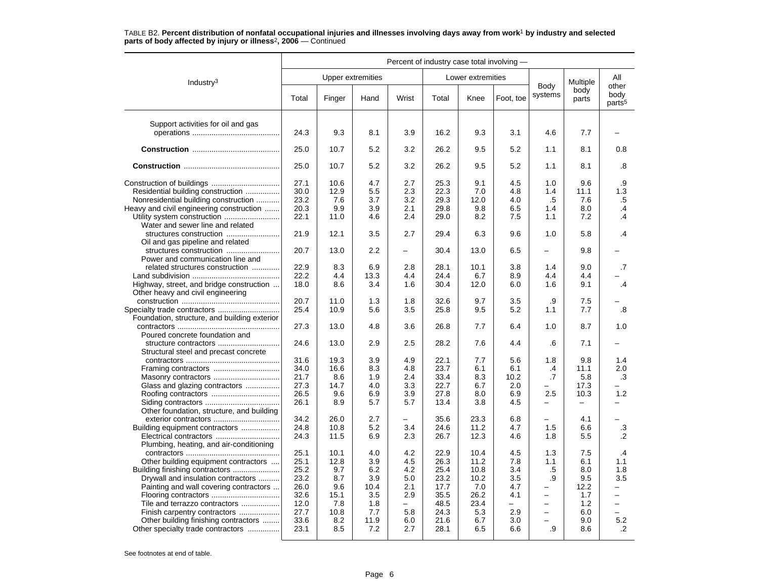TABLE B2. **Percent distribution of nonfatal occupational injuries and illnesses involving days away from work[1] by industry and selected parts of body affected by injury or illness[2], 2006** — Continued

| Industry[3] | Percent of industry case total involving — | | | | | | | | | |
|---|---|---|---|---|---|---|---|---|---|---|
| | Upper extremities | | | | Lower extremities | | | Body systems | Multiple body parts | All other body parts[5] |
| | Total | Finger | Hand | Wrist | Total | Knee | Foot, toe | | | |
| Support activities for oil and gas operations | 24.3 | 9.3 | 8.1 | 3.9 | 16.2 | 9.3 | 3.1 | 4.6 | 7.7 | – |
| **Construction** | 25.0 | 10.7 | 5.2 | 3.2 | 26.2 | 9.5 | 5.2 | 1.1 | 8.1 | 0.8 |
| **Construction** | 25.0 | 10.7 | 5.2 | 3.2 | 26.2 | 9.5 | 5.2 | 1.1 | 8.1 | .8 |
| Construction of buildings | 27.1 | 10.6 | 4.7 | 2.7 | 25.3 | 9.1 | 4.5 | 1.0 | 9.6 | .9 |
| Residential building construction | 30.0 | 12.9 | 5.5 | 2.3 | 22.3 | 7.0 | 4.8 | 1.4 | 11.1 | 1.3 |
| Nonresidential building construction | 23.2 | 7.6 | 3.7 | 3.2 | 29.3 | 12.0 | 4.0 | .5 | 7.6 | .5 |
| Heavy and civil engineering construction | 20.3 | 9.9 | 3.9 | 2.1 | 29.8 | 9.8 | 6.5 | 1.4 | 8.0 | .4 |
| Utility system construction | 22.1 | 11.0 | 4.6 | 2.4 | 29.0 | 8.2 | 7.5 | 1.1 | 7.2 | .4 |
| Water and sewer line and related structures construction | 21.9 | 12.1 | 3.5 | 2.7 | 29.4 | 6.3 | 9.6 | 1.0 | 5.8 | .4 |
| Oil and gas pipeline and related structures construction | 20.7 | 13.0 | 2.2 | – | 30.4 | 13.0 | 6.5 | – | 9.8 | – |
| Power and communication line and related structures construction | 22.9 | 8.3 | 6.9 | 2.8 | 28.1 | 10.1 | 3.8 | 1.4 | 9.0 | .7 |
| Land subdivision | 22.2 | 4.4 | 13.3 | 4.4 | 24.4 | 6.7 | 8.9 | 4.4 | 4.4 | – |
| Highway, street, and bridge construction | 18.0 | 8.6 | 3.4 | 1.6 | 30.4 | 12.0 | 6.0 | 1.6 | 9.1 | .4 |
| Other heavy and civil engineering construction | 20.7 | 11.0 | 1.3 | 1.8 | 32.6 | 9.7 | 3.5 | .9 | 7.5 | – |
| Specialty trade contractors | 25.4 | 10.9 | 5.6 | 3.5 | 25.8 | 9.5 | 5.2 | 1.1 | 7.7 | .8 |
| Foundation, structure, and building exterior contractors | 27.3 | 13.0 | 4.8 | 3.6 | 26.8 | 7.7 | 6.4 | 1.0 | 8.7 | 1.0 |
| Poured concrete foundation and structure contractors | 24.6 | 13.0 | 2.9 | 2.5 | 28.2 | 7.6 | 4.4 | .6 | 7.1 | – |
| Structural steel and precast concrete contractors | 31.6 | 19.3 | 3.9 | 4.9 | 22.1 | 7.7 | 5.6 | 1.8 | 9.8 | 1.4 |
| Framing contractors | 34.0 | 16.6 | 8.3 | 4.8 | 23.7 | 6.1 | 6.1 | .4 | 11.1 | 2.0 |
| Masonry contractors | 21.7 | 8.6 | 1.9 | 2.4 | 33.4 | 8.3 | 10.2 | .7 | 5.8 | .3 |
| Glass and glazing contractors | 27.3 | 14.7 | 4.0 | 3.3 | 22.7 | 6.7 | 2.0 | – | 17.3 | – |
| Roofing contractors | 26.5 | 9.6 | 6.9 | 3.9 | 27.8 | 8.0 | 6.9 | 2.5 | 10.3 | 1.2 |
| Siding contractors | 26.1 | 8.9 | 5.7 | 5.7 | 13.4 | 3.8 | 4.5 | – | – | – |
| Other foundation, structure, and building exterior contractors | 34.2 | 26.0 | 2.7 | – | 35.6 | 23.3 | 6.8 | – | 4.1 | – |
| Building equipment contractors | 24.8 | 10.8 | 5.2 | 3.4 | 24.6 | 11.2 | 4.7 | 1.5 | 6.6 | .3 |
| Electrical contractors | 24.3 | 11.5 | 6.9 | 2.3 | 26.7 | 12.3 | 4.6 | 1.8 | 5.5 | .2 |
| Plumbing, heating, and air-conditioning contractors | 25.1 | 10.1 | 4.0 | 4.2 | 22.9 | 10.4 | 4.5 | 1.3 | 7.5 | .4 |
| Other building equipment contractors | 25.1 | 12.8 | 3.9 | 4.5 | 26.3 | 11.2 | 7.8 | 1.1 | 6.1 | 1.1 |
| Building finishing contractors | 25.2 | 9.7 | 6.2 | 4.2 | 25.4 | 10.8 | 3.4 | .5 | 8.0 | 1.8 |
| Drywall and insulation contractors | 23.2 | 8.7 | 3.9 | 5.0 | 23.2 | 10.2 | 3.5 | .9 | 9.5 | 3.5 |
| Painting and wall covering contractors | 26.0 | 9.6 | 10.4 | 2.1 | 17.7 | 7.0 | 4.7 | – | 12.2 | – |
| Flooring contractors | 32.6 | 15.1 | 3.5 | 2.9 | 35.5 | 26.2 | 4.1 | – | 1.7 | – |
| Tile and terrazzo contractors | 12.0 | 7.8 | 1.8 | – | 48.5 | 23.4 | – | – | 1.2 | – |
| Finish carpentry contractors | 27.7 | 10.8 | 7.7 | 5.8 | 24.3 | 5.3 | 2.9 | – | 6.0 | – |
| Other building finishing contractors | 33.6 | 8.2 | 11.9 | 6.0 | 21.6 | 6.7 | 3.0 | – | 9.0 | 5.2 |
| Other specialty trade contractors | 23.1 | 8.5 | 7.2 | 2.7 | 28.1 | 6.5 | 6.6 | .9 | 8.6 | .2 |

See footnotes at end of table.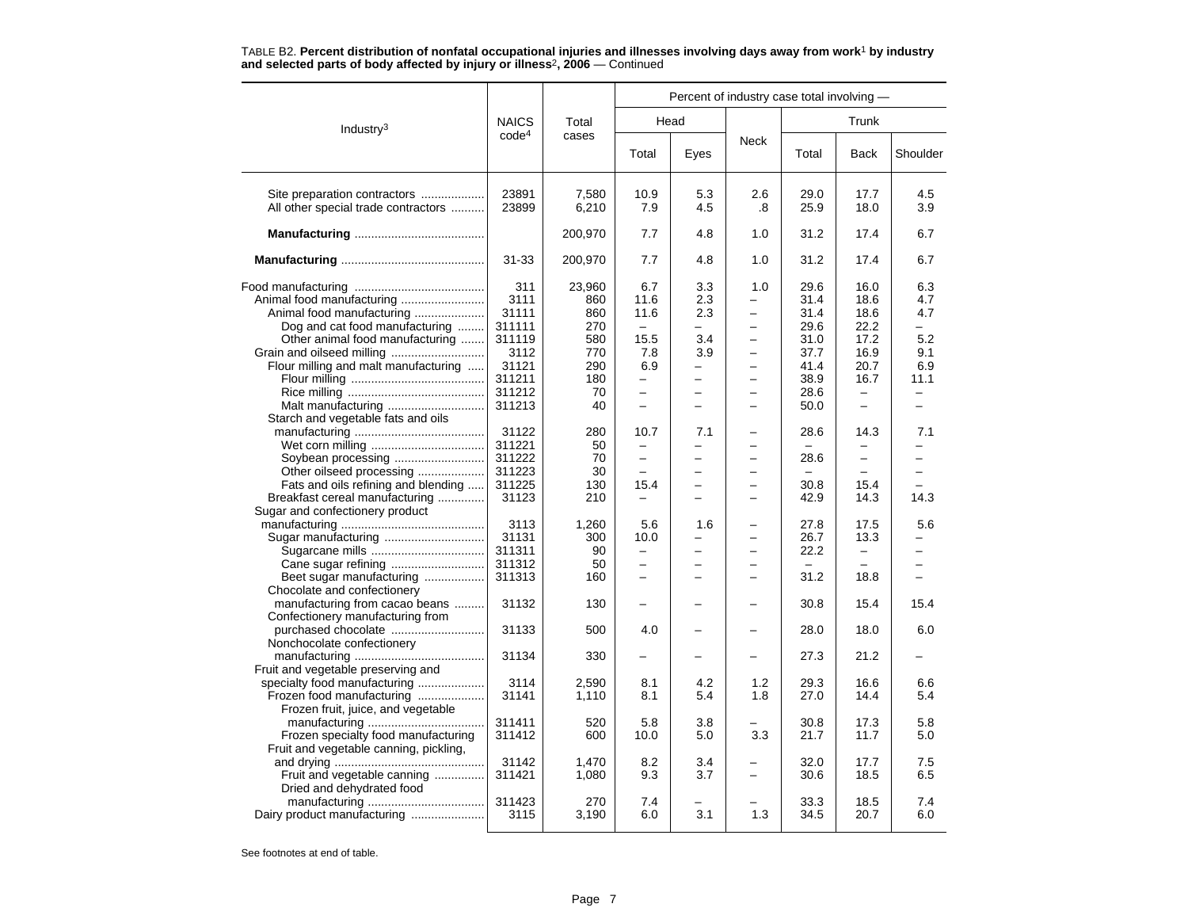TABLE B2. **Percent distribution of nonfatal occupational injuries and illnesses involving days away from work[1] by industry and selected parts of body affected by injury or illness[2], 2006** — Continued

| Industry[3] | NAICS code[4] | Total cases | Percent of industry case total involving — | | | | | |
|---|---|---|---|---|---|---|---|---|
| | | | Head | | Neck | Trunk | | |
| | | | Total | Eyes | | Total | Back | Shoulder |
| Site preparation contractors | 23891 | 7,580 | 10.9 | 5.3 | 2.6 | 29.0 | 17.7 | 4.5 |
| All other special trade contractors | 23899 | 6,210 | 7.9 | 4.5 | .8 | 25.9 | 18.0 | 3.9 |
| **Manufacturing** | | 200,970 | 7.7 | 4.8 | 1.0 | 31.2 | 17.4 | 6.7 |
| **Manufacturing** | 31-33 | 200,970 | 7.7 | 4.8 | 1.0 | 31.2 | 17.4 | 6.7 |
| Food manufacturing | 311 | 23,960 | 6.7 | 3.3 | 1.0 | 29.6 | 16.0 | 6.3 |
| Animal food manufacturing | 3111 | 860 | 11.6 | 2.3 | – | 31.4 | 18.6 | 4.7 |
| Animal food manufacturing | 31111 | 860 | 11.6 | 2.3 | – | 31.4 | 18.6 | 4.7 |
| Dog and cat food manufacturing | 311111 | 270 | – | – | – | 29.6 | 22.2 | – |
| Other animal food manufacturing | 311119 | 580 | 15.5 | 3.4 | – | 31.0 | 17.2 | 5.2 |
| Grain and oilseed milling | 3112 | 770 | 7.8 | 3.9 | – | 37.7 | 16.9 | 9.1 |
| Flour milling and malt manufacturing | 31121 | 290 | 6.9 | – | – | 41.4 | 20.7 | 6.9 |
| Flour milling | 311211 | 180 | – | – | – | 38.9 | 16.7 | 11.1 |
| Rice milling | 311212 | 70 | – | – | – | 28.6 | – | – |
| Malt manufacturing | 311213 | 40 | – | – | – | 50.0 | – | – |
| Starch and vegetable fats and oils manufacturing | 31122 | 280 | 10.7 | 7.1 | – | 28.6 | 14.3 | 7.1 |
| Wet corn milling | 311221 | 50 | – | – | – | – | – | – |
| Soybean processing | 311222 | 70 | – | – | – | 28.6 | – | – |
| Other oilseed processing | 311223 | 30 | – | – | – | – | – | – |
| Fats and oils refining and blending | 311225 | 130 | 15.4 | – | – | 30.8 | 15.4 | – |
| Breakfast cereal manufacturing | 31123 | 210 | – | – | – | 42.9 | 14.3 | 14.3 |
| Sugar and confectionery product manufacturing | 3113 | 1,260 | 5.6 | 1.6 | – | 27.8 | 17.5 | 5.6 |
| Sugar manufacturing | 31131 | 300 | 10.0 | – | – | 26.7 | 13.3 | – |
| Sugarcane mills | 311311 | 90 | – | – | – | 22.2 | – | – |
| Cane sugar refining | 311312 | 50 | – | – | – | – | – | – |
| Beet sugar manufacturing | 311313 | 160 | – | – | – | 31.2 | 18.8 | – |
| Chocolate and confectionery manufacturing from cacao beans | 31132 | 130 | – | – | – | 30.8 | 15.4 | 15.4 |
| Confectionery manufacturing from purchased chocolate | 31133 | 500 | 4.0 | – | – | 28.0 | 18.0 | 6.0 |
| Nonchocolate confectionery manufacturing | 31134 | 330 | – | – | – | 27.3 | 21.2 | – |
| Fruit and vegetable preserving and specialty food manufacturing | 3114 | 2,590 | 8.1 | 4.2 | 1.2 | 29.3 | 16.6 | 6.6 |
| Frozen food manufacturing | 31141 | 1,110 | 8.1 | 5.4 | 1.8 | 27.0 | 14.4 | 5.4 |
| Frozen fruit, juice, and vegetable manufacturing | 311411 | 520 | 5.8 | 3.8 | – | 30.8 | 17.3 | 5.8 |
| Frozen specialty food manufacturing | 311412 | 600 | 10.0 | 5.0 | 3.3 | 21.7 | 11.7 | 5.0 |
| Fruit and vegetable canning, pickling, and drying | 31142 | 1,470 | 8.2 | 3.4 | – | 32.0 | 17.7 | 7.5 |
| Fruit and vegetable canning | 311421 | 1,080 | 9.3 | 3.7 | – | 30.6 | 18.5 | 6.5 |
| Dried and dehydrated food manufacturing | 311423 | 270 | 7.4 | – | – | 33.3 | 18.5 | 7.4 |
| Dairy product manufacturing | 3115 | 3,190 | 6.0 | 3.1 | 1.3 | 34.5 | 20.7 | 6.0 |

See footnotes at end of table.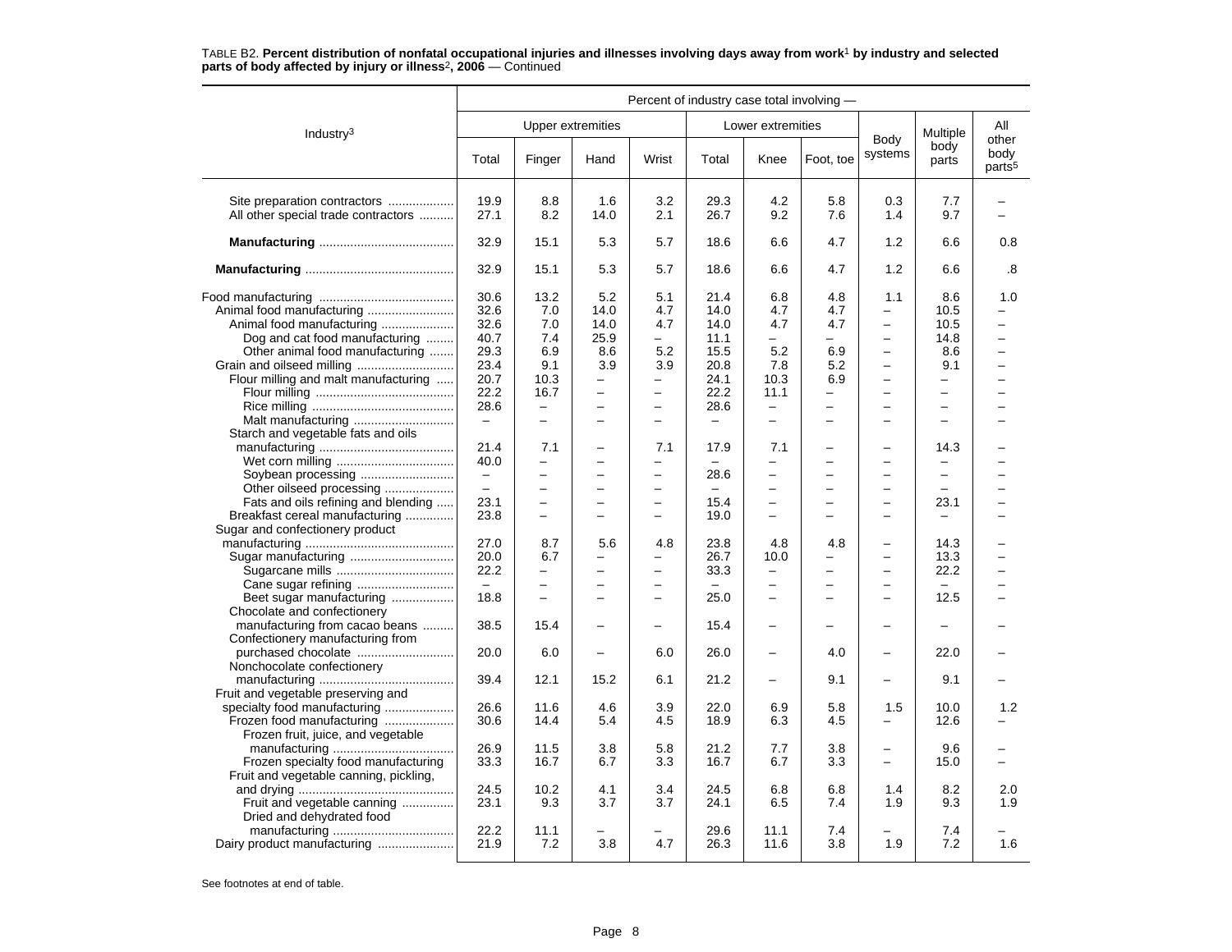TABLE B2. **Percent distribution of nonfatal occupational injuries and illnesses involving days away from work[1] by industry and selected parts of body affected by injury or illness[2], 2006** — Continued

| Industry[3] | Percent of industry case total involving — | | | | | | | | | |
|---|---|---|---|---|---|---|---|---|---|---|
| | Upper extremities | | | | Lower extremities | | | Body systems | Multiple body parts | All other body parts[5] |
| | Total | Finger | Hand | Wrist | Total | Knee | Foot, toe | | | |
| Site preparation contractors | 19.9 | 8.8 | 1.6 | 3.2 | 29.3 | 4.2 | 5.8 | 0.3 | 7.7 | – |
| All other special trade contractors | 27.1 | 8.2 | 14.0 | 2.1 | 26.7 | 9.2 | 7.6 | 1.4 | 9.7 | – |
| **Manufacturing** | 32.9 | 15.1 | 5.3 | 5.7 | 18.6 | 6.6 | 4.7 | 1.2 | 6.6 | 0.8 |
| **Manufacturing** | 32.9 | 15.1 | 5.3 | 5.7 | 18.6 | 6.6 | 4.7 | 1.2 | 6.6 | .8 |
| Food manufacturing | 30.6 | 13.2 | 5.2 | 5.1 | 21.4 | 6.8 | 4.8 | 1.1 | 8.6 | 1.0 |
| Animal food manufacturing | 32.6 | 7.0 | 14.0 | 4.7 | 14.0 | 4.7 | 4.7 | – | 10.5 | – |
| Animal food manufacturing | 32.6 | 7.0 | 14.0 | 4.7 | 14.0 | 4.7 | 4.7 | – | 10.5 | – |
| Dog and cat food manufacturing | 40.7 | 7.4 | 25.9 | – | 11.1 | – | – | – | 14.8 | – |
| Other animal food manufacturing | 29.3 | 6.9 | 8.6 | 5.2 | 15.5 | 5.2 | 6.9 | – | 8.6 | – |
| Grain and oilseed milling | 23.4 | 9.1 | 3.9 | 3.9 | 20.8 | 7.8 | 5.2 | – | 9.1 | – |
| Flour milling and malt manufacturing | 20.7 | 10.3 | – | – | 24.1 | 10.3 | 6.9 | – | – | – |
| Flour milling | 22.2 | 16.7 | – | – | 22.2 | 11.1 | – | – | – | – |
| Rice milling | 28.6 | – | – | – | 28.6 | – | – | – | – | – |
| Malt manufacturing | – | – | – | – | – | – | – | – | – | – |
| Starch and vegetable fats and oils manufacturing | 21.4 | 7.1 | – | 7.1 | 17.9 | 7.1 | – | – | 14.3 | – |
| Wet corn milling | 40.0 | – | – | – | – | – | – | – | – | – |
| Soybean processing | – | – | – | – | 28.6 | – | – | – | – | – |
| Other oilseed processing | – | – | – | – | – | – | – | – | – | – |
| Fats and oils refining and blending | 23.1 | – | – | – | 15.4 | – | – | – | 23.1 | – |
| Breakfast cereal manufacturing | 23.8 | – | – | – | 19.0 | – | – | – | – | – |
| Sugar and confectionery product manufacturing | 27.0 | 8.7 | 5.6 | 4.8 | 23.8 | 4.8 | 4.8 | – | 14.3 | – |
| Sugar manufacturing | 20.0 | 6.7 | – | – | 26.7 | 10.0 | – | – | 13.3 | – |
| Sugarcane mills | 22.2 | – | – | – | 33.3 | – | – | – | 22.2 | – |
| Cane sugar refining | – | – | – | – | – | – | – | – | – | – |
| Beet sugar manufacturing | 18.8 | – | – | – | 25.0 | – | – | – | 12.5 | – |
| Chocolate and confectionery manufacturing from cacao beans | 38.5 | 15.4 | – | – | 15.4 | – | – | – | – | – |
| Confectionery manufacturing from purchased chocolate | 20.0 | 6.0 | – | 6.0 | 26.0 | – | 4.0 | – | 22.0 | – |
| Nonchocolate confectionery manufacturing | 39.4 | 12.1 | 15.2 | 6.1 | 21.2 | – | 9.1 | – | 9.1 | – |
| Fruit and vegetable preserving and specialty food manufacturing | 26.6 | 11.6 | 4.6 | 3.9 | 22.0 | 6.9 | 5.8 | 1.5 | 10.0 | 1.2 |
| Frozen food manufacturing | 30.6 | 14.4 | 5.4 | 4.5 | 18.9 | 6.3 | 4.5 | – | 12.6 | – |
| Frozen fruit, juice, and vegetable manufacturing | 26.9 | 11.5 | 3.8 | 5.8 | 21.2 | 7.7 | 3.8 | – | 9.6 | – |
| Frozen specialty food manufacturing | 33.3 | 16.7 | 6.7 | 3.3 | 16.7 | 6.7 | 3.3 | – | 15.0 | – |
| Fruit and vegetable canning, pickling, and drying | 24.5 | 10.2 | 4.1 | 3.4 | 24.5 | 6.8 | 6.8 | 1.4 | 8.2 | 2.0 |
| Fruit and vegetable canning | 23.1 | 9.3 | 3.7 | 3.7 | 24.1 | 6.5 | 7.4 | 1.9 | 9.3 | 1.9 |
| Dried and dehydrated food manufacturing | 22.2 | 11.1 | – | – | 29.6 | 11.1 | 7.4 | – | 7.4 | – |
| Dairy product manufacturing | 21.9 | 7.2 | 3.8 | 4.7 | 26.3 | 11.6 | 3.8 | 1.9 | 7.2 | 1.6 |

See footnotes at end of table.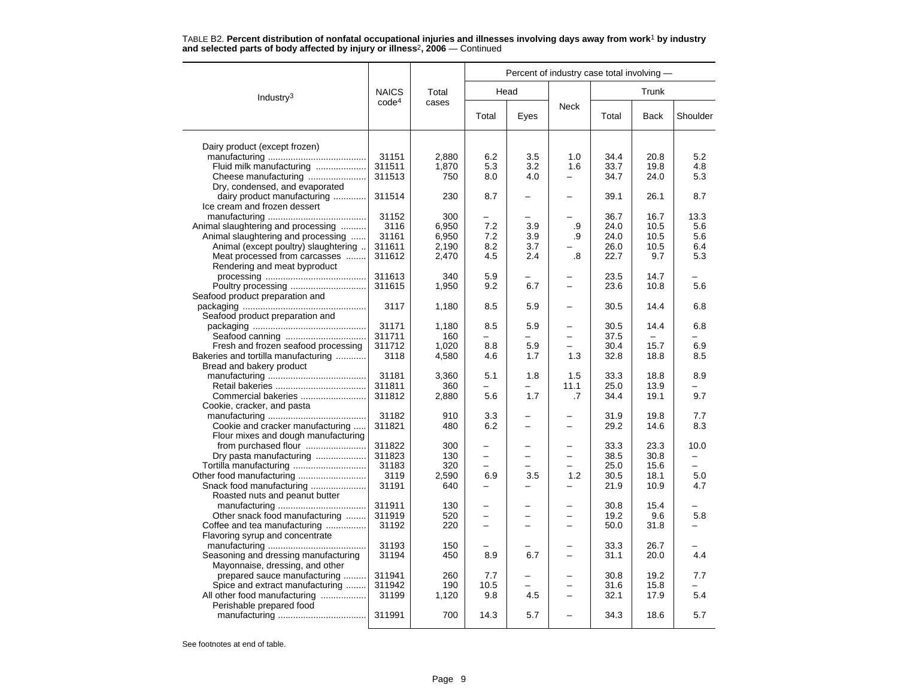TABLE B2. **Percent distribution of nonfatal occupational injuries and illnesses involving days away from work[1] by industry and selected parts of body affected by injury or illness[2], 2006** — Continued

| Industry[3] | NAICS code[4] | Total cases | Percent of industry case total involving — | | | | | |
|---|---|---|---|---|---|---|---|---|
| | | | Head | | Neck | Trunk | | |
| | | | Total | Eyes | | Total | Back | Shoulder |
| Dairy product (except frozen) manufacturing | 31151 | 2,880 | 6.2 | 3.5 | 1.0 | 34.4 | 20.8 | 5.2 |
| Fluid milk manufacturing | 311511 | 1,870 | 5.3 | 3.2 | 1.6 | 33.7 | 19.8 | 4.8 |
| Cheese manufacturing | 311513 | 750 | 8.0 | 4.0 | – | 34.7 | 24.0 | 5.3 |
| Dry, condensed, and evaporated dairy product manufacturing | 311514 | 230 | 8.7 | – | – | 39.1 | 26.1 | 8.7 |
| Ice cream and frozen dessert manufacturing | 31152 | 300 | – | – | – | 36.7 | 16.7 | 13.3 |
| Animal slaughtering and processing | 3116 | 6,950 | 7.2 | 3.9 | .9 | 24.0 | 10.5 | 5.6 |
| Animal slaughtering and processing | 31161 | 6,950 | 7.2 | 3.9 | .9 | 24.0 | 10.5 | 5.6 |
| Animal (except poultry) slaughtering | 311611 | 2,190 | 8.2 | 3.7 | – | 26.0 | 10.5 | 6.4 |
| Meat processed from carcasses | 311612 | 2,470 | 4.5 | 2.4 | .8 | 22.7 | 9.7 | 5.3 |
| Rendering and meat byproduct processing | 311613 | 340 | 5.9 | – | – | 23.5 | 14.7 | – |
| Poultry processing | 311615 | 1,950 | 9.2 | 6.7 | – | 23.6 | 10.8 | 5.6 |
| Seafood product preparation and packaging | 3117 | 1,180 | 8.5 | 5.9 | – | 30.5 | 14.4 | 6.8 |
| Seafood product preparation and packaging | 31171 | 1,180 | 8.5 | 5.9 | – | 30.5 | 14.4 | 6.8 |
| Seafood canning | 311711 | 160 | – | – | – | 37.5 | – | – |
| Fresh and frozen seafood processing | 311712 | 1,020 | 8.8 | 5.9 | – | 30.4 | 15.7 | 6.9 |
| Bakeries and tortilla manufacturing | 3118 | 4,580 | 4.6 | 1.7 | 1.3 | 32.8 | 18.8 | 8.5 |
| Bread and bakery product manufacturing | 31181 | 3,360 | 5.1 | 1.8 | 1.5 | 33.3 | 18.8 | 8.9 |
| Retail bakeries | 311811 | 360 | – | – | 11.1 | 25.0 | 13.9 | – |
| Commercial bakeries | 311812 | 2,880 | 5.6 | 1.7 | .7 | 34.4 | 19.1 | 9.7 |
| Cookie, cracker, and pasta manufacturing | 31182 | 910 | 3.3 | – | – | 31.9 | 19.8 | 7.7 |
| Cookie and cracker manufacturing | 311821 | 480 | 6.2 | – | – | 29.2 | 14.6 | 8.3 |
| Flour mixes and dough manufacturing from purchased flour | 311822 | 300 | – | – | – | 33.3 | 23.3 | 10.0 |
| Dry pasta manufacturing | 311823 | 130 | – | – | – | 38.5 | 30.8 | – |
| Tortilla manufacturing | 31183 | 320 | – | – | – | 25.0 | 15.6 | – |
| Other food manufacturing | 3119 | 2,590 | 6.9 | 3.5 | 1.2 | 30.5 | 18.1 | 5.0 |
| Snack food manufacturing | 31191 | 640 | – | – | – | 21.9 | 10.9 | 4.7 |
| Roasted nuts and peanut butter manufacturing | 311911 | 130 | – | – | – | 30.8 | 15.4 | – |
| Other snack food manufacturing | 311919 | 520 | – | – | – | 19.2 | 9.6 | 5.8 |
| Coffee and tea manufacturing | 31192 | 220 | – | – | – | 50.0 | 31.8 | – |
| Flavoring syrup and concentrate manufacturing | 31193 | 150 | – | – | – | 33.3 | 26.7 | – |
| Seasoning and dressing manufacturing | 31194 | 450 | 8.9 | 6.7 | – | 31.1 | 20.0 | 4.4 |
| Mayonnaise, dressing, and other prepared sauce manufacturing | 311941 | 260 | 7.7 | – | – | 30.8 | 19.2 | 7.7 |
| Spice and extract manufacturing | 311942 | 190 | 10.5 | – | – | 31.6 | 15.8 | – |
| All other food manufacturing | 31199 | 1,120 | 9.8 | 4.5 | – | 32.1 | 17.9 | 5.4 |
| Perishable prepared food manufacturing | 311991 | 700 | 14.3 | 5.7 | – | 34.3 | 18.6 | 5.7 |

See footnotes at end of table.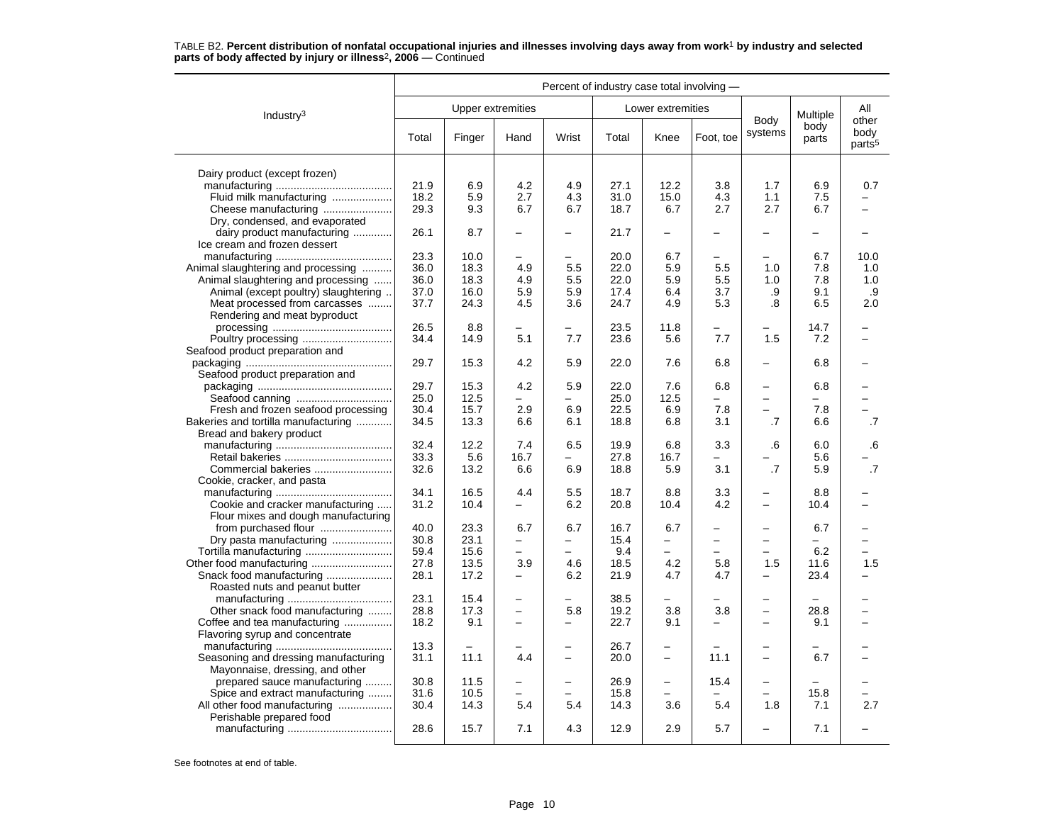TABLE B2. **Percent distribution of nonfatal occupational injuries and illnesses involving days away from work[1] by industry and selected parts of body affected by injury or illness[2], 2006** — Continued

| Industry[3] | Percent of industry case total involving — | | | | | | | | | |
|---|---|---|---|---|---|---|---|---|---|---|
| | Upper extremities | | | | Lower extremities | | | Body systems | Multiple body parts | All other body parts[5] |
| | Total | Finger | Hand | Wrist | Total | Knee | Foot, toe | | | |
| Dairy product (except frozen) manufacturing | 21.9 | 6.9 | 4.2 | 4.9 | 27.1 | 12.2 | 3.8 | 1.7 | 6.9 | 0.7 |
| Fluid milk manufacturing | 18.2 | 5.9 | 2.7 | 4.3 | 31.0 | 15.0 | 4.3 | 1.1 | 7.5 | – |
| Cheese manufacturing | 29.3 | 9.3 | 6.7 | 6.7 | 18.7 | 6.7 | 2.7 | 2.7 | 6.7 | – |
| Dry, condensed, and evaporated dairy product manufacturing | 26.1 | 8.7 | – | – | 21.7 | – | – | – | – | – |
| Ice cream and frozen dessert manufacturing | 23.3 | 10.0 | – | – | 20.0 | 6.7 | – | – | 6.7 | 10.0 |
| Animal slaughtering and processing | 36.0 | 18.3 | 4.9 | 5.5 | 22.0 | 5.9 | 5.5 | 1.0 | 7.8 | 1.0 |
| Animal slaughtering and processing | 36.0 | 18.3 | 4.9 | 5.5 | 22.0 | 5.9 | 5.5 | 1.0 | 7.8 | 1.0 |
| Animal (except poultry) slaughtering | 37.0 | 16.0 | 5.9 | 5.9 | 17.4 | 6.4 | 3.7 | .9 | 9.1 | .9 |
| Meat processed from carcasses | 37.7 | 24.3 | 4.5 | 3.6 | 24.7 | 4.9 | 5.3 | .8 | 6.5 | 2.0 |
| Rendering and meat byproduct processing | 26.5 | 8.8 | – | – | 23.5 | 11.8 | – | – | 14.7 | – |
| Poultry processing | 34.4 | 14.9 | 5.1 | 7.7 | 23.6 | 5.6 | 7.7 | 1.5 | 7.2 | – |
| Seafood product preparation and packaging | 29.7 | 15.3 | 4.2 | 5.9 | 22.0 | 7.6 | 6.8 | – | 6.8 | – |
| Seafood product preparation and packaging | 29.7 | 15.3 | 4.2 | 5.9 | 22.0 | 7.6 | 6.8 | – | 6.8 | – |
| Seafood canning | 25.0 | 12.5 | – | – | 25.0 | 12.5 | – | – | – | – |
| Fresh and frozen seafood processing | 30.4 | 15.7 | 2.9 | 6.9 | 22.5 | 6.9 | 7.8 | – | 7.8 | – |
| Bakeries and tortilla manufacturing | 34.5 | 13.3 | 6.6 | 6.1 | 18.8 | 6.8 | 3.1 | .7 | 6.6 | .7 |
| Bread and bakery product manufacturing | 32.4 | 12.2 | 7.4 | 6.5 | 19.9 | 6.8 | 3.3 | .6 | 6.0 | .6 |
| Retail bakeries | 33.3 | 5.6 | 16.7 | – | 27.8 | 16.7 | – | – | 5.6 | – |
| Commercial bakeries | 32.6 | 13.2 | 6.6 | 6.9 | 18.8 | 5.9 | 3.1 | .7 | 5.9 | .7 |
| Cookie, cracker, and pasta manufacturing | 34.1 | 16.5 | 4.4 | 5.5 | 18.7 | 8.8 | 3.3 | – | 8.8 | – |
| Cookie and cracker manufacturing | 31.2 | 10.4 | – | 6.2 | 20.8 | 10.4 | 4.2 | – | 10.4 | – |
| Flour mixes and dough manufacturing from purchased flour | 40.0 | 23.3 | 6.7 | 6.7 | 16.7 | 6.7 | – | – | 6.7 | – |
| Dry pasta manufacturing | 30.8 | 23.1 | – | – | 15.4 | – | – | – | – | – |
| Tortilla manufacturing | 59.4 | 15.6 | – | – | 9.4 | – | – | – | 6.2 | – |
| Other food manufacturing | 27.8 | 13.5 | 3.9 | 4.6 | 18.5 | 4.2 | 5.8 | 1.5 | 11.6 | 1.5 |
| Snack food manufacturing | 28.1 | 17.2 | – | 6.2 | 21.9 | 4.7 | 4.7 | – | 23.4 | – |
| Roasted nuts and peanut butter manufacturing | 23.1 | 15.4 | – | – | 38.5 | – | – | – | – | – |
| Other snack food manufacturing | 28.8 | 17.3 | – | 5.8 | 19.2 | 3.8 | 3.8 | – | 28.8 | – |
| Coffee and tea manufacturing | 18.2 | 9.1 | – | – | 22.7 | 9.1 | – | – | 9.1 | – |
| Flavoring syrup and concentrate manufacturing | 13.3 | – | – | – | 26.7 | – | – | – | – | – |
| Seasoning and dressing manufacturing | 31.1 | 11.1 | 4.4 | – | 20.0 | – | 11.1 | – | 6.7 | – |
| Mayonnaise, dressing, and other prepared sauce manufacturing | 30.8 | 11.5 | – | – | 26.9 | – | 15.4 | – | – | – |
| Spice and extract manufacturing | 31.6 | 10.5 | – | – | 15.8 | – | – | – | 15.8 | – |
| All other food manufacturing | 30.4 | 14.3 | 5.4 | 5.4 | 14.3 | 3.6 | 5.4 | 1.8 | 7.1 | 2.7 |
| Perishable prepared food manufacturing | 28.6 | 15.7 | 7.1 | 4.3 | 12.9 | 2.9 | 5.7 | – | 7.1 | – |

See footnotes at end of table.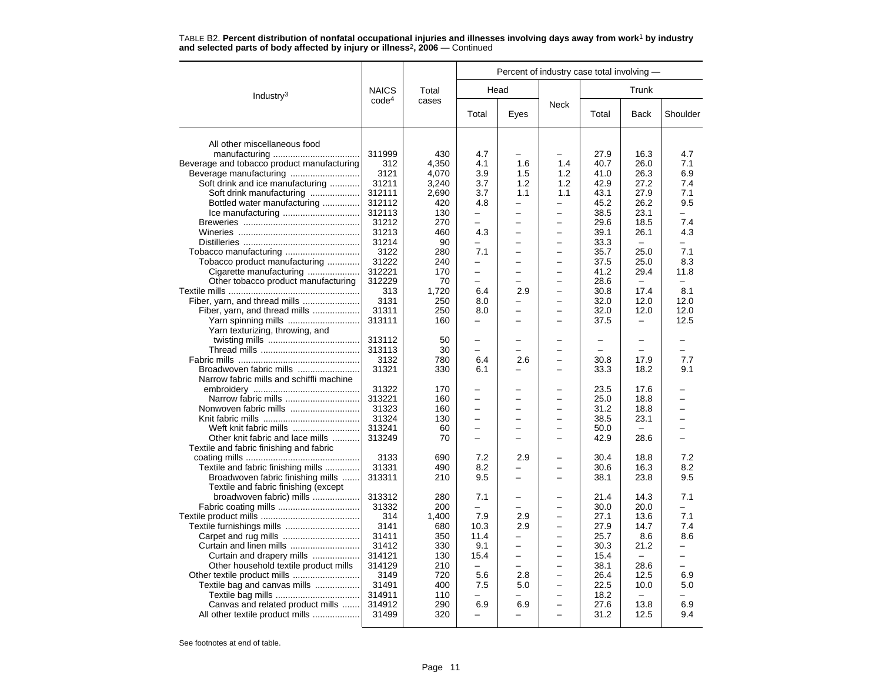TABLE B2. **Percent distribution of nonfatal occupational injuries and illnesses involving days away from work[1] by industry and selected parts of body affected by injury or illness[2], 2006** — Continued

| Industry[3] | NAICS code[4] | Total cases | Percent of industry case total involving — | | | | | |
|---|---|---|---|---|---|---|---|---|
| | | | Head | | Neck | Trunk | | |
| | | | Total | Eyes | | Total | Back | Shoulder |
| All other miscellaneous food manufacturing | 311999 | 430 | 4.7 | – | – | 27.9 | 16.3 | 4.7 |
| Beverage and tobacco product manufacturing | 312 | 4,350 | 4.1 | 1.6 | 1.4 | 40.7 | 26.0 | 7.1 |
| Beverage manufacturing | 3121 | 4,070 | 3.9 | 1.5 | 1.2 | 41.0 | 26.3 | 6.9 |
| Soft drink and ice manufacturing | 31211 | 3,240 | 3.7 | 1.2 | 1.2 | 42.9 | 27.2 | 7.4 |
| Soft drink manufacturing | 312111 | 2,690 | 3.7 | 1.1 | 1.1 | 43.1 | 27.9 | 7.1 |
| Bottled water manufacturing | 312112 | 420 | 4.8 | – | – | 45.2 | 26.2 | 9.5 |
| Ice manufacturing | 312113 | 130 | – | – | – | 38.5 | 23.1 | – |
| Breweries | 31212 | 270 | – | – | – | 29.6 | 18.5 | 7.4 |
| Wineries | 31213 | 460 | 4.3 | – | – | 39.1 | 26.1 | 4.3 |
| Distilleries | 31214 | 90 | – | – | – | 33.3 | – | – |
| Tobacco manufacturing | 3122 | 280 | 7.1 | – | – | 35.7 | 25.0 | 7.1 |
| Tobacco product manufacturing | 31222 | 240 | – | – | – | 37.5 | 25.0 | 8.3 |
| Cigarette manufacturing | 312221 | 170 | – | – | – | 41.2 | 29.4 | 11.8 |
| Other tobacco product manufacturing | 312229 | 70 | – | – | – | 28.6 | – | – |
| Textile mills | 313 | 1,720 | 6.4 | 2.9 | – | 30.8 | 17.4 | 8.1 |
| Fiber, yarn, and thread mills | 3131 | 250 | 8.0 | – | – | 32.0 | 12.0 | 12.0 |
| Fiber, yarn, and thread mills | 31311 | 250 | 8.0 | – | – | 32.0 | 12.0 | 12.0 |
| Yarn spinning mills | 313111 | 160 | – | – | – | 37.5 | – | 12.5 |
| Yarn texturizing, throwing, and twisting mills | 313112 | 50 | – | – | – | – | – | – |
| Thread mills | 313113 | 30 | – | – | – | – | – | – |
| Fabric mills | 3132 | 780 | 6.4 | 2.6 | – | 30.8 | 17.9 | 7.7 |
| Broadwoven fabric mills | 31321 | 330 | 6.1 | – | – | 33.3 | 18.2 | 9.1 |
| Narrow fabric mills and schiffli machine embroidery | 31322 | 170 | – | – | – | 23.5 | 17.6 | – |
| Narrow fabric mills | 313221 | 160 | – | – | – | 25.0 | 18.8 | – |
| Nonwoven fabric mills | 31323 | 160 | – | – | – | 31.2 | 18.8 | – |
| Knit fabric mills | 31324 | 130 | – | – | – | 38.5 | 23.1 | – |
| Weft knit fabric mills | 313241 | 60 | – | – | – | 50.0 | – | – |
| Other knit fabric and lace mills | 313249 | 70 | – | – | – | 42.9 | 28.6 | – |
| Textile and fabric finishing and fabric coating mills | 3133 | 690 | 7.2 | 2.9 | – | 30.4 | 18.8 | 7.2 |
| Textile and fabric finishing mills | 31331 | 490 | 8.2 | – | – | 30.6 | 16.3 | 8.2 |
| Broadwoven fabric finishing mills | 313311 | 210 | 9.5 | – | – | 38.1 | 23.8 | 9.5 |
| Textile and fabric finishing (except broadwoven fabric) mills | 313312 | 280 | 7.1 | – | – | 21.4 | 14.3 | 7.1 |
| Fabric coating mills | 31332 | 200 | – | – | – | 30.0 | 20.0 | – |
| Textile product mills | 314 | 1,400 | 7.9 | 2.9 | – | 27.1 | 13.6 | 7.1 |
| Textile furnishings mills | 3141 | 680 | 10.3 | 2.9 | – | 27.9 | 14.7 | 7.4 |
| Carpet and rug mills | 31411 | 350 | 11.4 | – | – | 25.7 | 8.6 | 8.6 |
| Curtain and linen mills | 31412 | 330 | 9.1 | – | – | 30.3 | 21.2 | – |
| Curtain and drapery mills | 314121 | 130 | 15.4 | – | – | 15.4 | – | – |
| Other household textile product mills | 314129 | 210 | – | – | – | 38.1 | 28.6 | – |
| Other textile product mills | 3149 | 720 | 5.6 | 2.8 | – | 26.4 | 12.5 | 6.9 |
| Textile bag and canvas mills | 31491 | 400 | 7.5 | 5.0 | – | 22.5 | 10.0 | 5.0 |
| Textile bag mills | 314911 | 110 | – | – | – | 18.2 | – | – |
| Canvas and related product mills | 314912 | 290 | 6.9 | 6.9 | – | 27.6 | 13.8 | 6.9 |
| All other textile product mills | 31499 | 320 | – | – | – | 31.2 | 12.5 | 9.4 |

See footnotes at end of table.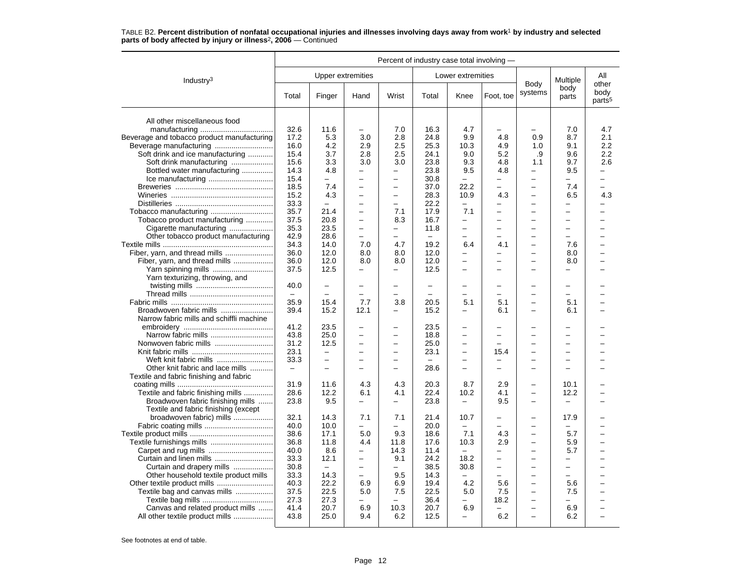TABLE B2. **Percent distribution of nonfatal occupational injuries and illnesses involving days away from work[1] by industry and selected parts of body affected by injury or illness[2], 2006** — Continued

| Industry[3] | Percent of industry case total involving — | | | | | | | | | |
|---|---|---|---|---|---|---|---|---|---|---|
| | Upper extremities | | | | Lower extremities | | | Body systems | Multiple body parts | All other body parts[5] |
| | Total | Finger | Hand | Wrist | Total | Knee | Foot, toe | | | |
| All other miscellaneous food manufacturing | 32.6 | 11.6 | – | 7.0 | 16.3 | 4.7 | – | – | 7.0 | 4.7 |
| Beverage and tobacco product manufacturing | 17.2 | 5.3 | 3.0 | 2.8 | 24.8 | 9.9 | 4.8 | 0.9 | 8.7 | 2.1 |
| Beverage manufacturing | 16.0 | 4.2 | 2.9 | 2.5 | 25.3 | 10.3 | 4.9 | 1.0 | 9.1 | 2.2 |
| Soft drink and ice manufacturing | 15.4 | 3.7 | 2.8 | 2.5 | 24.1 | 9.0 | 5.2 | .9 | 9.6 | 2.2 |
| Soft drink manufacturing | 15.6 | 3.3 | 3.0 | 3.0 | 23.8 | 9.3 | 4.8 | 1.1 | 9.7 | 2.6 |
| Bottled water manufacturing | 14.3 | 4.8 | – | – | 23.8 | 9.5 | 4.8 | – | 9.5 | – |
| Ice manufacturing | 15.4 | – | – | – | 30.8 | – | – | – | – | – |
| Breweries | 18.5 | 7.4 | – | – | 37.0 | 22.2 | – | – | 7.4 | – |
| Wineries | 15.2 | 4.3 | – | – | 28.3 | 10.9 | 4.3 | – | 6.5 | 4.3 |
| Distilleries | 33.3 | – | – | – | 22.2 | – | – | – | – | – |
| Tobacco manufacturing | 35.7 | 21.4 | – | 7.1 | 17.9 | 7.1 | – | – | – | – |
| Tobacco product manufacturing | 37.5 | 20.8 | – | 8.3 | 16.7 | – | – | – | – | – |
| Cigarette manufacturing | 35.3 | 23.5 | – | – | 11.8 | – | – | – | – | – |
| Other tobacco product manufacturing | 42.9 | 28.6 | – | – | – | – | – | – | – | – |
| Textile mills | 34.3 | 14.0 | 7.0 | 4.7 | 19.2 | 6.4 | 4.1 | – | 7.6 | – |
| Fiber, yarn, and thread mills | 36.0 | 12.0 | 8.0 | 8.0 | 12.0 | – | – | – | 8.0 | – |
| Fiber, yarn, and thread mills | 36.0 | 12.0 | 8.0 | 8.0 | 12.0 | – | – | – | 8.0 | – |
| Yarn spinning mills | 37.5 | 12.5 | – | – | 12.5 | – | – | – | – | – |
| Yarn texturizing, throwing, and twisting mills | 40.0 | – | – | – | – | – | – | – | – | – |
| Thread mills | – | – | – | – | – | – | – | – | – | – |
| Fabric mills | 35.9 | 15.4 | 7.7 | 3.8 | 20.5 | 5.1 | 5.1 | – | 5.1 | – |
| Broadwoven fabric mills | 39.4 | 15.2 | 12.1 | – | 15.2 | – | 6.1 | – | 6.1 | – |
| Narrow fabric mills and schiffli machine embroidery | 41.2 | 23.5 | – | – | 23.5 | – | – | – | – | – |
| Narrow fabric mills | 43.8 | 25.0 | – | – | 18.8 | – | – | – | – | – |
| Nonwoven fabric mills | 31.2 | 12.5 | – | – | 25.0 | – | – | – | – | – |
| Knit fabric mills | 23.1 | – | – | – | 23.1 | – | 15.4 | – | – | – |
| Weft knit fabric mills | 33.3 | – | – | – | – | – | – | – | – | – |
| Other knit fabric and lace mills | – | – | – | – | 28.6 | – | – | – | – | – |
| Textile and fabric finishing and fabric coating mills | 31.9 | 11.6 | 4.3 | 4.3 | 20.3 | 8.7 | 2.9 | – | 10.1 | – |
| Textile and fabric finishing mills | 28.6 | 12.2 | 6.1 | 4.1 | 22.4 | 10.2 | 4.1 | – | 12.2 | – |
| Broadwoven fabric finishing mills | 23.8 | 9.5 | – | – | 23.8 | – | 9.5 | – | – | – |
| Textile and fabric finishing (except broadwoven fabric) mills | 32.1 | 14.3 | 7.1 | 7.1 | 21.4 | 10.7 | – | – | 17.9 | – |
| Fabric coating mills | 40.0 | 10.0 | – | – | 20.0 | – | – | – | – | – |
| Textile product mills | 38.6 | 17.1 | 5.0 | 9.3 | 18.6 | 7.1 | 4.3 | – | 5.7 | – |
| Textile furnishings mills | 36.8 | 11.8 | 4.4 | 11.8 | 17.6 | 10.3 | 2.9 | – | 5.9 | – |
| Carpet and rug mills | 40.0 | 8.6 | – | 14.3 | 11.4 | – | – | – | 5.7 | – |
| Curtain and linen mills | 33.3 | 12.1 | – | 9.1 | 24.2 | 18.2 | – | – | – | – |
| Curtain and drapery mills | 30.8 | – | – | – | 38.5 | 30.8 | – | – | – | – |
| Other household textile product mills | 33.3 | 14.3 | – | 9.5 | 14.3 | – | – | – | – | – |
| Other textile product mills | 40.3 | 22.2 | 6.9 | 6.9 | 19.4 | 4.2 | 5.6 | – | 5.6 | – |
| Textile bag and canvas mills | 37.5 | 22.5 | 5.0 | 7.5 | 22.5 | 5.0 | 7.5 | – | 7.5 | – |
| Textile bag mills | 27.3 | 27.3 | – | – | 36.4 | – | 18.2 | – | – | – |
| Canvas and related product mills | 41.4 | 20.7 | 6.9 | 10.3 | 20.7 | 6.9 | – | – | 6.9 | – |
| All other textile product mills | 43.8 | 25.0 | 9.4 | 6.2 | 12.5 | – | 6.2 | – | 6.2 | – |

See footnotes at end of table.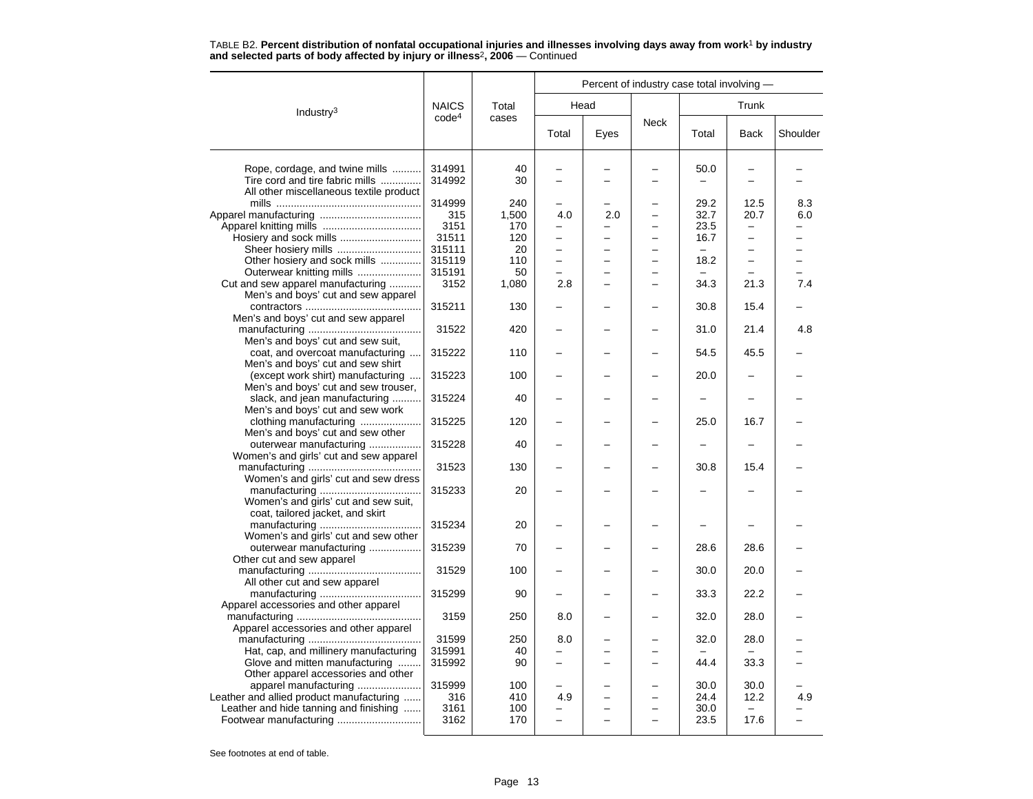TABLE B2. **Percent distribution of nonfatal occupational injuries and illnesses involving days away from work[1] by industry and selected parts of body affected by injury or illness[2], 2006** — Continued

| Industry[3] | NAICS code[4] | Total cases | Percent of industry case total involving — Head | | Neck | Trunk | | |
|---|---|---|---|---|---|---|---|---|
| | | | Total | Eyes | | Total | Back | Shoulder |
| Rope, cordage, and twine mills | 314991 | 40 | – | – | – | 50.0 | – | – |
| Tire cord and tire fabric mills | 314992 | 30 | – | – | – | – | – | – |
| All other miscellaneous textile product mills | 314999 | 240 | – | – | – | 29.2 | 12.5 | 8.3 |
| Apparel manufacturing | 315 | 1,500 | 4.0 | 2.0 | – | 32.7 | 20.7 | 6.0 |
| Apparel knitting mills | 3151 | 170 | – | – | – | 23.5 | – | – |
| Hosiery and sock mills | 31511 | 120 | – | – | – | 16.7 | – | – |
| Sheer hosiery mills | 315111 | 20 | – | – | – | – | – | – |
| Other hosiery and sock mills | 315119 | 110 | – | – | – | 18.2 | – | – |
| Outerwear knitting mills | 315191 | 50 | – | – | – | – | – | – |
| Cut and sew apparel manufacturing | 3152 | 1,080 | 2.8 | – | – | 34.3 | 21.3 | 7.4 |
| Men's and boys' cut and sew apparel contractors | 315211 | 130 | – | – | – | 30.8 | 15.4 | – |
| Men's and boys' cut and sew apparel manufacturing | 31522 | 420 | – | – | – | 31.0 | 21.4 | 4.8 |
| Men's and boys' cut and sew suit, coat, and overcoat manufacturing | 315222 | 110 | – | – | – | 54.5 | 45.5 | – |
| Men's and boys' cut and sew shirt (except work shirt) manufacturing | 315223 | 100 | – | – | – | 20.0 | – | – |
| Men's and boys' cut and sew trouser, slack, and jean manufacturing | 315224 | 40 | – | – | – | – | – | – |
| Men's and boys' cut and sew work clothing manufacturing | 315225 | 120 | – | – | – | 25.0 | 16.7 | – |
| Men's and boys' cut and sew other outerwear manufacturing | 315228 | 40 | – | – | – | – | – | – |
| Women's and girls' cut and sew apparel manufacturing | 31523 | 130 | – | – | – | 30.8 | 15.4 | – |
| Women's and girls' cut and sew dress manufacturing | 315233 | 20 | – | – | – | – | – | – |
| Women's and girls' cut and sew suit, coat, tailored jacket, and skirt manufacturing | 315234 | 20 | – | – | – | – | – | – |
| Women's and girls' cut and sew other outerwear manufacturing | 315239 | 70 | – | – | – | 28.6 | 28.6 | – |
| Other cut and sew apparel manufacturing | 31529 | 100 | – | – | – | 30.0 | 20.0 | – |
| All other cut and sew apparel manufacturing | 315299 | 90 | – | – | – | 33.3 | 22.2 | – |
| Apparel accessories and other apparel manufacturing | 3159 | 250 | 8.0 | – | – | 32.0 | 28.0 | – |
| Apparel accessories and other apparel manufacturing | 31599 | 250 | 8.0 | – | – | 32.0 | 28.0 | – |
| Hat, cap, and millinery manufacturing | 315991 | 40 | – | – | – | – | – | – |
| Glove and mitten manufacturing | 315992 | 90 | – | – | – | 44.4 | 33.3 | – |
| Other apparel accessories and other apparel manufacturing | 315999 | 100 | – | – | – | 30.0 | 30.0 | – |
| Leather and allied product manufacturing | 316 | 410 | 4.9 | – | – | 24.4 | 12.2 | 4.9 |
| Leather and hide tanning and finishing | 3161 | 100 | – | – | – | 30.0 | – | – |
| Footwear manufacturing | 3162 | 170 | – | – | – | 23.5 | 17.6 | – |

See footnotes at end of table.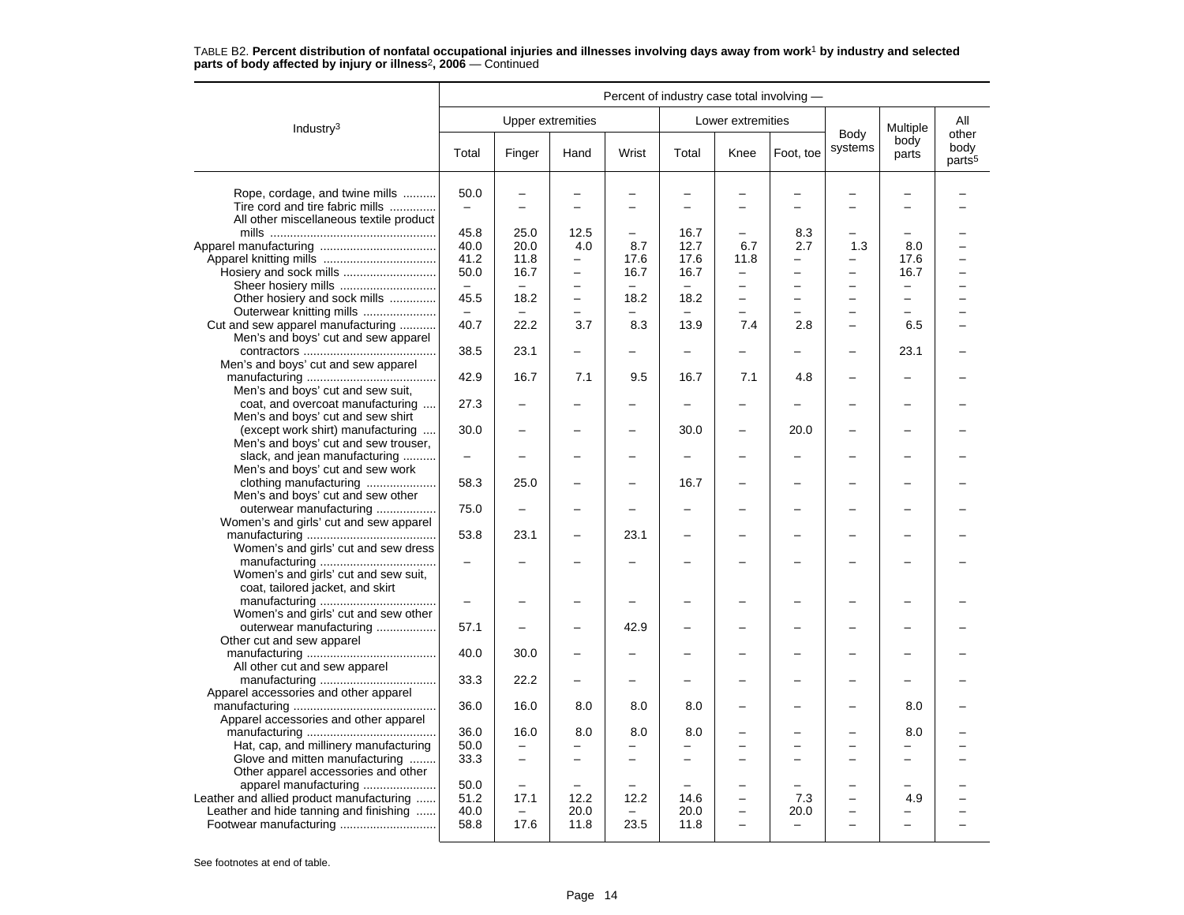TABLE B2. **Percent distribution of nonfatal occupational injuries and illnesses involving days away from work[1] by industry and selected parts of body affected by injury or illness[2], 2006** — Continued

| Industry[3] | Percent of industry case total involving — | | | | | | | | | |
|---|---|---|---|---|---|---|---|---|---|---|
| | Upper extremities | | | | Lower extremities | | | Body systems | Multiple body parts | All other body parts[5] |
| | Total | Finger | Hand | Wrist | Total | Knee | Foot, toe | | | |
| Rope, cordage, and twine mills | 50.0 | – | – | – | – | – | – | – | – | – |
| Tire cord and tire fabric mills | – | – | – | – | – | – | – | – | – | – |
| All other miscellaneous textile product mills | 45.8 | 25.0 | 12.5 | – | 16.7 | – | 8.3 | – | – | – |
| Apparel manufacturing | 40.0 | 20.0 | 4.0 | 8.7 | 12.7 | 6.7 | 2.7 | 1.3 | 8.0 | – |
| Apparel knitting mills | 41.2 | 11.8 | – | 17.6 | 17.6 | 11.8 | – | – | 17.6 | – |
| Hosiery and sock mills | 50.0 | 16.7 | – | 16.7 | 16.7 | – | – | – | 16.7 | – |
| Sheer hosiery mills | – | – | – | – | – | – | – | – | – | – |
| Other hosiery and sock mills | 45.5 | 18.2 | – | 18.2 | 18.2 | – | – | – | – | – |
| Outerwear knitting mills | – | – | – | – | – | – | – | – | – | – |
| Cut and sew apparel manufacturing | 40.7 | 22.2 | 3.7 | 8.3 | 13.9 | 7.4 | 2.8 | – | 6.5 | – |
| Men's and boys' cut and sew apparel contractors | 38.5 | 23.1 | – | – | – | – | – | – | 23.1 | – |
| Men's and boys' cut and sew apparel manufacturing | 42.9 | 16.7 | 7.1 | 9.5 | 16.7 | 7.1 | 4.8 | – | – | – |
| Men's and boys' cut and sew suit, coat, and overcoat manufacturing | 27.3 | – | – | – | – | – | – | – | – | – |
| Men's and boys' cut and sew shirt (except work shirt) manufacturing | 30.0 | – | – | – | 30.0 | – | 20.0 | – | – | – |
| Men's and boys' cut and sew trouser, slack, and jean manufacturing | – | – | – | – | – | – | – | – | – | – |
| Men's and boys' cut and sew work clothing manufacturing | 58.3 | 25.0 | – | – | 16.7 | – | – | – | – | – |
| Men's and boys' cut and sew other outerwear manufacturing | 75.0 | – | – | – | – | – | – | – | – | – |
| Women's and girls' cut and sew apparel manufacturing | 53.8 | 23.1 | – | 23.1 | – | – | – | – | – | – |
| Women's and girls' cut and sew dress manufacturing | – | – | – | – | – | – | – | – | – | – |
| Women's and girls' cut and sew suit, coat, tailored jacket, and skirt manufacturing | – | – | – | – | – | – | – | – | – | – |
| Women's and girls' cut and sew other outerwear manufacturing | 57.1 | – | – | 42.9 | – | – | – | – | – | – |
| Other cut and sew apparel manufacturing | 40.0 | 30.0 | – | – | – | – | – | – | – | – |
| All other cut and sew apparel manufacturing | 33.3 | 22.2 | – | – | – | – | – | – | – | – |
| Apparel accessories and other apparel manufacturing | 36.0 | 16.0 | 8.0 | 8.0 | 8.0 | – | – | – | 8.0 | – |
| Apparel accessories and other apparel manufacturing | 36.0 | 16.0 | 8.0 | 8.0 | 8.0 | – | – | – | 8.0 | – |
| Hat, cap, and millinery manufacturing | 50.0 | – | – | – | – | – | – | – | – | – |
| Glove and mitten manufacturing | 33.3 | – | – | – | – | – | – | – | – | – |
| Other apparel accessories and other apparel manufacturing | 50.0 | – | – | – | – | – | – | – | – | – |
| Leather and allied product manufacturing | 51.2 | 17.1 | 12.2 | 12.2 | 14.6 | – | 7.3 | – | 4.9 | – |
| Leather and hide tanning and finishing | 40.0 | – | 20.0 | – | 20.0 | – | 20.0 | – | – | – |
| Footwear manufacturing | 58.8 | 17.6 | 11.8 | 23.5 | 11.8 | – | – | – | – | – |

See footnotes at end of table.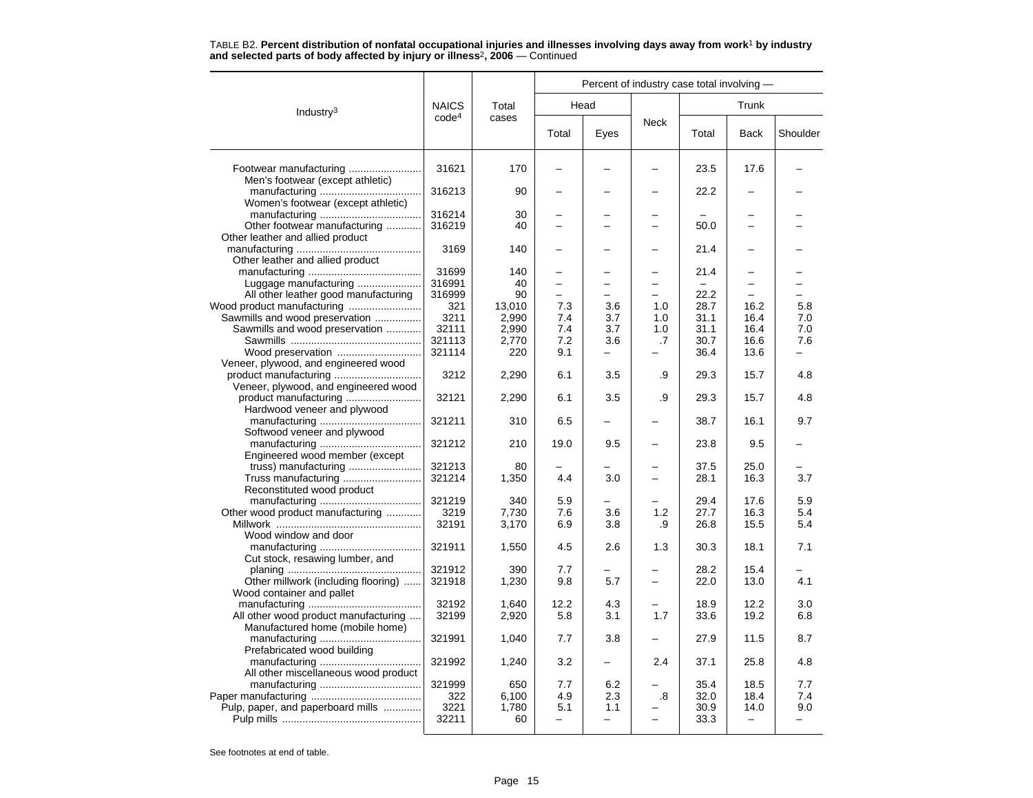TABLE B2. **Percent distribution of nonfatal occupational injuries and illnesses involving days away from work[1] by industry and selected parts of body affected by injury or illness[2], 2006** — Continued

| Industry[3] | NAICS code[4] | Total cases | Percent of industry case total involving — Head | | Neck | Trunk | | |
|---|---|---|---|---|---|---|---|---|
| | | | Total | Eyes | | Total | Back | Shoulder |
| Footwear manufacturing | 31621 | 170 | – | – | – | 23.5 | 17.6 | – |
| Men's footwear (except athletic) manufacturing | 316213 | 90 | – | – | – | 22.2 | – | – |
| Women's footwear (except athletic) manufacturing | 316214 | 30 | – | – | – | – | – | – |
| Other footwear manufacturing | 316219 | 40 | – | – | – | 50.0 | – | – |
| Other leather and allied product manufacturing | 3169 | 140 | – | – | – | 21.4 | – | – |
| Other leather and allied product manufacturing | 31699 | 140 | – | – | – | 21.4 | – | – |
| Luggage manufacturing | 316991 | 40 | – | – | – | – | – | – |
| All other leather good manufacturing | 316999 | 90 | – | – | – | 22.2 | – | – |
| Wood product manufacturing | 321 | 13,010 | 7.3 | 3.6 | 1.0 | 28.7 | 16.2 | 5.8 |
| Sawmills and wood preservation | 3211 | 2,990 | 7.4 | 3.7 | 1.0 | 31.1 | 16.4 | 7.0 |
| Sawmills and wood preservation | 32111 | 2,990 | 7.4 | 3.7 | 1.0 | 31.1 | 16.4 | 7.0 |
| Sawmills | 321113 | 2,770 | 7.2 | 3.6 | .7 | 30.7 | 16.6 | 7.6 |
| Wood preservation | 321114 | 220 | 9.1 | – | – | 36.4 | 13.6 | – |
| Veneer, plywood, and engineered wood product manufacturing | 3212 | 2,290 | 6.1 | 3.5 | .9 | 29.3 | 15.7 | 4.8 |
| Veneer, plywood, and engineered wood product manufacturing | 32121 | 2,290 | 6.1 | 3.5 | .9 | 29.3 | 15.7 | 4.8 |
| Hardwood veneer and plywood manufacturing | 321211 | 310 | 6.5 | – | – | 38.7 | 16.1 | 9.7 |
| Softwood veneer and plywood manufacturing | 321212 | 210 | 19.0 | 9.5 | – | 23.8 | 9.5 | – |
| Engineered wood member (except truss) manufacturing | 321213 | 80 | – | – | – | 37.5 | 25.0 | – |
| Truss manufacturing | 321214 | 1,350 | 4.4 | 3.0 | – | 28.1 | 16.3 | 3.7 |
| Reconstituted wood product manufacturing | 321219 | 340 | 5.9 | – | – | 29.4 | 17.6 | 5.9 |
| Other wood product manufacturing | 3219 | 7,730 | 7.6 | 3.6 | 1.2 | 27.7 | 16.3 | 5.4 |
| Millwork | 32191 | 3,170 | 6.9 | 3.8 | .9 | 26.8 | 15.5 | 5.4 |
| Wood window and door manufacturing | 321911 | 1,550 | 4.5 | 2.6 | 1.3 | 30.3 | 18.1 | 7.1 |
| Cut stock, resawing lumber, and planing | 321912 | 390 | 7.7 | – | – | 28.2 | 15.4 | – |
| Other millwork (including flooring) | 321918 | 1,230 | 9.8 | 5.7 | – | 22.0 | 13.0 | 4.1 |
| Wood container and pallet manufacturing | 32192 | 1,640 | 12.2 | 4.3 | – | 18.9 | 12.2 | 3.0 |
| All other wood product manufacturing | 32199 | 2,920 | 5.8 | 3.1 | 1.7 | 33.6 | 19.2 | 6.8 |
| Manufactured home (mobile home) manufacturing | 321991 | 1,040 | 7.7 | 3.8 | – | 27.9 | 11.5 | 8.7 |
| Prefabricated wood building manufacturing | 321992 | 1,240 | 3.2 | – | 2.4 | 37.1 | 25.8 | 4.8 |
| All other miscellaneous wood product manufacturing | 321999 | 650 | 7.7 | 6.2 | – | 35.4 | 18.5 | 7.7 |
| Paper manufacturing | 322 | 6,100 | 4.9 | 2.3 | .8 | 32.0 | 18.4 | 7.4 |
| Pulp, paper, and paperboard mills | 3221 | 1,780 | 5.1 | 1.1 | – | 30.9 | 14.0 | 9.0 |
| Pulp mills | 32211 | 60 | – | – | – | 33.3 | – | – |

See footnotes at end of table.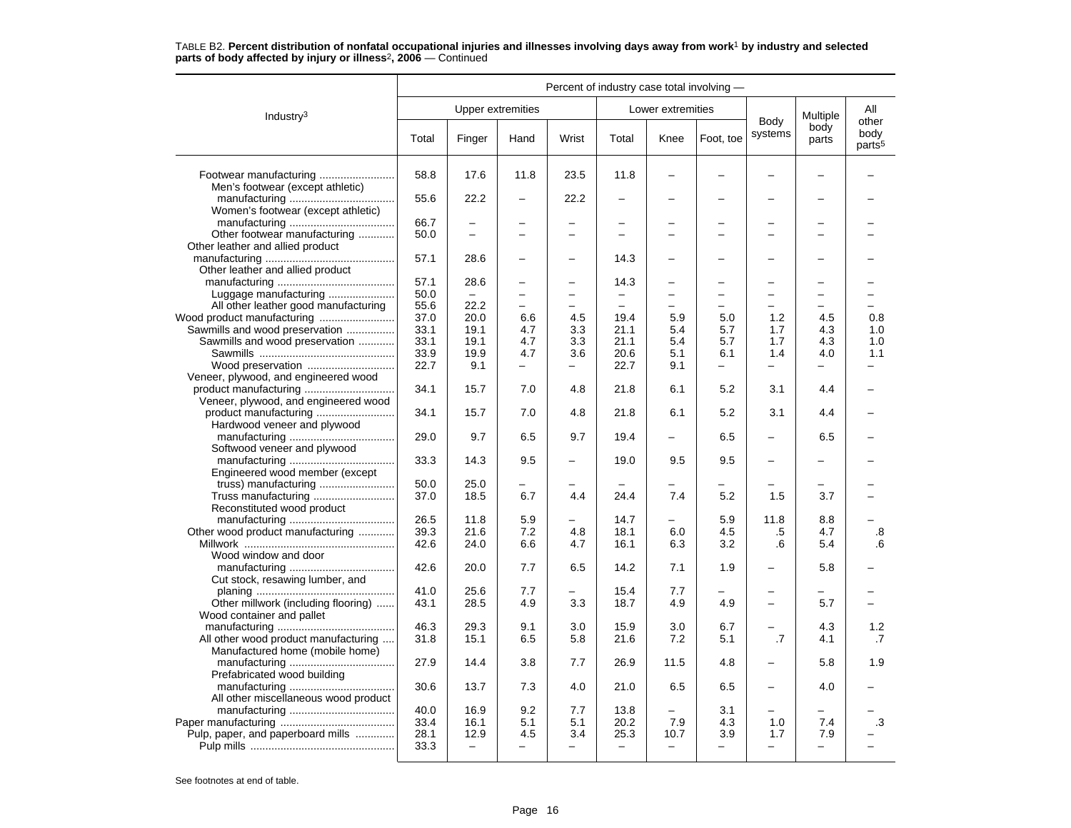TABLE B2. **Percent distribution of nonfatal occupational injuries and illnesses involving days away from work[1] by industry and selected parts of body affected by injury or illness[2], 2006** — Continued

| Industry[3] | Percent of industry case total involving — | | | | | | | | | |
|---|---|---|---|---|---|---|---|---|---|---|
| | Upper extremities | | | | Lower extremities | | | Body systems | Multiple body parts | All other body parts[5] |
| | Total | Finger | Hand | Wrist | Total | Knee | Foot, toe | | | |
| Footwear manufacturing | 58.8 | 17.6 | 11.8 | 23.5 | 11.8 | – | – | – | – | – |
| Men's footwear (except athletic) manufacturing | 55.6 | 22.2 | – | 22.2 | – | – | – | – | – | – |
| Women's footwear (except athletic) manufacturing | 66.7 | – | – | – | – | – | – | – | – | – |
| Other footwear manufacturing | 50.0 | – | – | – | – | – | – | – | – | – |
| Other leather and allied product manufacturing | 57.1 | 28.6 | – | – | 14.3 | – | – | – | – | – |
| Other leather and allied product manufacturing | 57.1 | 28.6 | – | – | 14.3 | – | – | – | – | – |
| Luggage manufacturing | 50.0 | – | – | – | – | – | – | – | – | – |
| All other leather good manufacturing | 55.6 | 22.2 | – | – | – | – | – | – | – | – |
| Wood product manufacturing | 37.0 | 20.0 | 6.6 | 4.5 | 19.4 | 5.9 | 5.0 | 1.2 | 4.5 | 0.8 |
| Sawmills and wood preservation | 33.1 | 19.1 | 4.7 | 3.3 | 21.1 | 5.4 | 5.7 | 1.7 | 4.3 | 1.0 |
| Sawmills and wood preservation | 33.1 | 19.1 | 4.7 | 3.3 | 21.1 | 5.4 | 5.7 | 1.7 | 4.3 | 1.0 |
| Sawmills | 33.9 | 19.9 | 4.7 | 3.6 | 20.6 | 5.1 | 6.1 | 1.4 | 4.0 | 1.1 |
| Wood preservation | 22.7 | 9.1 | – | – | 22.7 | 9.1 | – | – | – | – |
| Veneer, plywood, and engineered wood product manufacturing | 34.1 | 15.7 | 7.0 | 4.8 | 21.8 | 6.1 | 5.2 | 3.1 | 4.4 | – |
| Veneer, plywood, and engineered wood product manufacturing | 34.1 | 15.7 | 7.0 | 4.8 | 21.8 | 6.1 | 5.2 | 3.1 | 4.4 | – |
| Hardwood veneer and plywood manufacturing | 29.0 | 9.7 | 6.5 | 9.7 | 19.4 | – | 6.5 | – | 6.5 | – |
| Softwood veneer and plywood manufacturing | 33.3 | 14.3 | 9.5 | – | 19.0 | 9.5 | 9.5 | – | – | – |
| Engineered wood member (except truss) manufacturing | 50.0 | 25.0 | – | – | – | – | – | – | – | – |
| Truss manufacturing | 37.0 | 18.5 | 6.7 | 4.4 | 24.4 | 7.4 | 5.2 | 1.5 | 3.7 | – |
| Reconstituted wood product manufacturing | 26.5 | 11.8 | 5.9 | – | 14.7 | – | 5.9 | 11.8 | 8.8 | – |
| Other wood product manufacturing | 39.3 | 21.6 | 7.2 | 4.8 | 18.1 | 6.0 | 4.5 | .5 | 4.7 | .8 |
| Millwork | 42.6 | 24.0 | 6.6 | 4.7 | 16.1 | 6.3 | 3.2 | .6 | 5.4 | .6 |
| Wood window and door manufacturing | 42.6 | 20.0 | 7.7 | 6.5 | 14.2 | 7.1 | 1.9 | – | 5.8 | – |
| Cut stock, resawing lumber, and planing | 41.0 | 25.6 | 7.7 | – | 15.4 | 7.7 | – | – | – | – |
| Other millwork (including flooring) | 43.1 | 28.5 | 4.9 | 3.3 | 18.7 | 4.9 | 4.9 | – | 5.7 | – |
| Wood container and pallet manufacturing | 46.3 | 29.3 | 9.1 | 3.0 | 15.9 | 3.0 | 6.7 | – | 4.3 | 1.2 |
| All other wood product manufacturing | 31.8 | 15.1 | 6.5 | 5.8 | 21.6 | 7.2 | 5.1 | .7 | 4.1 | .7 |
| Manufactured home (mobile home) manufacturing | 27.9 | 14.4 | 3.8 | 7.7 | 26.9 | 11.5 | 4.8 | – | 5.8 | 1.9 |
| Prefabricated wood building manufacturing | 30.6 | 13.7 | 7.3 | 4.0 | 21.0 | 6.5 | 6.5 | – | 4.0 | – |
| All other miscellaneous wood product manufacturing | 40.0 | 16.9 | 9.2 | 7.7 | 13.8 | – | 3.1 | – | – | – |
| Paper manufacturing | 33.4 | 16.1 | 5.1 | 5.1 | 20.2 | 7.9 | 4.3 | 1.0 | 7.4 | .3 |
| Pulp, paper, and paperboard mills | 28.1 | 12.9 | 4.5 | 3.4 | 25.3 | 10.7 | 3.9 | 1.7 | 7.9 | – |
| Pulp mills | 33.3 | – | – | – | – | – | – | – | – | – |

See footnotes at end of table.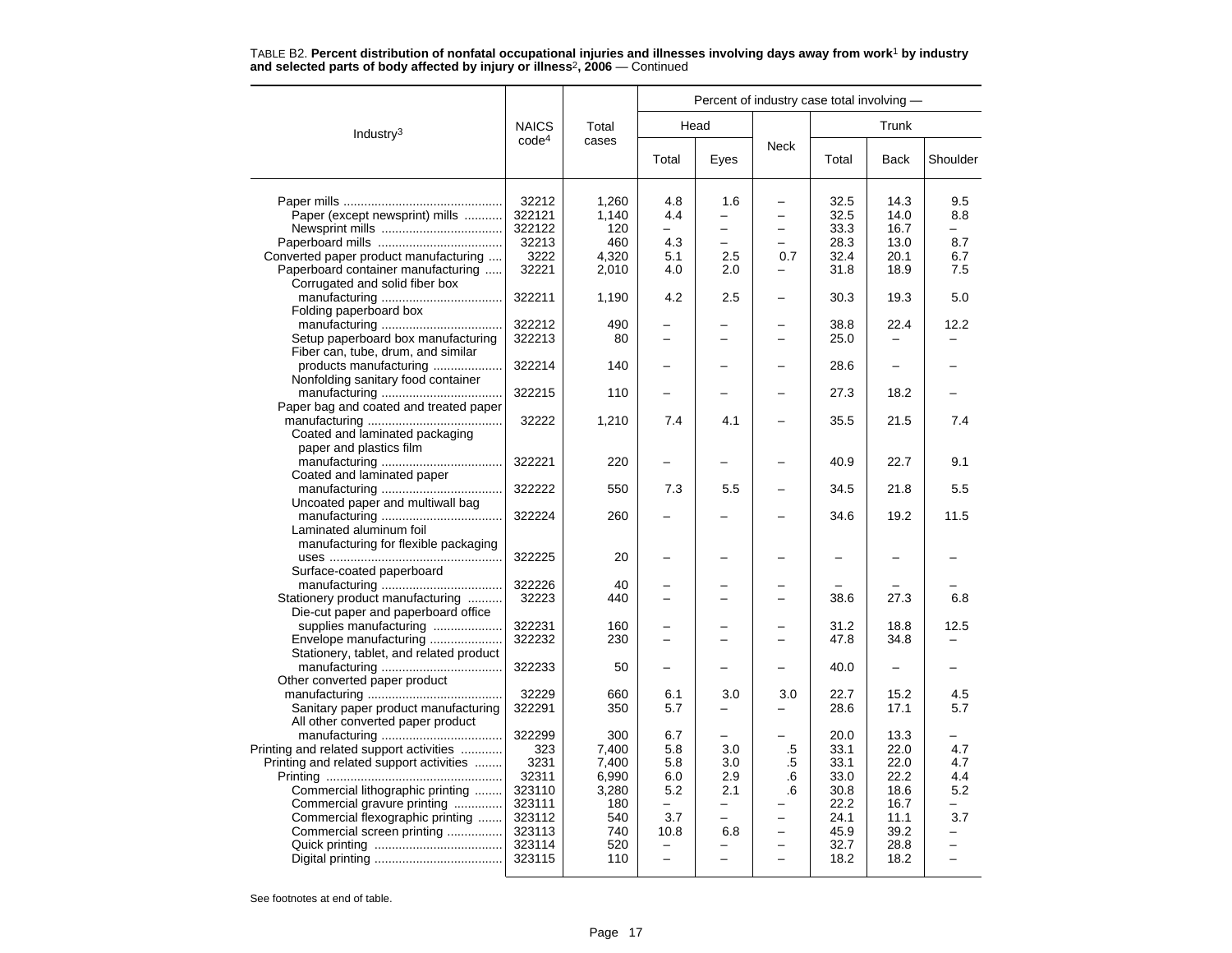TABLE B2. **Percent distribution of nonfatal occupational injuries and illnesses involving days away from work[1] by industry and selected parts of body affected by injury or illness[2], 2006** — Continued

| Industry[3] | NAICS code[4] | Total cases | Percent of industry case total involving — | | | | | |
|---|---|---|---|---|---|---|---|---|
| | | | Head | | Neck | Trunk | | |
| | | | Total | Eyes | | Total | Back | Shoulder |
| Paper mills | 32212 | 1,260 | 4.8 | 1.6 | – | 32.5 | 14.3 | 9.5 |
| Paper (except newsprint) mills | 322121 | 1,140 | 4.4 | – | – | 32.5 | 14.0 | 8.8 |
| Newsprint mills | 322122 | 120 | – | – | – | 33.3 | 16.7 | – |
| Paperboard mills | 32213 | 460 | 4.3 | – | – | 28.3 | 13.0 | 8.7 |
| Converted paper product manufacturing | 3222 | 4,320 | 5.1 | 2.5 | 0.7 | 32.4 | 20.1 | 6.7 |
| Paperboard container manufacturing | 32221 | 2,010 | 4.0 | 2.0 | – | 31.8 | 18.9 | 7.5 |
| Corrugated and solid fiber box manufacturing | 322211 | 1,190 | 4.2 | 2.5 | – | 30.3 | 19.3 | 5.0 |
| Folding paperboard box manufacturing | 322212 | 490 | – | – | – | 38.8 | 22.4 | 12.2 |
| Setup paperboard box manufacturing | 322213 | 80 | – | – | – | 25.0 | – | – |
| Fiber can, tube, drum, and similar products manufacturing | 322214 | 140 | – | – | – | 28.6 | – | – |
| Nonfolding sanitary food container manufacturing | 322215 | 110 | – | – | – | 27.3 | 18.2 | – |
| Paper bag and coated and treated paper manufacturing | 32222 | 1,210 | 7.4 | 4.1 | – | 35.5 | 21.5 | 7.4 |
| Coated and laminated packaging paper and plastics film manufacturing | 322221 | 220 | – | – | – | 40.9 | 22.7 | 9.1 |
| Coated and laminated paper manufacturing | 322222 | 550 | 7.3 | 5.5 | – | 34.5 | 21.8 | 5.5 |
| Uncoated paper and multiwall bag manufacturing | 322224 | 260 | – | – | – | 34.6 | 19.2 | 11.5 |
| Laminated aluminum foil manufacturing for flexible packaging uses | 322225 | 20 | – | – | – | – | – | – |
| Surface-coated paperboard manufacturing | 322226 | 40 | – | – | – | – | – | – |
| Stationery product manufacturing | 32223 | 440 | – | – | – | 38.6 | 27.3 | 6.8 |
| Die-cut paper and paperboard office supplies manufacturing | 322231 | 160 | – | – | – | 31.2 | 18.8 | 12.5 |
| Envelope manufacturing | 322232 | 230 | – | – | – | 47.8 | 34.8 | – |
| Stationery, tablet, and related product manufacturing | 322233 | 50 | – | – | – | 40.0 | – | – |
| Other converted paper product manufacturing | 32229 | 660 | 6.1 | 3.0 | 3.0 | 22.7 | 15.2 | 4.5 |
| Sanitary paper product manufacturing | 322291 | 350 | 5.7 | – | – | 28.6 | 17.1 | 5.7 |
| All other converted paper product manufacturing | 322299 | 300 | 6.7 | – | – | 20.0 | 13.3 | – |
| Printing and related support activities | 323 | 7,400 | 5.8 | 3.0 | .5 | 33.1 | 22.0 | 4.7 |
| Printing and related support activities | 3231 | 7,400 | 5.8 | 3.0 | .5 | 33.1 | 22.0 | 4.7 |
| Printing | 32311 | 6,990 | 6.0 | 2.9 | .6 | 33.0 | 22.2 | 4.4 |
| Commercial lithographic printing | 323110 | 3,280 | 5.2 | 2.1 | .6 | 30.8 | 18.6 | 5.2 |
| Commercial gravure printing | 323111 | 180 | – | – | – | 22.2 | 16.7 | – |
| Commercial flexographic printing | 323112 | 540 | 3.7 | – | – | 24.1 | 11.1 | 3.7 |
| Commercial screen printing | 323113 | 740 | 10.8 | 6.8 | – | 45.9 | 39.2 | – |
| Quick printing | 323114 | 520 | – | – | – | 32.7 | 28.8 | – |
| Digital printing | 323115 | 110 | – | – | – | 18.2 | 18.2 | – |

See footnotes at end of table.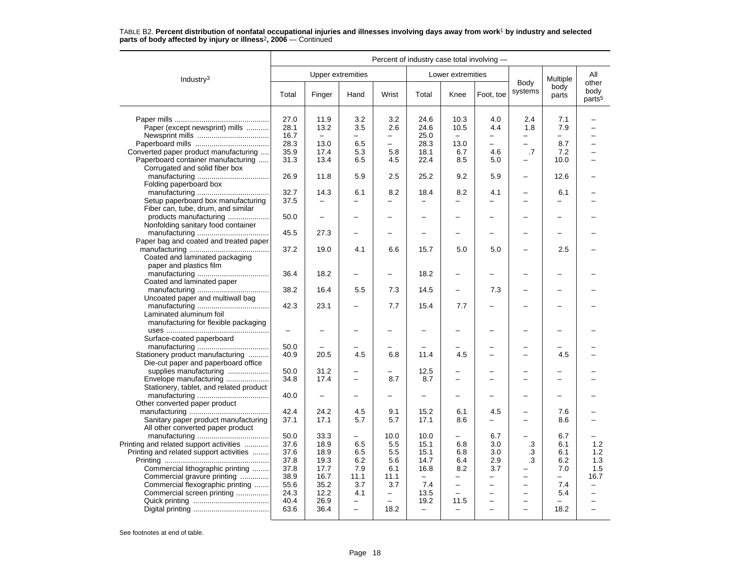TABLE B2. **Percent distribution of nonfatal occupational injuries and illnesses involving days away from work[1] by industry and selected parts of body affected by injury or illness[2], 2006** — Continued

| Industry[3] | Percent of industry case total involving — | | | | | | | | | |
|---|---|---|---|---|---|---|---|---|---|---|
| | Upper extremities | | | | Lower extremities | | | Body systems | Multiple body parts | All other body parts[5] |
| | Total | Finger | Hand | Wrist | Total | Knee | Foot, toe | | | |
| Paper mills | 27.0 | 11.9 | 3.2 | 3.2 | 24.6 | 10.3 | 4.0 | 2.4 | 7.1 | – |
| Paper (except newsprint) mills | 28.1 | 13.2 | 3.5 | 2.6 | 24.6 | 10.5 | 4.4 | 1.8 | 7.9 | – |
| Newsprint mills | 16.7 | – | – | – | 25.0 | – | – | – | – | – |
| Paperboard mills | 28.3 | 13.0 | 6.5 | – | 28.3 | 13.0 | – | – | 8.7 | – |
| Converted paper product manufacturing | 35.9 | 17.4 | 5.3 | 5.8 | 18.1 | 6.7 | 4.6 | .7 | 7.2 | – |
| Paperboard container manufacturing | 31.3 | 13.4 | 6.5 | 4.5 | 22.4 | 8.5 | 5.0 | – | 10.0 | – |
| Corrugated and solid fiber box manufacturing | 26.9 | 11.8 | 5.9 | 2.5 | 25.2 | 9.2 | 5.9 | – | 12.6 | – |
| Folding paperboard box manufacturing | 32.7 | 14.3 | 6.1 | 8.2 | 18.4 | 8.2 | 4.1 | – | 6.1 | – |
| Setup paperboard box manufacturing | 37.5 | – | – | – | – | – | – | – | – | – |
| Fiber can, tube, drum, and similar products manufacturing | 50.0 | – | – | – | – | – | – | – | – | – |
| Nonfolding sanitary food container manufacturing | 45.5 | 27.3 | – | – | – | – | – | – | – | – |
| Paper bag and coated and treated paper manufacturing | 37.2 | 19.0 | 4.1 | 6.6 | 15.7 | 5.0 | 5.0 | – | 2.5 | – |
| Coated and laminated packaging paper and plastics film manufacturing | 36.4 | 18.2 | – | – | 18.2 | – | – | – | – | – |
| Coated and laminated paper manufacturing | 38.2 | 16.4 | 5.5 | 7.3 | 14.5 | – | 7.3 | – | – | – |
| Uncoated paper and multiwall bag manufacturing | 42.3 | 23.1 | – | 7.7 | 15.4 | 7.7 | – | – | – | – |
| Laminated aluminum foil manufacturing for flexible packaging uses | – | – | – | – | – | – | – | – | – | – |
| Surface-coated paperboard manufacturing | 50.0 | – | – | – | – | – | – | – | – | – |
| Stationery product manufacturing | 40.9 | 20.5 | 4.5 | 6.8 | 11.4 | 4.5 | – | – | 4.5 | – |
| Die-cut paper and paperboard office supplies manufacturing | 50.0 | 31.2 | – | – | 12.5 | – | – | – | – | – |
| Envelope manufacturing | 34.8 | 17.4 | – | 8.7 | 8.7 | – | – | – | – | – |
| Stationery, tablet, and related product manufacturing | 40.0 | – | – | – | – | – | – | – | – | – |
| Other converted paper product manufacturing | 42.4 | 24.2 | 4.5 | 9.1 | 15.2 | 6.1 | 4.5 | – | 7.6 | – |
| Sanitary paper product manufacturing | 37.1 | 17.1 | 5.7 | 5.7 | 17.1 | 8.6 | – | – | 8.6 | – |
| All other converted paper product manufacturing | 50.0 | 33.3 | – | 10.0 | 10.0 | – | 6.7 | – | 6.7 | – |
| Printing and related support activities | 37.6 | 18.9 | 6.5 | 5.5 | 15.1 | 6.8 | 3.0 | .3 | 6.1 | 1.2 |
| Printing and related support activities | 37.6 | 18.9 | 6.5 | 5.5 | 15.1 | 6.8 | 3.0 | .3 | 6.1 | 1.2 |
| Printing | 37.8 | 19.3 | 6.2 | 5.6 | 14.7 | 6.4 | 2.9 | .3 | 6.2 | 1.3 |
| Commercial lithographic printing | 37.8 | 17.7 | 7.9 | 6.1 | 16.8 | 8.2 | 3.7 | – | 7.0 | 1.5 |
| Commercial gravure printing | 38.9 | 16.7 | 11.1 | 11.1 | – | – | – | – | – | 16.7 |
| Commercial flexographic printing | 55.6 | 35.2 | 3.7 | 3.7 | 7.4 | – | – | – | 7.4 | – |
| Commercial screen printing | 24.3 | 12.2 | 4.1 | – | 13.5 | – | – | – | 5.4 | – |
| Quick printing | 40.4 | 26.9 | – | – | 19.2 | 11.5 | – | – | – | – |
| Digital printing | 63.6 | 36.4 | – | 18.2 | – | – | – | – | 18.2 | – |

See footnotes at end of table.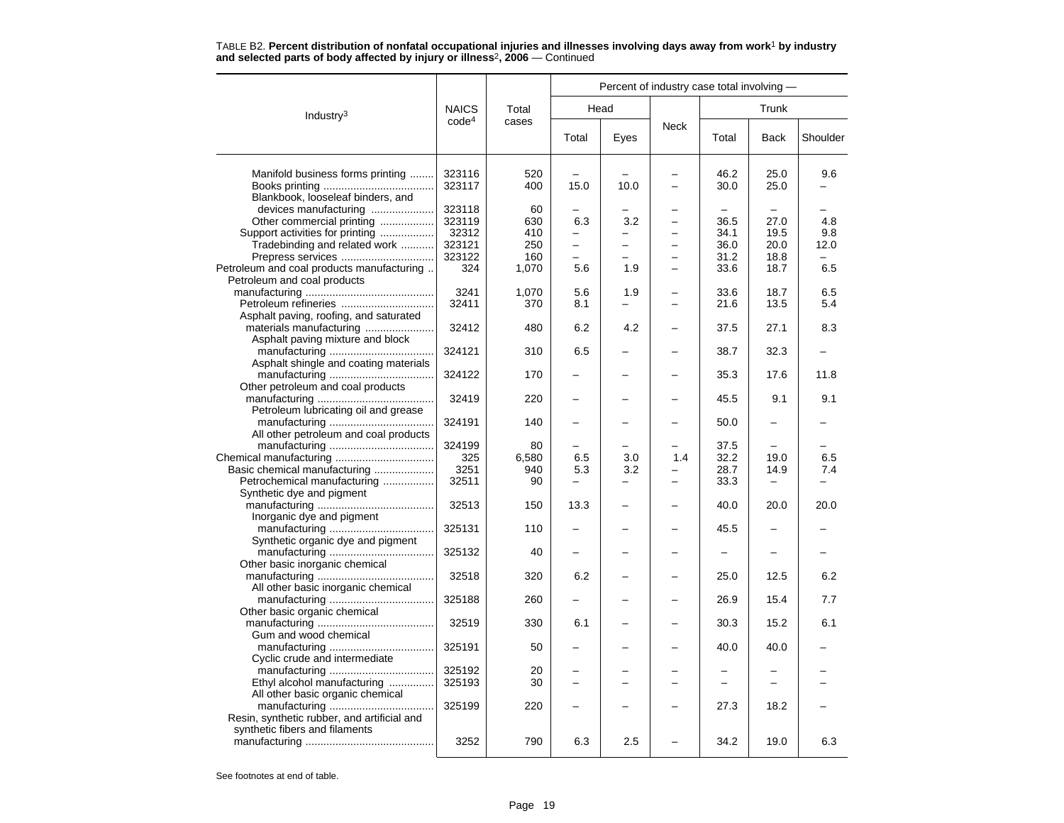TABLE B2. **Percent distribution of nonfatal occupational injuries and illnesses involving days away from work[1] by industry and selected parts of body affected by injury or illness[2], 2006** — Continued

| Industry[3] | NAICS code[4] | Total cases | Percent of industry case total involving — | | | | | |
|---|---|---|---|---|---|---|---|---|
| | | | Head | | Neck | Trunk | | |
| | | | Total | Eyes | | Total | Back | Shoulder |
| Manifold business forms printing | 323116 | 520 | – | – | – | 46.2 | 25.0 | 9.6 |
| Books printing | 323117 | 400 | 15.0 | 10.0 | – | 30.0 | 25.0 | – |
| Blankbook, looseleaf binders, and devices manufacturing | 323118 | 60 | – | – | – | – | – | – |
| Other commercial printing | 323119 | 630 | 6.3 | 3.2 | – | 36.5 | 27.0 | 4.8 |
| Support activities for printing | 32312 | 410 | – | – | – | 34.1 | 19.5 | 9.8 |
| Tradebinding and related work | 323121 | 250 | – | – | – | 36.0 | 20.0 | 12.0 |
| Prepress services | 323122 | 160 | – | – | – | 31.2 | 18.8 | – |
| Petroleum and coal products manufacturing | 324 | 1,070 | 5.6 | 1.9 | – | 33.6 | 18.7 | 6.5 |
| Petroleum and coal products manufacturing | 3241 | 1,070 | 5.6 | 1.9 | – | 33.6 | 18.7 | 6.5 |
| Petroleum refineries | 32411 | 370 | 8.1 | – | – | 21.6 | 13.5 | 5.4 |
| Asphalt paving, roofing, and saturated materials manufacturing | 32412 | 480 | 6.2 | 4.2 | – | 37.5 | 27.1 | 8.3 |
| Asphalt paving mixture and block manufacturing | 324121 | 310 | 6.5 | – | – | 38.7 | 32.3 | – |
| Asphalt shingle and coating materials manufacturing | 324122 | 170 | – | – | – | 35.3 | 17.6 | 11.8 |
| Other petroleum and coal products manufacturing | 32419 | 220 | – | – | – | 45.5 | 9.1 | 9.1 |
| Petroleum lubricating oil and grease manufacturing | 324191 | 140 | – | – | – | 50.0 | – | – |
| All other petroleum and coal products manufacturing | 324199 | 80 | – | – | – | 37.5 | – | – |
| Chemical manufacturing | 325 | 6,580 | 6.5 | 3.0 | 1.4 | 32.2 | 19.0 | 6.5 |
| Basic chemical manufacturing | 3251 | 940 | 5.3 | 3.2 | – | 28.7 | 14.9 | 7.4 |
| Petrochemical manufacturing | 32511 | 90 | – | – | – | 33.3 | – | – |
| Synthetic dye and pigment manufacturing | 32513 | 150 | 13.3 | – | – | 40.0 | 20.0 | 20.0 |
| Inorganic dye and pigment manufacturing | 325131 | 110 | – | – | – | 45.5 | – | – |
| Synthetic organic dye and pigment manufacturing | 325132 | 40 | – | – | – | – | – | – |
| Other basic inorganic chemical manufacturing | 32518 | 320 | 6.2 | – | – | 25.0 | 12.5 | 6.2 |
| All other basic inorganic chemical manufacturing | 325188 | 260 | – | – | – | 26.9 | 15.4 | 7.7 |
| Other basic organic chemical manufacturing | 32519 | 330 | 6.1 | – | – | 30.3 | 15.2 | 6.1 |
| Gum and wood chemical manufacturing | 325191 | 50 | – | – | – | 40.0 | 40.0 | – |
| Cyclic crude and intermediate manufacturing | 325192 | 20 | – | – | – | – | – | – |
| Ethyl alcohol manufacturing | 325193 | 30 | – | – | – | – | – | – |
| All other basic organic chemical manufacturing | 325199 | 220 | – | – | – | 27.3 | 18.2 | – |
| Resin, synthetic rubber, and artificial and synthetic fibers and filaments manufacturing | 3252 | 790 | 6.3 | 2.5 | – | 34.2 | 19.0 | 6.3 |

See footnotes at end of table.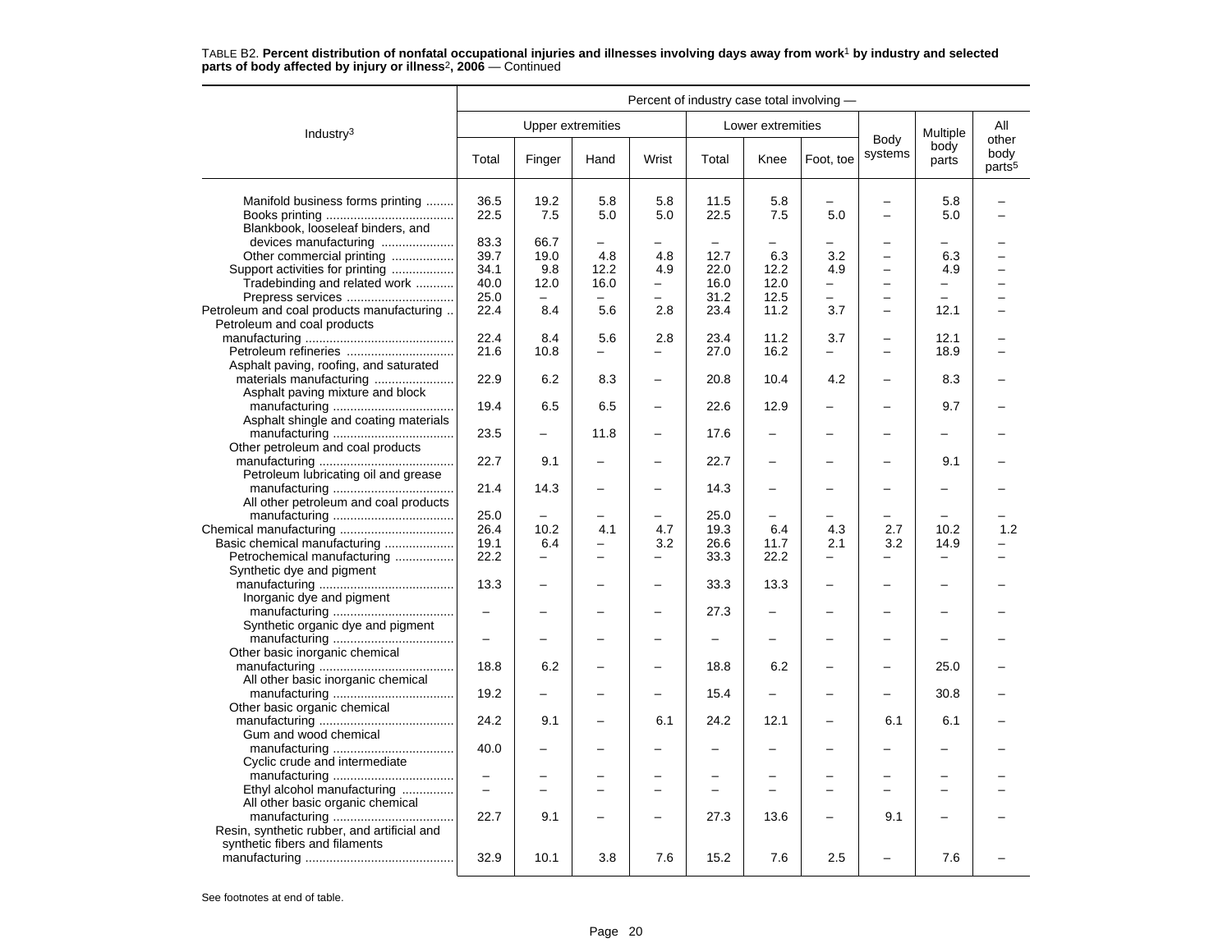TABLE B2. **Percent distribution of nonfatal occupational injuries and illnesses involving days away from work[1] by industry and selected parts of body affected by injury or illness[2], 2006** — Continued

| Industry[3] | Percent of industry case total involving — | | | | | | | | | |
|---|---|---|---|---|---|---|---|---|---|---|
| | Upper extremities | | | | Lower extremities | | | Body systems | Multiple body parts | All other body parts[5] |
| | Total | Finger | Hand | Wrist | Total | Knee | Foot, toe | | | |
| Manifold business forms printing | 36.5 | 19.2 | 5.8 | 5.8 | 11.5 | 5.8 | – | – | 5.8 | – |
| Books printing | 22.5 | 7.5 | 5.0 | 5.0 | 22.5 | 7.5 | 5.0 | – | 5.0 | – |
| Blankbook, looseleaf binders, and devices manufacturing | 83.3 | 66.7 | – | – | – | – | – | – | – | – |
| Other commercial printing | 39.7 | 19.0 | 4.8 | 4.8 | 12.7 | 6.3 | 3.2 | – | 6.3 | – |
| Support activities for printing | 34.1 | 9.8 | 12.2 | 4.9 | 22.0 | 12.2 | 4.9 | – | 4.9 | – |
| Tradebinding and related work | 40.0 | 12.0 | 16.0 | – | 16.0 | 12.0 | – | – | – | – |
| Prepress services | 25.0 | – | – | – | 31.2 | 12.5 | – | – | – | – |
| Petroleum and coal products manufacturing | 22.4 | 8.4 | 5.6 | 2.8 | 23.4 | 11.2 | 3.7 | – | 12.1 | – |
| Petroleum and coal products manufacturing | 22.4 | 8.4 | 5.6 | 2.8 | 23.4 | 11.2 | 3.7 | – | 12.1 | – |
| Petroleum refineries | 21.6 | 10.8 | – | – | 27.0 | 16.2 | – | – | 18.9 | – |
| Asphalt paving, roofing, and saturated materials manufacturing | 22.9 | 6.2 | 8.3 | – | 20.8 | 10.4 | 4.2 | – | 8.3 | – |
| Asphalt paving mixture and block manufacturing | 19.4 | 6.5 | 6.5 | – | 22.6 | 12.9 | – | – | 9.7 | – |
| Asphalt shingle and coating materials manufacturing | 23.5 | – | 11.8 | – | 17.6 | – | – | – | – | – |
| Other petroleum and coal products manufacturing | 22.7 | 9.1 | – | – | 22.7 | – | – | – | 9.1 | – |
| Petroleum lubricating oil and grease manufacturing | 21.4 | 14.3 | – | – | 14.3 | – | – | – | – | – |
| All other petroleum and coal products manufacturing | 25.0 | – | – | – | 25.0 | – | – | – | – | – |
| Chemical manufacturing | 26.4 | 10.2 | 4.1 | 4.7 | 19.3 | 6.4 | 4.3 | 2.7 | 10.2 | 1.2 |
| Basic chemical manufacturing | 19.1 | 6.4 | – | 3.2 | 26.6 | 11.7 | 2.1 | 3.2 | 14.9 | – |
| Petrochemical manufacturing | 22.2 | – | – | – | 33.3 | 22.2 | – | – | – | – |
| Synthetic dye and pigment manufacturing | 13.3 | – | – | – | 33.3 | 13.3 | – | – | – | – |
| Inorganic dye and pigment manufacturing | – | – | – | – | 27.3 | – | – | – | – | – |
| Synthetic organic dye and pigment manufacturing | – | – | – | – | – | – | – | – | – | – |
| Other basic inorganic chemical manufacturing | 18.8 | 6.2 | – | – | 18.8 | 6.2 | – | – | 25.0 | – |
| All other basic inorganic chemical manufacturing | 19.2 | – | – | – | 15.4 | – | – | – | 30.8 | – |
| Other basic organic chemical manufacturing | 24.2 | 9.1 | – | 6.1 | 24.2 | 12.1 | – | 6.1 | 6.1 | – |
| Gum and wood chemical manufacturing | 40.0 | – | – | – | – | – | – | – | – | – |
| Cyclic crude and intermediate manufacturing | – | – | – | – | – | – | – | – | – | – |
| Ethyl alcohol manufacturing | – | – | – | – | – | – | – | – | – | – |
| All other basic organic chemical manufacturing | 22.7 | 9.1 | – | – | 27.3 | 13.6 | – | 9.1 | – | – |
| Resin, synthetic rubber, and artificial and synthetic fibers and filaments manufacturing | 32.9 | 10.1 | 3.8 | 7.6 | 15.2 | 7.6 | 2.5 | – | 7.6 | – |

See footnotes at end of table.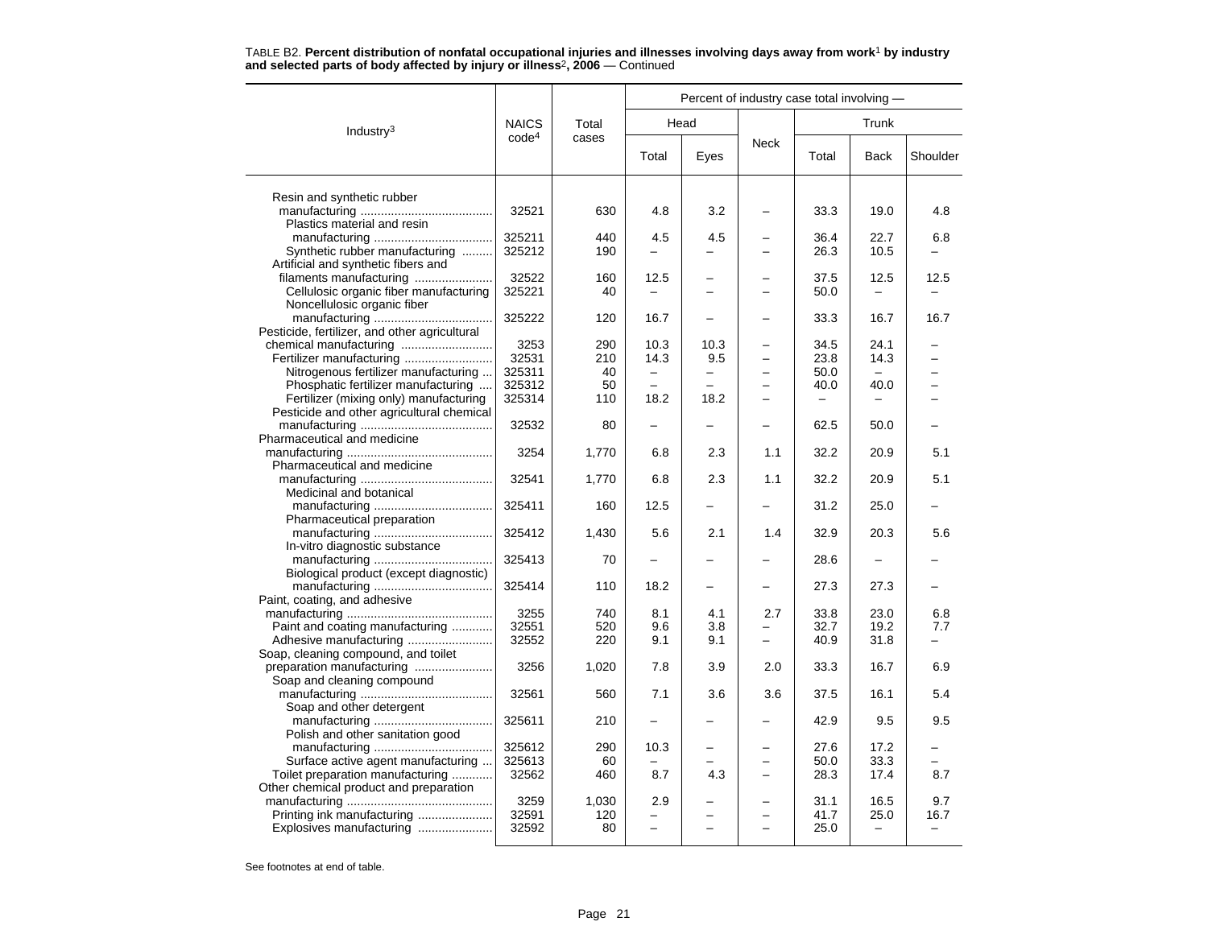TABLE B2. **Percent distribution of nonfatal occupational injuries and illnesses involving days away from work[1] by industry and selected parts of body affected by injury or illness[2], 2006** — Continued

| Industry[3] | NAICS code[4] | Total cases | Percent of industry case total involving — | | | | | |
|---|---|---|---|---|---|---|---|---|
| | | | Head | | Neck | Trunk | | |
| | | | Total | Eyes | | Total | Back | Shoulder |
| Resin and synthetic rubber manufacturing | 32521 | 630 | 4.8 | 3.2 | – | 33.3 | 19.0 | 4.8 |
| Plastics material and resin manufacturing | 325211 | 440 | 4.5 | 4.5 | – | 36.4 | 22.7 | 6.8 |
| Synthetic rubber manufacturing | 325212 | 190 | – | – | – | 26.3 | 10.5 | – |
| Artificial and synthetic fibers and filaments manufacturing | 32522 | 160 | 12.5 | – | – | 37.5 | 12.5 | 12.5 |
| Cellulosic organic fiber manufacturing | 325221 | 40 | – | – | – | 50.0 | – | – |
| Noncellulosic organic fiber manufacturing | 325222 | 120 | 16.7 | – | – | 33.3 | 16.7 | 16.7 |
| Pesticide, fertilizer, and other agricultural chemical manufacturing | 3253 | 290 | 10.3 | 10.3 | – | 34.5 | 24.1 | – |
| Fertilizer manufacturing | 32531 | 210 | 14.3 | 9.5 | – | 23.8 | 14.3 | – |
| Nitrogenous fertilizer manufacturing | 325311 | 40 | – | – | – | 50.0 | – | – |
| Phosphatic fertilizer manufacturing | 325312 | 50 | – | – | – | 40.0 | 40.0 | – |
| Fertilizer (mixing only) manufacturing | 325314 | 110 | 18.2 | 18.2 | – | – | – | – |
| Pesticide and other agricultural chemical manufacturing | 32532 | 80 | – | – | – | 62.5 | 50.0 | – |
| Pharmaceutical and medicine manufacturing | 3254 | 1,770 | 6.8 | 2.3 | 1.1 | 32.2 | 20.9 | 5.1 |
| Pharmaceutical and medicine manufacturing | 32541 | 1,770 | 6.8 | 2.3 | 1.1 | 32.2 | 20.9 | 5.1 |
| Medicinal and botanical manufacturing | 325411 | 160 | 12.5 | – | – | 31.2 | 25.0 | – |
| Pharmaceutical preparation manufacturing | 325412 | 1,430 | 5.6 | 2.1 | 1.4 | 32.9 | 20.3 | 5.6 |
| In-vitro diagnostic substance manufacturing | 325413 | 70 | – | – | – | 28.6 | – | – |
| Biological product (except diagnostic) manufacturing | 325414 | 110 | 18.2 | – | – | 27.3 | 27.3 | – |
| Paint, coating, and adhesive manufacturing | 3255 | 740 | 8.1 | 4.1 | 2.7 | 33.8 | 23.0 | 6.8 |
| Paint and coating manufacturing | 32551 | 520 | 9.6 | 3.8 | – | 32.7 | 19.2 | 7.7 |
| Adhesive manufacturing | 32552 | 220 | 9.1 | 9.1 | – | 40.9 | 31.8 | – |
| Soap, cleaning compound, and toilet preparation manufacturing | 3256 | 1,020 | 7.8 | 3.9 | 2.0 | 33.3 | 16.7 | 6.9 |
| Soap and cleaning compound manufacturing | 32561 | 560 | 7.1 | 3.6 | 3.6 | 37.5 | 16.1 | 5.4 |
| Soap and other detergent manufacturing | 325611 | 210 | – | – | – | 42.9 | 9.5 | 9.5 |
| Polish and other sanitation good manufacturing | 325612 | 290 | 10.3 | – | – | 27.6 | 17.2 | – |
| Surface active agent manufacturing | 325613 | 60 | – | – | – | 50.0 | 33.3 | – |
| Toilet preparation manufacturing | 32562 | 460 | 8.7 | 4.3 | – | 28.3 | 17.4 | 8.7 |
| Other chemical product and preparation manufacturing | 3259 | 1,030 | 2.9 | – | – | 31.1 | 16.5 | 9.7 |
| Printing ink manufacturing | 32591 | 120 | – | – | – | 41.7 | 25.0 | 16.7 |
| Explosives manufacturing | 32592 | 80 | – | – | – | 25.0 | – | – |

See footnotes at end of table.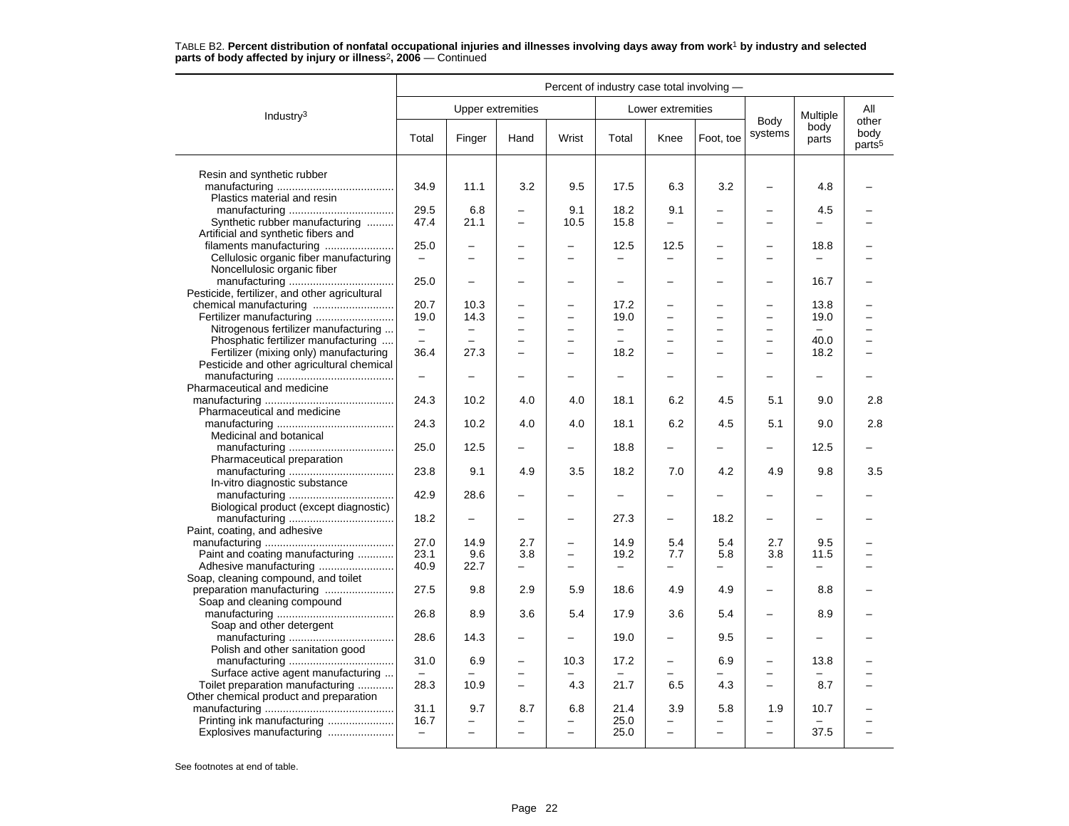TABLE B2. **Percent distribution of nonfatal occupational injuries and illnesses involving days away from work[1] by industry and selected parts of body affected by injury or illness[2], 2006** — Continued

| Industry[3] | Percent of industry case total involving — | | | | | | | | | |
|---|---|---|---|---|---|---|---|---|---|---|
| | Upper extremities | | | | Lower extremities | | | Body systems | Multiple body parts | All other body parts[5] |
| | Total | Finger | Hand | Wrist | Total | Knee | Foot, toe | | | |
| Resin and synthetic rubber manufacturing | 34.9 | 11.1 | 3.2 | 9.5 | 17.5 | 6.3 | 3.2 | – | 4.8 | – |
| Plastics material and resin manufacturing | 29.5 | 6.8 | – | 9.1 | 18.2 | 9.1 | – | – | 4.5 | – |
| Synthetic rubber manufacturing | 47.4 | 21.1 | – | 10.5 | 15.8 | – | – | – | – | – |
| Artificial and synthetic fibers and filaments manufacturing | 25.0 | – | – | – | 12.5 | 12.5 | – | – | 18.8 | – |
| Cellulosic organic fiber manufacturing | – | – | – | – | – | – | – | – | – | – |
| Noncellulosic organic fiber manufacturing | 25.0 | – | – | – | – | – | – | – | 16.7 | – |
| Pesticide, fertilizer, and other agricultural chemical manufacturing | 20.7 | 10.3 | – | – | 17.2 | – | – | – | 13.8 | – |
| Fertilizer manufacturing | 19.0 | 14.3 | – | – | 19.0 | – | – | – | 19.0 | – |
| Nitrogenous fertilizer manufacturing | – | – | – | – | – | – | – | – | – | – |
| Phosphatic fertilizer manufacturing | – | – | – | – | – | – | – | – | 40.0 | – |
| Fertilizer (mixing only) manufacturing | 36.4 | 27.3 | – | – | 18.2 | – | – | – | 18.2 | – |
| Pesticide and other agricultural chemical manufacturing | – | – | – | – | – | – | – | – | – | – |
| Pharmaceutical and medicine manufacturing | 24.3 | 10.2 | 4.0 | 4.0 | 18.1 | 6.2 | 4.5 | 5.1 | 9.0 | 2.8 |
| Pharmaceutical and medicine manufacturing | 24.3 | 10.2 | 4.0 | 4.0 | 18.1 | 6.2 | 4.5 | 5.1 | 9.0 | 2.8 |
| Medicinal and botanical manufacturing | 25.0 | 12.5 | – | – | 18.8 | – | – | – | 12.5 | – |
| Pharmaceutical preparation manufacturing | 23.8 | 9.1 | 4.9 | 3.5 | 18.2 | 7.0 | 4.2 | 4.9 | 9.8 | 3.5 |
| In-vitro diagnostic substance manufacturing | 42.9 | 28.6 | – | – | – | – | – | – | – | – |
| Biological product (except diagnostic) manufacturing | 18.2 | – | – | – | 27.3 | – | 18.2 | – | – | – |
| Paint, coating, and adhesive manufacturing | 27.0 | 14.9 | 2.7 | – | 14.9 | 5.4 | 5.4 | 2.7 | 9.5 | – |
| Paint and coating manufacturing | 23.1 | 9.6 | 3.8 | – | 19.2 | 7.7 | 5.8 | 3.8 | 11.5 | – |
| Adhesive manufacturing | 40.9 | 22.7 | – | – | – | – | – | – | – | – |
| Soap, cleaning compound, and toilet preparation manufacturing | 27.5 | 9.8 | 2.9 | 5.9 | 18.6 | 4.9 | 4.9 | – | 8.8 | – |
| Soap and cleaning compound manufacturing | 26.8 | 8.9 | 3.6 | 5.4 | 17.9 | 3.6 | 5.4 | – | 8.9 | – |
| Soap and other detergent manufacturing | 28.6 | 14.3 | – | – | 19.0 | – | 9.5 | – | – | – |
| Polish and other sanitation good manufacturing | 31.0 | 6.9 | – | 10.3 | 17.2 | – | 6.9 | – | 13.8 | – |
| Surface active agent manufacturing | – | – | – | – | – | – | – | – | – | – |
| Toilet preparation manufacturing | 28.3 | 10.9 | – | 4.3 | 21.7 | 6.5 | 4.3 | – | 8.7 | – |
| Other chemical product and preparation manufacturing | 31.1 | 9.7 | 8.7 | 6.8 | 21.4 | 3.9 | 5.8 | 1.9 | 10.7 | – |
| Printing ink manufacturing | 16.7 | – | – | – | 25.0 | – | – | – | – | – |
| Explosives manufacturing | – | – | – | – | 25.0 | – | – | – | 37.5 | – |

See footnotes at end of table.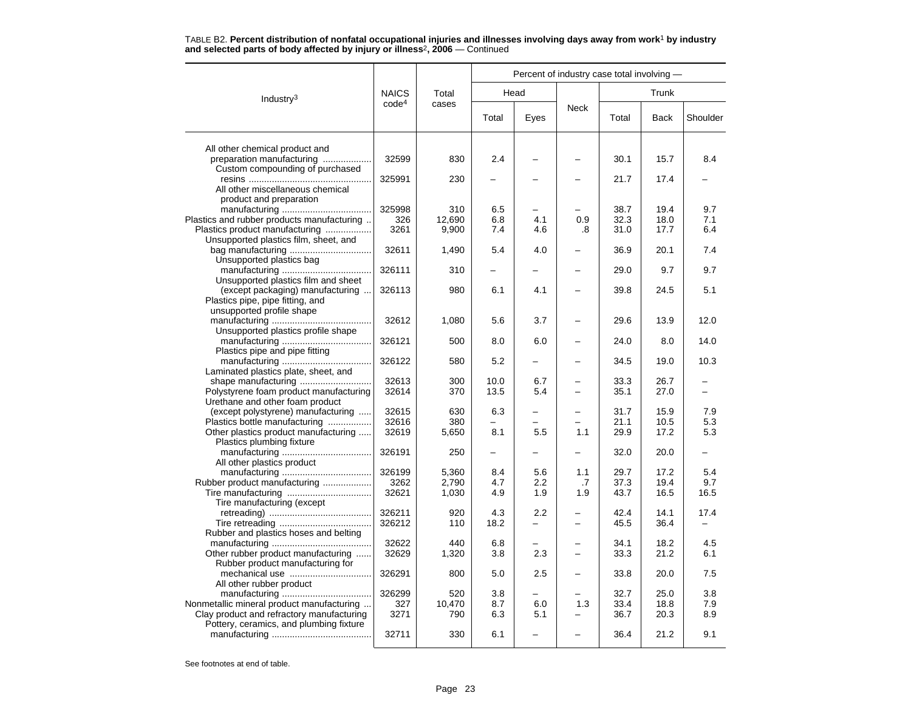TABLE B2. **Percent distribution of nonfatal occupational injuries and illnesses involving days away from work[1] by industry and selected parts of body affected by injury or illness[2], 2006** — Continued

| Industry[3] | NAICS code[4] | Total cases | Percent of industry case total involving — | | | | | |
|---|---|---|---|---|---|---|---|---|
| | | | Head | | Neck | Trunk | | |
| | | | Total | Eyes | | Total | Back | Shoulder |
| All other chemical product and preparation manufacturing | 32599 | 830 | 2.4 | – | – | 30.1 | 15.7 | 8.4 |
| Custom compounding of purchased resins | 325991 | 230 | – | – | – | 21.7 | 17.4 | – |
| All other miscellaneous chemical product and preparation manufacturing | 325998 | 310 | 6.5 | – | – | 38.7 | 19.4 | 9.7 |
| Plastics and rubber products manufacturing | 326 | 12,690 | 6.8 | 4.1 | 0.9 | 32.3 | 18.0 | 7.1 |
| Plastics product manufacturing | 3261 | 9,900 | 7.4 | 4.6 | .8 | 31.0 | 17.7 | 6.4 |
| Unsupported plastics film, sheet, and bag manufacturing | 32611 | 1,490 | 5.4 | 4.0 | – | 36.9 | 20.1 | 7.4 |
| Unsupported plastics bag manufacturing | 326111 | 310 | – | – | – | 29.0 | 9.7 | 9.7 |
| Unsupported plastics film and sheet (except packaging) manufacturing | 326113 | 980 | 6.1 | 4.1 | – | 39.8 | 24.5 | 5.1 |
| Plastics pipe, pipe fitting, and unsupported profile shape manufacturing | 32612 | 1,080 | 5.6 | 3.7 | – | 29.6 | 13.9 | 12.0 |
| Unsupported plastics profile shape manufacturing | 326121 | 500 | 8.0 | 6.0 | – | 24.0 | 8.0 | 14.0 |
| Plastics pipe and pipe fitting manufacturing | 326122 | 580 | 5.2 | – | – | 34.5 | 19.0 | 10.3 |
| Laminated plastics plate, sheet, and shape manufacturing | 32613 | 300 | 10.0 | 6.7 | – | 33.3 | 26.7 | – |
| Polystyrene foam product manufacturing | 32614 | 370 | 13.5 | 5.4 | – | 35.1 | 27.0 | – |
| Urethane and other foam product (except polystyrene) manufacturing | 32615 | 630 | 6.3 | – | – | 31.7 | 15.9 | 7.9 |
| Plastics bottle manufacturing | 32616 | 380 | – | – | – | 21.1 | 10.5 | 5.3 |
| Other plastics product manufacturing | 32619 | 5,650 | 8.1 | 5.5 | 1.1 | 29.9 | 17.2 | 5.3 |
| Plastics plumbing fixture manufacturing | 326191 | 250 | – | – | – | 32.0 | 20.0 | – |
| All other plastics product manufacturing | 326199 | 5,360 | 8.4 | 5.6 | 1.1 | 29.7 | 17.2 | 5.4 |
| Rubber product manufacturing | 3262 | 2,790 | 4.7 | 2.2 | .7 | 37.3 | 19.4 | 9.7 |
| Tire manufacturing | 32621 | 1,030 | 4.9 | 1.9 | 1.9 | 43.7 | 16.5 | 16.5 |
| Tire manufacturing (except retreading) | 326211 | 920 | 4.3 | 2.2 | – | 42.4 | 14.1 | 17.4 |
| Tire retreading | 326212 | 110 | 18.2 | – | – | 45.5 | 36.4 | – |
| Rubber and plastics hoses and belting manufacturing | 32622 | 440 | 6.8 | – | – | 34.1 | 18.2 | 4.5 |
| Other rubber product manufacturing | 32629 | 1,320 | 3.8 | 2.3 | – | 33.3 | 21.2 | 6.1 |
| Rubber product manufacturing for mechanical use | 326291 | 800 | 5.0 | 2.5 | – | 33.8 | 20.0 | 7.5 |
| All other rubber product manufacturing | 326299 | 520 | 3.8 | – | – | 32.7 | 25.0 | 3.8 |
| Nonmetallic mineral product manufacturing | 327 | 10,470 | 8.7 | 6.0 | 1.3 | 33.4 | 18.8 | 7.9 |
| Clay product and refractory manufacturing | 3271 | 790 | 6.3 | 5.1 | – | 36.7 | 20.3 | 8.9 |
| Pottery, ceramics, and plumbing fixture manufacturing | 32711 | 330 | 6.1 | – | – | 36.4 | 21.2 | 9.1 |

See footnotes at end of table.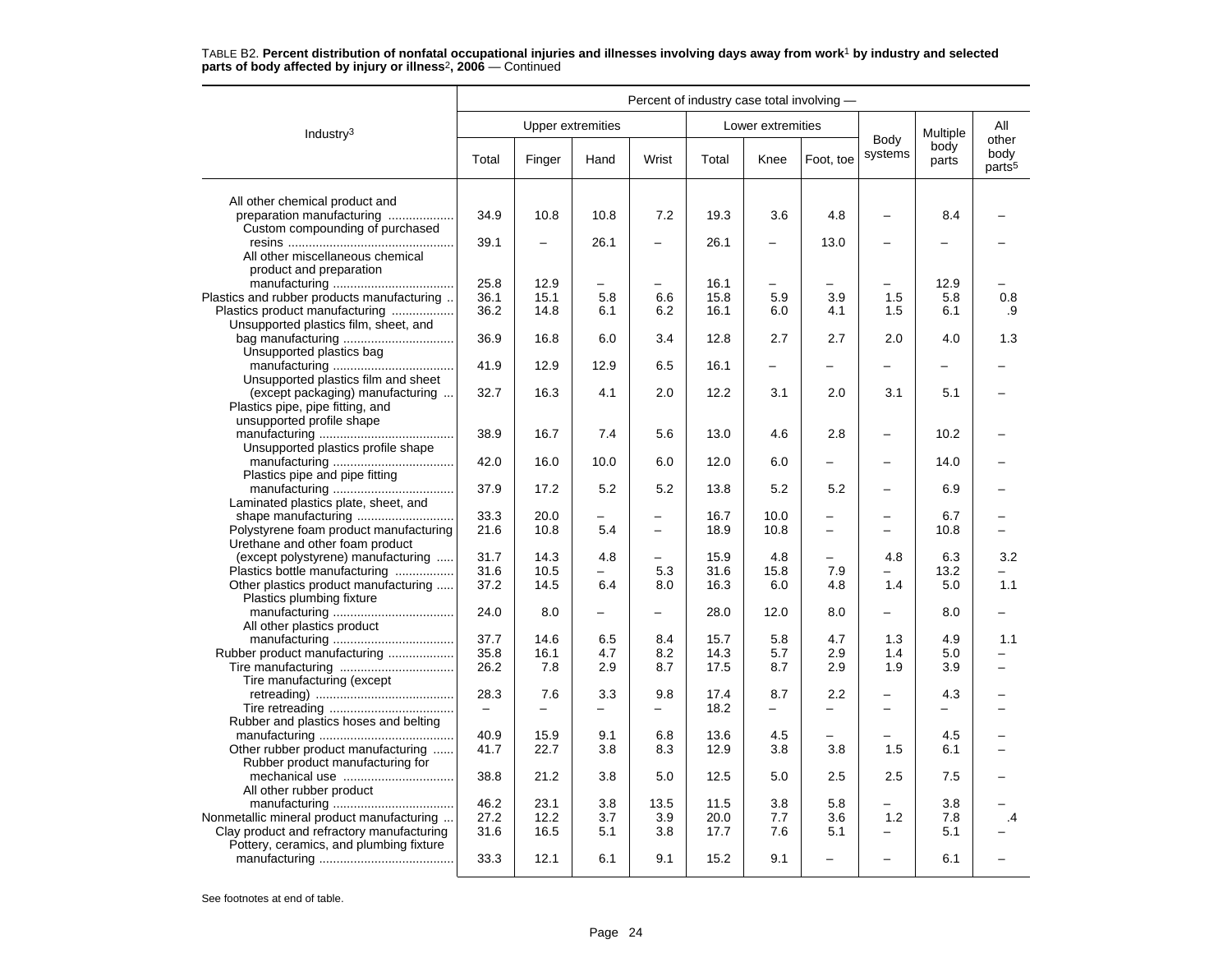TABLE B2. **Percent distribution of nonfatal occupational injuries and illnesses involving days away from work[1] by industry and selected parts of body affected by injury or illness[2], 2006** — Continued

| Industry[3] | Percent of industry case total involving — | | | | | | | | | |
|---|---|---|---|---|---|---|---|---|---|---|
| | Upper extremities | | | | Lower extremities | | | Body systems | Multiple body parts | All other body parts[5] |
| | Total | Finger | Hand | Wrist | Total | Knee | Foot, toe | | | |
| All other chemical product and preparation manufacturing | 34.9 | 10.8 | 10.8 | 7.2 | 19.3 | 3.6 | 4.8 | – | 8.4 | – |
| Custom compounding of purchased resins | 39.1 | – | 26.1 | – | 26.1 | – | 13.0 | – | – | – |
| All other miscellaneous chemical product and preparation manufacturing | 25.8 | 12.9 | – | – | 16.1 | – | – | – | 12.9 | – |
| Plastics and rubber products manufacturing | 36.1 | 15.1 | 5.8 | 6.6 | 15.8 | 5.9 | 3.9 | 1.5 | 5.8 | 0.8 |
| Plastics product manufacturing | 36.2 | 14.8 | 6.1 | 6.2 | 16.1 | 6.0 | 4.1 | 1.5 | 6.1 | .9 |
| Unsupported plastics film, sheet, and bag manufacturing | 36.9 | 16.8 | 6.0 | 3.4 | 12.8 | 2.7 | 2.7 | 2.0 | 4.0 | 1.3 |
| Unsupported plastics bag manufacturing | 41.9 | 12.9 | 12.9 | 6.5 | 16.1 | – | – | – | – | – |
| Unsupported plastics film and sheet (except packaging) manufacturing | 32.7 | 16.3 | 4.1 | 2.0 | 12.2 | 3.1 | 2.0 | 3.1 | 5.1 | – |
| Plastics pipe, pipe fitting, and unsupported profile shape manufacturing | 38.9 | 16.7 | 7.4 | 5.6 | 13.0 | 4.6 | 2.8 | – | 10.2 | – |
| Unsupported plastics profile shape manufacturing | 42.0 | 16.0 | 10.0 | 6.0 | 12.0 | 6.0 | – | – | 14.0 | – |
| Plastics pipe and pipe fitting manufacturing | 37.9 | 17.2 | 5.2 | 5.2 | 13.8 | 5.2 | 5.2 | – | 6.9 | – |
| Laminated plastics plate, sheet, and shape manufacturing | 33.3 | 20.0 | – | – | 16.7 | 10.0 | – | – | 6.7 | – |
| Polystyrene foam product manufacturing | 21.6 | 10.8 | 5.4 | – | 18.9 | 10.8 | – | – | 10.8 | – |
| Urethane and other foam product (except polystyrene) manufacturing | 31.7 | 14.3 | 4.8 | – | 15.9 | 4.8 | – | 4.8 | 6.3 | 3.2 |
| Plastics bottle manufacturing | 31.6 | 10.5 | – | 5.3 | 31.6 | 15.8 | 7.9 | – | 13.2 | – |
| Other plastics product manufacturing | 37.2 | 14.5 | 6.4 | 8.0 | 16.3 | 6.0 | 4.8 | 1.4 | 5.0 | 1.1 |
| Plastics plumbing fixture manufacturing | 24.0 | 8.0 | – | – | 28.0 | 12.0 | 8.0 | – | 8.0 | – |
| All other plastics product manufacturing | 37.7 | 14.6 | 6.5 | 8.4 | 15.7 | 5.8 | 4.7 | 1.3 | 4.9 | 1.1 |
| Rubber product manufacturing | 35.8 | 16.1 | 4.7 | 8.2 | 14.3 | 5.7 | 2.9 | 1.4 | 5.0 | – |
| Tire manufacturing | 26.2 | 7.8 | 2.9 | 8.7 | 17.5 | 8.7 | 2.9 | 1.9 | 3.9 | – |
| Tire manufacturing (except retreading) | 28.3 | 7.6 | 3.3 | 9.8 | 17.4 | 8.7 | 2.2 | – | 4.3 | – |
| Tire retreading | – | – | – | – | 18.2 | – | – | – | – | – |
| Rubber and plastics hoses and belting manufacturing | 40.9 | 15.9 | 9.1 | 6.8 | 13.6 | 4.5 | – | – | 4.5 | – |
| Other rubber product manufacturing | 41.7 | 22.7 | 3.8 | 8.3 | 12.9 | 3.8 | 3.8 | 1.5 | 6.1 | – |
| Rubber product manufacturing for mechanical use | 38.8 | 21.2 | 3.8 | 5.0 | 12.5 | 5.0 | 2.5 | 2.5 | 7.5 | – |
| All other rubber product manufacturing | 46.2 | 23.1 | 3.8 | 13.5 | 11.5 | 3.8 | 5.8 | – | 3.8 | – |
| Nonmetallic mineral product manufacturing | 27.2 | 12.2 | 3.7 | 3.9 | 20.0 | 7.7 | 3.6 | 1.2 | 7.8 | .4 |
| Clay product and refractory manufacturing | 31.6 | 16.5 | 5.1 | 3.8 | 17.7 | 7.6 | 5.1 | – | 5.1 | – |
| Pottery, ceramics, and plumbing fixture manufacturing | 33.3 | 12.1 | 6.1 | 9.1 | 15.2 | 9.1 | – | – | 6.1 | – |

See footnotes at end of table.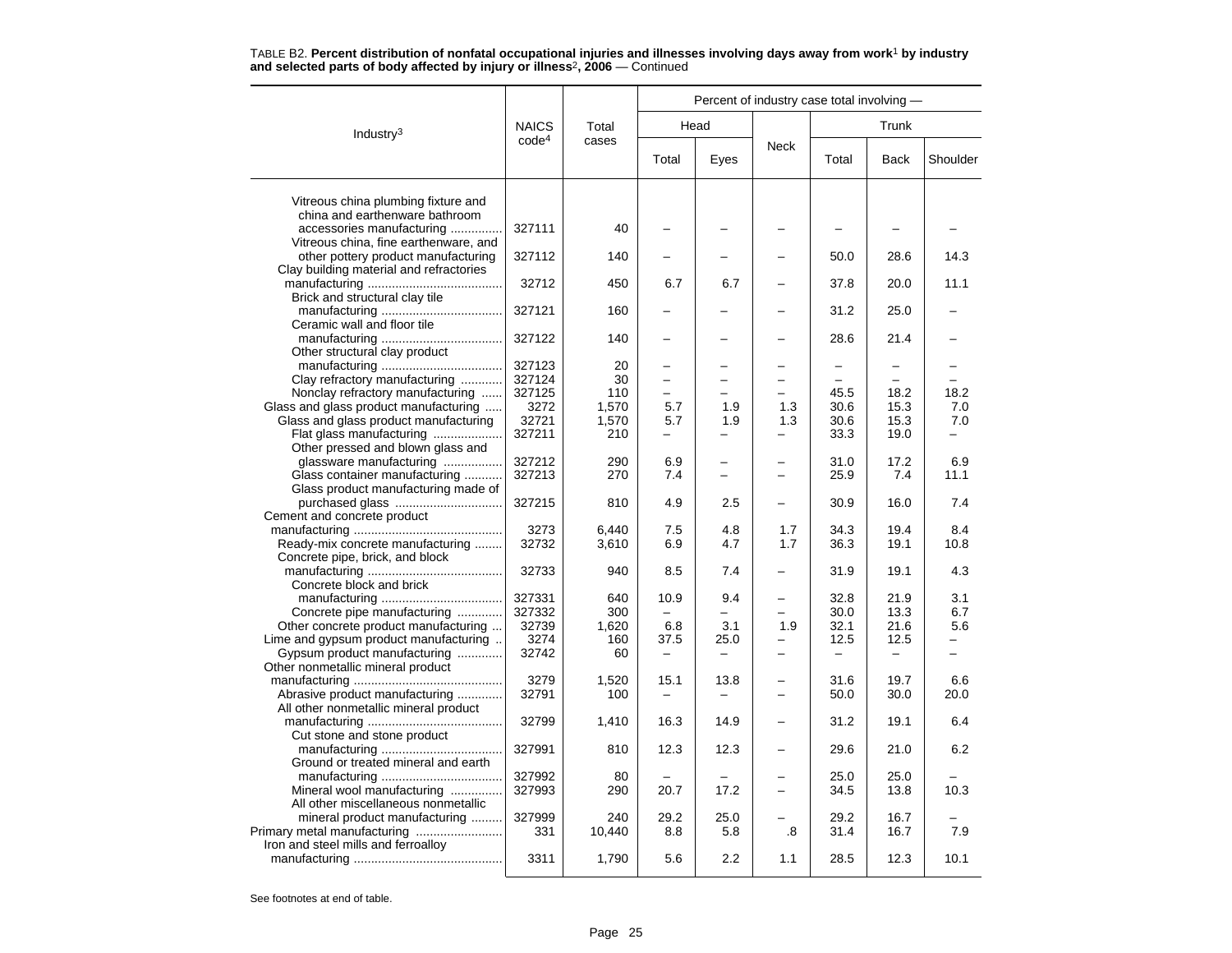TABLE B2. **Percent distribution of nonfatal occupational injuries and illnesses involving days away from work[1] by industry and selected parts of body affected by injury or illness[2], 2006** — Continued

| Industry[3] | NAICS code[4] | Total cases | Percent of industry case total involving — | | | | | |
|---|---|---|---|---|---|---|---|---|
| | | | Head | | Neck | Trunk | | |
| | | | Total | Eyes | | Total | Back | Shoulder |
| Vitreous china plumbing fixture and china and earthenware bathroom accessories manufacturing | 327111 | 40 | – | – | – | – | – | – |
| Vitreous china, fine earthenware, and other pottery product manufacturing | 327112 | 140 | – | – | – | 50.0 | 28.6 | 14.3 |
| Clay building material and refractories manufacturing | 32712 | 450 | 6.7 | 6.7 | – | 37.8 | 20.0 | 11.1 |
| Brick and structural clay tile manufacturing | 327121 | 160 | – | – | – | 31.2 | 25.0 | – |
| Ceramic wall and floor tile manufacturing | 327122 | 140 | – | – | – | 28.6 | 21.4 | – |
| Other structural clay product manufacturing | 327123 | 20 | – | – | – | – | – | – |
| Clay refractory manufacturing | 327124 | 30 | – | – | – | – | – | – |
| Nonclay refractory manufacturing | 327125 | 110 | – | – | – | 45.5 | 18.2 | 18.2 |
| Glass and glass product manufacturing | 3272 | 1,570 | 5.7 | 1.9 | 1.3 | 30.6 | 15.3 | 7.0 |
| Glass and glass product manufacturing | 32721 | 1,570 | 5.7 | 1.9 | 1.3 | 30.6 | 15.3 | 7.0 |
| Flat glass manufacturing | 327211 | 210 | – | – | – | 33.3 | 19.0 | – |
| Other pressed and blown glass and glassware manufacturing | 327212 | 290 | 6.9 | – | – | 31.0 | 17.2 | 6.9 |
| Glass container manufacturing | 327213 | 270 | 7.4 | – | – | 25.9 | 7.4 | 11.1 |
| Glass product manufacturing made of purchased glass | 327215 | 810 | 4.9 | 2.5 | – | 30.9 | 16.0 | 7.4 |
| Cement and concrete product manufacturing | 3273 | 6,440 | 7.5 | 4.8 | 1.7 | 34.3 | 19.4 | 8.4 |
| Ready-mix concrete manufacturing | 32732 | 3,610 | 6.9 | 4.7 | 1.7 | 36.3 | 19.1 | 10.8 |
| Concrete pipe, brick, and block manufacturing | 32733 | 940 | 8.5 | 7.4 | – | 31.9 | 19.1 | 4.3 |
| Concrete block and brick manufacturing | 327331 | 640 | 10.9 | 9.4 | – | 32.8 | 21.9 | 3.1 |
| Concrete pipe manufacturing | 327332 | 300 | – | – | – | 30.0 | 13.3 | 6.7 |
| Other concrete product manufacturing | 32739 | 1,620 | 6.8 | 3.1 | 1.9 | 32.1 | 21.6 | 5.6 |
| Lime and gypsum product manufacturing | 3274 | 160 | 37.5 | 25.0 | – | 12.5 | 12.5 | – |
| Gypsum product manufacturing | 32742 | 60 | – | – | – | – | – | – |
| Other nonmetallic mineral product manufacturing | 3279 | 1,520 | 15.1 | 13.8 | – | 31.6 | 19.7 | 6.6 |
| Abrasive product manufacturing | 32791 | 100 | – | – | – | 50.0 | 30.0 | 20.0 |
| All other nonmetallic mineral product manufacturing | 32799 | 1,410 | 16.3 | 14.9 | – | 31.2 | 19.1 | 6.4 |
| Cut stone and stone product manufacturing | 327991 | 810 | 12.3 | 12.3 | – | 29.6 | 21.0 | 6.2 |
| Ground or treated mineral and earth manufacturing | 327992 | 80 | – | – | – | 25.0 | 25.0 | – |
| Mineral wool manufacturing | 327993 | 290 | 20.7 | 17.2 | – | 34.5 | 13.8 | 10.3 |
| All other miscellaneous nonmetallic mineral product manufacturing | 327999 | 240 | 29.2 | 25.0 | – | 29.2 | 16.7 | – |
| Primary metal manufacturing | 331 | 10,440 | 8.8 | 5.8 | .8 | 31.4 | 16.7 | 7.9 |
| Iron and steel mills and ferroalloy manufacturing | 3311 | 1,790 | 5.6 | 2.2 | 1.1 | 28.5 | 12.3 | 10.1 |

See footnotes at end of table.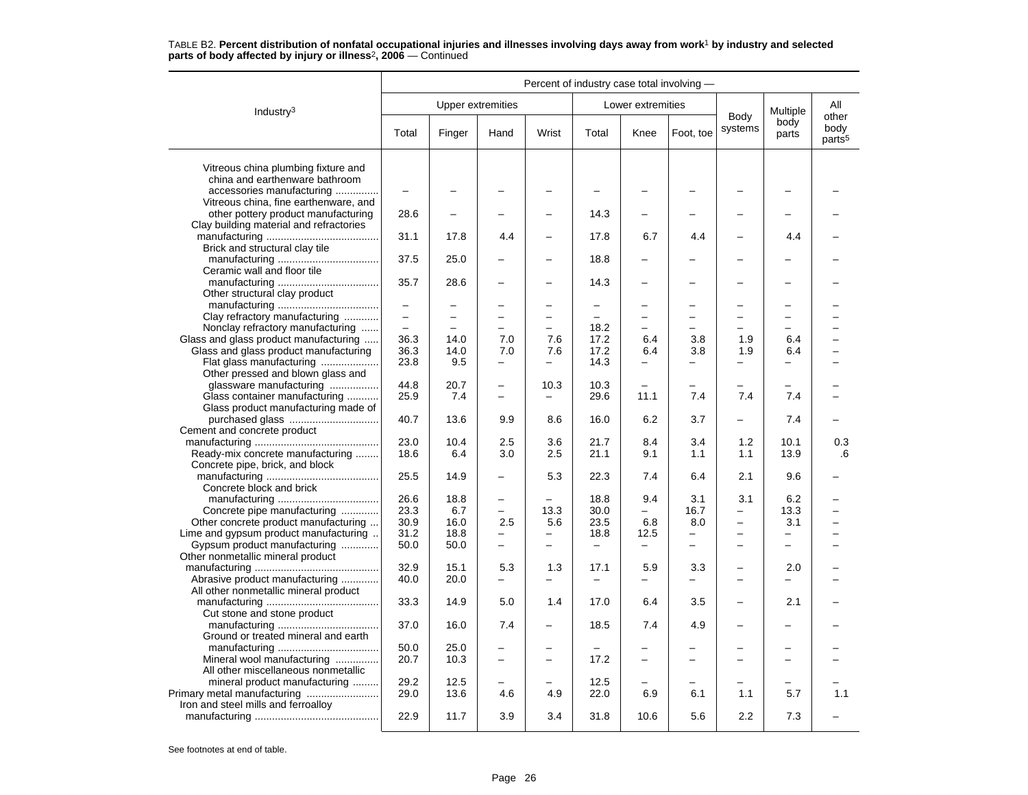TABLE B2. **Percent distribution of nonfatal occupational injuries and illnesses involving days away from work[1] by industry and selected parts of body affected by injury or illness[2], 2006** — Continued

| Industry[3] | Percent of industry case total involving — | | | | | | | | | |
|---|---|---|---|---|---|---|---|---|---|---|
| | Upper extremities | | | | Lower extremities | | | Body systems | Multiple body parts | All other body parts[5] |
| | Total | Finger | Hand | Wrist | Total | Knee | Foot, toe | | | |
| Vitreous china plumbing fixture and china and earthenware bathroom accessories manufacturing | – | – | – | – | – | – | – | – | – | – |
| Vitreous china, fine earthenware, and other pottery product manufacturing | 28.6 | – | – | – | 14.3 | – | – | – | – | – |
| Clay building material and refractories manufacturing | 31.1 | 17.8 | 4.4 | – | 17.8 | 6.7 | 4.4 | – | 4.4 | – |
| Brick and structural clay tile manufacturing | 37.5 | 25.0 | – | – | 18.8 | – | – | – | – | – |
| Ceramic wall and floor tile manufacturing | 35.7 | 28.6 | – | – | 14.3 | – | – | – | – | – |
| Other structural clay product manufacturing | – | – | – | – | – | – | – | – | – | – |
| Clay refractory manufacturing | – | – | – | – | – | – | – | – | – | – |
| Nonclay refractory manufacturing | – | – | – | – | 18.2 | – | – | – | – | – |
| Glass and glass product manufacturing | 36.3 | 14.0 | 7.0 | 7.6 | 17.2 | 6.4 | 3.8 | 1.9 | 6.4 | – |
| Glass and glass product manufacturing | 36.3 | 14.0 | 7.0 | 7.6 | 17.2 | 6.4 | 3.8 | 1.9 | 6.4 | – |
| Flat glass manufacturing | 23.8 | 9.5 | – | – | 14.3 | – | – | – | – | – |
| Other pressed and blown glass and glassware manufacturing | 44.8 | 20.7 | – | 10.3 | 10.3 | – | – | – | – | – |
| Glass container manufacturing | 25.9 | 7.4 | – | – | 29.6 | 11.1 | 7.4 | 7.4 | 7.4 | – |
| Glass product manufacturing made of purchased glass | 40.7 | 13.6 | 9.9 | 8.6 | 16.0 | 6.2 | 3.7 | – | 7.4 | – |
| Cement and concrete product manufacturing | 23.0 | 10.4 | 2.5 | 3.6 | 21.7 | 8.4 | 3.4 | 1.2 | 10.1 | 0.3 |
| Ready-mix concrete manufacturing | 18.6 | 6.4 | 3.0 | 2.5 | 21.1 | 9.1 | 1.1 | 1.1 | 13.9 | .6 |
| Concrete pipe, brick, and block manufacturing | 25.5 | 14.9 | – | 5.3 | 22.3 | 7.4 | 6.4 | 2.1 | 9.6 | – |
| Concrete block and brick manufacturing | 26.6 | 18.8 | – | – | 18.8 | 9.4 | 3.1 | 3.1 | 6.2 | – |
| Concrete pipe manufacturing | 23.3 | 6.7 | – | 13.3 | 30.0 | – | 16.7 | – | 13.3 | – |
| Other concrete product manufacturing | 30.9 | 16.0 | 2.5 | 5.6 | 23.5 | 6.8 | 8.0 | – | 3.1 | – |
| Lime and gypsum product manufacturing | 31.2 | 18.8 | – | – | 18.8 | 12.5 | – | – | – | – |
| Gypsum product manufacturing | 50.0 | 50.0 | – | – | – | – | – | – | – | – |
| Other nonmetallic mineral product manufacturing | 32.9 | 15.1 | 5.3 | 1.3 | 17.1 | 5.9 | 3.3 | – | 2.0 | – |
| Abrasive product manufacturing | 40.0 | 20.0 | – | – | – | – | – | – | – | – |
| All other nonmetallic mineral product manufacturing | 33.3 | 14.9 | 5.0 | 1.4 | 17.0 | 6.4 | 3.5 | – | 2.1 | – |
| Cut stone and stone product manufacturing | 37.0 | 16.0 | 7.4 | – | 18.5 | 7.4 | 4.9 | – | – | – |
| Ground or treated mineral and earth manufacturing | 50.0 | 25.0 | – | – | – | – | – | – | – | – |
| Mineral wool manufacturing | 20.7 | 10.3 | – | – | 17.2 | – | – | – | – | – |
| All other miscellaneous nonmetallic mineral product manufacturing | 29.2 | 12.5 | – | – | 12.5 | – | – | – | – | – |
| Primary metal manufacturing | 29.0 | 13.6 | 4.6 | 4.9 | 22.0 | 6.9 | 6.1 | 1.1 | 5.7 | 1.1 |
| Iron and steel mills and ferroalloy manufacturing | 22.9 | 11.7 | 3.9 | 3.4 | 31.8 | 10.6 | 5.6 | 2.2 | 7.3 | – |

See footnotes at end of table.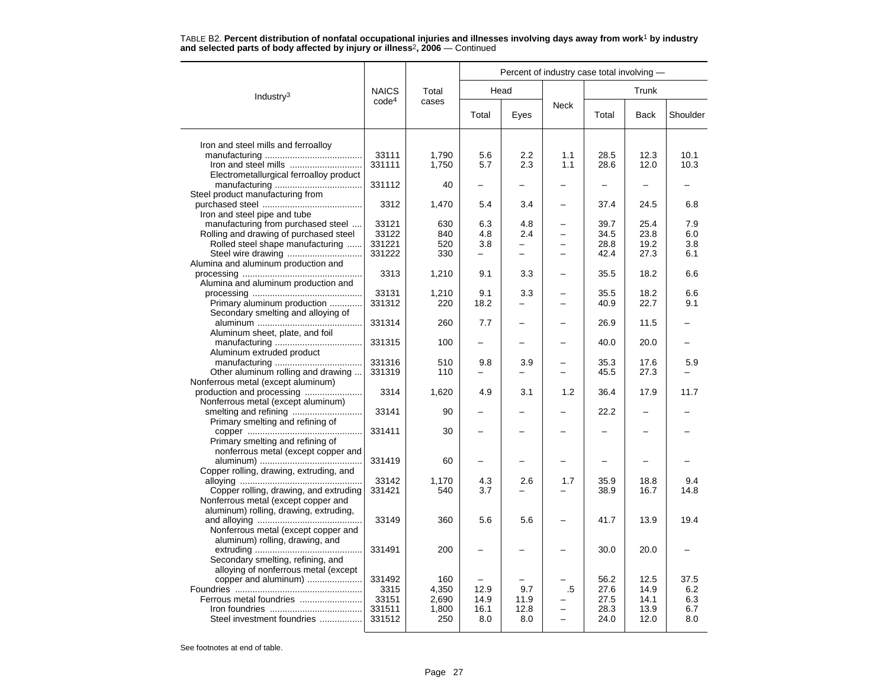TABLE B2. **Percent distribution of nonfatal occupational injuries and illnesses involving days away from work[1] by industry and selected parts of body affected by injury or illness[2], 2006** — Continued

| Industry[3] | NAICS code[4] | Total cases | Percent of industry case total involving — Head | | Neck | Trunk | | |
|---|---|---|---|---|---|---|---|---|
| | | | Total | Eyes | | Total | Back | Shoulder |
| Iron and steel mills and ferroalloy manufacturing | 33111 | 1,790 | 5.6 | 2.2 | 1.1 | 28.5 | 12.3 | 10.1 |
| Iron and steel mills | 331111 | 1,750 | 5.7 | 2.3 | 1.1 | 28.6 | 12.0 | 10.3 |
| Electrometallurgical ferroalloy product manufacturing | 331112 | 40 | – | – | – | – | – | – |
| Steel product manufacturing from purchased steel | 3312 | 1,470 | 5.4 | 3.4 | – | 37.4 | 24.5 | 6.8 |
| Iron and steel pipe and tube manufacturing from purchased steel | 33121 | 630 | 6.3 | 4.8 | – | 39.7 | 25.4 | 7.9 |
| Rolling and drawing of purchased steel | 33122 | 840 | 4.8 | 2.4 | – | 34.5 | 23.8 | 6.0 |
| Rolled steel shape manufacturing | 331221 | 520 | 3.8 | – | – | 28.8 | 19.2 | 3.8 |
| Steel wire drawing | 331222 | 330 | – | – | – | 42.4 | 27.3 | 6.1 |
| Alumina and aluminum production and processing | 3313 | 1,210 | 9.1 | 3.3 | – | 35.5 | 18.2 | 6.6 |
| Alumina and aluminum production and processing | 33131 | 1,210 | 9.1 | 3.3 | – | 35.5 | 18.2 | 6.6 |
| Primary aluminum production | 331312 | 220 | 18.2 | – | – | 40.9 | 22.7 | 9.1 |
| Secondary smelting and alloying of aluminum | 331314 | 260 | 7.7 | – | – | 26.9 | 11.5 | – |
| Aluminum sheet, plate, and foil manufacturing | 331315 | 100 | – | – | – | 40.0 | 20.0 | – |
| Aluminum extruded product manufacturing | 331316 | 510 | 9.8 | 3.9 | – | 35.3 | 17.6 | 5.9 |
| Other aluminum rolling and drawing | 331319 | 110 | – | – | – | 45.5 | 27.3 | – |
| Nonferrous metal (except aluminum) production and processing | 3314 | 1,620 | 4.9 | 3.1 | 1.2 | 36.4 | 17.9 | 11.7 |
| Nonferrous metal (except aluminum) smelting and refining | 33141 | 90 | – | – | – | 22.2 | – | – |
| Primary smelting and refining of copper | 331411 | 30 | – | – | – | – | – | – |
| Primary smelting and refining of nonferrous metal (except copper and aluminum) | 331419 | 60 | – | – | – | – | – | – |
| Copper rolling, drawing, extruding, and alloying | 33142 | 1,170 | 4.3 | 2.6 | 1.7 | 35.9 | 18.8 | 9.4 |
| Copper rolling, drawing, and extruding | 331421 | 540 | 3.7 | – | – | 38.9 | 16.7 | 14.8 |
| Nonferrous metal (except copper and aluminum) rolling, drawing, extruding, and alloying | 33149 | 360 | 5.6 | 5.6 | – | 41.7 | 13.9 | 19.4 |
| Nonferrous metal (except copper and aluminum) rolling, drawing, and extruding | 331491 | 200 | – | – | – | 30.0 | 20.0 | – |
| Secondary smelting, refining, and alloying of nonferrous metal (except copper and aluminum) | 331492 | 160 | – | – | – | 56.2 | 12.5 | 37.5 |
| Foundries | 3315 | 4,350 | 12.9 | 9.7 | .5 | 27.6 | 14.9 | 6.2 |
| Ferrous metal foundries | 33151 | 2,690 | 14.9 | 11.9 | – | 27.5 | 14.1 | 6.3 |
| Iron foundries | 331511 | 1,800 | 16.1 | 12.8 | – | 28.3 | 13.9 | 6.7 |
| Steel investment foundries | 331512 | 250 | 8.0 | 8.0 | – | 24.0 | 12.0 | 8.0 |

See footnotes at end of table.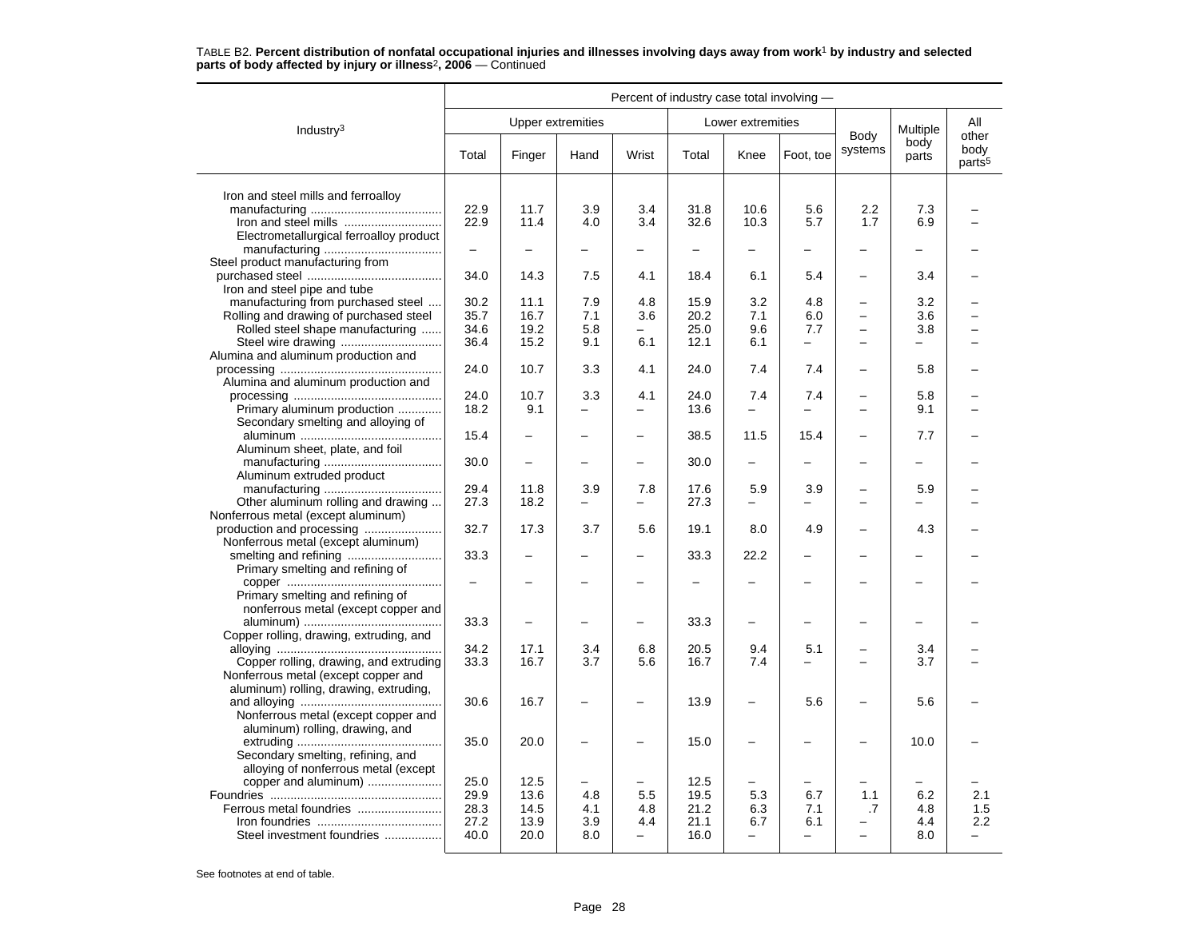TABLE B2. **Percent distribution of nonfatal occupational injuries and illnesses involving days away from work**[1] **by industry and selected parts of body affected by injury or illness**[2]**, 2006** — Continued

| Industry[3] | Percent of industry case total involving — | | | | | | | | | |
|---|---|---|---|---|---|---|---|---|---|---|
| | Upper extremities | | | | Lower extremities | | | Body systems | Multiple body parts | All other body parts[5] |
| | Total | Finger | Hand | Wrist | Total | Knee | Foot, toe | | | |
| Iron and steel mills and ferroalloy manufacturing | 22.9 | 11.7 | 3.9 | 3.4 | 31.8 | 10.6 | 5.6 | 2.2 | 7.3 | – |
| Iron and steel mills | 22.9 | 11.4 | 4.0 | 3.4 | 32.6 | 10.3 | 5.7 | 1.7 | 6.9 | – |
| Electrometallurgical ferroalloy product manufacturing | – | – | – | – | – | – | – | – | – | – |
| Steel product manufacturing from purchased steel | 34.0 | 14.3 | 7.5 | 4.1 | 18.4 | 6.1 | 5.4 | – | 3.4 | – |
| Iron and steel pipe and tube manufacturing from purchased steel | 30.2 | 11.1 | 7.9 | 4.8 | 15.9 | 3.2 | 4.8 | – | 3.2 | – |
| Rolling and drawing of purchased steel | 35.7 | 16.7 | 7.1 | 3.6 | 20.2 | 7.1 | 6.0 | – | 3.6 | – |
| Rolled steel shape manufacturing | 34.6 | 19.2 | 5.8 | – | 25.0 | 9.6 | 7.7 | – | 3.8 | – |
| Steel wire drawing | 36.4 | 15.2 | 9.1 | 6.1 | 12.1 | 6.1 | – | – | – | – |
| Alumina and aluminum production and processing | 24.0 | 10.7 | 3.3 | 4.1 | 24.0 | 7.4 | 7.4 | – | 5.8 | – |
| Alumina and aluminum production and processing | 24.0 | 10.7 | 3.3 | 4.1 | 24.0 | 7.4 | 7.4 | – | 5.8 | – |
| Primary aluminum production | 18.2 | 9.1 | – | – | 13.6 | – | – | – | 9.1 | – |
| Secondary smelting and alloying of aluminum | 15.4 | – | – | – | 38.5 | 11.5 | 15.4 | – | 7.7 | – |
| Aluminum sheet, plate, and foil manufacturing | 30.0 | – | – | – | 30.0 | – | – | – | – | – |
| Aluminum extruded product manufacturing | 29.4 | 11.8 | 3.9 | 7.8 | 17.6 | 5.9 | 3.9 | – | 5.9 | – |
| Other aluminum rolling and drawing | 27.3 | 18.2 | – | – | 27.3 | – | – | – | – | – |
| Nonferrous metal (except aluminum) production and processing | 32.7 | 17.3 | 3.7 | 5.6 | 19.1 | 8.0 | 4.9 | – | 4.3 | – |
| Nonferrous metal (except aluminum) smelting and refining | 33.3 | – | – | – | 33.3 | 22.2 | – | – | – | – |
| Primary smelting and refining of copper | – | – | – | – | – | – | – | – | – | – |
| Primary smelting and refining of nonferrous metal (except copper and aluminum) | 33.3 | – | – | – | 33.3 | – | – | – | – | – |
| Copper rolling, drawing, extruding, and alloying | 34.2 | 17.1 | 3.4 | 6.8 | 20.5 | 9.4 | 5.1 | – | 3.4 | – |
| Copper rolling, drawing, and extruding | 33.3 | 16.7 | 3.7 | 5.6 | 16.7 | 7.4 | – | – | 3.7 | – |
| Nonferrous metal (except copper and aluminum) rolling, drawing, extruding, and alloying | 30.6 | 16.7 | – | – | 13.9 | – | 5.6 | – | 5.6 | – |
| Nonferrous metal (except copper and aluminum) rolling, drawing, and extruding | 35.0 | 20.0 | – | – | 15.0 | – | – | – | 10.0 | – |
| Secondary smelting, refining, and alloying of nonferrous metal (except copper and aluminum) | 25.0 | 12.5 | – | – | 12.5 | – | – | – | – | – |
| Foundries | 29.9 | 13.6 | 4.8 | 5.5 | 19.5 | 5.3 | 6.7 | 1.1 | 6.2 | 2.1 |
| Ferrous metal foundries | 28.3 | 14.5 | 4.1 | 4.8 | 21.2 | 6.3 | 7.1 | .7 | 4.8 | 1.5 |
| Iron foundries | 27.2 | 13.9 | 3.9 | 4.4 | 21.1 | 6.7 | 6.1 | – | 4.4 | 2.2 |
| Steel investment foundries | 40.0 | 20.0 | 8.0 | – | 16.0 | – | – | – | 8.0 | – |

See footnotes at end of table.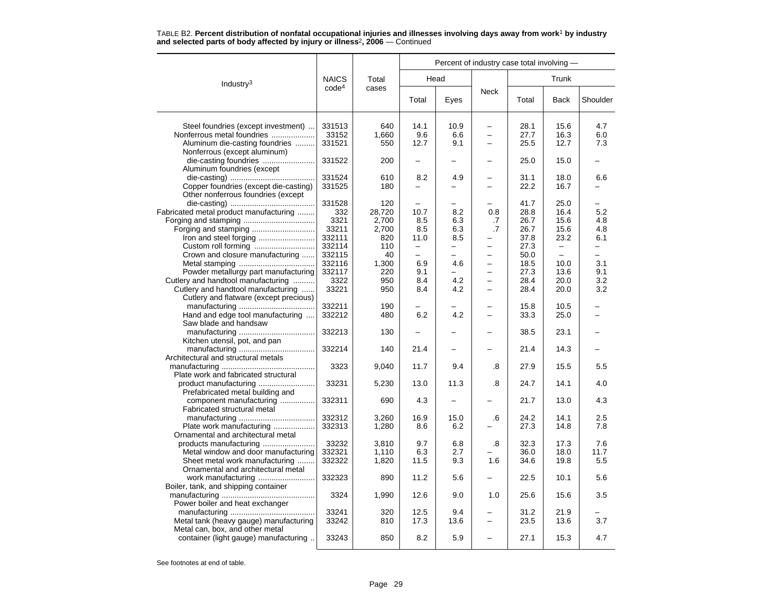TABLE B2. **Percent distribution of nonfatal occupational injuries and illnesses involving days away from work[1] by industry and selected parts of body affected by injury or illness[2], 2006** — Continued

| Industry[3] | NAICS code[4] | Total cases | Percent of industry case total involving — | | | | | |
|---|---|---|---|---|---|---|---|---|
| | | | Head | | Neck | Trunk | | |
| | | | Total | Eyes | | Total | Back | Shoulder |
| Steel foundries (except investment) | 331513 | 640 | 14.1 | 10.9 | – | 28.1 | 15.6 | 4.7 |
| Nonferrous metal foundries | 33152 | 1,660 | 9.6 | 6.6 | – | 27.7 | 16.3 | 6.0 |
| Aluminum die-casting foundries | 331521 | 550 | 12.7 | 9.1 | – | 25.5 | 12.7 | 7.3 |
| Nonferrous (except aluminum) die-casting foundries | 331522 | 200 | – | – | – | 25.0 | 15.0 | – |
| Aluminum foundries (except die-casting) | 331524 | 610 | 8.2 | 4.9 | – | 31.1 | 18.0 | 6.6 |
| Copper foundries (except die-casting) | 331525 | 180 | – | – | – | 22.2 | 16.7 | – |
| Other nonferrous foundries (except die-casting) | 331528 | 120 | – | – | – | 41.7 | 25.0 | – |
| Fabricated metal product manufacturing | 332 | 28,720 | 10.7 | 8.2 | 0.8 | 28.8 | 16.4 | 5.2 |
| Forging and stamping | 3321 | 2,700 | 8.5 | 6.3 | .7 | 26.7 | 15.6 | 4.8 |
| Forging and stamping | 33211 | 2,700 | 8.5 | 6.3 | .7 | 26.7 | 15.6 | 4.8 |
| Iron and steel forging | 332111 | 820 | 11.0 | 8.5 | – | 37.8 | 23.2 | 6.1 |
| Custom roll forming | 332114 | 110 | – | – | – | 27.3 | – | – |
| Crown and closure manufacturing | 332115 | 40 | – | – | – | 50.0 | – | – |
| Metal stamping | 332116 | 1,300 | 6.9 | 4.6 | – | 18.5 | 10.0 | 3.1 |
| Powder metallurgy part manufacturing | 332117 | 220 | 9.1 | – | – | 27.3 | 13.6 | 9.1 |
| Cutlery and handtool manufacturing | 3322 | 950 | 8.4 | 4.2 | – | 28.4 | 20.0 | 3.2 |
| Cutlery and handtool manufacturing | 33221 | 950 | 8.4 | 4.2 | – | 28.4 | 20.0 | 3.2 |
| Cutlery and flatware (except precious) manufacturing | 332211 | 190 | – | – | – | 15.8 | 10.5 | – |
| Hand and edge tool manufacturing | 332212 | 480 | 6.2 | 4.2 | – | 33.3 | 25.0 | – |
| Saw blade and handsaw manufacturing | 332213 | 130 | – | – | – | 38.5 | 23.1 | – |
| Kitchen utensil, pot, and pan manufacturing | 332214 | 140 | 21.4 | – | – | 21.4 | 14.3 | – |
| Architectural and structural metals manufacturing | 3323 | 9,040 | 11.7 | 9.4 | .8 | 27.9 | 15.5 | 5.5 |
| Plate work and fabricated structural product manufacturing | 33231 | 5,230 | 13.0 | 11.3 | .8 | 24.7 | 14.1 | 4.0 |
| Prefabricated metal building and component manufacturing | 332311 | 690 | 4.3 | – | – | 21.7 | 13.0 | 4.3 |
| Fabricated structural metal manufacturing | 332312 | 3,260 | 16.9 | 15.0 | .6 | 24.2 | 14.1 | 2.5 |
| Plate work manufacturing | 332313 | 1,280 | 8.6 | 6.2 | – | 27.3 | 14.8 | 7.8 |
| Ornamental and architectural metal products manufacturing | 33232 | 3,810 | 9.7 | 6.8 | .8 | 32.3 | 17.3 | 7.6 |
| Metal window and door manufacturing | 332321 | 1,110 | 6.3 | 2.7 | – | 36.0 | 18.0 | 11.7 |
| Sheet metal work manufacturing | 332322 | 1,820 | 11.5 | 9.3 | 1.6 | 34.6 | 19.8 | 5.5 |
| Ornamental and architectural metal work manufacturing | 332323 | 890 | 11.2 | 5.6 | – | 22.5 | 10.1 | 5.6 |
| Boiler, tank, and shipping container manufacturing | 3324 | 1,990 | 12.6 | 9.0 | 1.0 | 25.6 | 15.6 | 3.5 |
| Power boiler and heat exchanger manufacturing | 33241 | 320 | 12.5 | 9.4 | – | 31.2 | 21.9 | – |
| Metal tank (heavy gauge) manufacturing | 33242 | 810 | 17.3 | 13.6 | – | 23.5 | 13.6 | 3.7 |
| Metal can, box, and other metal container (light gauge) manufacturing | 33243 | 850 | 8.2 | 5.9 | – | 27.1 | 15.3 | 4.7 |

See footnotes at end of table.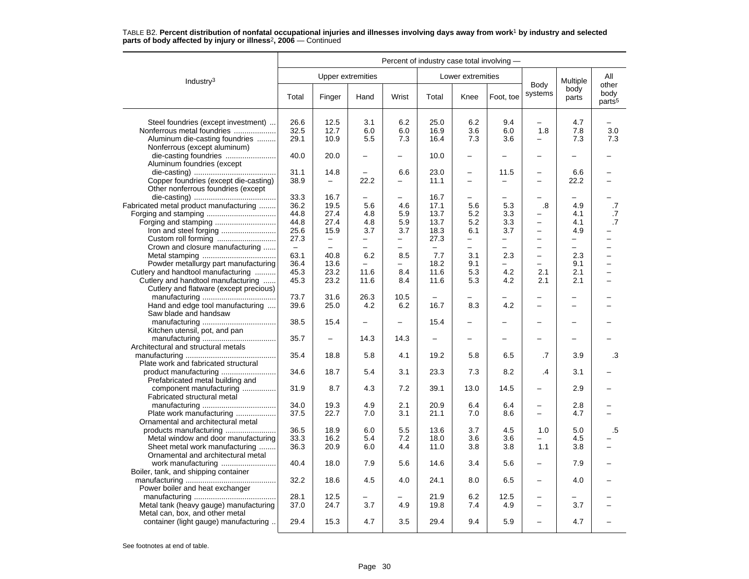TABLE B2. **Percent distribution of nonfatal occupational injuries and illnesses involving days away from work[1] by industry and selected parts of body affected by injury or illness[2], 2006** — Continued

| Industry[3] | Percent of industry case total involving — | | | | | | | | | |
|---|---|---|---|---|---|---|---|---|---|---|
| | Upper extremities | | | | Lower extremities | | | Body systems | Multiple body parts | All other body parts[5] |
| | Total | Finger | Hand | Wrist | Total | Knee | Foot, toe | | | |
| Steel foundries (except investment) | 26.6 | 12.5 | 3.1 | 6.2 | 25.0 | 6.2 | 9.4 | – | 4.7 | – |
| Nonferrous metal foundries | 32.5 | 12.7 | 6.0 | 6.0 | 16.9 | 3.6 | 6.0 | 1.8 | 7.8 | 3.0 |
| Aluminum die-casting foundries | 29.1 | 10.9 | 5.5 | 7.3 | 16.4 | 7.3 | 3.6 | – | 7.3 | 7.3 |
| Nonferrous (except aluminum) die-casting foundries | 40.0 | 20.0 | – | – | 10.0 | – | – | – | – | – |
| Aluminum foundries (except die-casting) | 31.1 | 14.8 | – | 6.6 | 23.0 | – | 11.5 | – | 6.6 | – |
| Copper foundries (except die-casting) | 38.9 | – | 22.2 | – | 11.1 | – | – | – | 22.2 | – |
| Other nonferrous foundries (except die-casting) | 33.3 | 16.7 | – | – | 16.7 | – | – | – | – | – |
| Fabricated metal product manufacturing | 36.2 | 19.5 | 5.6 | 4.6 | 17.1 | 5.6 | 5.3 | .8 | 4.9 | .7 |
| Forging and stamping | 44.8 | 27.4 | 4.8 | 5.9 | 13.7 | 5.2 | 3.3 | – | 4.1 | .7 |
| Forging and stamping | 44.8 | 27.4 | 4.8 | 5.9 | 13.7 | 5.2 | 3.3 | – | 4.1 | .7 |
| Iron and steel forging | 25.6 | 15.9 | 3.7 | 3.7 | 18.3 | 6.1 | 3.7 | – | 4.9 | – |
| Custom roll forming | 27.3 | – | – | – | 27.3 | – | – | – | – | – |
| Crown and closure manufacturing | – | – | – | – | – | – | – | – | – | – |
| Metal stamping | 63.1 | 40.8 | 6.2 | 8.5 | 7.7 | 3.1 | 2.3 | – | 2.3 | – |
| Powder metallurgy part manufacturing | 36.4 | 13.6 | – | – | 18.2 | 9.1 | – | – | 9.1 | – |
| Cutlery and handtool manufacturing | 45.3 | 23.2 | 11.6 | 8.4 | 11.6 | 5.3 | 4.2 | 2.1 | 2.1 | – |
| Cutlery and handtool manufacturing | 45.3 | 23.2 | 11.6 | 8.4 | 11.6 | 5.3 | 4.2 | 2.1 | 2.1 | – |
| Cutlery and flatware (except precious) manufacturing | 73.7 | 31.6 | 26.3 | 10.5 | – | – | – | – | – | – |
| Hand and edge tool manufacturing | 39.6 | 25.0 | 4.2 | 6.2 | 16.7 | 8.3 | 4.2 | – | – | – |
| Saw blade and handsaw manufacturing | 38.5 | 15.4 | – | – | 15.4 | – | – | – | – | – |
| Kitchen utensil, pot, and pan manufacturing | 35.7 | – | 14.3 | 14.3 | – | – | – | – | – | – |
| Architectural and structural metals manufacturing | 35.4 | 18.8 | 5.8 | 4.1 | 19.2 | 5.8 | 6.5 | .7 | 3.9 | .3 |
| Plate work and fabricated structural product manufacturing | 34.6 | 18.7 | 5.4 | 3.1 | 23.3 | 7.3 | 8.2 | .4 | 3.1 | – |
| Prefabricated metal building and component manufacturing | 31.9 | 8.7 | 4.3 | 7.2 | 39.1 | 13.0 | 14.5 | – | 2.9 | – |
| Fabricated structural metal manufacturing | 34.0 | 19.3 | 4.9 | 2.1 | 20.9 | 6.4 | 6.4 | – | 2.8 | – |
| Plate work manufacturing | 37.5 | 22.7 | 7.0 | 3.1 | 21.1 | 7.0 | 8.6 | – | 4.7 | – |
| Ornamental and architectural metal products manufacturing | 36.5 | 18.9 | 6.0 | 5.5 | 13.6 | 3.7 | 4.5 | 1.0 | 5.0 | .5 |
| Metal window and door manufacturing | 33.3 | 16.2 | 5.4 | 7.2 | 18.0 | 3.6 | 3.6 | – | 4.5 | – |
| Sheet metal work manufacturing | 36.3 | 20.9 | 6.0 | 4.4 | 11.0 | 3.8 | 3.8 | 1.1 | 3.8 | – |
| Ornamental and architectural metal work manufacturing | 40.4 | 18.0 | 7.9 | 5.6 | 14.6 | 3.4 | 5.6 | – | 7.9 | – |
| Boiler, tank, and shipping container manufacturing | 32.2 | 18.6 | 4.5 | 4.0 | 24.1 | 8.0 | 6.5 | – | 4.0 | – |
| Power boiler and heat exchanger manufacturing | 28.1 | 12.5 | – | – | 21.9 | 6.2 | 12.5 | – | – | – |
| Metal tank (heavy gauge) manufacturing | 37.0 | 24.7 | 3.7 | 4.9 | 19.8 | 7.4 | 4.9 | – | 3.7 | – |
| Metal can, box, and other metal container (light gauge) manufacturing | 29.4 | 15.3 | 4.7 | 3.5 | 29.4 | 9.4 | 5.9 | – | 4.7 | – |

See footnotes at end of table.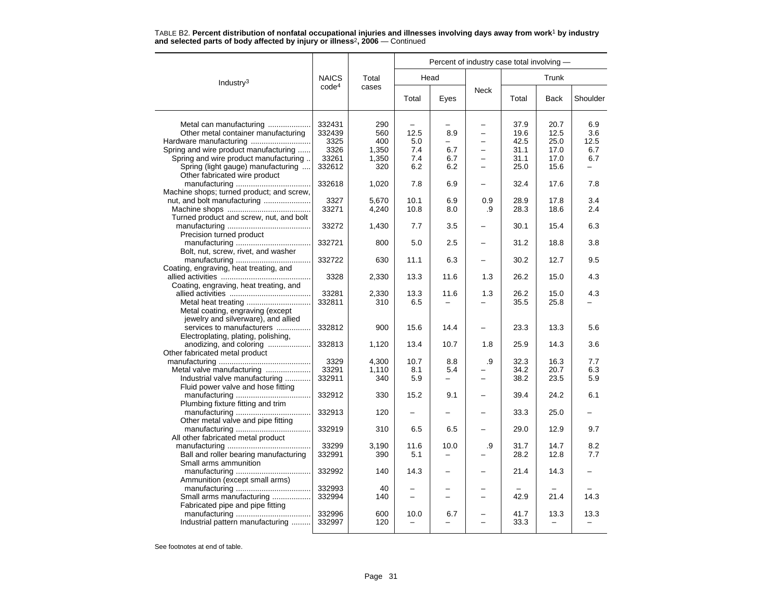TABLE B2. **Percent distribution of nonfatal occupational injuries and illnesses involving days away from work[1] by industry and selected parts of body affected by injury or illness[2], 2006** — Continued

| Industry[3] | NAICS code[4] | Total cases | Percent of industry case total involving — | | | | | |
|---|---|---|---|---|---|---|---|---|
| | | | Head | | Neck | Trunk | | |
| | | | Total | Eyes | | Total | Back | Shoulder |
| Metal can manufacturing | 332431 | 290 | – | – | – | 37.9 | 20.7 | 6.9 |
| Other metal container manufacturing | 332439 | 560 | 12.5 | 8.9 | – | 19.6 | 12.5 | 3.6 |
| Hardware manufacturing | 3325 | 400 | 5.0 | – | – | 42.5 | 25.0 | 12.5 |
| Spring and wire product manufacturing | 3326 | 1,350 | 7.4 | 6.7 | – | 31.1 | 17.0 | 6.7 |
| Spring and wire product manufacturing | 33261 | 1,350 | 7.4 | 6.7 | – | 31.1 | 17.0 | 6.7 |
| Spring (light gauge) manufacturing | 332612 | 320 | 6.2 | 6.2 | – | 25.0 | 15.6 | – |
| Other fabricated wire product manufacturing | 332618 | 1,020 | 7.8 | 6.9 | – | 32.4 | 17.6 | 7.8 |
| Machine shops; turned product; and screw, nut, and bolt manufacturing | 3327 | 5,670 | 10.1 | 6.9 | 0.9 | 28.9 | 17.8 | 3.4 |
| Machine shops | 33271 | 4,240 | 10.8 | 8.0 | .9 | 28.3 | 18.6 | 2.4 |
| Turned product and screw, nut, and bolt manufacturing | 33272 | 1,430 | 7.7 | 3.5 | – | 30.1 | 15.4 | 6.3 |
| Precision turned product manufacturing | 332721 | 800 | 5.0 | 2.5 | – | 31.2 | 18.8 | 3.8 |
| Bolt, nut, screw, rivet, and washer manufacturing | 332722 | 630 | 11.1 | 6.3 | – | 30.2 | 12.7 | 9.5 |
| Coating, engraving, heat treating, and allied activities | 3328 | 2,330 | 13.3 | 11.6 | 1.3 | 26.2 | 15.0 | 4.3 |
| Coating, engraving, heat treating, and allied activities | 33281 | 2,330 | 13.3 | 11.6 | 1.3 | 26.2 | 15.0 | 4.3 |
| Metal heat treating | 332811 | 310 | 6.5 | – | – | 35.5 | 25.8 | – |
| Metal coating, engraving (except jewelry and silverware), and allied services to manufacturers | 332812 | 900 | 15.6 | 14.4 | – | 23.3 | 13.3 | 5.6 |
| Electroplating, plating, polishing, anodizing, and coloring | 332813 | 1,120 | 13.4 | 10.7 | 1.8 | 25.9 | 14.3 | 3.6 |
| Other fabricated metal product manufacturing | 3329 | 4,300 | 10.7 | 8.8 | .9 | 32.3 | 16.3 | 7.7 |
| Metal valve manufacturing | 33291 | 1,110 | 8.1 | 5.4 | – | 34.2 | 20.7 | 6.3 |
| Industrial valve manufacturing | 332911 | 340 | 5.9 | – | – | 38.2 | 23.5 | 5.9 |
| Fluid power valve and hose fitting manufacturing | 332912 | 330 | 15.2 | 9.1 | – | 39.4 | 24.2 | 6.1 |
| Plumbing fixture fitting and trim manufacturing | 332913 | 120 | – | – | – | 33.3 | 25.0 | – |
| Other metal valve and pipe fitting manufacturing | 332919 | 310 | 6.5 | 6.5 | – | 29.0 | 12.9 | 9.7 |
| All other fabricated metal product manufacturing | 33299 | 3,190 | 11.6 | 10.0 | .9 | 31.7 | 14.7 | 8.2 |
| Ball and roller bearing manufacturing | 332991 | 390 | 5.1 | – | – | 28.2 | 12.8 | 7.7 |
| Small arms ammunition manufacturing | 332992 | 140 | 14.3 | – | – | 21.4 | 14.3 | – |
| Ammunition (except small arms) manufacturing | 332993 | 40 | – | – | – | – | – | – |
| Small arms manufacturing | 332994 | 140 | – | – | – | 42.9 | 21.4 | 14.3 |
| Fabricated pipe and pipe fitting manufacturing | 332996 | 600 | 10.0 | 6.7 | – | 41.7 | 13.3 | 13.3 |
| Industrial pattern manufacturing | 332997 | 120 | – | – | – | 33.3 | – | – |

See footnotes at end of table.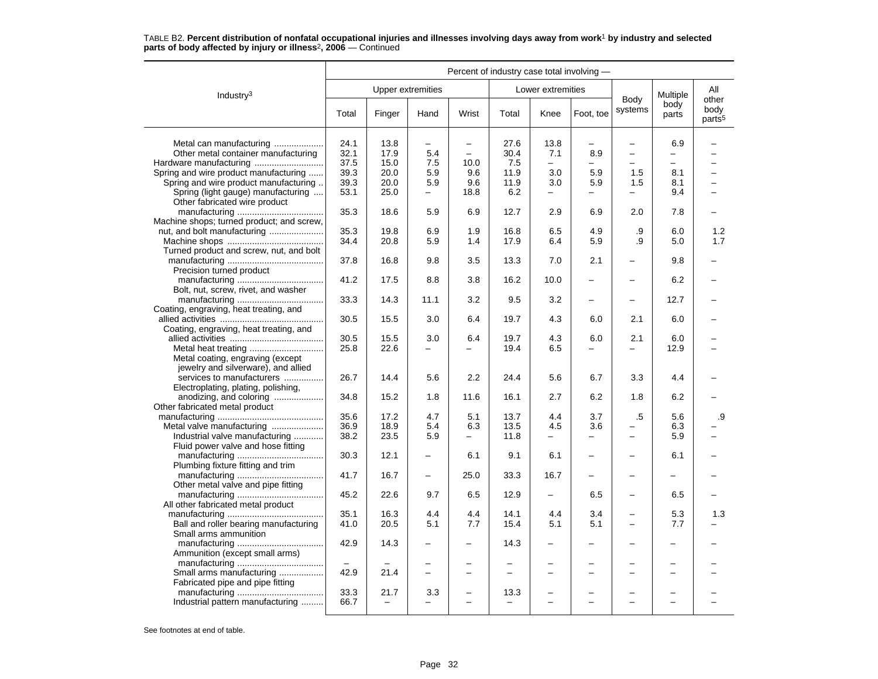TABLE B2. **Percent distribution of nonfatal occupational injuries and illnesses involving days away from work[1] by industry and selected parts of body affected by injury or illness[2], 2006** — Continued

| Industry[3] | Percent of industry case total involving — | | | | | | | | | |
|---|---|---|---|---|---|---|---|---|---|---|
| | Upper extremities | | | | Lower extremities | | | Body systems | Multiple body parts | All other body parts[5] |
| | Total | Finger | Hand | Wrist | Total | Knee | Foot, toe | | | |
| Metal can manufacturing | 24.1 | 13.8 | – | – | 27.6 | 13.8 | – | – | 6.9 | – |
| Other metal container manufacturing | 32.1 | 17.9 | 5.4 | – | 30.4 | 7.1 | 8.9 | – | – | – |
| Hardware manufacturing | 37.5 | 15.0 | 7.5 | 10.0 | 7.5 | – | – | – | – | – |
| Spring and wire product manufacturing | 39.3 | 20.0 | 5.9 | 9.6 | 11.9 | 3.0 | 5.9 | 1.5 | 8.1 | – |
| Spring and wire product manufacturing | 39.3 | 20.0 | 5.9 | 9.6 | 11.9 | 3.0 | 5.9 | 1.5 | 8.1 | – |
| Spring (light gauge) manufacturing | 53.1 | 25.0 | – | 18.8 | 6.2 | – | – | – | 9.4 | – |
| Other fabricated wire product manufacturing | 35.3 | 18.6 | 5.9 | 6.9 | 12.7 | 2.9 | 6.9 | 2.0 | 7.8 | – |
| Machine shops; turned product; and screw, nut, and bolt manufacturing | 35.3 | 19.8 | 6.9 | 1.9 | 16.8 | 6.5 | 4.9 | .9 | 6.0 | 1.2 |
| Machine shops | 34.4 | 20.8 | 5.9 | 1.4 | 17.9 | 6.4 | 5.9 | .9 | 5.0 | 1.7 |
| Turned product and screw, nut, and bolt manufacturing | 37.8 | 16.8 | 9.8 | 3.5 | 13.3 | 7.0 | 2.1 | – | 9.8 | – |
| Precision turned product manufacturing | 41.2 | 17.5 | 8.8 | 3.8 | 16.2 | 10.0 | – | – | 6.2 | – |
| Bolt, nut, screw, rivet, and washer manufacturing | 33.3 | 14.3 | 11.1 | 3.2 | 9.5 | 3.2 | – | – | 12.7 | – |
| Coating, engraving, heat treating, and allied activities | 30.5 | 15.5 | 3.0 | 6.4 | 19.7 | 4.3 | 6.0 | 2.1 | 6.0 | – |
| Coating, engraving, heat treating, and allied activities | 30.5 | 15.5 | 3.0 | 6.4 | 19.7 | 4.3 | 6.0 | 2.1 | 6.0 | – |
| Metal heat treating | 25.8 | 22.6 | – | – | 19.4 | 6.5 | – | – | 12.9 | – |
| Metal coating, engraving (except jewelry and silverware), and allied services to manufacturers | 26.7 | 14.4 | 5.6 | 2.2 | 24.4 | 5.6 | 6.7 | 3.3 | 4.4 | – |
| Electroplating, plating, polishing, anodizing, and coloring | 34.8 | 15.2 | 1.8 | 11.6 | 16.1 | 2.7 | 6.2 | 1.8 | 6.2 | – |
| Other fabricated metal product manufacturing | 35.6 | 17.2 | 4.7 | 5.1 | 13.7 | 4.4 | 3.7 | .5 | 5.6 | .9 |
| Metal valve manufacturing | 36.9 | 18.9 | 5.4 | 6.3 | 13.5 | 4.5 | 3.6 | – | 6.3 | – |
| Industrial valve manufacturing | 38.2 | 23.5 | 5.9 | – | 11.8 | – | – | – | 5.9 | – |
| Fluid power valve and hose fitting manufacturing | 30.3 | 12.1 | – | 6.1 | 9.1 | 6.1 | – | – | 6.1 | – |
| Plumbing fixture fitting and trim manufacturing | 41.7 | 16.7 | – | 25.0 | 33.3 | 16.7 | – | – | – | – |
| Other metal valve and pipe fitting manufacturing | 45.2 | 22.6 | 9.7 | 6.5 | 12.9 | – | 6.5 | – | 6.5 | – |
| All other fabricated metal product manufacturing | 35.1 | 16.3 | 4.4 | 4.4 | 14.1 | 4.4 | 3.4 | – | 5.3 | 1.3 |
| Ball and roller bearing manufacturing | 41.0 | 20.5 | 5.1 | 7.7 | 15.4 | 5.1 | 5.1 | – | 7.7 | – |
| Small arms ammunition manufacturing | 42.9 | 14.3 | – | – | 14.3 | – | – | – | – | – |
| Ammunition (except small arms) manufacturing | – | – | – | – | – | – | – | – | – | – |
| Small arms manufacturing | 42.9 | 21.4 | – | – | – | – | – | – | – | – |
| Fabricated pipe and pipe fitting manufacturing | 33.3 | 21.7 | 3.3 | – | 13.3 | – | – | – | – | – |
| Industrial pattern manufacturing | 66.7 | – | – | – | – | – | – | – | – | – |

See footnotes at end of table.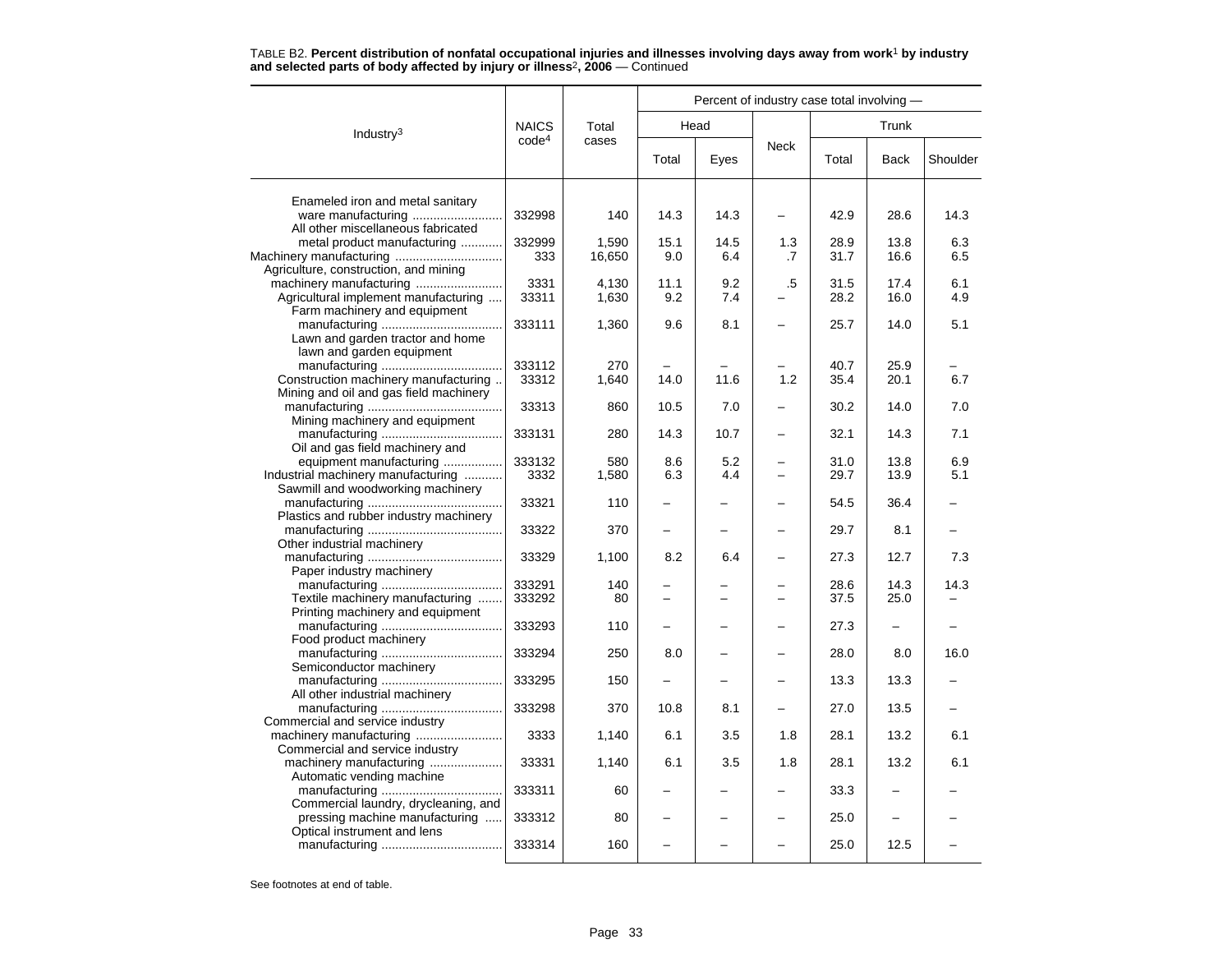TABLE B2. **Percent distribution of nonfatal occupational injuries and illnesses involving days away from work[1] by industry and selected parts of body affected by injury or illness[2], 2006** — Continued

| Industry[3] | NAICS code[4] | Total cases | Percent of industry case total involving — | | | | | |
|---|---|---|---|---|---|---|---|---|
| | | | Head | | Neck | Trunk | | |
| | | | Total | Eyes | | Total | Back | Shoulder |
| Enameled iron and metal sanitary ware manufacturing | 332998 | 140 | 14.3 | 14.3 | – | 42.9 | 28.6 | 14.3 |
| All other miscellaneous fabricated metal product manufacturing | 332999 | 1,590 | 15.1 | 14.5 | 1.3 | 28.9 | 13.8 | 6.3 |
| Machinery manufacturing | 333 | 16,650 | 9.0 | 6.4 | .7 | 31.7 | 16.6 | 6.5 |
| Agriculture, construction, and mining machinery manufacturing | 3331 | 4,130 | 11.1 | 9.2 | .5 | 31.5 | 17.4 | 6.1 |
| Agricultural implement manufacturing | 33311 | 1,630 | 9.2 | 7.4 | – | 28.2 | 16.0 | 4.9 |
| Farm machinery and equipment manufacturing | 333111 | 1,360 | 9.6 | 8.1 | – | 25.7 | 14.0 | 5.1 |
| Lawn and garden tractor and home lawn and garden equipment manufacturing | 333112 | 270 | – | – | – | 40.7 | 25.9 | – |
| Construction machinery manufacturing | 33312 | 1,640 | 14.0 | 11.6 | 1.2 | 35.4 | 20.1 | 6.7 |
| Mining and oil and gas field machinery manufacturing | 33313 | 860 | 10.5 | 7.0 | – | 30.2 | 14.0 | 7.0 |
| Mining machinery and equipment manufacturing | 333131 | 280 | 14.3 | 10.7 | – | 32.1 | 14.3 | 7.1 |
| Oil and gas field machinery and equipment manufacturing | 333132 | 580 | 8.6 | 5.2 | – | 31.0 | 13.8 | 6.9 |
| Industrial machinery manufacturing | 3332 | 1,580 | 6.3 | 4.4 | – | 29.7 | 13.9 | 5.1 |
| Sawmill and woodworking machinery manufacturing | 33321 | 110 | – | – | – | 54.5 | 36.4 | – |
| Plastics and rubber industry machinery manufacturing | 33322 | 370 | – | – | – | 29.7 | 8.1 | – |
| Other industrial machinery manufacturing | 33329 | 1,100 | 8.2 | 6.4 | – | 27.3 | 12.7 | 7.3 |
| Paper industry machinery manufacturing | 333291 | 140 | – | – | – | 28.6 | 14.3 | 14.3 |
| Textile machinery manufacturing | 333292 | 80 | – | – | – | 37.5 | 25.0 | – |
| Printing machinery and equipment manufacturing | 333293 | 110 | – | – | – | 27.3 | – | – |
| Food product machinery manufacturing | 333294 | 250 | 8.0 | – | – | 28.0 | 8.0 | 16.0 |
| Semiconductor machinery manufacturing | 333295 | 150 | – | – | – | 13.3 | 13.3 | – |
| All other industrial machinery manufacturing | 333298 | 370 | 10.8 | 8.1 | – | 27.0 | 13.5 | – |
| Commercial and service industry machinery manufacturing | 3333 | 1,140 | 6.1 | 3.5 | 1.8 | 28.1 | 13.2 | 6.1 |
| Commercial and service industry machinery manufacturing | 33331 | 1,140 | 6.1 | 3.5 | 1.8 | 28.1 | 13.2 | 6.1 |
| Automatic vending machine manufacturing | 333311 | 60 | – | – | – | 33.3 | – | – |
| Commercial laundry, drycleaning, and pressing machine manufacturing | 333312 | 80 | – | – | – | 25.0 | – | – |
| Optical instrument and lens manufacturing | 333314 | 160 | – | – | – | 25.0 | 12.5 | – |

See footnotes at end of table.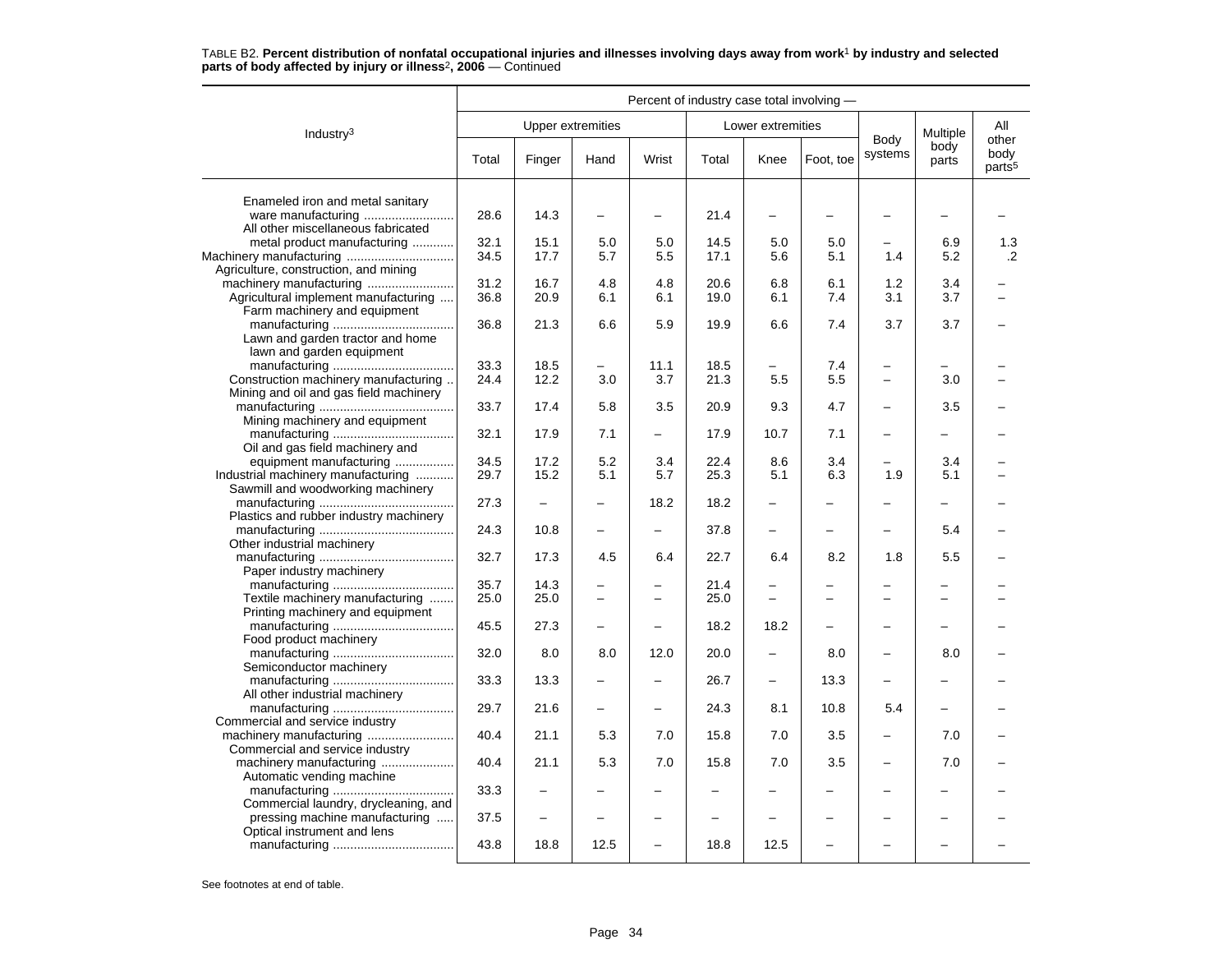TABLE B2. **Percent distribution of nonfatal occupational injuries and illnesses involving days away from work[1] by industry and selected parts of body affected by injury or illness[2], 2006** — Continued

| Industry[3] | Percent of industry case total involving — | | | | | | | | | |
|---|---|---|---|---|---|---|---|---|---|---|
| | Upper extremities | | | | Lower extremities | | | Body systems | Multiple body parts | All other body parts[5] |
| | Total | Finger | Hand | Wrist | Total | Knee | Foot, toe | | | |
| Enameled iron and metal sanitary ware manufacturing | 28.6 | 14.3 | – | – | 21.4 | – | – | – | – | – |
| All other miscellaneous fabricated metal product manufacturing | 32.1 | 15.1 | 5.0 | 5.0 | 14.5 | 5.0 | 5.0 | – | 6.9 | 1.3 |
| Machinery manufacturing | 34.5 | 17.7 | 5.7 | 5.5 | 17.1 | 5.6 | 5.1 | 1.4 | 5.2 | .2 |
| Agriculture, construction, and mining machinery manufacturing | 31.2 | 16.7 | 4.8 | 4.8 | 20.6 | 6.8 | 6.1 | 1.2 | 3.4 | – |
| Agricultural implement manufacturing | 36.8 | 20.9 | 6.1 | 6.1 | 19.0 | 6.1 | 7.4 | 3.1 | 3.7 | – |
| Farm machinery and equipment manufacturing | 36.8 | 21.3 | 6.6 | 5.9 | 19.9 | 6.6 | 7.4 | 3.7 | 3.7 | – |
| Lawn and garden tractor and home lawn and garden equipment manufacturing | 33.3 | 18.5 | – | 11.1 | 18.5 | – | 7.4 | – | – | – |
| Construction machinery manufacturing | 24.4 | 12.2 | 3.0 | 3.7 | 21.3 | 5.5 | 5.5 | – | 3.0 | – |
| Mining and oil and gas field machinery manufacturing | 33.7 | 17.4 | 5.8 | 3.5 | 20.9 | 9.3 | 4.7 | – | 3.5 | – |
| Mining machinery and equipment manufacturing | 32.1 | 17.9 | 7.1 | – | 17.9 | 10.7 | 7.1 | – | – | – |
| Oil and gas field machinery and equipment manufacturing | 34.5 | 17.2 | 5.2 | 3.4 | 22.4 | 8.6 | 3.4 | – | 3.4 | – |
| Industrial machinery manufacturing | 29.7 | 15.2 | 5.1 | 5.7 | 25.3 | 5.1 | 6.3 | 1.9 | 5.1 | – |
| Sawmill and woodworking machinery manufacturing | 27.3 | – | – | 18.2 | 18.2 | – | – | – | – | – |
| Plastics and rubber industry machinery manufacturing | 24.3 | 10.8 | – | – | 37.8 | – | – | – | 5.4 | – |
| Other industrial machinery manufacturing | 32.7 | 17.3 | 4.5 | 6.4 | 22.7 | 6.4 | 8.2 | 1.8 | 5.5 | – |
| Paper industry machinery manufacturing | 35.7 | 14.3 | – | – | 21.4 | – | – | – | – | – |
| Textile machinery manufacturing | 25.0 | 25.0 | – | – | 25.0 | – | – | – | – | – |
| Printing machinery and equipment manufacturing | 45.5 | 27.3 | – | – | 18.2 | 18.2 | – | – | – | – |
| Food product machinery manufacturing | 32.0 | 8.0 | 8.0 | 12.0 | 20.0 | – | 8.0 | – | 8.0 | – |
| Semiconductor machinery manufacturing | 33.3 | 13.3 | – | – | 26.7 | – | 13.3 | – | – | – |
| All other industrial machinery manufacturing | 29.7 | 21.6 | – | – | 24.3 | 8.1 | 10.8 | 5.4 | – | – |
| Commercial and service industry machinery manufacturing | 40.4 | 21.1 | 5.3 | 7.0 | 15.8 | 7.0 | 3.5 | – | 7.0 | – |
| Commercial and service industry machinery manufacturing | 40.4 | 21.1 | 5.3 | 7.0 | 15.8 | 7.0 | 3.5 | – | 7.0 | – |
| Automatic vending machine manufacturing | 33.3 | – | – | – | – | – | – | – | – | – |
| Commercial laundry, drycleaning, and pressing machine manufacturing | 37.5 | – | – | – | – | – | – | – | – | – |
| Optical instrument and lens manufacturing | 43.8 | 18.8 | 12.5 | – | 18.8 | 12.5 | – | – | – | – |

See footnotes at end of table.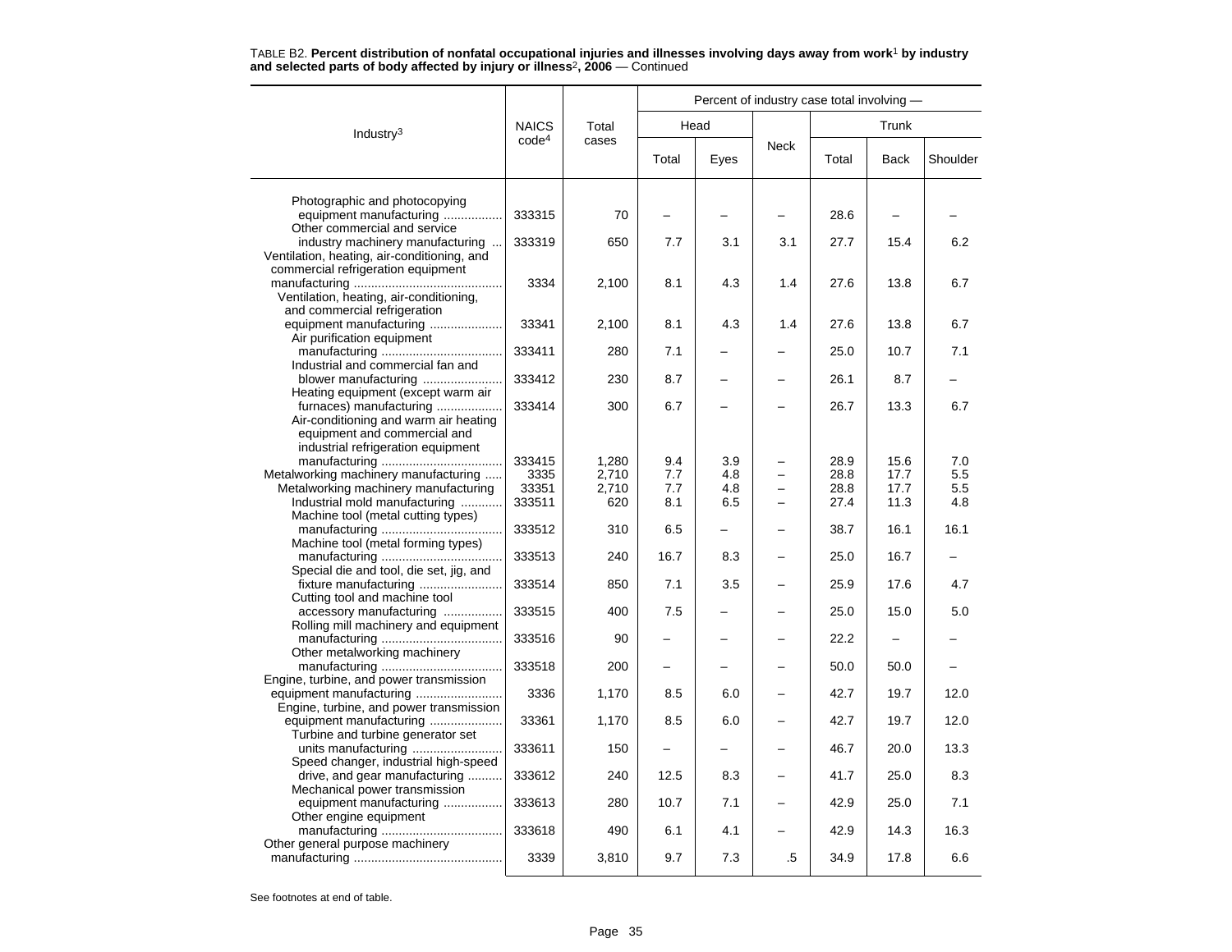TABLE B2. **Percent distribution of nonfatal occupational injuries and illnesses involving days away from work[1] by industry and selected parts of body affected by injury or illness[2], 2006** — Continued

| Industry[3] | NAICS code[4] | Total cases | Percent of industry case total involving — Head | | Neck | Trunk | | |
|---|---|---|---|---|---|---|---|---|
| | | | Total | Eyes | | Total | Back | Shoulder |
| Photographic and photocopying equipment manufacturing | 333315 | 70 | – | – | – | 28.6 | – | – |
| Other commercial and service industry machinery manufacturing | 333319 | 650 | 7.7 | 3.1 | 3.1 | 27.7 | 15.4 | 6.2 |
| Ventilation, heating, air-conditioning, and commercial refrigeration equipment manufacturing | 3334 | 2,100 | 8.1 | 4.3 | 1.4 | 27.6 | 13.8 | 6.7 |
| Ventilation, heating, air-conditioning, and commercial refrigeration equipment manufacturing | 33341 | 2,100 | 8.1 | 4.3 | 1.4 | 27.6 | 13.8 | 6.7 |
| Air purification equipment manufacturing | 333411 | 280 | 7.1 | – | – | 25.0 | 10.7 | 7.1 |
| Industrial and commercial fan and blower manufacturing | 333412 | 230 | 8.7 | – | – | 26.1 | 8.7 | – |
| Heating equipment (except warm air furnaces) manufacturing | 333414 | 300 | 6.7 | – | – | 26.7 | 13.3 | 6.7 |
| Air-conditioning and warm air heating equipment and commercial and industrial refrigeration equipment manufacturing | 333415 | 1,280 | 9.4 | 3.9 | – | 28.9 | 15.6 | 7.0 |
| Metalworking machinery manufacturing | 3335 | 2,710 | 7.7 | 4.8 | – | 28.8 | 17.7 | 5.5 |
| Metalworking machinery manufacturing | 33351 | 2,710 | 7.7 | 4.8 | – | 28.8 | 17.7 | 5.5 |
| Industrial mold manufacturing | 333511 | 620 | 8.1 | 6.5 | – | 27.4 | 11.3 | 4.8 |
| Machine tool (metal cutting types) manufacturing | 333512 | 310 | 6.5 | – | – | 38.7 | 16.1 | 16.1 |
| Machine tool (metal forming types) manufacturing | 333513 | 240 | 16.7 | 8.3 | – | 25.0 | 16.7 | – |
| Special die and tool, die set, jig, and fixture manufacturing | 333514 | 850 | 7.1 | 3.5 | – | 25.9 | 17.6 | 4.7 |
| Cutting tool and machine tool accessory manufacturing | 333515 | 400 | 7.5 | – | – | 25.0 | 15.0 | 5.0 |
| Rolling mill machinery and equipment manufacturing | 333516 | 90 | – | – | – | 22.2 | – | – |
| Other metalworking machinery manufacturing | 333518 | 200 | – | – | – | 50.0 | 50.0 | – |
| Engine, turbine, and power transmission equipment manufacturing | 3336 | 1,170 | 8.5 | 6.0 | – | 42.7 | 19.7 | 12.0 |
| Engine, turbine, and power transmission equipment manufacturing | 33361 | 1,170 | 8.5 | 6.0 | – | 42.7 | 19.7 | 12.0 |
| Turbine and turbine generator set units manufacturing | 333611 | 150 | – | – | – | 46.7 | 20.0 | 13.3 |
| Speed changer, industrial high-speed drive, and gear manufacturing | 333612 | 240 | 12.5 | 8.3 | – | 41.7 | 25.0 | 8.3 |
| Mechanical power transmission equipment manufacturing | 333613 | 280 | 10.7 | 7.1 | – | 42.9 | 25.0 | 7.1 |
| Other engine equipment manufacturing | 333618 | 490 | 6.1 | 4.1 | – | 42.9 | 14.3 | 16.3 |
| Other general purpose machinery manufacturing | 3339 | 3,810 | 9.7 | 7.3 | .5 | 34.9 | 17.8 | 6.6 |

See footnotes at end of table.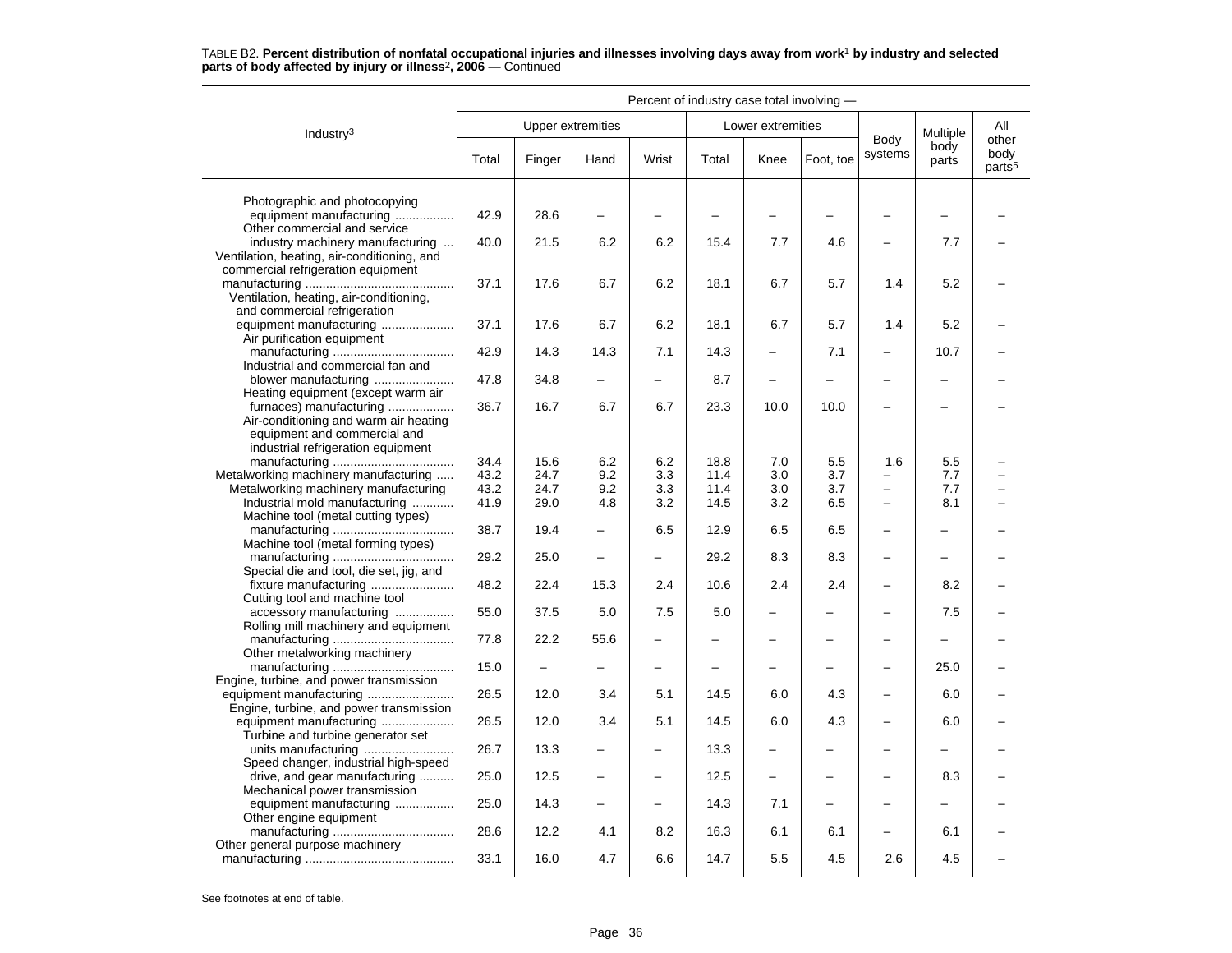TABLE B2. **Percent distribution of nonfatal occupational injuries and illnesses involving days away from work[1] by industry and selected parts of body affected by injury or illness[2], 2006** — Continued

| Industry[3] | Percent of industry case total involving — | | | | | | | | | |
|---|---|---|---|---|---|---|---|---|---|---|
| | Upper extremities | | | | Lower extremities | | | Body systems | Multiple body parts | All other body parts[5] |
| | Total | Finger | Hand | Wrist | Total | Knee | Foot, toe | | | |
| Photographic and photocopying equipment manufacturing | 42.9 | 28.6 | – | – | – | – | – | – | – | – |
| Other commercial and service industry machinery manufacturing | 40.0 | 21.5 | 6.2 | 6.2 | 15.4 | 7.7 | 4.6 | – | 7.7 | – |
| Ventilation, heating, air-conditioning, and commercial refrigeration equipment manufacturing | 37.1 | 17.6 | 6.7 | 6.2 | 18.1 | 6.7 | 5.7 | 1.4 | 5.2 | – |
| Ventilation, heating, air-conditioning, and commercial refrigeration equipment manufacturing | 37.1 | 17.6 | 6.7 | 6.2 | 18.1 | 6.7 | 5.7 | 1.4 | 5.2 | – |
| Air purification equipment manufacturing | 42.9 | 14.3 | 14.3 | 7.1 | 14.3 | – | 7.1 | – | 10.7 | – |
| Industrial and commercial fan and blower manufacturing | 47.8 | 34.8 | – | – | 8.7 | – | – | – | – | – |
| Heating equipment (except warm air furnaces) manufacturing | 36.7 | 16.7 | 6.7 | 6.7 | 23.3 | 10.0 | 10.0 | – | – | – |
| Air-conditioning and warm air heating equipment and commercial and industrial refrigeration equipment manufacturing | 34.4 | 15.6 | 6.2 | 6.2 | 18.8 | 7.0 | 5.5 | 1.6 | 5.5 | – |
| Metalworking machinery manufacturing | 43.2 | 24.7 | 9.2 | 3.3 | 11.4 | 3.0 | 3.7 | – | 7.7 | – |
| Metalworking machinery manufacturing | 43.2 | 24.7 | 9.2 | 3.3 | 11.4 | 3.0 | 3.7 | – | 7.7 | – |
| Industrial mold manufacturing | 41.9 | 29.0 | 4.8 | 3.2 | 14.5 | 3.2 | 6.5 | – | 8.1 | – |
| Machine tool (metal cutting types) manufacturing | 38.7 | 19.4 | – | 6.5 | 12.9 | 6.5 | 6.5 | – | – | – |
| Machine tool (metal forming types) manufacturing | 29.2 | 25.0 | – | – | 29.2 | 8.3 | 8.3 | – | – | – |
| Special die and tool, die set, jig, and fixture manufacturing | 48.2 | 22.4 | 15.3 | 2.4 | 10.6 | 2.4 | 2.4 | – | 8.2 | – |
| Cutting tool and machine tool accessory manufacturing | 55.0 | 37.5 | 5.0 | 7.5 | 5.0 | – | – | – | 7.5 | – |
| Rolling mill machinery and equipment manufacturing | 77.8 | 22.2 | 55.6 | – | – | – | – | – | – | – |
| Other metalworking machinery manufacturing | 15.0 | – | – | – | – | – | – | – | 25.0 | – |
| Engine, turbine, and power transmission equipment manufacturing | 26.5 | 12.0 | 3.4 | 5.1 | 14.5 | 6.0 | 4.3 | – | 6.0 | – |
| Engine, turbine, and power transmission equipment manufacturing | 26.5 | 12.0 | 3.4 | 5.1 | 14.5 | 6.0 | 4.3 | – | 6.0 | – |
| Turbine and turbine generator set units manufacturing | 26.7 | 13.3 | – | – | 13.3 | – | – | – | – | – |
| Speed changer, industrial high-speed drive, and gear manufacturing | 25.0 | 12.5 | – | – | 12.5 | – | – | – | 8.3 | – |
| Mechanical power transmission equipment manufacturing | 25.0 | 14.3 | – | – | 14.3 | 7.1 | – | – | – | – |
| Other engine equipment manufacturing | 28.6 | 12.2 | 4.1 | 8.2 | 16.3 | 6.1 | 6.1 | – | 6.1 | – |
| Other general purpose machinery manufacturing | 33.1 | 16.0 | 4.7 | 6.6 | 14.7 | 5.5 | 4.5 | 2.6 | 4.5 | – |

See footnotes at end of table.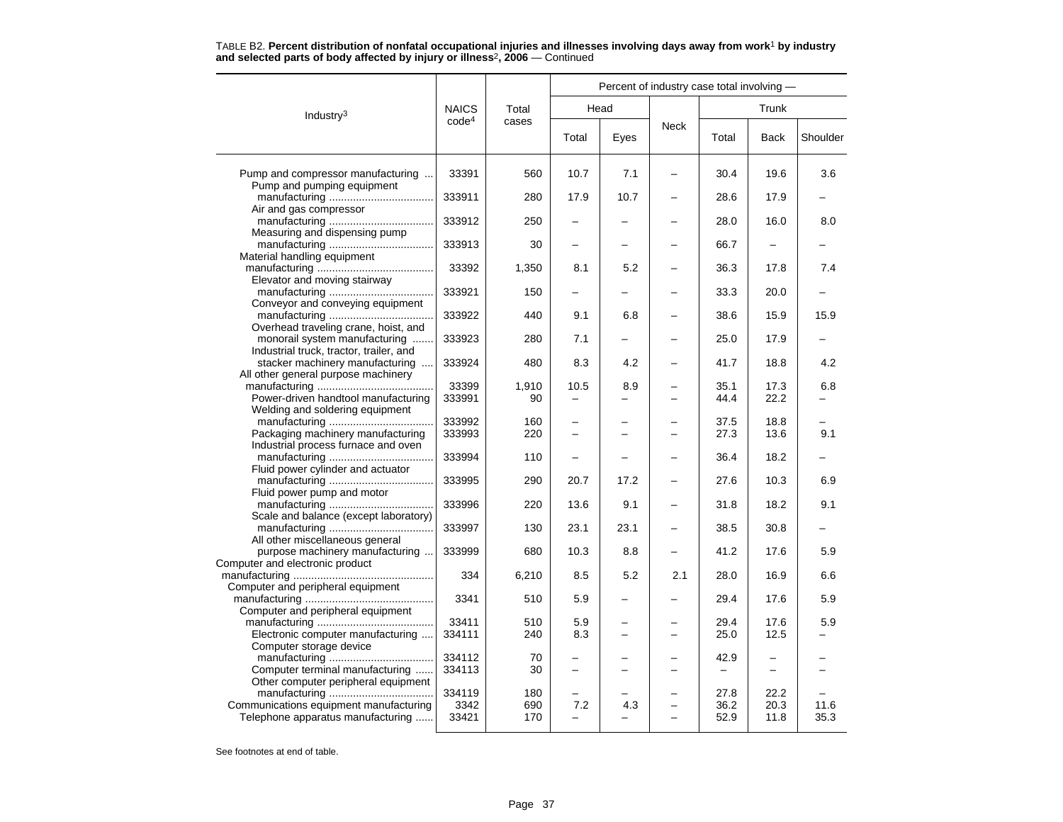TABLE B2. **Percent distribution of nonfatal occupational injuries and illnesses involving days away from work[1] by industry and selected parts of body affected by injury or illness[2], 2006** — Continued

| Industry[3] | NAICS code[4] | Total cases | Percent of industry case total involving — | | | | | |
|---|---|---|---|---|---|---|---|---|
| | | | Head | | Neck | Trunk | | |
| | | | Total | Eyes | | Total | Back | Shoulder |
| Pump and compressor manufacturing | 33391 | 560 | 10.7 | 7.1 | – | 30.4 | 19.6 | 3.6 |
| Pump and pumping equipment manufacturing | 333911 | 280 | 17.9 | 10.7 | – | 28.6 | 17.9 | – |
| Air and gas compressor manufacturing | 333912 | 250 | – | – | – | 28.0 | 16.0 | 8.0 |
| Measuring and dispensing pump manufacturing | 333913 | 30 | – | – | – | 66.7 | – | – |
| Material handling equipment manufacturing | 33392 | 1,350 | 8.1 | 5.2 | – | 36.3 | 17.8 | 7.4 |
| Elevator and moving stairway manufacturing | 333921 | 150 | – | – | – | 33.3 | 20.0 | – |
| Conveyor and conveying equipment manufacturing | 333922 | 440 | 9.1 | 6.8 | – | 38.6 | 15.9 | 15.9 |
| Overhead traveling crane, hoist, and monorail system manufacturing | 333923 | 280 | 7.1 | – | – | 25.0 | 17.9 | – |
| Industrial truck, tractor, trailer, and stacker machinery manufacturing | 333924 | 480 | 8.3 | 4.2 | – | 41.7 | 18.8 | 4.2 |
| All other general purpose machinery manufacturing | 33399 | 1,910 | 10.5 | 8.9 | – | 35.1 | 17.3 | 6.8 |
| Power-driven handtool manufacturing | 333991 | 90 | – | – | – | 44.4 | 22.2 | – |
| Welding and soldering equipment manufacturing | 333992 | 160 | – | – | – | 37.5 | 18.8 | – |
| Packaging machinery manufacturing | 333993 | 220 | – | – | – | 27.3 | 13.6 | 9.1 |
| Industrial process furnace and oven manufacturing | 333994 | 110 | – | – | – | 36.4 | 18.2 | – |
| Fluid power cylinder and actuator manufacturing | 333995 | 290 | 20.7 | 17.2 | – | 27.6 | 10.3 | 6.9 |
| Fluid power pump and motor manufacturing | 333996 | 220 | 13.6 | 9.1 | – | 31.8 | 18.2 | 9.1 |
| Scale and balance (except laboratory) manufacturing | 333997 | 130 | 23.1 | 23.1 | – | 38.5 | 30.8 | – |
| All other miscellaneous general purpose machinery manufacturing | 333999 | 680 | 10.3 | 8.8 | – | 41.2 | 17.6 | 5.9 |
| Computer and electronic product manufacturing | 334 | 6,210 | 8.5 | 5.2 | 2.1 | 28.0 | 16.9 | 6.6 |
| Computer and peripheral equipment manufacturing | 3341 | 510 | 5.9 | – | – | 29.4 | 17.6 | 5.9 |
| Computer and peripheral equipment manufacturing | 33411 | 510 | 5.9 | – | – | 29.4 | 17.6 | 5.9 |
| Electronic computer manufacturing | 334111 | 240 | 8.3 | – | – | 25.0 | 12.5 | – |
| Computer storage device manufacturing | 334112 | 70 | – | – | – | 42.9 | – | – |
| Computer terminal manufacturing | 334113 | 30 | – | – | – | – | – | – |
| Other computer peripheral equipment manufacturing | 334119 | 180 | – | – | – | 27.8 | 22.2 | – |
| Communications equipment manufacturing | 3342 | 690 | 7.2 | 4.3 | – | 36.2 | 20.3 | 11.6 |
| Telephone apparatus manufacturing | 33421 | 170 | – | – | – | 52.9 | 11.8 | 35.3 |

See footnotes at end of table.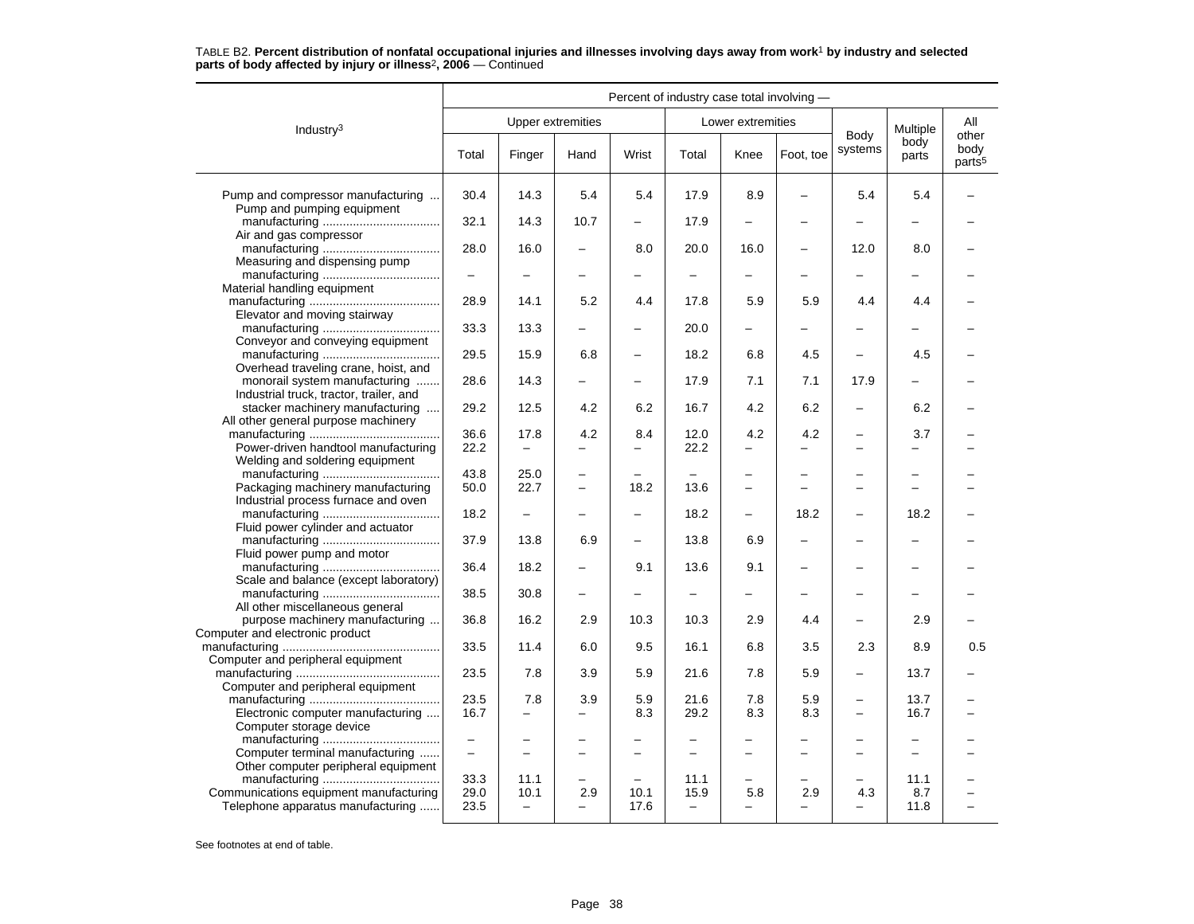TABLE B2. **Percent distribution of nonfatal occupational injuries and illnesses involving days away from work[1] by industry and selected parts of body affected by injury or illness[2], 2006** — Continued

| Industry[3] | Percent of industry case total involving — | | | | | | | | | |
|---|---|---|---|---|---|---|---|---|---|---|
| | Upper extremities | | | | Lower extremities | | | Body systems | Multiple body parts | All other body parts[5] |
| | Total | Finger | Hand | Wrist | Total | Knee | Foot, toe | | | |
| Pump and compressor manufacturing | 30.4 | 14.3 | 5.4 | 5.4 | 17.9 | 8.9 | – | 5.4 | 5.4 | – |
| Pump and pumping equipment manufacturing | 32.1 | 14.3 | 10.7 | – | 17.9 | – | – | – | – | – |
| Air and gas compressor manufacturing | 28.0 | 16.0 | – | 8.0 | 20.0 | 16.0 | – | 12.0 | 8.0 | – |
| Measuring and dispensing pump manufacturing | – | – | – | – | – | – | – | – | – | – |
| Material handling equipment manufacturing | 28.9 | 14.1 | 5.2 | 4.4 | 17.8 | 5.9 | 5.9 | 4.4 | 4.4 | – |
| Elevator and moving stairway manufacturing | 33.3 | 13.3 | – | – | 20.0 | – | – | – | – | – |
| Conveyor and conveying equipment manufacturing | 29.5 | 15.9 | 6.8 | – | 18.2 | 6.8 | 4.5 | – | 4.5 | – |
| Overhead traveling crane, hoist, and monorail system manufacturing | 28.6 | 14.3 | – | – | 17.9 | 7.1 | 7.1 | 17.9 | – | – |
| Industrial truck, tractor, trailer, and stacker machinery manufacturing | 29.2 | 12.5 | 4.2 | 6.2 | 16.7 | 4.2 | 6.2 | – | 6.2 | – |
| All other general purpose machinery manufacturing | 36.6 | 17.8 | 4.2 | 8.4 | 12.0 | 4.2 | 4.2 | – | 3.7 | – |
| Power-driven handtool manufacturing | 22.2 | – | – | – | 22.2 | – | – | – | – | – |
| Welding and soldering equipment manufacturing | 43.8 | 25.0 | – | – | – | – | – | – | – | – |
| Packaging machinery manufacturing | 50.0 | 22.7 | – | 18.2 | 13.6 | – | – | – | – | – |
| Industrial process furnace and oven manufacturing | 18.2 | – | – | – | 18.2 | – | 18.2 | – | 18.2 | – |
| Fluid power cylinder and actuator manufacturing | 37.9 | 13.8 | 6.9 | – | 13.8 | 6.9 | – | – | – | – |
| Fluid power pump and motor manufacturing | 36.4 | 18.2 | – | 9.1 | 13.6 | 9.1 | – | – | – | – |
| Scale and balance (except laboratory) manufacturing | 38.5 | 30.8 | – | – | – | – | – | – | – | – |
| All other miscellaneous general purpose machinery manufacturing | 36.8 | 16.2 | 2.9 | 10.3 | 10.3 | 2.9 | 4.4 | – | 2.9 | – |
| Computer and electronic product manufacturing | 33.5 | 11.4 | 6.0 | 9.5 | 16.1 | 6.8 | 3.5 | 2.3 | 8.9 | 0.5 |
| Computer and peripheral equipment manufacturing | 23.5 | 7.8 | 3.9 | 5.9 | 21.6 | 7.8 | 5.9 | – | 13.7 | – |
| Computer and peripheral equipment manufacturing | 23.5 | 7.8 | 3.9 | 5.9 | 21.6 | 7.8 | 5.9 | – | 13.7 | – |
| Electronic computer manufacturing | 16.7 | – | – | 8.3 | 29.2 | 8.3 | 8.3 | – | 16.7 | – |
| Computer storage device manufacturing | – | – | – | – | – | – | – | – | – | – |
| Computer terminal manufacturing | – | – | – | – | – | – | – | – | – | – |
| Other computer peripheral equipment manufacturing | 33.3 | 11.1 | – | – | 11.1 | – | – | – | 11.1 | – |
| Communications equipment manufacturing | 29.0 | 10.1 | 2.9 | 10.1 | 15.9 | 5.8 | 2.9 | 4.3 | 8.7 | – |
| Telephone apparatus manufacturing | 23.5 | – | – | 17.6 | – | – | – | – | 11.8 | – |

See footnotes at end of table.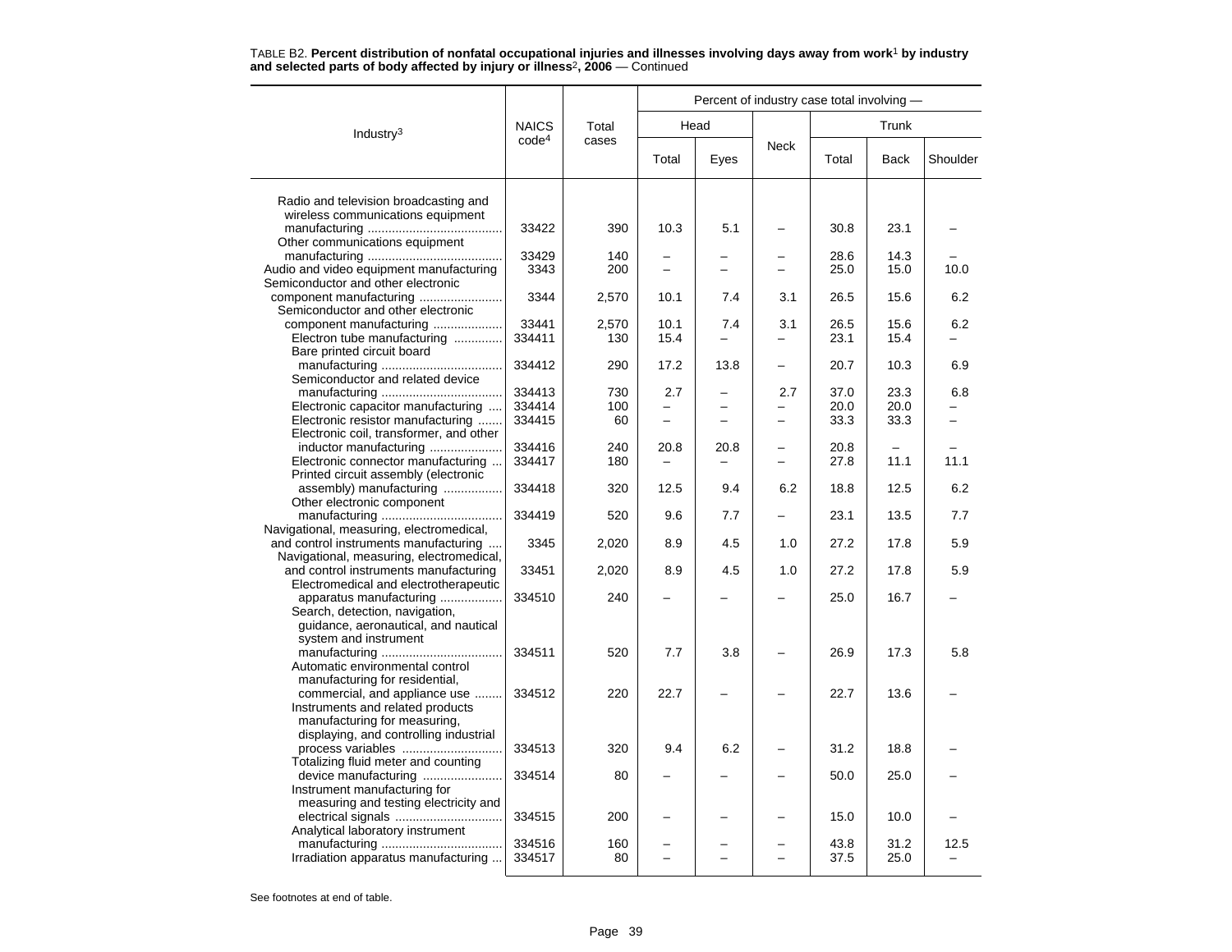TABLE B2. **Percent distribution of nonfatal occupational injuries and illnesses involving days away from work[1] by industry and selected parts of body affected by injury or illness[2], 2006** — Continued

| Industry[3] | NAICS code[4] | Total cases | Percent of industry case total involving — | | | | | |
|---|---|---|---|---|---|---|---|---|
| | | | Head | | Neck | Trunk | | |
| | | | Total | Eyes | | Total | Back | Shoulder |
| Radio and television broadcasting and wireless communications equipment manufacturing | 33422 | 390 | 10.3 | 5.1 | – | 30.8 | 23.1 | – |
| Other communications equipment manufacturing | 33429 | 140 | – | – | – | 28.6 | 14.3 | – |
| Audio and video equipment manufacturing | 3343 | 200 | – | – | – | 25.0 | 15.0 | 10.0 |
| Semiconductor and other electronic component manufacturing | 3344 | 2,570 | 10.1 | 7.4 | 3.1 | 26.5 | 15.6 | 6.2 |
| Semiconductor and other electronic component manufacturing | 33441 | 2,570 | 10.1 | 7.4 | 3.1 | 26.5 | 15.6 | 6.2 |
| Electron tube manufacturing | 334411 | 130 | 15.4 | – | – | 23.1 | 15.4 | – |
| Bare printed circuit board manufacturing | 334412 | 290 | 17.2 | 13.8 | – | 20.7 | 10.3 | 6.9 |
| Semiconductor and related device manufacturing | 334413 | 730 | 2.7 | – | 2.7 | 37.0 | 23.3 | 6.8 |
| Electronic capacitor manufacturing | 334414 | 100 | – | – | – | 20.0 | 20.0 | – |
| Electronic resistor manufacturing | 334415 | 60 | – | – | – | 33.3 | 33.3 | – |
| Electronic coil, transformer, and other inductor manufacturing | 334416 | 240 | 20.8 | 20.8 | – | 20.8 | – | – |
| Electronic connector manufacturing | 334417 | 180 | – | – | – | 27.8 | 11.1 | 11.1 |
| Printed circuit assembly (electronic assembly) manufacturing | 334418 | 320 | 12.5 | 9.4 | 6.2 | 18.8 | 12.5 | 6.2 |
| Other electronic component manufacturing | 334419 | 520 | 9.6 | 7.7 | – | 23.1 | 13.5 | 7.7 |
| Navigational, measuring, electromedical, and control instruments manufacturing | 3345 | 2,020 | 8.9 | 4.5 | 1.0 | 27.2 | 17.8 | 5.9 |
| Navigational, measuring, electromedical, and control instruments manufacturing | 33451 | 2,020 | 8.9 | 4.5 | 1.0 | 27.2 | 17.8 | 5.9 |
| Electromedical and electrotherapeutic apparatus manufacturing | 334510 | 240 | – | – | – | 25.0 | 16.7 | – |
| Search, detection, navigation, guidance, aeronautical, and nautical system and instrument manufacturing | 334511 | 520 | 7.7 | 3.8 | – | 26.9 | 17.3 | 5.8 |
| Automatic environmental control manufacturing for residential, commercial, and appliance use | 334512 | 220 | 22.7 | – | – | 22.7 | 13.6 | – |
| Instruments and related products manufacturing for measuring, displaying, and controlling industrial process variables | 334513 | 320 | 9.4 | 6.2 | – | 31.2 | 18.8 | – |
| Totalizing fluid meter and counting device manufacturing | 334514 | 80 | – | – | – | 50.0 | 25.0 | – |
| Instrument manufacturing for measuring and testing electricity and electrical signals | 334515 | 200 | – | – | – | 15.0 | 10.0 | – |
| Analytical laboratory instrument manufacturing | 334516 | 160 | – | – | – | 43.8 | 31.2 | 12.5 |
| Irradiation apparatus manufacturing | 334517 | 80 | – | – | – | 37.5 | 25.0 | – |

See footnotes at end of table.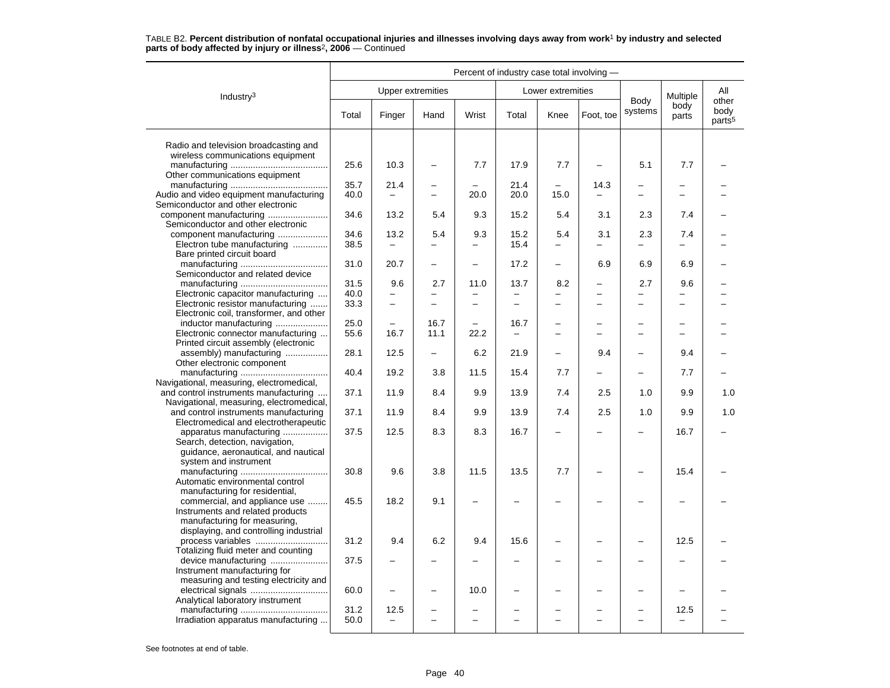TABLE B2. **Percent distribution of nonfatal occupational injuries and illnesses involving days away from work[1] by industry and selected parts of body affected by injury or illness[2], 2006** — Continued

| Industry[3] | Percent of industry case total involving — | | | | | | | | | |
|---|---|---|---|---|---|---|---|---|---|---|
| | Upper extremities | | | | Lower extremities | | | Body systems | Multiple body parts | All other body parts[5] |
| | Total | Finger | Hand | Wrist | Total | Knee | Foot, toe | | | |
| Radio and television broadcasting and wireless communications equipment manufacturing | 25.6 | 10.3 | – | 7.7 | 17.9 | 7.7 | – | 5.1 | 7.7 | – |
| Other communications equipment manufacturing | 35.7 | 21.4 | – | – | 21.4 | – | 14.3 | – | – | – |
| Audio and video equipment manufacturing | 40.0 | – | – | 20.0 | 20.0 | 15.0 | – | – | – | – |
| Semiconductor and other electronic component manufacturing | 34.6 | 13.2 | 5.4 | 9.3 | 15.2 | 5.4 | 3.1 | 2.3 | 7.4 | – |
| Semiconductor and other electronic component manufacturing | 34.6 | 13.2 | 5.4 | 9.3 | 15.2 | 5.4 | 3.1 | 2.3 | 7.4 | – |
| Electron tube manufacturing | 38.5 | – | – | – | 15.4 | – | – | – | – | – |
| Bare printed circuit board manufacturing | 31.0 | 20.7 | – | – | 17.2 | – | 6.9 | 6.9 | 6.9 | – |
| Semiconductor and related device manufacturing | 31.5 | 9.6 | 2.7 | 11.0 | 13.7 | 8.2 | – | 2.7 | 9.6 | – |
| Electronic capacitor manufacturing | 40.0 | – | – | – | – | – | – | – | – | – |
| Electronic resistor manufacturing | 33.3 | – | – | – | – | – | – | – | – | – |
| Electronic coil, transformer, and other inductor manufacturing | 25.0 | – | 16.7 | – | 16.7 | – | – | – | – | – |
| Electronic connector manufacturing | 55.6 | 16.7 | 11.1 | 22.2 | – | – | – | – | – | – |
| Printed circuit assembly (electronic assembly) manufacturing | 28.1 | 12.5 | – | 6.2 | 21.9 | – | 9.4 | – | 9.4 | – |
| Other electronic component manufacturing | 40.4 | 19.2 | 3.8 | 11.5 | 15.4 | 7.7 | – | – | 7.7 | – |
| Navigational, measuring, electromedical, and control instruments manufacturing | 37.1 | 11.9 | 8.4 | 9.9 | 13.9 | 7.4 | 2.5 | 1.0 | 9.9 | 1.0 |
| Navigational, measuring, electromedical, and control instruments manufacturing | 37.1 | 11.9 | 8.4 | 9.9 | 13.9 | 7.4 | 2.5 | 1.0 | 9.9 | 1.0 |
| Electromedical and electrotherapeutic apparatus manufacturing | 37.5 | 12.5 | 8.3 | 8.3 | 16.7 | – | – | – | 16.7 | – |
| Search, detection, navigation, guidance, aeronautical, and nautical system and instrument manufacturing | 30.8 | 9.6 | 3.8 | 11.5 | 13.5 | 7.7 | – | – | 15.4 | – |
| Automatic environmental control manufacturing for residential, commercial, and appliance use | 45.5 | 18.2 | 9.1 | – | – | – | – | – | – | – |
| Instruments and related products manufacturing for measuring, displaying, and controlling industrial process variables | 31.2 | 9.4 | 6.2 | 9.4 | 15.6 | – | – | – | 12.5 | – |
| Totalizing fluid meter and counting device manufacturing | 37.5 | – | – | – | – | – | – | – | – | – |
| Instrument manufacturing for measuring and testing electricity and electrical signals | 60.0 | – | – | 10.0 | – | – | – | – | – | – |
| Analytical laboratory instrument manufacturing | 31.2 | 12.5 | – | – | – | – | – | – | 12.5 | – |
| Irradiation apparatus manufacturing | 50.0 | – | – | – | – | – | – | – | – | – |

See footnotes at end of table.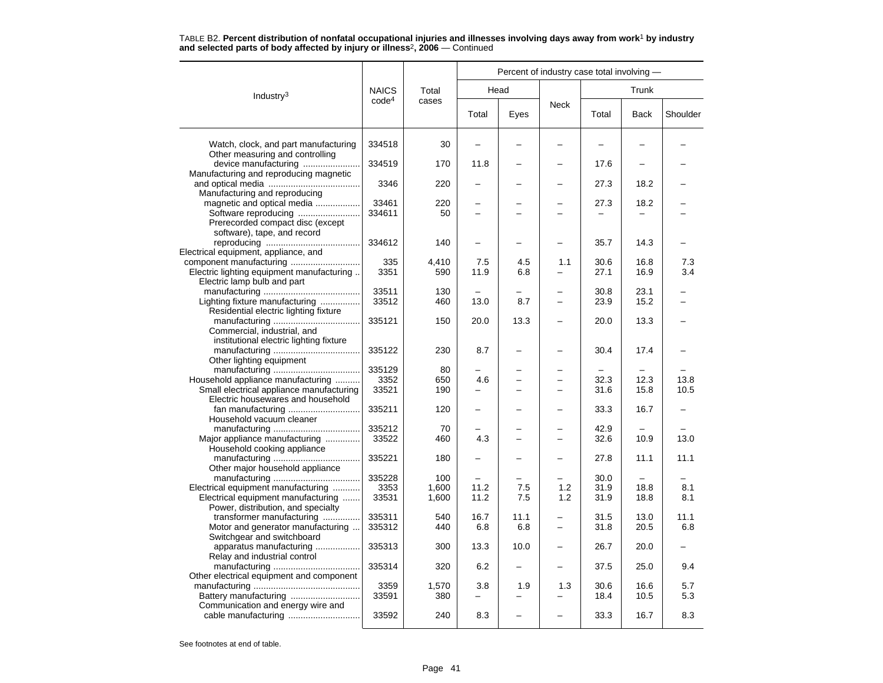TABLE B2. **Percent distribution of nonfatal occupational injuries and illnesses involving days away from work[1] by industry and selected parts of body affected by injury or illness[2], 2006** — Continued

| Industry[3] | NAICS code[4] | Total cases | Percent of industry case total involving — Head: Total | Head: Eyes | Neck | Trunk: Total | Trunk: Back | Trunk: Shoulder |
|---|---|---|---|---|---|---|---|---|
| Watch, clock, and part manufacturing | 334518 | 30 | – | – | – | – | – | – |
| Other measuring and controlling device manufacturing | 334519 | 170 | 11.8 | – | – | 17.6 | – | – |
| Manufacturing and reproducing magnetic and optical media | 3346 | 220 | – | – | – | 27.3 | 18.2 | – |
| Manufacturing and reproducing magnetic and optical media | 33461 | 220 | – | – | – | 27.3 | 18.2 | – |
| Software reproducing | 334611 | 50 | – | – | – | – | – | – |
| Prerecorded compact disc (except software), tape, and record reproducing | 334612 | 140 | – | – | – | 35.7 | 14.3 | – |
| Electrical equipment, appliance, and component manufacturing | 335 | 4,410 | 7.5 | 4.5 | 1.1 | 30.6 | 16.8 | 7.3 |
| Electric lighting equipment manufacturing | 3351 | 590 | 11.9 | 6.8 | – | 27.1 | 16.9 | 3.4 |
| Electric lamp bulb and part manufacturing | 33511 | 130 | – | – | – | 30.8 | 23.1 | – |
| Lighting fixture manufacturing | 33512 | 460 | 13.0 | 8.7 | – | 23.9 | 15.2 | – |
| Residential electric lighting fixture manufacturing | 335121 | 150 | 20.0 | 13.3 | – | 20.0 | 13.3 | – |
| Commercial, industrial, and institutional electric lighting fixture manufacturing | 335122 | 230 | 8.7 | – | – | 30.4 | 17.4 | – |
| Other lighting equipment manufacturing | 335129 | 80 | – | – | – | – | – | – |
| Household appliance manufacturing | 3352 | 650 | 4.6 | – | – | 32.3 | 12.3 | 13.8 |
| Small electrical appliance manufacturing | 33521 | 190 | – | – | – | 31.6 | 15.8 | 10.5 |
| Electric housewares and household fan manufacturing | 335211 | 120 | – | – | – | 33.3 | 16.7 | – |
| Household vacuum cleaner manufacturing | 335212 | 70 | – | – | – | 42.9 | – | – |
| Major appliance manufacturing | 33522 | 460 | 4.3 | – | – | 32.6 | 10.9 | 13.0 |
| Household cooking appliance manufacturing | 335221 | 180 | – | – | – | 27.8 | 11.1 | 11.1 |
| Other major household appliance manufacturing | 335228 | 100 | – | – | – | 30.0 | – | – |
| Electrical equipment manufacturing | 3353 | 1,600 | 11.2 | 7.5 | 1.2 | 31.9 | 18.8 | 8.1 |
| Electrical equipment manufacturing | 33531 | 1,600 | 11.2 | 7.5 | 1.2 | 31.9 | 18.8 | 8.1 |
| Power, distribution, and specialty transformer manufacturing | 335311 | 540 | 16.7 | 11.1 | – | 31.5 | 13.0 | 11.1 |
| Motor and generator manufacturing | 335312 | 440 | 6.8 | 6.8 | – | 31.8 | 20.5 | 6.8 |
| Switchgear and switchboard apparatus manufacturing | 335313 | 300 | 13.3 | 10.0 | – | 26.7 | 20.0 | – |
| Relay and industrial control manufacturing | 335314 | 320 | 6.2 | – | – | 37.5 | 25.0 | 9.4 |
| Other electrical equipment and component manufacturing | 3359 | 1,570 | 3.8 | 1.9 | 1.3 | 30.6 | 16.6 | 5.7 |
| Battery manufacturing | 33591 | 380 | – | – | – | 18.4 | 10.5 | 5.3 |
| Communication and energy wire and cable manufacturing | 33592 | 240 | 8.3 | – | – | 33.3 | 16.7 | 8.3 |

See footnotes at end of table.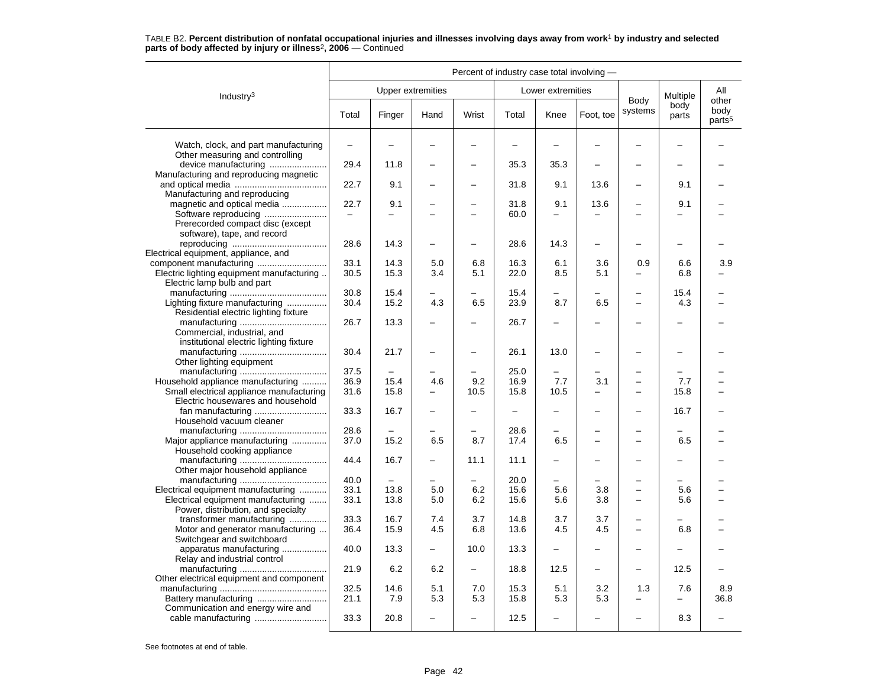TABLE B2. **Percent distribution of nonfatal occupational injuries and illnesses involving days away from work[1] by industry and selected parts of body affected by injury or illness[2], 2006** — Continued

| Industry[3] | Percent of industry case total involving — | | | | | | | | | |
|---|---|---|---|---|---|---|---|---|---|---|
| | Upper extremities | | | | Lower extremities | | | Body systems | Multiple body parts | All other body parts[5] |
| | Total | Finger | Hand | Wrist | Total | Knee | Foot, toe | | | |
| Watch, clock, and part manufacturing | – | – | – | – | – | – | – | – | – | – |
| Other measuring and controlling device manufacturing | 29.4 | 11.8 | – | – | 35.3 | 35.3 | – | – | – | – |
| Manufacturing and reproducing magnetic and optical media | 22.7 | 9.1 | – | – | 31.8 | 9.1 | 13.6 | – | 9.1 | – |
| Manufacturing and reproducing magnetic and optical media | 22.7 | 9.1 | – | – | 31.8 | 9.1 | 13.6 | – | 9.1 | – |
| Software reproducing | – | – | – | – | 60.0 | – | – | – | – | – |
| Prerecorded compact disc (except software), tape, and record reproducing | 28.6 | 14.3 | – | – | 28.6 | 14.3 | – | – | – | – |
| Electrical equipment, appliance, and component manufacturing | 33.1 | 14.3 | 5.0 | 6.8 | 16.3 | 6.1 | 3.6 | 0.9 | 6.6 | 3.9 |
| Electric lighting equipment manufacturing | 30.5 | 15.3 | 3.4 | 5.1 | 22.0 | 8.5 | 5.1 | – | 6.8 | – |
| Electric lamp bulb and part manufacturing | 30.8 | 15.4 | – | – | 15.4 | – | – | – | 15.4 | – |
| Lighting fixture manufacturing | 30.4 | 15.2 | 4.3 | 6.5 | 23.9 | 8.7 | 6.5 | – | 4.3 | – |
| Residential electric lighting fixture manufacturing | 26.7 | 13.3 | – | – | 26.7 | – | – | – | – | – |
| Commercial, industrial, and institutional electric lighting fixture manufacturing | 30.4 | 21.7 | – | – | 26.1 | 13.0 | – | – | – | – |
| Other lighting equipment manufacturing | 37.5 | – | – | – | 25.0 | – | – | – | – | – |
| Household appliance manufacturing | 36.9 | 15.4 | 4.6 | 9.2 | 16.9 | 7.7 | 3.1 | – | 7.7 | – |
| Small electrical appliance manufacturing | 31.6 | 15.8 | – | 10.5 | 15.8 | 10.5 | – | – | 15.8 | – |
| Electric housewares and household fan manufacturing | 33.3 | 16.7 | – | – | – | – | – | – | 16.7 | – |
| Household vacuum cleaner manufacturing | 28.6 | – | – | – | 28.6 | – | – | – | – | – |
| Major appliance manufacturing | 37.0 | 15.2 | 6.5 | 8.7 | 17.4 | 6.5 | – | – | 6.5 | – |
| Household cooking appliance manufacturing | 44.4 | 16.7 | – | 11.1 | 11.1 | – | – | – | – | – |
| Other major household appliance manufacturing | 40.0 | – | – | – | 20.0 | – | – | – | – | – |
| Electrical equipment manufacturing | 33.1 | 13.8 | 5.0 | 6.2 | 15.6 | 5.6 | 3.8 | – | 5.6 | – |
| Electrical equipment manufacturing | 33.1 | 13.8 | 5.0 | 6.2 | 15.6 | 5.6 | 3.8 | – | 5.6 | – |
| Power, distribution, and specialty transformer manufacturing | 33.3 | 16.7 | 7.4 | 3.7 | 14.8 | 3.7 | 3.7 | – | – | – |
| Motor and generator manufacturing | 36.4 | 15.9 | 4.5 | 6.8 | 13.6 | 4.5 | 4.5 | – | 6.8 | – |
| Switchgear and switchboard apparatus manufacturing | 40.0 | 13.3 | – | 10.0 | 13.3 | – | – | – | – | – |
| Relay and industrial control manufacturing | 21.9 | 6.2 | 6.2 | – | 18.8 | 12.5 | – | – | 12.5 | – |
| Other electrical equipment and component manufacturing | 32.5 | 14.6 | 5.1 | 7.0 | 15.3 | 5.1 | 3.2 | 1.3 | 7.6 | 8.9 |
| Battery manufacturing | 21.1 | 7.9 | 5.3 | 5.3 | 15.8 | 5.3 | 5.3 | – | – | 36.8 |
| Communication and energy wire and cable manufacturing | 33.3 | 20.8 | – | – | 12.5 | – | – | – | 8.3 | – |

See footnotes at end of table.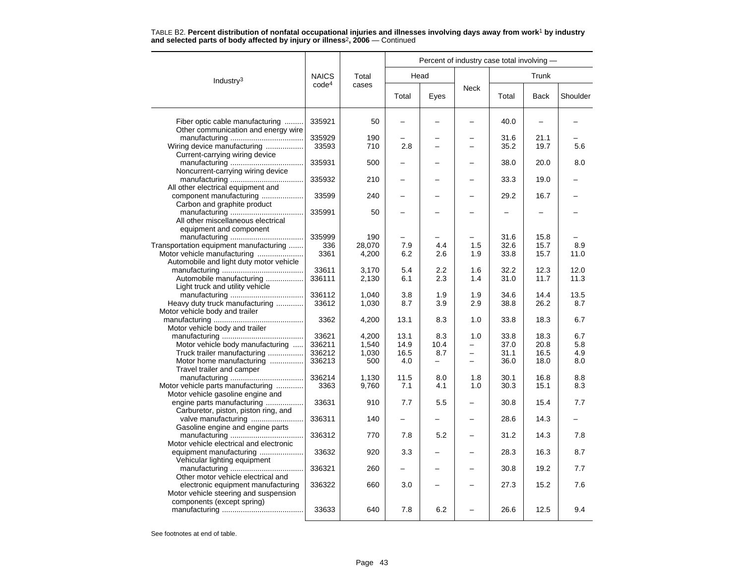TABLE B2. **Percent distribution of nonfatal occupational injuries and illnesses involving days away from work[1] by industry and selected parts of body affected by injury or illness[2], 2006** — Continued

| Industry[3] | NAICS code[4] | Total cases | Percent of industry case total involving — | | | | | |
|---|---|---|---|---|---|---|---|---|
| | | | Head | | Neck | Trunk | | |
| | | | Total | Eyes | | Total | Back | Shoulder |
| Fiber optic cable manufacturing | 335921 | 50 | – | – | – | 40.0 | – | – |
| Other communication and energy wire manufacturing | 335929 | 190 | – | – | – | 31.6 | 21.1 | – |
| Wiring device manufacturing | 33593 | 710 | 2.8 | – | – | 35.2 | 19.7 | 5.6 |
| Current-carrying wiring device manufacturing | 335931 | 500 | – | – | – | 38.0 | 20.0 | 8.0 |
| Noncurrent-carrying wiring device manufacturing | 335932 | 210 | – | – | – | 33.3 | 19.0 | – |
| All other electrical equipment and component manufacturing | 33599 | 240 | – | – | – | 29.2 | 16.7 | – |
| Carbon and graphite product manufacturing | 335991 | 50 | – | – | – | – | – | – |
| All other miscellaneous electrical equipment and component manufacturing | 335999 | 190 | – | – | – | 31.6 | 15.8 | – |
| Transportation equipment manufacturing | 336 | 28,070 | 7.9 | 4.4 | 1.5 | 32.6 | 15.7 | 8.9 |
| Motor vehicle manufacturing | 3361 | 4,200 | 6.2 | 2.6 | 1.9 | 33.8 | 15.7 | 11.0 |
| Automobile and light duty motor vehicle manufacturing | 33611 | 3,170 | 5.4 | 2.2 | 1.6 | 32.2 | 12.3 | 12.0 |
| Automobile manufacturing | 336111 | 2,130 | 6.1 | 2.3 | 1.4 | 31.0 | 11.7 | 11.3 |
| Light truck and utility vehicle manufacturing | 336112 | 1,040 | 3.8 | 1.9 | 1.9 | 34.6 | 14.4 | 13.5 |
| Heavy duty truck manufacturing | 33612 | 1,030 | 8.7 | 3.9 | 2.9 | 38.8 | 26.2 | 8.7 |
| Motor vehicle body and trailer manufacturing | 3362 | 4,200 | 13.1 | 8.3 | 1.0 | 33.8 | 18.3 | 6.7 |
| Motor vehicle body and trailer manufacturing | 33621 | 4,200 | 13.1 | 8.3 | 1.0 | 33.8 | 18.3 | 6.7 |
| Motor vehicle body manufacturing | 336211 | 1,540 | 14.9 | 10.4 | – | 37.0 | 20.8 | 5.8 |
| Truck trailer manufacturing | 336212 | 1,030 | 16.5 | 8.7 | – | 31.1 | 16.5 | 4.9 |
| Motor home manufacturing | 336213 | 500 | 4.0 | – | – | 36.0 | 18.0 | 8.0 |
| Travel trailer and camper manufacturing | 336214 | 1,130 | 11.5 | 8.0 | 1.8 | 30.1 | 16.8 | 8.8 |
| Motor vehicle parts manufacturing | 3363 | 9,760 | 7.1 | 4.1 | 1.0 | 30.3 | 15.1 | 8.3 |
| Motor vehicle gasoline engine and engine parts manufacturing | 33631 | 910 | 7.7 | 5.5 | – | 30.8 | 15.4 | 7.7 |
| Carburetor, piston, piston ring, and valve manufacturing | 336311 | 140 | – | – | – | 28.6 | 14.3 | – |
| Gasoline engine and engine parts manufacturing | 336312 | 770 | 7.8 | 5.2 | – | 31.2 | 14.3 | 7.8 |
| Motor vehicle electrical and electronic equipment manufacturing | 33632 | 920 | 3.3 | – | – | 28.3 | 16.3 | 8.7 |
| Vehicular lighting equipment manufacturing | 336321 | 260 | – | – | – | 30.8 | 19.2 | 7.7 |
| Other motor vehicle electrical and electronic equipment manufacturing | 336322 | 660 | 3.0 | – | – | 27.3 | 15.2 | 7.6 |
| Motor vehicle steering and suspension components (except spring) manufacturing | 33633 | 640 | 7.8 | 6.2 | – | 26.6 | 12.5 | 9.4 |

See footnotes at end of table.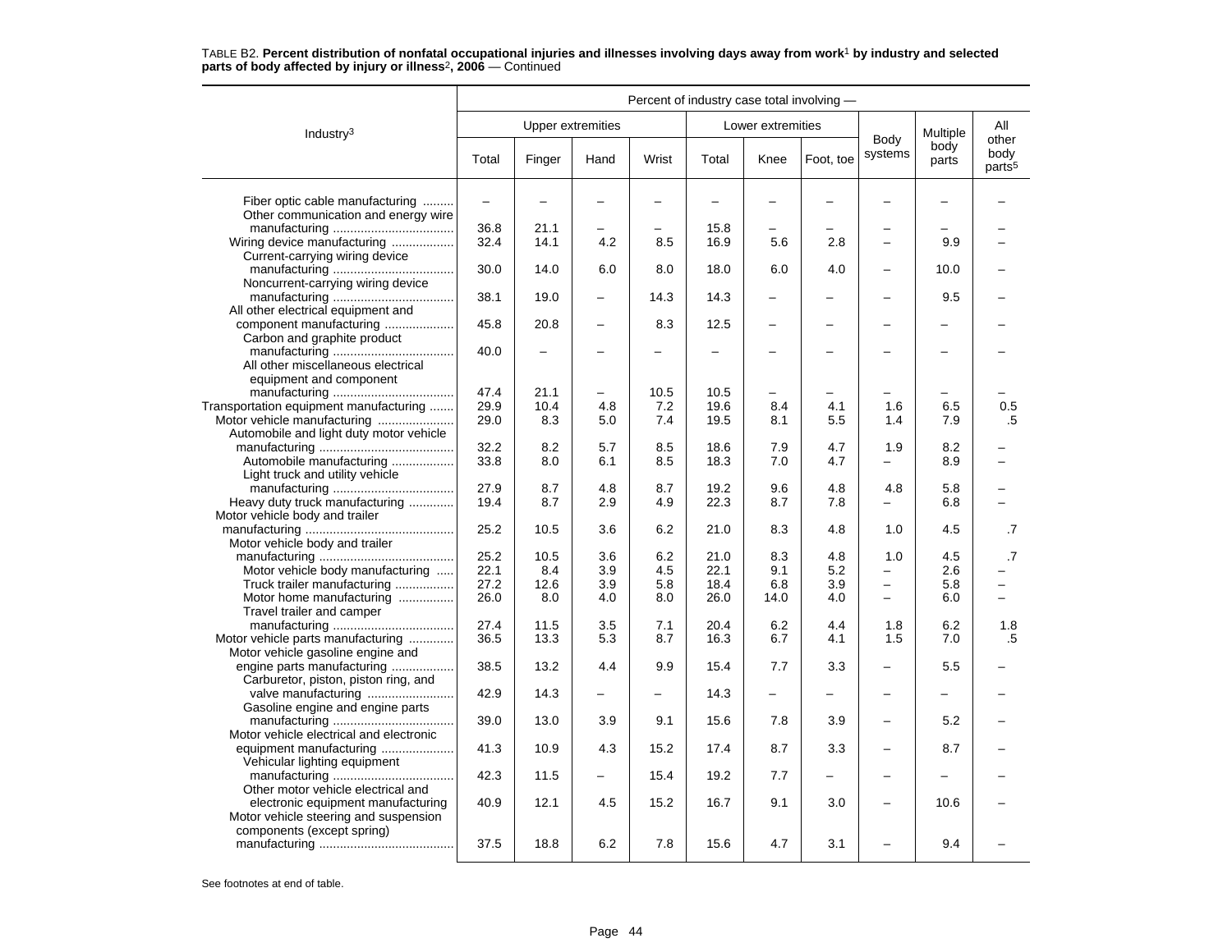TABLE B2. **Percent distribution of nonfatal occupational injuries and illnesses involving days away from work[1] by industry and selected parts of body affected by injury or illness[2], 2006** — Continued

| Industry[3] | Percent of industry case total involving — | | | | | | | | | |
|---|---|---|---|---|---|---|---|---|---|---|
| | Upper extremities | | | | Lower extremities | | | Body systems | Multiple body parts | All other body parts[5] |
| | Total | Finger | Hand | Wrist | Total | Knee | Foot, toe | | | |
| Fiber optic cable manufacturing | – | – | – | – | – | – | – | – | – | – |
| Other communication and energy wire manufacturing | 36.8 | 21.1 | – | – | 15.8 | – | – | – | – | – |
| Wiring device manufacturing | 32.4 | 14.1 | 4.2 | 8.5 | 16.9 | 5.6 | 2.8 | – | 9.9 | – |
| Current-carrying wiring device manufacturing | 30.0 | 14.0 | 6.0 | 8.0 | 18.0 | 6.0 | 4.0 | – | 10.0 | – |
| Noncurrent-carrying wiring device manufacturing | 38.1 | 19.0 | – | 14.3 | 14.3 | – | – | – | 9.5 | – |
| All other electrical equipment and component manufacturing | 45.8 | 20.8 | – | 8.3 | 12.5 | – | – | – | – | – |
| Carbon and graphite product manufacturing | 40.0 | – | – | – | – | – | – | – | – | – |
| All other miscellaneous electrical equipment and component manufacturing | 47.4 | 21.1 | – | 10.5 | 10.5 | – | – | – | – | – |
| Transportation equipment manufacturing | 29.9 | 10.4 | 4.8 | 7.2 | 19.6 | 8.4 | 4.1 | 1.6 | 6.5 | 0.5 |
| Motor vehicle manufacturing | 29.0 | 8.3 | 5.0 | 7.4 | 19.5 | 8.1 | 5.5 | 1.4 | 7.9 | .5 |
| Automobile and light duty motor vehicle manufacturing | 32.2 | 8.2 | 5.7 | 8.5 | 18.6 | 7.9 | 4.7 | 1.9 | 8.2 | – |
| Automobile manufacturing | 33.8 | 8.0 | 6.1 | 8.5 | 18.3 | 7.0 | 4.7 | – | 8.9 | – |
| Light truck and utility vehicle manufacturing | 27.9 | 8.7 | 4.8 | 8.7 | 19.2 | 9.6 | 4.8 | 4.8 | 5.8 | – |
| Heavy duty truck manufacturing | 19.4 | 8.7 | 2.9 | 4.9 | 22.3 | 8.7 | 7.8 | – | 6.8 | – |
| Motor vehicle body and trailer manufacturing | 25.2 | 10.5 | 3.6 | 6.2 | 21.0 | 8.3 | 4.8 | 1.0 | 4.5 | .7 |
| Motor vehicle body and trailer manufacturing | 25.2 | 10.5 | 3.6 | 6.2 | 21.0 | 8.3 | 4.8 | 1.0 | 4.5 | .7 |
| Motor vehicle body manufacturing | 22.1 | 8.4 | 3.9 | 4.5 | 22.1 | 9.1 | 5.2 | – | 2.6 | – |
| Truck trailer manufacturing | 27.2 | 12.6 | 3.9 | 5.8 | 18.4 | 6.8 | 3.9 | – | 5.8 | – |
| Motor home manufacturing | 26.0 | 8.0 | 4.0 | 8.0 | 26.0 | 14.0 | 4.0 | – | 6.0 | – |
| Travel trailer and camper manufacturing | 27.4 | 11.5 | 3.5 | 7.1 | 20.4 | 6.2 | 4.4 | 1.8 | 6.2 | 1.8 |
| Motor vehicle parts manufacturing | 36.5 | 13.3 | 5.3 | 8.7 | 16.3 | 6.7 | 4.1 | 1.5 | 7.0 | .5 |
| Motor vehicle gasoline engine and engine parts manufacturing | 38.5 | 13.2 | 4.4 | 9.9 | 15.4 | 7.7 | 3.3 | – | 5.5 | – |
| Carburetor, piston, piston ring, and valve manufacturing | 42.9 | 14.3 | – | – | 14.3 | – | – | – | – | – |
| Gasoline engine and engine parts manufacturing | 39.0 | 13.0 | 3.9 | 9.1 | 15.6 | 7.8 | 3.9 | – | 5.2 | – |
| Motor vehicle electrical and electronic equipment manufacturing | 41.3 | 10.9 | 4.3 | 15.2 | 17.4 | 8.7 | 3.3 | – | 8.7 | – |
| Vehicular lighting equipment manufacturing | 42.3 | 11.5 | – | 15.4 | 19.2 | 7.7 | – | – | – | – |
| Other motor vehicle electrical and electronic equipment manufacturing | 40.9 | 12.1 | 4.5 | 15.2 | 16.7 | 9.1 | 3.0 | – | 10.6 | – |
| Motor vehicle steering and suspension components (except spring) manufacturing | 37.5 | 18.8 | 6.2 | 7.8 | 15.6 | 4.7 | 3.1 | – | 9.4 | – |

See footnotes at end of table.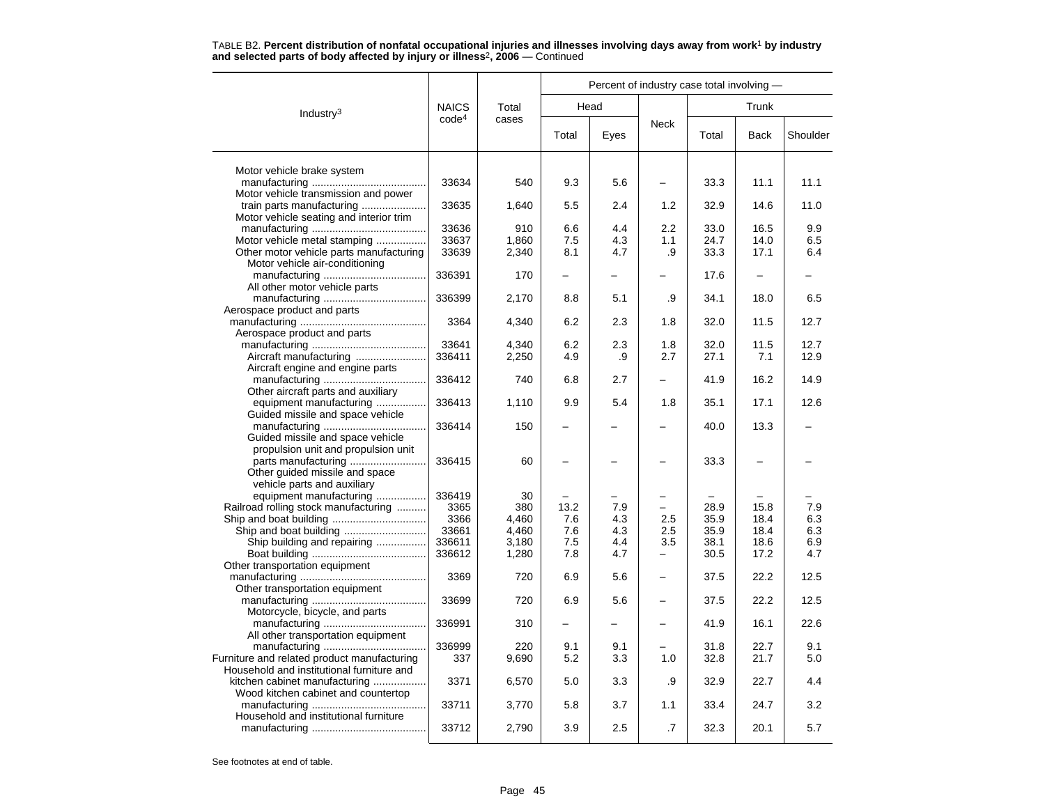TABLE B2. **Percent distribution of nonfatal occupational injuries and illnesses involving days away from work[1] by industry and selected parts of body affected by injury or illness[2], 2006** — Continued

| Industry[3] | NAICS code[4] | Total cases | Percent of industry case total involving — | | | | | |
|---|---|---|---|---|---|---|---|---|
| | | | Head | | Neck | Trunk | | |
| | | | Total | Eyes | | Total | Back | Shoulder |
| Motor vehicle brake system manufacturing | 33634 | 540 | 9.3 | 5.6 | – | 33.3 | 11.1 | 11.1 |
| Motor vehicle transmission and power train parts manufacturing | 33635 | 1,640 | 5.5 | 2.4 | 1.2 | 32.9 | 14.6 | 11.0 |
| Motor vehicle seating and interior trim manufacturing | 33636 | 910 | 6.6 | 4.4 | 2.2 | 33.0 | 16.5 | 9.9 |
| Motor vehicle metal stamping | 33637 | 1,860 | 7.5 | 4.3 | 1.1 | 24.7 | 14.0 | 6.5 |
| Other motor vehicle parts manufacturing | 33639 | 2,340 | 8.1 | 4.7 | .9 | 33.3 | 17.1 | 6.4 |
| Motor vehicle air-conditioning manufacturing | 336391 | 170 | – | – | – | 17.6 | – | – |
| All other motor vehicle parts manufacturing | 336399 | 2,170 | 8.8 | 5.1 | .9 | 34.1 | 18.0 | 6.5 |
| Aerospace product and parts manufacturing | 3364 | 4,340 | 6.2 | 2.3 | 1.8 | 32.0 | 11.5 | 12.7 |
| Aerospace product and parts manufacturing | 33641 | 4,340 | 6.2 | 2.3 | 1.8 | 32.0 | 11.5 | 12.7 |
| Aircraft manufacturing | 336411 | 2,250 | 4.9 | .9 | 2.7 | 27.1 | 7.1 | 12.9 |
| Aircraft engine and engine parts manufacturing | 336412 | 740 | 6.8 | 2.7 | – | 41.9 | 16.2 | 14.9 |
| Other aircraft parts and auxiliary equipment manufacturing | 336413 | 1,110 | 9.9 | 5.4 | 1.8 | 35.1 | 17.1 | 12.6 |
| Guided missile and space vehicle manufacturing | 336414 | 150 | – | – | – | 40.0 | 13.3 | – |
| Guided missile and space vehicle propulsion unit and propulsion unit parts manufacturing | 336415 | 60 | – | – | – | 33.3 | – | – |
| Other guided missile and space vehicle parts and auxiliary equipment manufacturing | 336419 | 30 | – | – | – | – | – | – |
| Railroad rolling stock manufacturing | 3365 | 380 | 13.2 | 7.9 | – | 28.9 | 15.8 | 7.9 |
| Ship and boat building | 3366 | 4,460 | 7.6 | 4.3 | 2.5 | 35.9 | 18.4 | 6.3 |
| Ship and boat building | 33661 | 4,460 | 7.6 | 4.3 | 2.5 | 35.9 | 18.4 | 6.3 |
| Ship building and repairing | 336611 | 3,180 | 7.5 | 4.4 | 3.5 | 38.1 | 18.6 | 6.9 |
| Boat building | 336612 | 1,280 | 7.8 | 4.7 | – | 30.5 | 17.2 | 4.7 |
| Other transportation equipment manufacturing | 3369 | 720 | 6.9 | 5.6 | – | 37.5 | 22.2 | 12.5 |
| Other transportation equipment manufacturing | 33699 | 720 | 6.9 | 5.6 | – | 37.5 | 22.2 | 12.5 |
| Motorcycle, bicycle, and parts manufacturing | 336991 | 310 | – | – | – | 41.9 | 16.1 | 22.6 |
| All other transportation equipment manufacturing | 336999 | 220 | 9.1 | 9.1 | – | 31.8 | 22.7 | 9.1 |
| Furniture and related product manufacturing | 337 | 9,690 | 5.2 | 3.3 | 1.0 | 32.8 | 21.7 | 5.0 |
| Household and institutional furniture and kitchen cabinet manufacturing | 3371 | 6,570 | 5.0 | 3.3 | .9 | 32.9 | 22.7 | 4.4 |
| Wood kitchen cabinet and countertop manufacturing | 33711 | 3,770 | 5.8 | 3.7 | 1.1 | 33.4 | 24.7 | 3.2 |
| Household and institutional furniture manufacturing | 33712 | 2,790 | 3.9 | 2.5 | .7 | 32.3 | 20.1 | 5.7 |

See footnotes at end of table.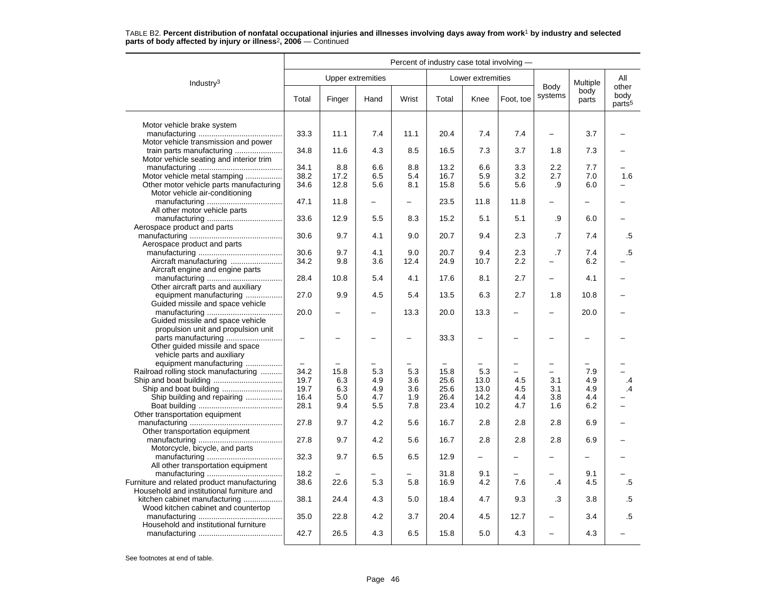TABLE B2. **Percent distribution of nonfatal occupational injuries and illnesses involving days away from work[1] by industry and selected parts of body affected by injury or illness[2], 2006** — Continued

| Industry[3] | Percent of industry case total involving — | | | | | | | | | |
|---|---|---|---|---|---|---|---|---|---|---|
| | Upper extremities | | | | Lower extremities | | | Body systems | Multiple body parts | All other body parts[5] |
| | Total | Finger | Hand | Wrist | Total | Knee | Foot, toe | | | |
| Motor vehicle brake system manufacturing | 33.3 | 11.1 | 7.4 | 11.1 | 20.4 | 7.4 | 7.4 | – | 3.7 | – |
| Motor vehicle transmission and power train parts manufacturing | 34.8 | 11.6 | 4.3 | 8.5 | 16.5 | 7.3 | 3.7 | 1.8 | 7.3 | – |
| Motor vehicle seating and interior trim manufacturing | 34.1 | 8.8 | 6.6 | 8.8 | 13.2 | 6.6 | 3.3 | 2.2 | 7.7 | – |
| Motor vehicle metal stamping | 38.2 | 17.2 | 6.5 | 5.4 | 16.7 | 5.9 | 3.2 | 2.7 | 7.0 | 1.6 |
| Other motor vehicle parts manufacturing | 34.6 | 12.8 | 5.6 | 8.1 | 15.8 | 5.6 | 5.6 | .9 | 6.0 | – |
| Motor vehicle air-conditioning manufacturing | 47.1 | 11.8 | – | – | 23.5 | 11.8 | 11.8 | – | – | – |
| All other motor vehicle parts manufacturing | 33.6 | 12.9 | 5.5 | 8.3 | 15.2 | 5.1 | 5.1 | .9 | 6.0 | – |
| Aerospace product and parts manufacturing | 30.6 | 9.7 | 4.1 | 9.0 | 20.7 | 9.4 | 2.3 | .7 | 7.4 | .5 |
| Aerospace product and parts manufacturing | 30.6 | 9.7 | 4.1 | 9.0 | 20.7 | 9.4 | 2.3 | .7 | 7.4 | .5 |
| Aircraft manufacturing | 34.2 | 9.8 | 3.6 | 12.4 | 24.9 | 10.7 | 2.2 | – | 6.2 | – |
| Aircraft engine and engine parts manufacturing | 28.4 | 10.8 | 5.4 | 4.1 | 17.6 | 8.1 | 2.7 | – | 4.1 | – |
| Other aircraft parts and auxiliary equipment manufacturing | 27.0 | 9.9 | 4.5 | 5.4 | 13.5 | 6.3 | 2.7 | 1.8 | 10.8 | – |
| Guided missile and space vehicle manufacturing | 20.0 | – | – | 13.3 | 20.0 | 13.3 | – | – | 20.0 | – |
| Guided missile and space vehicle propulsion unit and propulsion unit parts manufacturing | – | – | – | – | 33.3 | – | – | – | – | – |
| Other guided missile and space vehicle parts and auxiliary equipment manufacturing | – | – | – | – | – | – | – | – | – | – |
| Railroad rolling stock manufacturing | 34.2 | 15.8 | 5.3 | 5.3 | 15.8 | 5.3 | – | – | 7.9 | – |
| Ship and boat building | 19.7 | 6.3 | 4.9 | 3.6 | 25.6 | 13.0 | 4.5 | 3.1 | 4.9 | .4 |
| Ship and boat building | 19.7 | 6.3 | 4.9 | 3.6 | 25.6 | 13.0 | 4.5 | 3.1 | 4.9 | .4 |
| Ship building and repairing | 16.4 | 5.0 | 4.7 | 1.9 | 26.4 | 14.2 | 4.4 | 3.8 | 4.4 | – |
| Boat building | 28.1 | 9.4 | 5.5 | 7.8 | 23.4 | 10.2 | 4.7 | 1.6 | 6.2 | – |
| Other transportation equipment manufacturing | 27.8 | 9.7 | 4.2 | 5.6 | 16.7 | 2.8 | 2.8 | 2.8 | 6.9 | – |
| Other transportation equipment manufacturing | 27.8 | 9.7 | 4.2 | 5.6 | 16.7 | 2.8 | 2.8 | 2.8 | 6.9 | – |
| Motorcycle, bicycle, and parts manufacturing | 32.3 | 9.7 | 6.5 | 6.5 | 12.9 | – | – | – | – | – |
| All other transportation equipment manufacturing | 18.2 | – | – | – | 31.8 | 9.1 | – | – | 9.1 | – |
| Furniture and related product manufacturing | 38.6 | 22.6 | 5.3 | 5.8 | 16.9 | 4.2 | 7.6 | .4 | 4.5 | .5 |
| Household and institutional furniture and kitchen cabinet manufacturing | 38.1 | 24.4 | 4.3 | 5.0 | 18.4 | 4.7 | 9.3 | .3 | 3.8 | .5 |
| Wood kitchen cabinet and countertop manufacturing | 35.0 | 22.8 | 4.2 | 3.7 | 20.4 | 4.5 | 12.7 | – | 3.4 | .5 |
| Household and institutional furniture manufacturing | 42.7 | 26.5 | 4.3 | 6.5 | 15.8 | 5.0 | 4.3 | – | 4.3 | – |

See footnotes at end of table.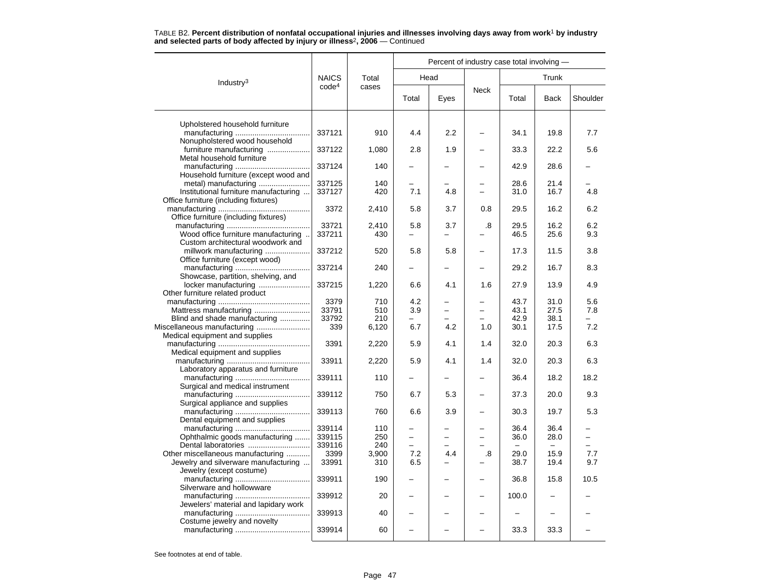TABLE B2. **Percent distribution of nonfatal occupational injuries and illnesses involving days away from work[1] by industry and selected parts of body affected by injury or illness[2], 2006** — Continued

| Industry[3] | NAICS code[4] | Total cases | Percent of industry case total involving — | | | | | |
|---|---|---|---|---|---|---|---|---|
| | | | Head | | Neck | Trunk | | |
| | | | Total | Eyes | | Total | Back | Shoulder |
| Upholstered household furniture manufacturing | 337121 | 910 | 4.4 | 2.2 | – | 34.1 | 19.8 | 7.7 |
| Nonupholstered wood household furniture manufacturing | 337122 | 1,080 | 2.8 | 1.9 | – | 33.3 | 22.2 | 5.6 |
| Metal household furniture manufacturing | 337124 | 140 | – | – | – | 42.9 | 28.6 | – |
| Household furniture (except wood and metal) manufacturing | 337125 | 140 | – | – | – | 28.6 | 21.4 | – |
| Institutional furniture manufacturing | 337127 | 420 | 7.1 | 4.8 | – | 31.0 | 16.7 | 4.8 |
| Office furniture (including fixtures) manufacturing | 3372 | 2,410 | 5.8 | 3.7 | 0.8 | 29.5 | 16.2 | 6.2 |
| Office furniture (including fixtures) manufacturing | 33721 | 2,410 | 5.8 | 3.7 | .8 | 29.5 | 16.2 | 6.2 |
| Wood office furniture manufacturing | 337211 | 430 | – | – | – | 46.5 | 25.6 | 9.3 |
| Custom architectural woodwork and millwork manufacturing | 337212 | 520 | 5.8 | 5.8 | – | 17.3 | 11.5 | 3.8 |
| Office furniture (except wood) manufacturing | 337214 | 240 | – | – | – | 29.2 | 16.7 | 8.3 |
| Showcase, partition, shelving, and locker manufacturing | 337215 | 1,220 | 6.6 | 4.1 | 1.6 | 27.9 | 13.9 | 4.9 |
| Other furniture related product manufacturing | 3379 | 710 | 4.2 | – | – | 43.7 | 31.0 | 5.6 |
| Mattress manufacturing | 33791 | 510 | 3.9 | – | – | 43.1 | 27.5 | 7.8 |
| Blind and shade manufacturing | 33792 | 210 | – | – | – | 42.9 | 38.1 | – |
| Miscellaneous manufacturing | 339 | 6,120 | 6.7 | 4.2 | 1.0 | 30.1 | 17.5 | 7.2 |
| Medical equipment and supplies manufacturing | 3391 | 2,220 | 5.9 | 4.1 | 1.4 | 32.0 | 20.3 | 6.3 |
| Medical equipment and supplies manufacturing | 33911 | 2,220 | 5.9 | 4.1 | 1.4 | 32.0 | 20.3 | 6.3 |
| Laboratory apparatus and furniture manufacturing | 339111 | 110 | – | – | – | 36.4 | 18.2 | 18.2 |
| Surgical and medical instrument manufacturing | 339112 | 750 | 6.7 | 5.3 | – | 37.3 | 20.0 | 9.3 |
| Surgical appliance and supplies manufacturing | 339113 | 760 | 6.6 | 3.9 | – | 30.3 | 19.7 | 5.3 |
| Dental equipment and supplies manufacturing | 339114 | 110 | – | – | – | 36.4 | 36.4 | – |
| Ophthalmic goods manufacturing | 339115 | 250 | – | – | – | 36.0 | 28.0 | – |
| Dental laboratories | 339116 | 240 | – | – | – | – | – | – |
| Other miscellaneous manufacturing | 3399 | 3,900 | 7.2 | 4.4 | .8 | 29.0 | 15.9 | 7.7 |
| Jewelry and silverware manufacturing | 33991 | 310 | 6.5 | – | – | 38.7 | 19.4 | 9.7 |
| Jewelry (except costume) manufacturing | 339911 | 190 | – | – | – | 36.8 | 15.8 | 10.5 |
| Silverware and hollowware manufacturing | 339912 | 20 | – | – | – | 100.0 | – | – |
| Jewelers' material and lapidary work manufacturing | 339913 | 40 | – | – | – | – | – | – |
| Costume jewelry and novelty manufacturing | 339914 | 60 | – | – | – | 33.3 | 33.3 | – |

See footnotes at end of table.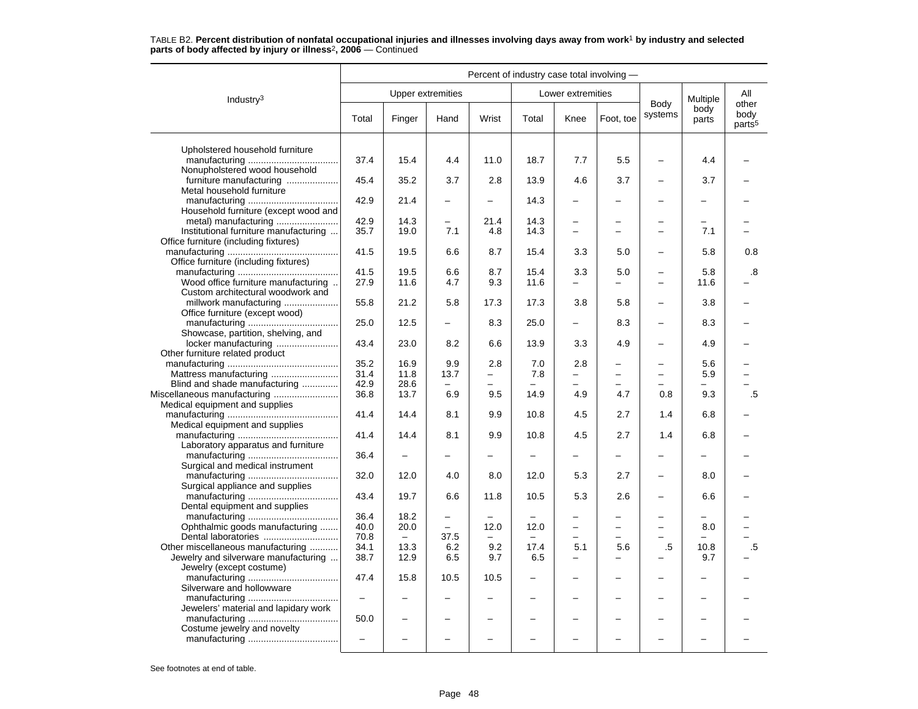TABLE B2. **Percent distribution of nonfatal occupational injuries and illnesses involving days away from work[1] by industry and selected parts of body affected by injury or illness[2], 2006** — Continued

| Industry[3] | Percent of industry case total involving — | | | | | | | | | |
|---|---|---|---|---|---|---|---|---|---|---|
| | Upper extremities | | | | Lower extremities | | | Body systems | Multiple body parts | All other body parts[5] |
| | Total | Finger | Hand | Wrist | Total | Knee | Foot, toe | | | |
| Upholstered household furniture manufacturing | 37.4 | 15.4 | 4.4 | 11.0 | 18.7 | 7.7 | 5.5 | – | 4.4 | – |
| Nonupholstered wood household furniture manufacturing | 45.4 | 35.2 | 3.7 | 2.8 | 13.9 | 4.6 | 3.7 | – | 3.7 | – |
| Metal household furniture manufacturing | 42.9 | 21.4 | – | – | 14.3 | – | – | – | – | – |
| Household furniture (except wood and metal) manufacturing | 42.9 | 14.3 | – | 21.4 | 14.3 | – | – | – | – | – |
| Institutional furniture manufacturing | 35.7 | 19.0 | 7.1 | 4.8 | 14.3 | – | – | – | 7.1 | – |
| Office furniture (including fixtures) manufacturing | 41.5 | 19.5 | 6.6 | 8.7 | 15.4 | 3.3 | 5.0 | – | 5.8 | 0.8 |
| Office furniture (including fixtures) manufacturing | 41.5 | 19.5 | 6.6 | 8.7 | 15.4 | 3.3 | 5.0 | – | 5.8 | .8 |
| Wood office furniture manufacturing | 27.9 | 11.6 | 4.7 | 9.3 | 11.6 | – | – | – | 11.6 | – |
| Custom architectural woodwork and millwork manufacturing | 55.8 | 21.2 | 5.8 | 17.3 | 17.3 | 3.8 | 5.8 | – | 3.8 | – |
| Office furniture (except wood) manufacturing | 25.0 | 12.5 | – | 8.3 | 25.0 | – | 8.3 | – | 8.3 | – |
| Showcase, partition, shelving, and locker manufacturing | 43.4 | 23.0 | 8.2 | 6.6 | 13.9 | 3.3 | 4.9 | – | 4.9 | – |
| Other furniture related product manufacturing | 35.2 | 16.9 | 9.9 | 2.8 | 7.0 | 2.8 | – | – | 5.6 | – |
| Mattress manufacturing | 31.4 | 11.8 | 13.7 | – | 7.8 | – | – | – | 5.9 | – |
| Blind and shade manufacturing | 42.9 | 28.6 | – | – | – | – | – | – | – | – |
| Miscellaneous manufacturing | 36.8 | 13.7 | 6.9 | 9.5 | 14.9 | 4.9 | 4.7 | 0.8 | 9.3 | .5 |
| Medical equipment and supplies manufacturing | 41.4 | 14.4 | 8.1 | 9.9 | 10.8 | 4.5 | 2.7 | 1.4 | 6.8 | – |
| Medical equipment and supplies manufacturing | 41.4 | 14.4 | 8.1 | 9.9 | 10.8 | 4.5 | 2.7 | 1.4 | 6.8 | – |
| Laboratory apparatus and furniture manufacturing | 36.4 | – | – | – | – | – | – | – | – | – |
| Surgical and medical instrument manufacturing | 32.0 | 12.0 | 4.0 | 8.0 | 12.0 | 5.3 | 2.7 | – | 8.0 | – |
| Surgical appliance and supplies manufacturing | 43.4 | 19.7 | 6.6 | 11.8 | 10.5 | 5.3 | 2.6 | – | 6.6 | – |
| Dental equipment and supplies manufacturing | 36.4 | 18.2 | – | – | – | – | – | – | – | – |
| Ophthalmic goods manufacturing | 40.0 | 20.0 | – | 12.0 | 12.0 | – | – | – | 8.0 | – |
| Dental laboratories | 70.8 | – | 37.5 | – | – | – | – | – | – | – |
| Other miscellaneous manufacturing | 34.1 | 13.3 | 6.2 | 9.2 | 17.4 | 5.1 | 5.6 | .5 | 10.8 | .5 |
| Jewelry and silverware manufacturing | 38.7 | 12.9 | 6.5 | 9.7 | 6.5 | – | – | – | 9.7 | – |
| Jewelry (except costume) manufacturing | 47.4 | 15.8 | 10.5 | 10.5 | – | – | – | – | – | – |
| Silverware and hollowware manufacturing | – | – | – | – | – | – | – | – | – | – |
| Jewelers' material and lapidary work manufacturing | 50.0 | – | – | – | – | – | – | – | – | – |
| Costume jewelry and novelty manufacturing | – | – | – | – | – | – | – | – | – | – |

See footnotes at end of table.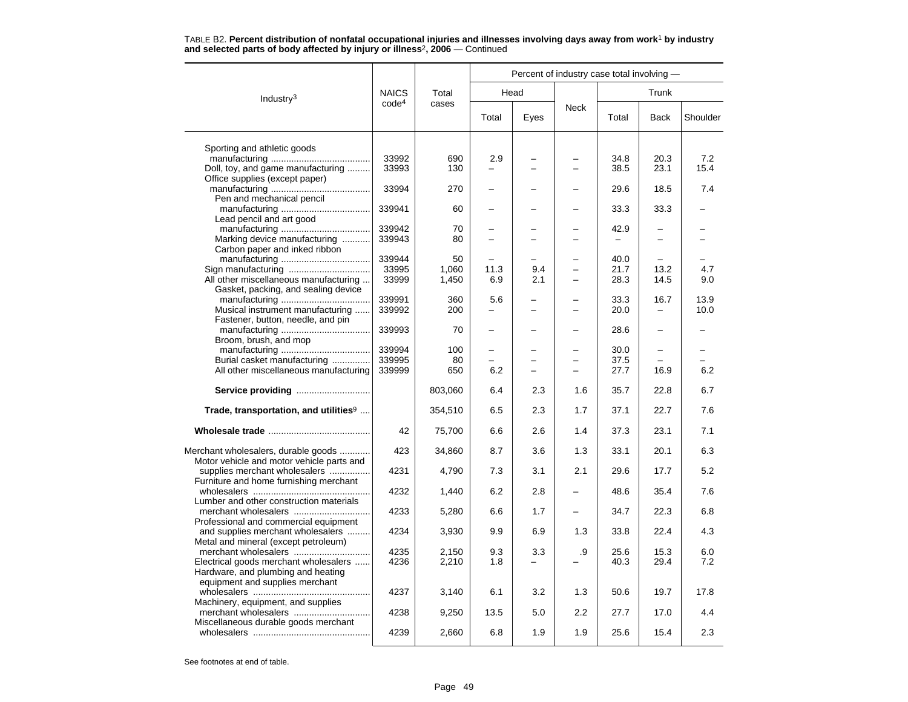TABLE B2. **Percent distribution of nonfatal occupational injuries and illnesses involving days away from work[1] by industry and selected parts of body affected by injury or illness[2], 2006** — Continued

| Industry[3] | NAICS code[4] | Total cases | Percent of industry case total involving — Head | | Neck | Trunk | | |
|---|---|---|---|---|---|---|---|---|
| | | | Total | Eyes | | Total | Back | Shoulder |
| Sporting and athletic goods manufacturing | 33992 | 690 | 2.9 | – | – | 34.8 | 20.3 | 7.2 |
| Doll, toy, and game manufacturing | 33993 | 130 | – | – | – | 38.5 | 23.1 | 15.4 |
| Office supplies (except paper) manufacturing | 33994 | 270 | – | – | – | 29.6 | 18.5 | 7.4 |
| Pen and mechanical pencil manufacturing | 339941 | 60 | – | – | – | 33.3 | 33.3 | – |
| Lead pencil and art good manufacturing | 339942 | 70 | – | – | – | 42.9 | – | – |
| Marking device manufacturing | 339943 | 80 | – | – | – | – | – | – |
| Carbon paper and inked ribbon manufacturing | 339944 | 50 | – | – | – | 40.0 | – | – |
| Sign manufacturing | 33995 | 1,060 | 11.3 | 9.4 | – | 21.7 | 13.2 | 4.7 |
| All other miscellaneous manufacturing | 33999 | 1,450 | 6.9 | 2.1 | – | 28.3 | 14.5 | 9.0 |
| Gasket, packing, and sealing device manufacturing | 339991 | 360 | 5.6 | – | – | 33.3 | 16.7 | 13.9 |
| Musical instrument manufacturing | 339992 | 200 | – | – | – | 20.0 | – | 10.0 |
| Fastener, button, needle, and pin manufacturing | 339993 | 70 | – | – | – | 28.6 | – | – |
| Broom, brush, and mop manufacturing | 339994 | 100 | – | – | – | 30.0 | – | – |
| Burial casket manufacturing | 339995 | 80 | – | – | – | 37.5 | – | – |
| All other miscellaneous manufacturing | 339999 | 650 | 6.2 | – | – | 27.7 | 16.9 | 6.2 |
| **Service providing** | | 803,060 | 6.4 | 2.3 | 1.6 | 35.7 | 22.8 | 6.7 |
| **Trade, transportation, and utilities[9]** | | 354,510 | 6.5 | 2.3 | 1.7 | 37.1 | 22.7 | 7.6 |
| **Wholesale trade** | 42 | 75,700 | 6.6 | 2.6 | 1.4 | 37.3 | 23.1 | 7.1 |
| Merchant wholesalers, durable goods | 423 | 34,860 | 8.7 | 3.6 | 1.3 | 33.1 | 20.1 | 6.3 |
| Motor vehicle and motor vehicle parts and supplies merchant wholesalers | 4231 | 4,790 | 7.3 | 3.1 | 2.1 | 29.6 | 17.7 | 5.2 |
| Furniture and home furnishing merchant wholesalers | 4232 | 1,440 | 6.2 | 2.8 | – | 48.6 | 35.4 | 7.6 |
| Lumber and other construction materials merchant wholesalers | 4233 | 5,280 | 6.6 | 1.7 | – | 34.7 | 22.3 | 6.8 |
| Professional and commercial equipment and supplies merchant wholesalers | 4234 | 3,930 | 9.9 | 6.9 | 1.3 | 33.8 | 22.4 | 4.3 |
| Metal and mineral (except petroleum) merchant wholesalers | 4235 | 2,150 | 9.3 | 3.3 | .9 | 25.6 | 15.3 | 6.0 |
| Electrical goods merchant wholesalers | 4236 | 2,210 | 1.8 | – | – | 40.3 | 29.4 | 7.2 |
| Hardware, and plumbing and heating equipment and supplies merchant wholesalers | 4237 | 3,140 | 6.1 | 3.2 | 1.3 | 50.6 | 19.7 | 17.8 |
| Machinery, equipment, and supplies merchant wholesalers | 4238 | 9,250 | 13.5 | 5.0 | 2.2 | 27.7 | 17.0 | 4.4 |
| Miscellaneous durable goods merchant wholesalers | 4239 | 2,660 | 6.8 | 1.9 | 1.9 | 25.6 | 15.4 | 2.3 |

See footnotes at end of table.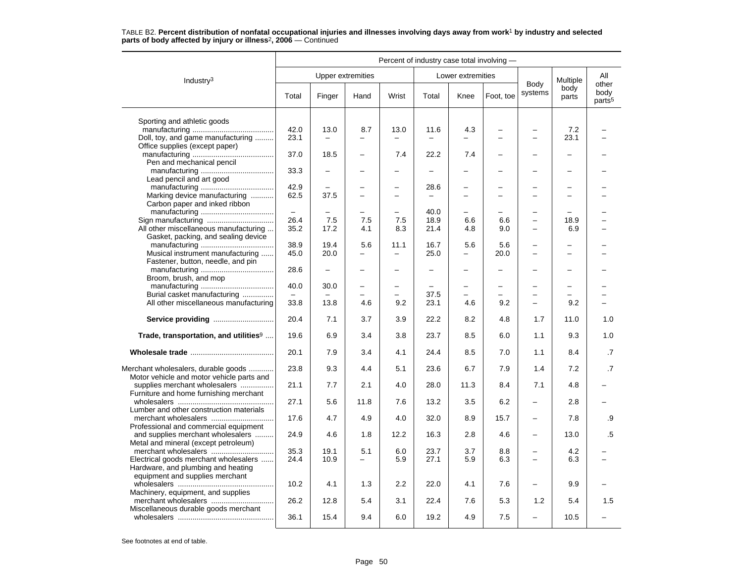TABLE B2. **Percent distribution of nonfatal occupational injuries and illnesses involving days away from work**[1] **by industry and selected parts of body affected by injury or illness**[2]**, 2006** — Continued

| Industry[3] | Percent of industry case total involving — | | | | | | | | | |
|---|---|---|---|---|---|---|---|---|---|---|
| | Upper extremities | | | | Lower extremities | | | Body systems | Multiple body parts | All other body parts[5] |
| | Total | Finger | Hand | Wrist | Total | Knee | Foot, toe | | | |
| Sporting and athletic goods manufacturing | 42.0 | 13.0 | 8.7 | 13.0 | 11.6 | 4.3 | – | – | 7.2 | – |
| Doll, toy, and game manufacturing | 23.1 | – | – | – | – | – | – | – | 23.1 | – |
| Office supplies (except paper) manufacturing | 37.0 | 18.5 | – | 7.4 | 22.2 | 7.4 | – | – | – | – |
| Pen and mechanical pencil manufacturing | 33.3 | – | – | – | – | – | – | – | – | – |
| Lead pencil and art good manufacturing | 42.9 | – | – | – | 28.6 | – | – | – | – | – |
| Marking device manufacturing | 62.5 | 37.5 | – | – | – | – | – | – | – | – |
| Carbon paper and inked ribbon manufacturing | – | – | – | – | 40.0 | – | – | – | – | – |
| Sign manufacturing | 26.4 | 7.5 | 7.5 | 7.5 | 18.9 | 6.6 | 6.6 | – | 18.9 | – |
| All other miscellaneous manufacturing | 35.2 | 17.2 | 4.1 | 8.3 | 21.4 | 4.8 | 9.0 | – | 6.9 | – |
| Gasket, packing, and sealing device manufacturing | 38.9 | 19.4 | 5.6 | 11.1 | 16.7 | 5.6 | 5.6 | – | – | – |
| Musical instrument manufacturing | 45.0 | 20.0 | – | – | 25.0 | – | 20.0 | – | – | – |
| Fastener, button, needle, and pin manufacturing | 28.6 | – | – | – | – | – | – | – | – | – |
| Broom, brush, and mop manufacturing | 40.0 | 30.0 | – | – | – | – | – | – | – | – |
| Burial casket manufacturing | – | – | – | – | 37.5 | – | – | – | – | – |
| All other miscellaneous manufacturing | 33.8 | 13.8 | 4.6 | 9.2 | 23.1 | 4.6 | 9.2 | – | 9.2 | – |
| **Service providing** | 20.4 | 7.1 | 3.7 | 3.9 | 22.2 | 8.2 | 4.8 | 1.7 | 11.0 | 1.0 |
| **Trade, transportation, and utilities**[9] | 19.6 | 6.9 | 3.4 | 3.8 | 23.7 | 8.5 | 6.0 | 1.1 | 9.3 | 1.0 |
| **Wholesale trade** | 20.1 | 7.9 | 3.4 | 4.1 | 24.4 | 8.5 | 7.0 | 1.1 | 8.4 | .7 |
| Merchant wholesalers, durable goods | 23.8 | 9.3 | 4.4 | 5.1 | 23.6 | 6.7 | 7.9 | 1.4 | 7.2 | .7 |
| Motor vehicle and motor vehicle parts and supplies merchant wholesalers | 21.1 | 7.7 | 2.1 | 4.0 | 28.0 | 11.3 | 8.4 | 7.1 | 4.8 | – |
| Furniture and home furnishing merchant wholesalers | 27.1 | 5.6 | 11.8 | 7.6 | 13.2 | 3.5 | 6.2 | – | 2.8 | – |
| Lumber and other construction materials merchant wholesalers | 17.6 | 4.7 | 4.9 | 4.0 | 32.0 | 8.9 | 15.7 | – | 7.8 | .9 |
| Professional and commercial equipment and supplies merchant wholesalers | 24.9 | 4.6 | 1.8 | 12.2 | 16.3 | 2.8 | 4.6 | – | 13.0 | .5 |
| Metal and mineral (except petroleum) merchant wholesalers | 35.3 | 19.1 | 5.1 | 6.0 | 23.7 | 3.7 | 8.8 | – | 4.2 | – |
| Electrical goods merchant wholesalers | 24.4 | 10.9 | – | 5.9 | 27.1 | 5.9 | 6.3 | – | 6.3 | – |
| Hardware, and plumbing and heating equipment and supplies merchant wholesalers | 10.2 | 4.1 | 1.3 | 2.2 | 22.0 | 4.1 | 7.6 | – | 9.9 | – |
| Machinery, equipment, and supplies merchant wholesalers | 26.2 | 12.8 | 5.4 | 3.1 | 22.4 | 7.6 | 5.3 | 1.2 | 5.4 | 1.5 |
| Miscellaneous durable goods merchant wholesalers | 36.1 | 15.4 | 9.4 | 6.0 | 19.2 | 4.9 | 7.5 | – | 10.5 | – |

See footnotes at end of table.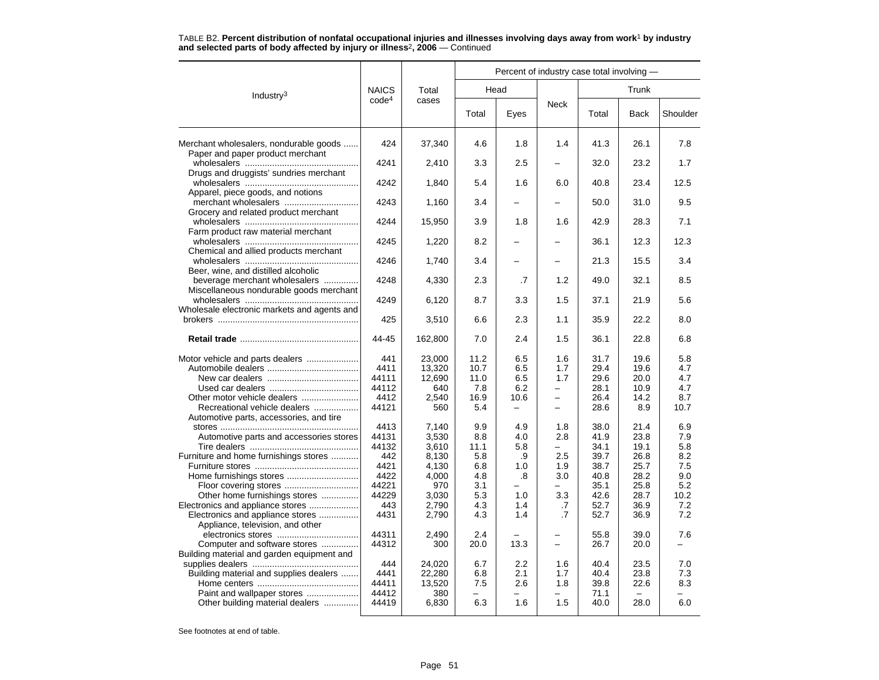TABLE B2. **Percent distribution of nonfatal occupational injuries and illnesses involving days away from work[1] by industry and selected parts of body affected by injury or illness[2], 2006** — Continued

| Industry[3] | NAICS code[4] | Total cases | Percent of industry case total involving — | | | | | |
|---|---|---|---|---|---|---|---|---|
| | | | Head | | Neck | Trunk | | |
| | | | Total | Eyes | | Total | Back | Shoulder |
| Merchant wholesalers, nondurable goods | 424 | 37,340 | 4.6 | 1.8 | 1.4 | 41.3 | 26.1 | 7.8 |
| Paper and paper product merchant wholesalers | 4241 | 2,410 | 3.3 | 2.5 | – | 32.0 | 23.2 | 1.7 |
| Drugs and druggists' sundries merchant wholesalers | 4242 | 1,840 | 5.4 | 1.6 | 6.0 | 40.8 | 23.4 | 12.5 |
| Apparel, piece goods, and notions merchant wholesalers | 4243 | 1,160 | 3.4 | – | – | 50.0 | 31.0 | 9.5 |
| Grocery and related product merchant wholesalers | 4244 | 15,950 | 3.9 | 1.8 | 1.6 | 42.9 | 28.3 | 7.1 |
| Farm product raw material merchant wholesalers | 4245 | 1,220 | 8.2 | – | – | 36.1 | 12.3 | 12.3 |
| Chemical and allied products merchant wholesalers | 4246 | 1,740 | 3.4 | – | – | 21.3 | 15.5 | 3.4 |
| Beer, wine, and distilled alcoholic beverage merchant wholesalers | 4248 | 4,330 | 2.3 | .7 | 1.2 | 49.0 | 32.1 | 8.5 |
| Miscellaneous nondurable goods merchant wholesalers | 4249 | 6,120 | 8.7 | 3.3 | 1.5 | 37.1 | 21.9 | 5.6 |
| Wholesale electronic markets and agents and brokers | 425 | 3,510 | 6.6 | 2.3 | 1.1 | 35.9 | 22.2 | 8.0 |
| **Retail trade** | 44-45 | 162,800 | 7.0 | 2.4 | 1.5 | 36.1 | 22.8 | 6.8 |
| Motor vehicle and parts dealers | 441 | 23,000 | 11.2 | 6.5 | 1.6 | 31.7 | 19.6 | 5.8 |
| Automobile dealers | 4411 | 13,320 | 10.7 | 6.5 | 1.7 | 29.4 | 19.6 | 4.7 |
| New car dealers | 44111 | 12,690 | 11.0 | 6.5 | 1.7 | 29.6 | 20.0 | 4.7 |
| Used car dealers | 44112 | 640 | 7.8 | 6.2 | – | 28.1 | 10.9 | 4.7 |
| Other motor vehicle dealers | 4412 | 2,540 | 16.9 | 10.6 | – | 26.4 | 14.2 | 8.7 |
| Recreational vehicle dealers | 44121 | 560 | 5.4 | – | – | 28.6 | 8.9 | 10.7 |
| Automotive parts, accessories, and tire stores | 4413 | 7,140 | 9.9 | 4.9 | 1.8 | 38.0 | 21.4 | 6.9 |
| Automotive parts and accessories stores | 44131 | 3,530 | 8.8 | 4.0 | 2.8 | 41.9 | 23.8 | 7.9 |
| Tire dealers | 44132 | 3,610 | 11.1 | 5.8 | – | 34.1 | 19.1 | 5.8 |
| Furniture and home furnishings stores | 442 | 8,130 | 5.8 | .9 | 2.5 | 39.7 | 26.8 | 8.2 |
| Furniture stores | 4421 | 4,130 | 6.8 | 1.0 | 1.9 | 38.7 | 25.7 | 7.5 |
| Home furnishings stores | 4422 | 4,000 | 4.8 | .8 | 3.0 | 40.8 | 28.2 | 9.0 |
| Floor covering stores | 44221 | 970 | 3.1 | – | – | 35.1 | 25.8 | 5.2 |
| Other home furnishings stores | 44229 | 3,030 | 5.3 | 1.0 | 3.3 | 42.6 | 28.7 | 10.2 |
| Electronics and appliance stores | 443 | 2,790 | 4.3 | 1.4 | .7 | 52.7 | 36.9 | 7.2 |
| Electronics and appliance stores | 4431 | 2,790 | 4.3 | 1.4 | .7 | 52.7 | 36.9 | 7.2 |
| Appliance, television, and other electronics stores | 44311 | 2,490 | 2.4 | – | – | 55.8 | 39.0 | 7.6 |
| Computer and software stores | 44312 | 300 | 20.0 | 13.3 | – | 26.7 | 20.0 | – |
| Building material and garden equipment and supplies dealers | 444 | 24,020 | 6.7 | 2.2 | 1.6 | 40.4 | 23.5 | 7.0 |
| Building material and supplies dealers | 4441 | 22,280 | 6.8 | 2.1 | 1.7 | 40.4 | 23.8 | 7.3 |
| Home centers | 44411 | 13,520 | 7.5 | 2.6 | 1.8 | 39.8 | 22.6 | 8.3 |
| Paint and wallpaper stores | 44412 | 380 | – | – | – | 71.1 | – | – |
| Other building material dealers | 44419 | 6,830 | 6.3 | 1.6 | 1.5 | 40.0 | 28.0 | 6.0 |

See footnotes at end of table.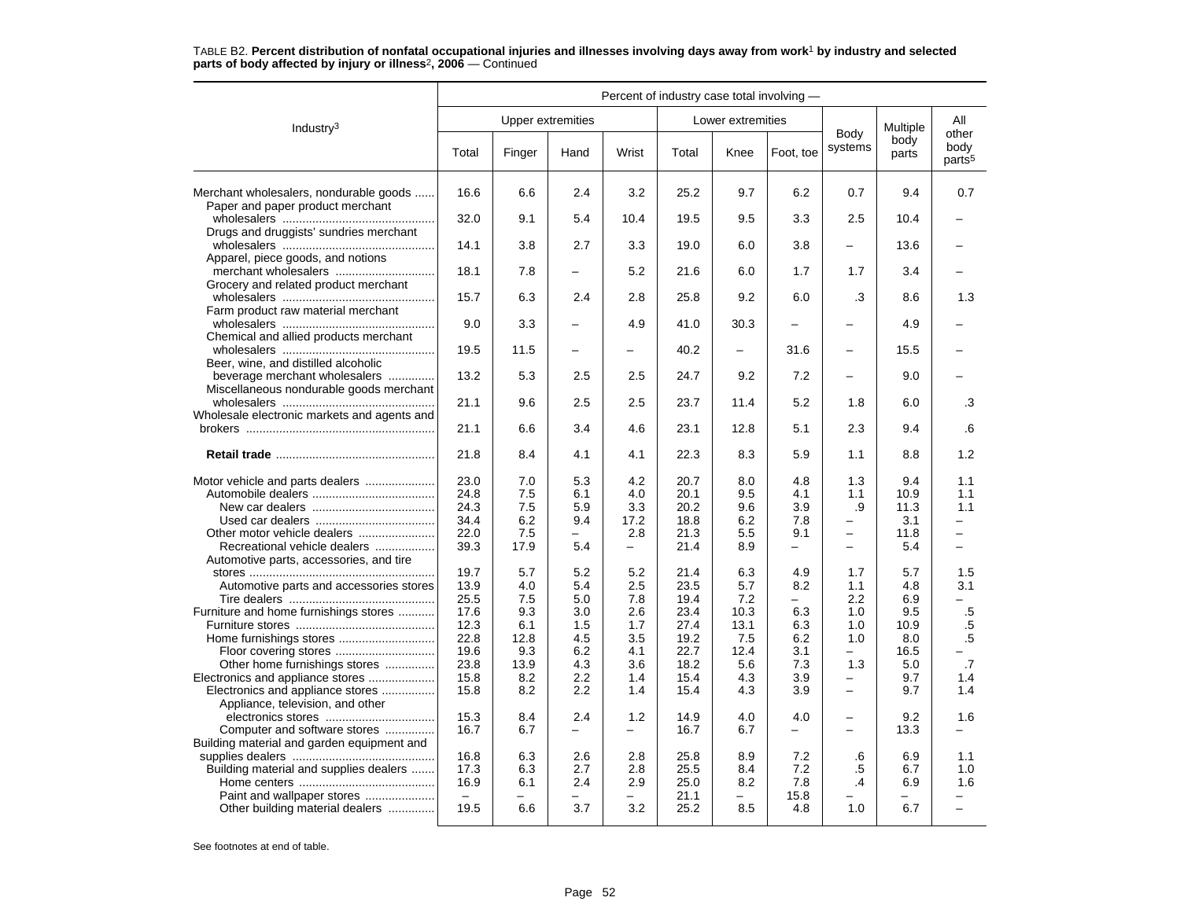TABLE B2. **Percent distribution of nonfatal occupational injuries and illnesses involving days away from work[1] by industry and selected parts of body affected by injury or illness[2], 2006** — Continued

| Industry[3] | Percent of industry case total involving — | | | | | | | | | |
|---|---|---|---|---|---|---|---|---|---|---|
| | Upper extremities | | | | Lower extremities | | | Body systems | Multiple body parts | All other body parts[5] |
| | Total | Finger | Hand | Wrist | Total | Knee | Foot, toe | | | |
| Merchant wholesalers, nondurable goods | 16.6 | 6.6 | 2.4 | 3.2 | 25.2 | 9.7 | 6.2 | 0.7 | 9.4 | 0.7 |
| Paper and paper product merchant wholesalers | 32.0 | 9.1 | 5.4 | 10.4 | 19.5 | 9.5 | 3.3 | 2.5 | 10.4 | – |
| Drugs and druggists' sundries merchant wholesalers | 14.1 | 3.8 | 2.7 | 3.3 | 19.0 | 6.0 | 3.8 | – | 13.6 | – |
| Apparel, piece goods, and notions merchant wholesalers | 18.1 | 7.8 | – | 5.2 | 21.6 | 6.0 | 1.7 | 1.7 | 3.4 | – |
| Grocery and related product merchant wholesalers | 15.7 | 6.3 | 2.4 | 2.8 | 25.8 | 9.2 | 6.0 | .3 | 8.6 | 1.3 |
| Farm product raw material merchant wholesalers | 9.0 | 3.3 | – | 4.9 | 41.0 | 30.3 | – | – | 4.9 | – |
| Chemical and allied products merchant wholesalers | 19.5 | 11.5 | – | – | 40.2 | – | 31.6 | – | 15.5 | – |
| Beer, wine, and distilled alcoholic beverage merchant wholesalers | 13.2 | 5.3 | 2.5 | 2.5 | 24.7 | 9.2 | 7.2 | – | 9.0 | – |
| Miscellaneous nondurable goods merchant wholesalers | 21.1 | 9.6 | 2.5 | 2.5 | 23.7 | 11.4 | 5.2 | 1.8 | 6.0 | .3 |
| Wholesale electronic markets and agents and brokers | 21.1 | 6.6 | 3.4 | 4.6 | 23.1 | 12.8 | 5.1 | 2.3 | 9.4 | .6 |
| **Retail trade** | 21.8 | 8.4 | 4.1 | 4.1 | 22.3 | 8.3 | 5.9 | 1.1 | 8.8 | 1.2 |
| Motor vehicle and parts dealers | 23.0 | 7.0 | 5.3 | 4.2 | 20.7 | 8.0 | 4.8 | 1.3 | 9.4 | 1.1 |
| Automobile dealers | 24.8 | 7.5 | 6.1 | 4.0 | 20.1 | 9.5 | 4.1 | 1.1 | 10.9 | 1.1 |
| New car dealers | 24.3 | 7.5 | 5.9 | 3.3 | 20.2 | 9.6 | 3.9 | .9 | 11.3 | 1.1 |
| Used car dealers | 34.4 | 6.2 | 9.4 | 17.2 | 18.8 | 6.2 | 7.8 | – | 3.1 | – |
| Other motor vehicle dealers | 22.0 | 7.5 | – | 2.8 | 21.3 | 5.5 | 9.1 | – | 11.8 | – |
| Recreational vehicle dealers | 39.3 | 17.9 | 5.4 | – | 21.4 | 8.9 | – | – | 5.4 | – |
| Automotive parts, accessories, and tire stores | 19.7 | 5.7 | 5.2 | 5.2 | 21.4 | 6.3 | 4.9 | 1.7 | 5.7 | 1.5 |
| Automotive parts and accessories stores | 13.9 | 4.0 | 5.4 | 2.5 | 23.5 | 5.7 | 8.2 | 1.1 | 4.8 | 3.1 |
| Tire dealers | 25.5 | 7.5 | 5.0 | 7.8 | 19.4 | 7.2 | – | 2.2 | 6.9 | – |
| Furniture and home furnishings stores | 17.6 | 9.3 | 3.0 | 2.6 | 23.4 | 10.3 | 6.3 | 1.0 | 9.5 | .5 |
| Furniture stores | 12.3 | 6.1 | 1.5 | 1.7 | 27.4 | 13.1 | 6.3 | 1.0 | 10.9 | .5 |
| Home furnishings stores | 22.8 | 12.8 | 4.5 | 3.5 | 19.2 | 7.5 | 6.2 | 1.0 | 8.0 | .5 |
| Floor covering stores | 19.6 | 9.3 | 6.2 | 4.1 | 22.7 | 12.4 | 3.1 | – | 16.5 | – |
| Other home furnishings stores | 23.8 | 13.9 | 4.3 | 3.6 | 18.2 | 5.6 | 7.3 | 1.3 | 5.0 | .7 |
| Electronics and appliance stores | 15.8 | 8.2 | 2.2 | 1.4 | 15.4 | 4.3 | 3.9 | – | 9.7 | 1.4 |
| Electronics and appliance stores | 15.8 | 8.2 | 2.2 | 1.4 | 15.4 | 4.3 | 3.9 | – | 9.7 | 1.4 |
| Appliance, television, and other electronics stores | 15.3 | 8.4 | 2.4 | 1.2 | 14.9 | 4.0 | 4.0 | – | 9.2 | 1.6 |
| Computer and software stores | 16.7 | 6.7 | – | – | 16.7 | 6.7 | – | – | 13.3 | – |
| Building material and garden equipment and supplies dealers | 16.8 | 6.3 | 2.6 | 2.8 | 25.8 | 8.9 | 7.2 | .6 | 6.9 | 1.1 |
| Building material and supplies dealers | 17.3 | 6.3 | 2.7 | 2.8 | 25.5 | 8.4 | 7.2 | .5 | 6.7 | 1.0 |
| Home centers | 16.9 | 6.1 | 2.4 | 2.9 | 25.0 | 8.2 | 7.8 | .4 | 6.9 | 1.6 |
| Paint and wallpaper stores | – | – | – | – | 21.1 | – | 15.8 | – | – | – |
| Other building material dealers | 19.5 | 6.6 | 3.7 | 3.2 | 25.2 | 8.5 | 4.8 | 1.0 | 6.7 | – |

See footnotes at end of table.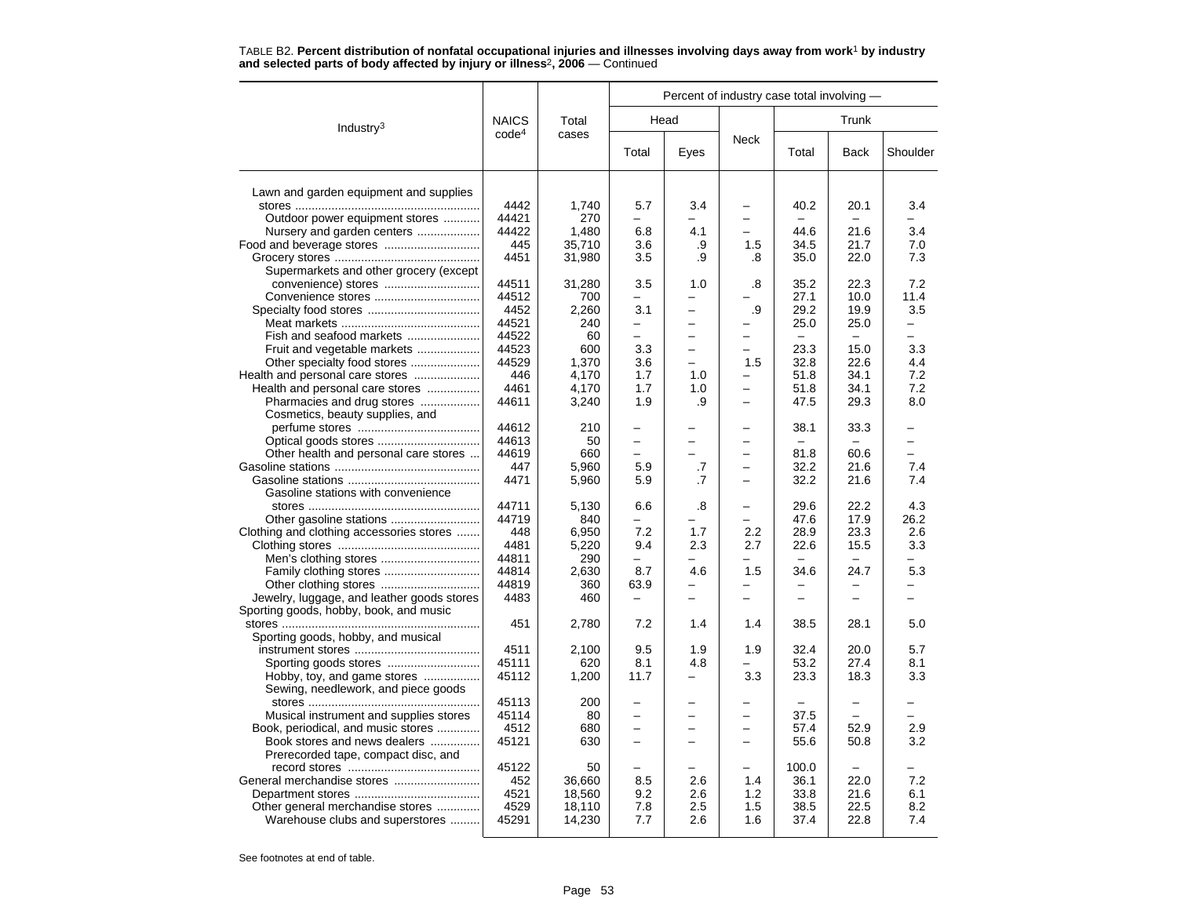TABLE B2. **Percent distribution of nonfatal occupational injuries and illnesses involving days away from work[1] by industry and selected parts of body affected by injury or illness[2], 2006** — Continued

| Industry[3] | NAICS code[4] | Total cases | Percent of industry case total involving — | | | | | |
|---|---|---|---|---|---|---|---|---|
| | | | Head | | Neck | Trunk | | |
| | | | Total | Eyes | | Total | Back | Shoulder |
| Lawn and garden equipment and supplies stores | 4442 | 1,740 | 5.7 | 3.4 | – | 40.2 | 20.1 | 3.4 |
| Outdoor power equipment stores | 44421 | 270 | – | – | – | – | – | – |
| Nursery and garden centers | 44422 | 1,480 | 6.8 | 4.1 | – | 44.6 | 21.6 | 3.4 |
| Food and beverage stores | 445 | 35,710 | 3.6 | .9 | 1.5 | 34.5 | 21.7 | 7.0 |
| Grocery stores | 4451 | 31,980 | 3.5 | .9 | .8 | 35.0 | 22.0 | 7.3 |
| Supermarkets and other grocery (except convenience) stores | 44511 | 31,280 | 3.5 | 1.0 | .8 | 35.2 | 22.3 | 7.2 |
| Convenience stores | 44512 | 700 | – | – | – | 27.1 | 10.0 | 11.4 |
| Specialty food stores | 4452 | 2,260 | 3.1 | – | .9 | 29.2 | 19.9 | 3.5 |
| Meat markets | 44521 | 240 | – | – | – | 25.0 | 25.0 | – |
| Fish and seafood markets | 44522 | 60 | – | – | – | – | – | – |
| Fruit and vegetable markets | 44523 | 600 | 3.3 | – | – | 23.3 | 15.0 | 3.3 |
| Other specialty food stores | 44529 | 1,370 | 3.6 | – | 1.5 | 32.8 | 22.6 | 4.4 |
| Health and personal care stores | 446 | 4,170 | 1.7 | 1.0 | – | 51.8 | 34.1 | 7.2 |
| Health and personal care stores | 4461 | 4,170 | 1.7 | 1.0 | – | 51.8 | 34.1 | 7.2 |
| Pharmacies and drug stores | 44611 | 3,240 | 1.9 | .9 | – | 47.5 | 29.3 | 8.0 |
| Cosmetics, beauty supplies, and perfume stores | 44612 | 210 | – | – | – | 38.1 | 33.3 | – |
| Optical goods stores | 44613 | 50 | – | – | – | – | – | – |
| Other health and personal care stores | 44619 | 660 | – | – | – | 81.8 | 60.6 | – |
| Gasoline stations | 447 | 5,960 | 5.9 | .7 | – | 32.2 | 21.6 | 7.4 |
| Gasoline stations | 4471 | 5,960 | 5.9 | .7 | – | 32.2 | 21.6 | 7.4 |
| Gasoline stations with convenience stores | 44711 | 5,130 | 6.6 | .8 | – | 29.6 | 22.2 | 4.3 |
| Other gasoline stations | 44719 | 840 | – | – | – | 47.6 | 17.9 | 26.2 |
| Clothing and clothing accessories stores | 448 | 6,950 | 7.2 | 1.7 | 2.2 | 28.9 | 23.3 | 2.6 |
| Clothing stores | 4481 | 5,220 | 9.4 | 2.3 | 2.7 | 22.6 | 15.5 | 3.3 |
| Men's clothing stores | 44811 | 290 | – | – | – | – | – | – |
| Family clothing stores | 44814 | 2,630 | 8.7 | 4.6 | 1.5 | 34.6 | 24.7 | 5.3 |
| Other clothing stores | 44819 | 360 | 63.9 | – | – | – | – | – |
| Jewelry, luggage, and leather goods stores | 4483 | 460 | – | – | – | – | – | – |
| Sporting goods, hobby, book, and music stores | 451 | 2,780 | 7.2 | 1.4 | 1.4 | 38.5 | 28.1 | 5.0 |
| Sporting goods, hobby, and musical instrument stores | 4511 | 2,100 | 9.5 | 1.9 | 1.9 | 32.4 | 20.0 | 5.7 |
| Sporting goods stores | 45111 | 620 | 8.1 | 4.8 | – | 53.2 | 27.4 | 8.1 |
| Hobby, toy, and game stores | 45112 | 1,200 | 11.7 | – | 3.3 | 23.3 | 18.3 | 3.3 |
| Sewing, needlework, and piece goods stores | 45113 | 200 | – | – | – | – | – | – |
| Musical instrument and supplies stores | 45114 | 80 | – | – | – | 37.5 | – | – |
| Book, periodical, and music stores | 4512 | 680 | – | – | – | 57.4 | 52.9 | 2.9 |
| Book stores and news dealers | 45121 | 630 | – | – | – | 55.6 | 50.8 | 3.2 |
| Prerecorded tape, compact disc, and record stores | 45122 | 50 | – | – | – | 100.0 | – | – |
| General merchandise stores | 452 | 36,660 | 8.5 | 2.6 | 1.4 | 36.1 | 22.0 | 7.2 |
| Department stores | 4521 | 18,560 | 9.2 | 2.6 | 1.2 | 33.8 | 21.6 | 6.1 |
| Other general merchandise stores | 4529 | 18,110 | 7.8 | 2.5 | 1.5 | 38.5 | 22.5 | 8.2 |
| Warehouse clubs and superstores | 45291 | 14,230 | 7.7 | 2.6 | 1.6 | 37.4 | 22.8 | 7.4 |

See footnotes at end of table.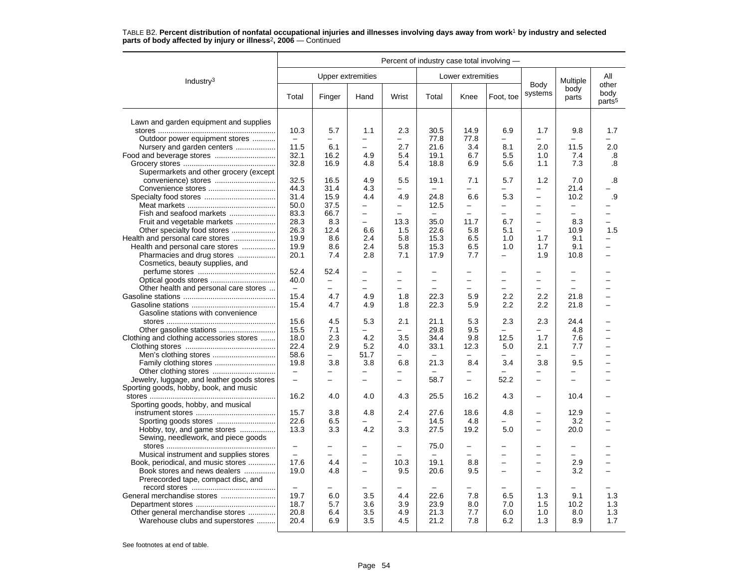TABLE B2. **Percent distribution of nonfatal occupational injuries and illnesses involving days away from work[1] by industry and selected parts of body affected by injury or illness[2], 2006** — Continued

| Industry[3] | Percent of industry case total involving — | | | | | | | | | |
|---|---|---|---|---|---|---|---|---|---|---|
| | Upper extremities | | | | Lower extremities | | | Body systems | Multiple body parts | All other body parts[5] |
| | Total | Finger | Hand | Wrist | Total | Knee | Foot, toe | | | |
| Lawn and garden equipment and supplies stores | 10.3 | 5.7 | 1.1 | 2.3 | 30.5 | 14.9 | 6.9 | 1.7 | 9.8 | 1.7 |
| Outdoor power equipment stores | – | – | – | – | 77.8 | 77.8 | – | – | – | – |
| Nursery and garden centers | 11.5 | 6.1 | – | 2.7 | 21.6 | 3.4 | 8.1 | 2.0 | 11.5 | 2.0 |
| Food and beverage stores | 32.1 | 16.2 | 4.9 | 5.4 | 19.1 | 6.7 | 5.5 | 1.0 | 7.4 | .8 |
| Grocery stores | 32.8 | 16.9 | 4.8 | 5.4 | 18.8 | 6.9 | 5.6 | 1.1 | 7.3 | .8 |
| Supermarkets and other grocery (except convenience) stores | 32.5 | 16.5 | 4.9 | 5.5 | 19.1 | 7.1 | 5.7 | 1.2 | 7.0 | .8 |
| Convenience stores | 44.3 | 31.4 | 4.3 | – | – | – | – | – | 21.4 | – |
| Specialty food stores | 31.4 | 15.9 | 4.4 | 4.9 | 24.8 | 6.6 | 5.3 | – | 10.2 | .9 |
| Meat markets | 50.0 | 37.5 | – | – | 12.5 | – | – | – | – | – |
| Fish and seafood markets | 83.3 | 66.7 | – | – | – | – | – | – | – | – |
| Fruit and vegetable markets | 28.3 | 8.3 | – | 13.3 | 35.0 | 11.7 | 6.7 | – | 8.3 | – |
| Other specialty food stores | 26.3 | 12.4 | 6.6 | 1.5 | 22.6 | 5.8 | 5.1 | – | 10.9 | 1.5 |
| Health and personal care stores | 19.9 | 8.6 | 2.4 | 5.8 | 15.3 | 6.5 | 1.0 | 1.7 | 9.1 | – |
| Health and personal care stores | 19.9 | 8.6 | 2.4 | 5.8 | 15.3 | 6.5 | 1.0 | 1.7 | 9.1 | – |
| Pharmacies and drug stores | 20.1 | 7.4 | 2.8 | 7.1 | 17.9 | 7.7 | – | 1.9 | 10.8 | – |
| Cosmetics, beauty supplies, and perfume stores | 52.4 | 52.4 | – | – | – | – | – | – | – | – |
| Optical goods stores | 40.0 | – | – | – | – | – | – | – | – | – |
| Other health and personal care stores | – | – | – | – | – | – | – | – | – | – |
| Gasoline stations | 15.4 | 4.7 | 4.9 | 1.8 | 22.3 | 5.9 | 2.2 | 2.2 | 21.8 | – |
| Gasoline stations | 15.4 | 4.7 | 4.9 | 1.8 | 22.3 | 5.9 | 2.2 | 2.2 | 21.8 | – |
| Gasoline stations with convenience stores | 15.6 | 4.5 | 5.3 | 2.1 | 21.1 | 5.3 | 2.3 | 2.3 | 24.4 | – |
| Other gasoline stations | 15.5 | 7.1 | – | – | 29.8 | 9.5 | – | – | 4.8 | – |
| Clothing and clothing accessories stores | 18.0 | 2.3 | 4.2 | 3.5 | 34.4 | 9.8 | 12.5 | 1.7 | 7.6 | – |
| Clothing stores | 22.4 | 2.9 | 5.2 | 4.0 | 33.1 | 12.3 | 5.0 | 2.1 | 7.7 | – |
| Men's clothing stores | 58.6 | – | 51.7 | – | – | – | – | – | – | – |
| Family clothing stores | 19.8 | 3.8 | 3.8 | 6.8 | 21.3 | 8.4 | 3.4 | 3.8 | 9.5 | – |
| Other clothing stores | – | – | – | – | – | – | – | – | – | – |
| Jewelry, luggage, and leather goods stores | – | – | – | – | 58.7 | – | 52.2 | – | – | – |
| Sporting goods, hobby, book, and music stores | 16.2 | 4.0 | 4.0 | 4.3 | 25.5 | 16.2 | 4.3 | – | 10.4 | – |
| Sporting goods, hobby, and musical instrument stores | 15.7 | 3.8 | 4.8 | 2.4 | 27.6 | 18.6 | 4.8 | – | 12.9 | – |
| Sporting goods stores | 22.6 | 6.5 | – | – | 14.5 | 4.8 | – | – | 3.2 | – |
| Hobby, toy, and game stores | 13.3 | 3.3 | 4.2 | 3.3 | 27.5 | 19.2 | 5.0 | – | 20.0 | – |
| Sewing, needlework, and piece goods stores | – | – | – | – | 75.0 | – | – | – | – | – |
| Musical instrument and supplies stores | – | – | – | – | – | – | – | – | – | – |
| Book, periodical, and music stores | 17.6 | 4.4 | – | 10.3 | 19.1 | 8.8 | – | – | 2.9 | – |
| Book stores and news dealers | 19.0 | 4.8 | – | 9.5 | 20.6 | 9.5 | – | – | 3.2 | – |
| Prerecorded tape, compact disc, and record stores | – | – | – | – | – | – | – | – | – | – |
| General merchandise stores | 19.7 | 6.0 | 3.5 | 4.4 | 22.6 | 7.8 | 6.5 | 1.3 | 9.1 | 1.3 |
| Department stores | 18.7 | 5.7 | 3.6 | 3.9 | 23.9 | 8.0 | 7.0 | 1.5 | 10.2 | 1.3 |
| Other general merchandise stores | 20.8 | 6.4 | 3.5 | 4.9 | 21.3 | 7.7 | 6.0 | 1.0 | 8.0 | 1.3 |
| Warehouse clubs and superstores | 20.4 | 6.9 | 3.5 | 4.5 | 21.2 | 7.8 | 6.2 | 1.3 | 8.9 | 1.7 |

See footnotes at end of table.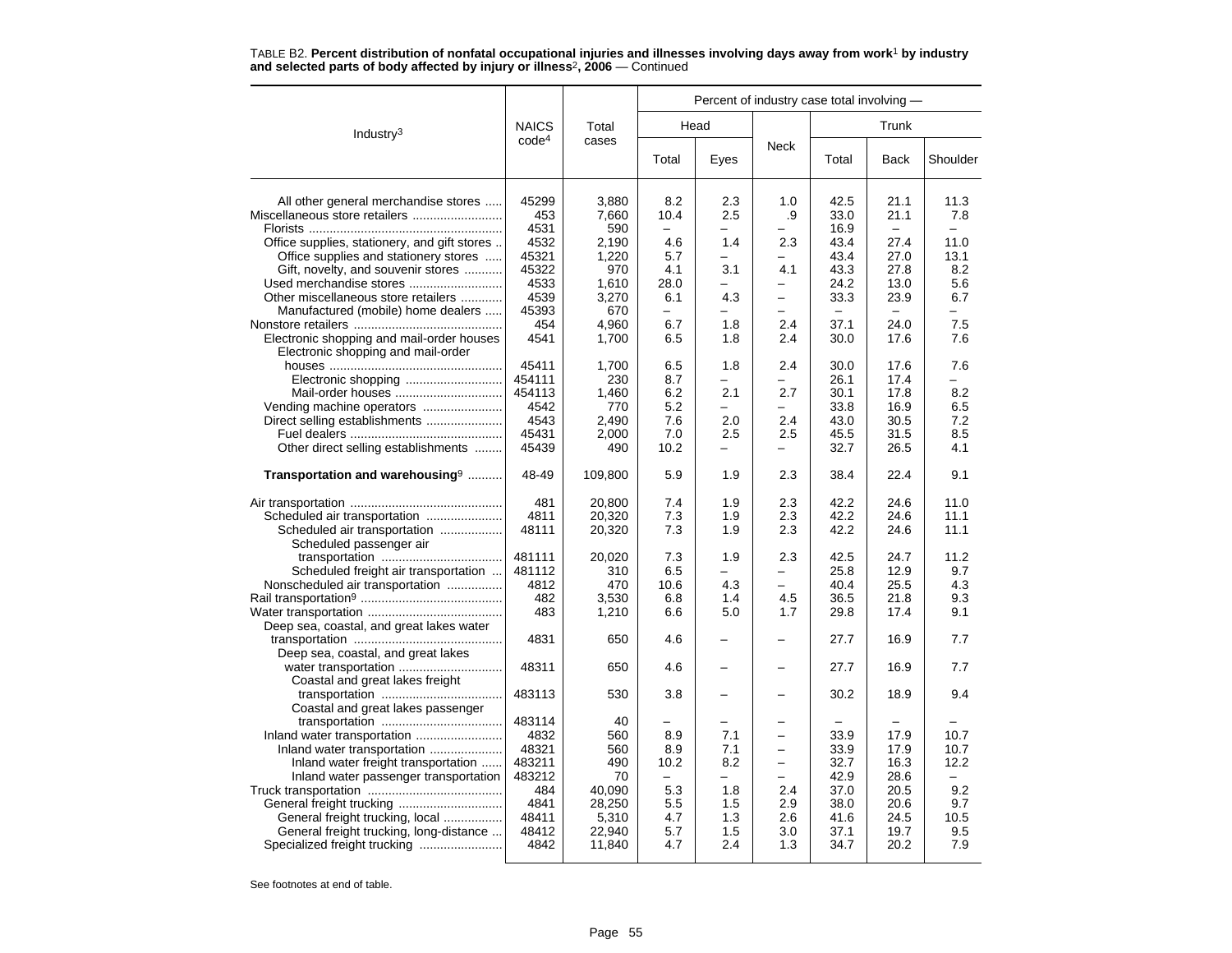TABLE B2. **Percent distribution of nonfatal occupational injuries and illnesses involving days away from work[1] by industry and selected parts of body affected by injury or illness[2], 2006** — Continued

| Industry[3] | NAICS code[4] | Total cases | Percent of industry case total involving — | | | | | |
|---|---|---|---|---|---|---|---|---|
| | | | Head | | Neck | Trunk | | |
| | | | Total | Eyes | | Total | Back | Shoulder |
| All other general merchandise stores | 45299 | 3,880 | 8.2 | 2.3 | 1.0 | 42.5 | 21.1 | 11.3 |
| Miscellaneous store retailers | 453 | 7,660 | 10.4 | 2.5 | .9 | 33.0 | 21.1 | 7.8 |
| Florists | 4531 | 590 | – | – | – | 16.9 | – | – |
| Office supplies, stationery, and gift stores | 4532 | 2,190 | 4.6 | 1.4 | 2.3 | 43.4 | 27.4 | 11.0 |
| Office supplies and stationery stores | 45321 | 1,220 | 5.7 | – | – | 43.4 | 27.0 | 13.1 |
| Gift, novelty, and souvenir stores | 45322 | 970 | 4.1 | 3.1 | 4.1 | 43.3 | 27.8 | 8.2 |
| Used merchandise stores | 4533 | 1,610 | 28.0 | – | – | 24.2 | 13.0 | 5.6 |
| Other miscellaneous store retailers | 4539 | 3,270 | 6.1 | 4.3 | – | 33.3 | 23.9 | 6.7 |
| Manufactured (mobile) home dealers | 45393 | 670 | – | – | – | – | – | – |
| Nonstore retailers | 454 | 4,960 | 6.7 | 1.8 | 2.4 | 37.1 | 24.0 | 7.5 |
| Electronic shopping and mail-order houses | 4541 | 1,700 | 6.5 | 1.8 | 2.4 | 30.0 | 17.6 | 7.6 |
| Electronic shopping and mail-order houses | 45411 | 1,700 | 6.5 | 1.8 | 2.4 | 30.0 | 17.6 | 7.6 |
| Electronic shopping | 454111 | 230 | 8.7 | – | – | 26.1 | 17.4 | – |
| Mail-order houses | 454113 | 1,460 | 6.2 | 2.1 | 2.7 | 30.1 | 17.8 | 8.2 |
| Vending machine operators | 4542 | 770 | 5.2 | – | – | 33.8 | 16.9 | 6.5 |
| Direct selling establishments | 4543 | 2,490 | 7.6 | 2.0 | 2.4 | 43.0 | 30.5 | 7.2 |
| Fuel dealers | 45431 | 2,000 | 7.0 | 2.5 | 2.5 | 45.5 | 31.5 | 8.5 |
| Other direct selling establishments | 45439 | 490 | 10.2 | – | – | 32.7 | 26.5 | 4.1 |
| **Transportation and warehousing[9]** | 48-49 | 109,800 | 5.9 | 1.9 | 2.3 | 38.4 | 22.4 | 9.1 |
| Air transportation | 481 | 20,800 | 7.4 | 1.9 | 2.3 | 42.2 | 24.6 | 11.0 |
| Scheduled air transportation | 4811 | 20,320 | 7.3 | 1.9 | 2.3 | 42.2 | 24.6 | 11.1 |
| Scheduled air transportation | 48111 | 20,320 | 7.3 | 1.9 | 2.3 | 42.2 | 24.6 | 11.1 |
| Scheduled passenger air transportation | 481111 | 20,020 | 7.3 | 1.9 | 2.3 | 42.5 | 24.7 | 11.2 |
| Scheduled freight air transportation | 481112 | 310 | 6.5 | – | – | 25.8 | 12.9 | 9.7 |
| Nonscheduled air transportation | 4812 | 470 | 10.6 | 4.3 | – | 40.4 | 25.5 | 4.3 |
| Rail transportation[9] | 482 | 3,530 | 6.8 | 1.4 | 4.5 | 36.5 | 21.8 | 9.3 |
| Water transportation | 483 | 1,210 | 6.6 | 5.0 | 1.7 | 29.8 | 17.4 | 9.1 |
| Deep sea, coastal, and great lakes water transportation | 4831 | 650 | 4.6 | – | – | 27.7 | 16.9 | 7.7 |
| Deep sea, coastal, and great lakes water transportation | 48311 | 650 | 4.6 | – | – | 27.7 | 16.9 | 7.7 |
| Coastal and great lakes freight transportation | 483113 | 530 | 3.8 | – | – | 30.2 | 18.9 | 9.4 |
| Coastal and great lakes passenger transportation | 483114 | 40 | – | – | – | – | – | – |
| Inland water transportation | 4832 | 560 | 8.9 | 7.1 | – | 33.9 | 17.9 | 10.7 |
| Inland water transportation | 48321 | 560 | 8.9 | 7.1 | – | 33.9 | 17.9 | 10.7 |
| Inland water freight transportation | 483211 | 490 | 10.2 | 8.2 | – | 32.7 | 16.3 | 12.2 |
| Inland water passenger transportation | 483212 | 70 | – | – | – | 42.9 | 28.6 | – |
| Truck transportation | 484 | 40,090 | 5.3 | 1.8 | 2.4 | 37.0 | 20.5 | 9.2 |
| General freight trucking | 4841 | 28,250 | 5.5 | 1.5 | 2.9 | 38.0 | 20.6 | 9.7 |
| General freight trucking, local | 48411 | 5,310 | 4.7 | 1.3 | 2.6 | 41.6 | 24.5 | 10.5 |
| General freight trucking, long-distance | 48412 | 22,940 | 5.7 | 1.5 | 3.0 | 37.1 | 19.7 | 9.5 |
| Specialized freight trucking | 4842 | 11,840 | 4.7 | 2.4 | 1.3 | 34.7 | 20.2 | 7.9 |

See footnotes at end of table.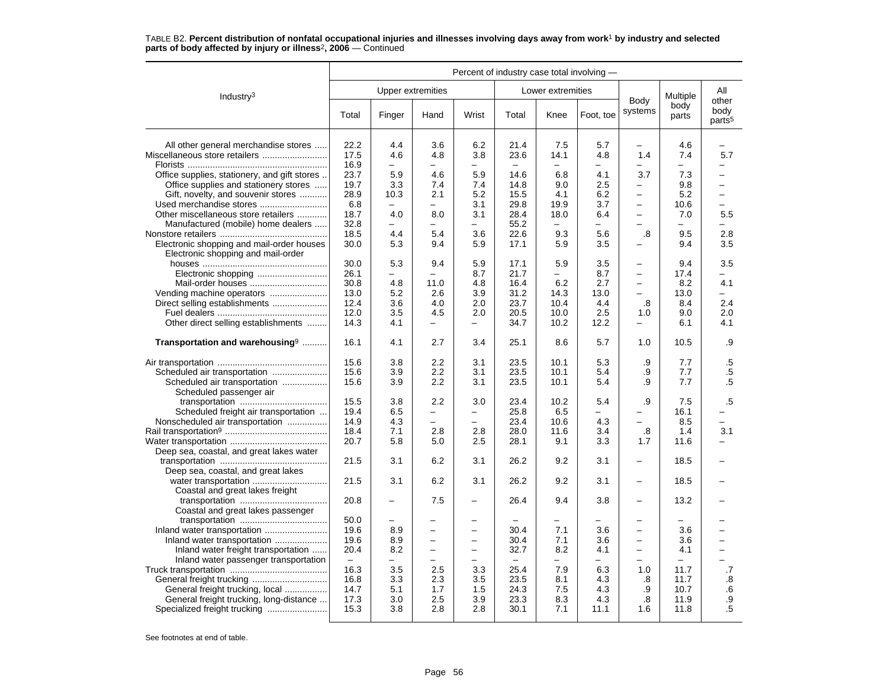TABLE B2. **Percent distribution of nonfatal occupational injuries and illnesses involving days away from work[1] by industry and selected parts of body affected by injury or illness[2], 2006** — Continued

| Industry[3] | Percent of industry case total involving — | | | | | | | | | |
|---|---|---|---|---|---|---|---|---|---|---|
| | Upper extremities | | | | Lower extremities | | | Body systems | Multiple body parts | All other body parts[5] |
| | Total | Finger | Hand | Wrist | Total | Knee | Foot, toe | | | |
| All other general merchandise stores | 22.2 | 4.4 | 3.6 | 6.2 | 21.4 | 7.5 | 5.7 | – | 4.6 | – |
| Miscellaneous store retailers | 17.5 | 4.6 | 4.8 | 3.8 | 23.6 | 14.1 | 4.8 | 1.4 | 7.4 | 5.7 |
| Florists | 16.9 | – | – | – | – | – | – | – | – | – |
| Office supplies, stationery, and gift stores | 23.7 | 5.9 | 4.6 | 5.9 | 14.6 | 6.8 | 4.1 | 3.7 | 7.3 | – |
| Office supplies and stationery stores | 19.7 | 3.3 | 7.4 | 7.4 | 14.8 | 9.0 | 2.5 | – | 9.8 | – |
| Gift, novelty, and souvenir stores | 28.9 | 10.3 | 2.1 | 5.2 | 15.5 | 4.1 | 6.2 | – | 5.2 | – |
| Used merchandise stores | 6.8 | – | – | 3.1 | 29.8 | 19.9 | 3.7 | – | 10.6 | – |
| Other miscellaneous store retailers | 18.7 | 4.0 | 8.0 | 3.1 | 28.4 | 18.0 | 6.4 | – | 7.0 | 5.5 |
| Manufactured (mobile) home dealers | 32.8 | – | – | – | 55.2 | – | – | – | – | – |
| Nonstore retailers | 18.5 | 4.4 | 5.4 | 3.6 | 22.6 | 9.3 | 5.6 | .8 | 9.5 | 2.8 |
| Electronic shopping and mail-order houses | 30.0 | 5.3 | 9.4 | 5.9 | 17.1 | 5.9 | 3.5 | – | 9.4 | 3.5 |
| Electronic shopping and mail-order houses | 30.0 | 5.3 | 9.4 | 5.9 | 17.1 | 5.9 | 3.5 | – | 9.4 | 3.5 |
| Electronic shopping | 26.1 | – | – | 8.7 | 21.7 | – | 8.7 | – | 17.4 | – |
| Mail-order houses | 30.8 | 4.8 | 11.0 | 4.8 | 16.4 | 6.2 | 2.7 | – | 8.2 | 4.1 |
| Vending machine operators | 13.0 | 5.2 | 2.6 | 3.9 | 31.2 | 14.3 | 13.0 | – | 13.0 | – |
| Direct selling establishments | 12.4 | 3.6 | 4.0 | 2.0 | 23.7 | 10.4 | 4.4 | .8 | 8.4 | 2.4 |
| Fuel dealers | 12.0 | 3.5 | 4.5 | 2.0 | 20.5 | 10.0 | 2.5 | 1.0 | 9.0 | 2.0 |
| Other direct selling establishments | 14.3 | 4.1 | – | – | 34.7 | 10.2 | 12.2 | – | 6.1 | 4.1 |
| **Transportation and warehousing[9]** | 16.1 | 4.1 | 2.7 | 3.4 | 25.1 | 8.6 | 5.7 | 1.0 | 10.5 | .9 |
| Air transportation | 15.6 | 3.8 | 2.2 | 3.1 | 23.5 | 10.1 | 5.3 | .9 | 7.7 | .5 |
| Scheduled air transportation | 15.6 | 3.9 | 2.2 | 3.1 | 23.5 | 10.1 | 5.4 | .9 | 7.7 | .5 |
| Scheduled air transportation | 15.6 | 3.9 | 2.2 | 3.1 | 23.5 | 10.1 | 5.4 | .9 | 7.7 | .5 |
| Scheduled passenger air transportation | 15.5 | 3.8 | 2.2 | 3.0 | 23.4 | 10.2 | 5.4 | .9 | 7.5 | .5 |
| Scheduled freight air transportation | 19.4 | 6.5 | – | – | 25.8 | 6.5 | – | – | 16.1 | – |
| Nonscheduled air transportation | 14.9 | 4.3 | – | – | 23.4 | 10.6 | 4.3 | – | 8.5 | – |
| Rail transportation[9] | 18.4 | 7.1 | 2.8 | 2.8 | 28.0 | 11.6 | 3.4 | .8 | 1.4 | 3.1 |
| Water transportation | 20.7 | 5.8 | 5.0 | 2.5 | 28.1 | 9.1 | 3.3 | 1.7 | 11.6 | – |
| Deep sea, coastal, and great lakes water transportation | 21.5 | 3.1 | 6.2 | 3.1 | 26.2 | 9.2 | 3.1 | – | 18.5 | – |
| Deep sea, coastal, and great lakes water transportation | 21.5 | 3.1 | 6.2 | 3.1 | 26.2 | 9.2 | 3.1 | – | 18.5 | – |
| Coastal and great lakes freight transportation | 20.8 | – | 7.5 | – | 26.4 | 9.4 | 3.8 | – | 13.2 | – |
| Coastal and great lakes passenger transportation | 50.0 | – | – | – | – | – | – | – | – | – |
| Inland water transportation | 19.6 | 8.9 | – | – | 30.4 | 7.1 | 3.6 | – | 3.6 | – |
| Inland water transportation | 19.6 | 8.9 | – | – | 30.4 | 7.1 | 3.6 | – | 3.6 | – |
| Inland water freight transportation | 20.4 | 8.2 | – | – | 32.7 | 8.2 | 4.1 | – | 4.1 | – |
| Inland water passenger transportation | – | – | – | – | – | – | – | – | – | – |
| Truck transportation | 16.3 | 3.5 | 2.5 | 3.3 | 25.4 | 7.9 | 6.3 | 1.0 | 11.7 | .7 |
| General freight trucking | 16.8 | 3.3 | 2.3 | 3.5 | 23.5 | 8.1 | 4.3 | .8 | 11.7 | .8 |
| General freight trucking, local | 14.7 | 5.1 | 1.7 | 1.5 | 24.3 | 7.5 | 4.3 | .9 | 10.7 | .6 |
| General freight trucking, long-distance | 17.3 | 3.0 | 2.5 | 3.9 | 23.3 | 8.3 | 4.3 | .8 | 11.9 | .9 |
| Specialized freight trucking | 15.3 | 3.8 | 2.8 | 2.8 | 30.1 | 7.1 | 11.1 | 1.6 | 11.8 | .5 |

See footnotes at end of table.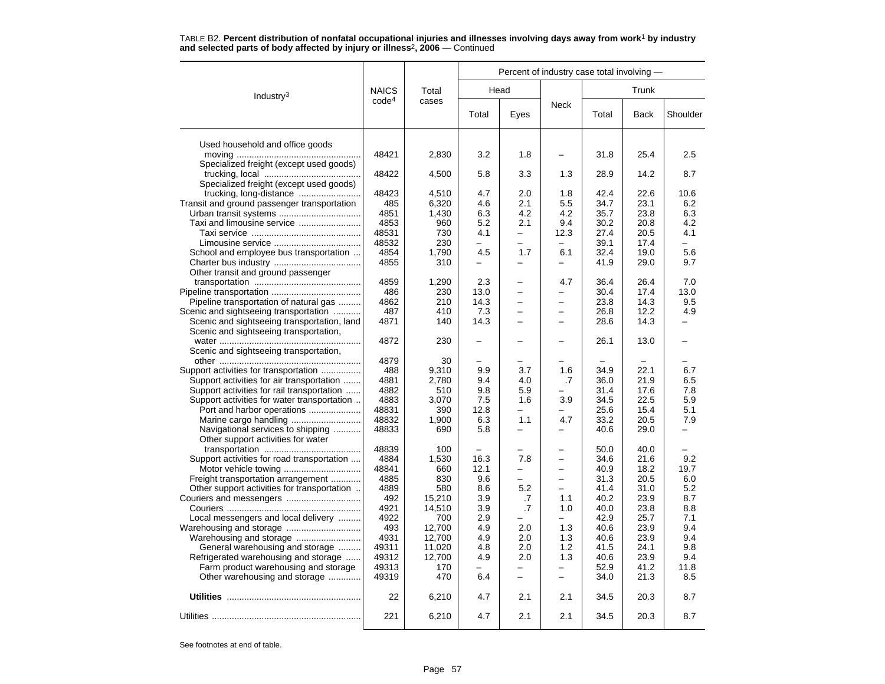TABLE B2. **Percent distribution of nonfatal occupational injuries and illnesses involving days away from work[1] by industry and selected parts of body affected by injury or illness[2], 2006** — Continued

| Industry[3] | NAICS code[4] | Total cases | Percent of industry case total involving — | | | | | |
|---|---|---|---|---|---|---|---|---|
| | | | Head | | Neck | Trunk | | |
| | | | Total | Eyes | | Total | Back | Shoulder |
| Used household and office goods moving | 48421 | 2,830 | 3.2 | 1.8 | – | 31.8 | 25.4 | 2.5 |
| Specialized freight (except used goods) trucking, local | 48422 | 4,500 | 5.8 | 3.3 | 1.3 | 28.9 | 14.2 | 8.7 |
| Specialized freight (except used goods) trucking, long-distance | 48423 | 4,510 | 4.7 | 2.0 | 1.8 | 42.4 | 22.6 | 10.6 |
| Transit and ground passenger transportation | 485 | 6,320 | 4.6 | 2.1 | 5.5 | 34.7 | 23.1 | 6.2 |
| Urban transit systems | 4851 | 1,430 | 6.3 | 4.2 | 4.2 | 35.7 | 23.8 | 6.3 |
| Taxi and limousine service | 4853 | 960 | 5.2 | 2.1 | 9.4 | 30.2 | 20.8 | 4.2 |
| Taxi service | 48531 | 730 | 4.1 | – | 12.3 | 27.4 | 20.5 | 4.1 |
| Limousine service | 48532 | 230 | – | – | – | 39.1 | 17.4 | – |
| School and employee bus transportation | 4854 | 1,790 | 4.5 | 1.7 | 6.1 | 32.4 | 19.0 | 5.6 |
| Charter bus industry | 4855 | 310 | – | – | – | 41.9 | 29.0 | 9.7 |
| Other transit and ground passenger transportation | 4859 | 1,290 | 2.3 | – | 4.7 | 36.4 | 26.4 | 7.0 |
| Pipeline transportation | 486 | 230 | 13.0 | – | – | 30.4 | 17.4 | 13.0 |
| Pipeline transportation of natural gas | 4862 | 210 | 14.3 | – | – | 23.8 | 14.3 | 9.5 |
| Scenic and sightseeing transportation | 487 | 410 | 7.3 | – | – | 26.8 | 12.2 | 4.9 |
| Scenic and sightseeing transportation, land | 4871 | 140 | 14.3 | – | – | 28.6 | 14.3 | – |
| Scenic and sightseeing transportation, water | 4872 | 230 | – | – | – | 26.1 | 13.0 | – |
| Scenic and sightseeing transportation, other | 4879 | 30 | – | – | – | – | – | – |
| Support activities for transportation | 488 | 9,310 | 9.9 | 3.7 | 1.6 | 34.9 | 22.1 | 6.7 |
| Support activities for air transportation | 4881 | 2,780 | 9.4 | 4.0 | .7 | 36.0 | 21.9 | 6.5 |
| Support activities for rail transportation | 4882 | 510 | 9.8 | 5.9 | – | 31.4 | 17.6 | 7.8 |
| Support activities for water transportation | 4883 | 3,070 | 7.5 | 1.6 | 3.9 | 34.5 | 22.5 | 5.9 |
| Port and harbor operations | 48831 | 390 | 12.8 | – | – | 25.6 | 15.4 | 5.1 |
| Marine cargo handling | 48832 | 1,900 | 6.3 | 1.1 | 4.7 | 33.2 | 20.5 | 7.9 |
| Navigational services to shipping | 48833 | 690 | 5.8 | – | – | 40.6 | 29.0 | – |
| Other support activities for water transportation | 48839 | 100 | – | – | – | 50.0 | 40.0 | – |
| Support activities for road transportation | 4884 | 1,530 | 16.3 | 7.8 | – | 34.6 | 21.6 | 9.2 |
| Motor vehicle towing | 48841 | 660 | 12.1 | – | – | 40.9 | 18.2 | 19.7 |
| Freight transportation arrangement | 4885 | 830 | 9.6 | – | – | 31.3 | 20.5 | 6.0 |
| Other support activities for transportation | 4889 | 580 | 8.6 | 5.2 | – | 41.4 | 31.0 | 5.2 |
| Couriers and messengers | 492 | 15,210 | 3.9 | .7 | 1.1 | 40.2 | 23.9 | 8.7 |
| Couriers | 4921 | 14,510 | 3.9 | .7 | 1.0 | 40.0 | 23.8 | 8.8 |
| Local messengers and local delivery | 4922 | 700 | 2.9 | – | – | 42.9 | 25.7 | 7.1 |
| Warehousing and storage | 493 | 12,700 | 4.9 | 2.0 | 1.3 | 40.6 | 23.9 | 9.4 |
| Warehousing and storage | 4931 | 12,700 | 4.9 | 2.0 | 1.3 | 40.6 | 23.9 | 9.4 |
| General warehousing and storage | 49311 | 11,020 | 4.8 | 2.0 | 1.2 | 41.5 | 24.1 | 9.8 |
| Refrigerated warehousing and storage | 49312 | 12,700 | 4.9 | 2.0 | 1.3 | 40.6 | 23.9 | 9.4 |
| Farm product warehousing and storage | 49313 | 170 | – | – | – | 52.9 | 41.2 | 11.8 |
| Other warehousing and storage | 49319 | 470 | 6.4 | – | – | 34.0 | 21.3 | 8.5 |
| **Utilities** | 22 | 6,210 | 4.7 | 2.1 | 2.1 | 34.5 | 20.3 | 8.7 |
| Utilities | 221 | 6,210 | 4.7 | 2.1 | 2.1 | 34.5 | 20.3 | 8.7 |

See footnotes at end of table.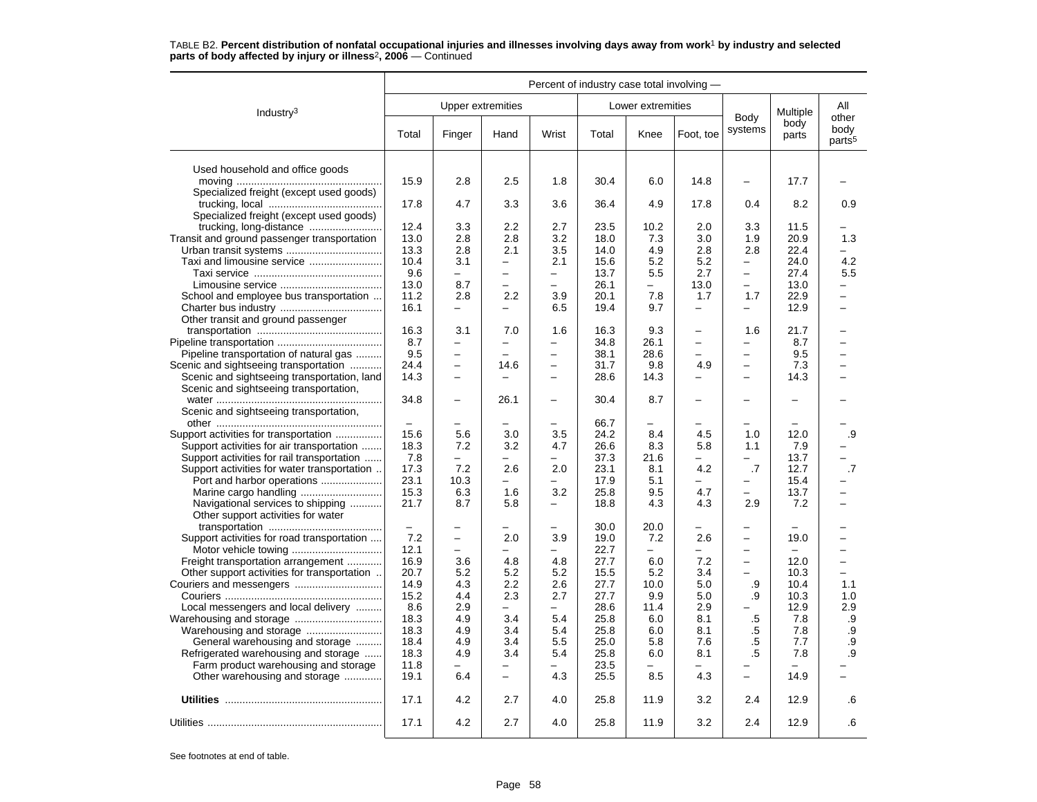TABLE B2. **Percent distribution of nonfatal occupational injuries and illnesses involving days away from work[1] by industry and selected parts of body affected by injury or illness[2], 2006** — Continued

| Industry[3] | Percent of industry case total involving — | | | | | | | | | |
|---|---|---|---|---|---|---|---|---|---|---|
| | Upper extremities | | | | Lower extremities | | | Body systems | Multiple body parts | All other body parts[5] |
| | Total | Finger | Hand | Wrist | Total | Knee | Foot, toe | | | |
| Used household and office goods moving | 15.9 | 2.8 | 2.5 | 1.8 | 30.4 | 6.0 | 14.8 | – | 17.7 | – |
| Specialized freight (except used goods) trucking, local | 17.8 | 4.7 | 3.3 | 3.6 | 36.4 | 4.9 | 17.8 | 0.4 | 8.2 | 0.9 |
| Specialized freight (except used goods) trucking, long-distance | 12.4 | 3.3 | 2.2 | 2.7 | 23.5 | 10.2 | 2.0 | 3.3 | 11.5 | – |
| Transit and ground passenger transportation | 13.0 | 2.8 | 2.8 | 3.2 | 18.0 | 7.3 | 3.0 | 1.9 | 20.9 | 1.3 |
| Urban transit systems | 13.3 | 2.8 | 2.1 | 3.5 | 14.0 | 4.9 | 2.8 | 2.8 | 22.4 | – |
| Taxi and limousine service | 10.4 | 3.1 | – | 2.1 | 15.6 | 5.2 | 5.2 | – | 24.0 | 4.2 |
| Taxi service | 9.6 | – | – | – | 13.7 | 5.5 | 2.7 | – | 27.4 | 5.5 |
| Limousine service | 13.0 | 8.7 | – | – | 26.1 | – | 13.0 | – | 13.0 | – |
| School and employee bus transportation | 11.2 | 2.8 | 2.2 | 3.9 | 20.1 | 7.8 | 1.7 | 1.7 | 22.9 | – |
| Charter bus industry | 16.1 | – | – | 6.5 | 19.4 | 9.7 | – | – | 12.9 | – |
| Other transit and ground passenger transportation | 16.3 | 3.1 | 7.0 | 1.6 | 16.3 | 9.3 | – | 1.6 | 21.7 | – |
| Pipeline transportation | 8.7 | – | – | – | 34.8 | 26.1 | – | – | 8.7 | – |
| Pipeline transportation of natural gas | 9.5 | – | – | – | 38.1 | 28.6 | – | – | 9.5 | – |
| Scenic and sightseeing transportation | 24.4 | – | 14.6 | – | 31.7 | 9.8 | 4.9 | – | 7.3 | – |
| Scenic and sightseeing transportation, land | 14.3 | – | – | – | 28.6 | 14.3 | – | – | 14.3 | – |
| Scenic and sightseeing transportation, water | 34.8 | – | 26.1 | – | 30.4 | 8.7 | – | – | – | – |
| Scenic and sightseeing transportation, other | – | – | – | – | 66.7 | – | – | – | – | – |
| Support activities for transportation | 15.6 | 5.6 | 3.0 | 3.5 | 24.2 | 8.4 | 4.5 | 1.0 | 12.0 | .9 |
| Support activities for air transportation | 18.3 | 7.2 | 3.2 | 4.7 | 26.6 | 8.3 | 5.8 | 1.1 | 7.9 | – |
| Support activities for rail transportation | 7.8 | – | – | – | 37.3 | 21.6 | – | – | 13.7 | – |
| Support activities for water transportation | 17.3 | 7.2 | 2.6 | 2.0 | 23.1 | 8.1 | 4.2 | .7 | 12.7 | .7 |
| Port and harbor operations | 23.1 | 10.3 | – | – | 17.9 | 5.1 | – | – | 15.4 | – |
| Marine cargo handling | 15.3 | 6.3 | 1.6 | 3.2 | 25.8 | 9.5 | 4.7 | – | 13.7 | – |
| Navigational services to shipping | 21.7 | 8.7 | 5.8 | – | 18.8 | 4.3 | 4.3 | 2.9 | 7.2 | – |
| Other support activities for water transportation | – | – | – | – | 30.0 | 20.0 | – | – | – | – |
| Support activities for road transportation | 7.2 | – | 2.0 | 3.9 | 19.0 | 7.2 | 2.6 | – | 19.0 | – |
| Motor vehicle towing | 12.1 | – | – | – | 22.7 | – | – | – | – | – |
| Freight transportation arrangement | 16.9 | 3.6 | 4.8 | 4.8 | 27.7 | 6.0 | 7.2 | – | 12.0 | – |
| Other support activities for transportation | 20.7 | 5.2 | 5.2 | 5.2 | 15.5 | 5.2 | 3.4 | – | 10.3 | – |
| Couriers and messengers | 14.9 | 4.3 | 2.2 | 2.6 | 27.7 | 10.0 | 5.0 | .9 | 10.4 | 1.1 |
| Couriers | 15.2 | 4.4 | 2.3 | 2.7 | 27.7 | 9.9 | 5.0 | .9 | 10.3 | 1.0 |
| Local messengers and local delivery | 8.6 | 2.9 | – | – | 28.6 | 11.4 | 2.9 | – | 12.9 | 2.9 |
| Warehousing and storage | 18.3 | 4.9 | 3.4 | 5.4 | 25.8 | 6.0 | 8.1 | .5 | 7.8 | .9 |
| Warehousing and storage | 18.3 | 4.9 | 3.4 | 5.4 | 25.8 | 6.0 | 8.1 | .5 | 7.8 | .9 |
| General warehousing and storage | 18.4 | 4.9 | 3.4 | 5.5 | 25.0 | 5.8 | 7.6 | .5 | 7.7 | .9 |
| Refrigerated warehousing and storage | 18.3 | 4.9 | 3.4 | 5.4 | 25.8 | 6.0 | 8.1 | .5 | 7.8 | .9 |
| Farm product warehousing and storage | 11.8 | – | – | – | 23.5 | – | – | – | – | – |
| Other warehousing and storage | 19.1 | 6.4 | – | 4.3 | 25.5 | 8.5 | 4.3 | – | 14.9 | – |
| **Utilities** | 17.1 | 4.2 | 2.7 | 4.0 | 25.8 | 11.9 | 3.2 | 2.4 | 12.9 | .6 |
| Utilities | 17.1 | 4.2 | 2.7 | 4.0 | 25.8 | 11.9 | 3.2 | 2.4 | 12.9 | .6 |

See footnotes at end of table.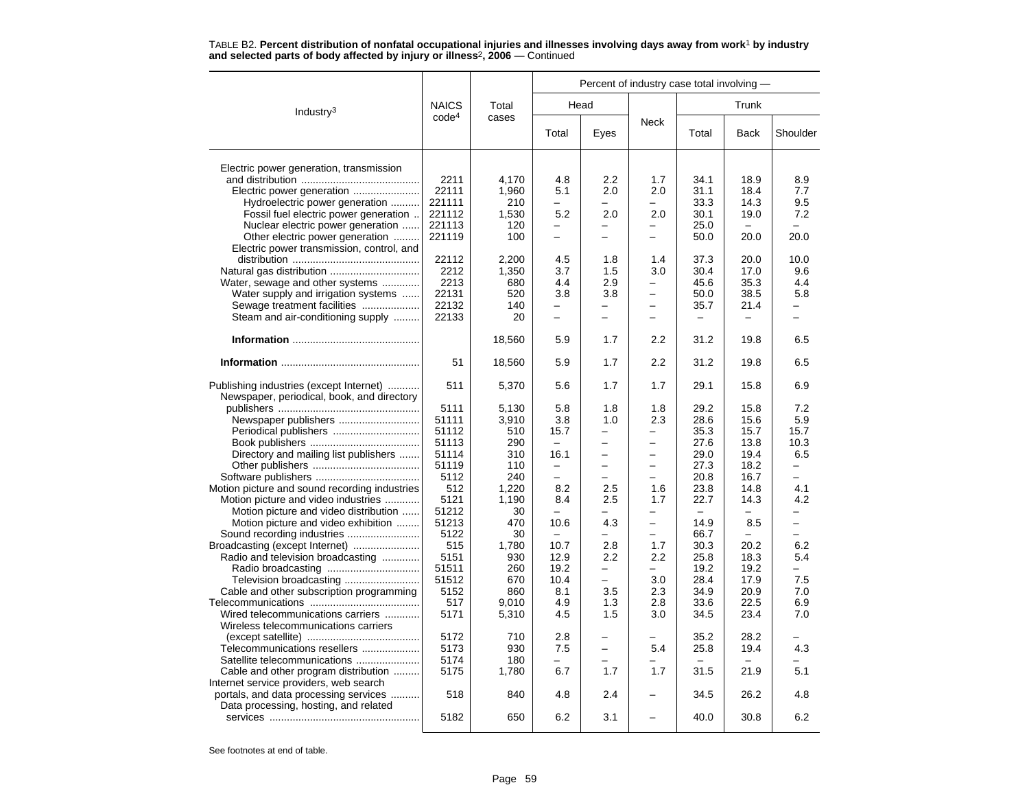TABLE B2. **Percent distribution of nonfatal occupational injuries and illnesses involving days away from work[1] by industry and selected parts of body affected by injury or illness[2], 2006** — Continued

| Industry[3] | NAICS code[4] | Total cases | Percent of industry case total involving — | | | | | |
|---|---|---|---|---|---|---|---|---|
| | | | Head | | Neck | Trunk | | |
| | | | Total | Eyes | | Total | Back | Shoulder |
| Electric power generation, transmission and distribution | 2211 | 4,170 | 4.8 | 2.2 | 1.7 | 34.1 | 18.9 | 8.9 |
| Electric power generation | 22111 | 1,960 | 5.1 | 2.0 | 2.0 | 31.1 | 18.4 | 7.7 |
| Hydroelectric power generation | 221111 | 210 | – | – | – | 33.3 | 14.3 | 9.5 |
| Fossil fuel electric power generation | 221112 | 1,530 | 5.2 | 2.0 | 2.0 | 30.1 | 19.0 | 7.2 |
| Nuclear electric power generation | 221113 | 120 | – | – | – | 25.0 | – | – |
| Other electric power generation | 221119 | 100 | – | – | – | 50.0 | 20.0 | 20.0 |
| Electric power transmission, control, and distribution | 22112 | 2,200 | 4.5 | 1.8 | 1.4 | 37.3 | 20.0 | 10.0 |
| Natural gas distribution | 2212 | 1,350 | 3.7 | 1.5 | 3.0 | 30.4 | 17.0 | 9.6 |
| Water, sewage and other systems | 2213 | 680 | 4.4 | 2.9 | – | 45.6 | 35.3 | 4.4 |
| Water supply and irrigation systems | 22131 | 520 | 3.8 | 3.8 | – | 50.0 | 38.5 | 5.8 |
| Sewage treatment facilities | 22132 | 140 | – | – | – | 35.7 | 21.4 | – |
| Steam and air-conditioning supply | 22133 | 20 | – | – | – | – | – | – |
| **Information** | | 18,560 | 5.9 | 1.7 | 2.2 | 31.2 | 19.8 | 6.5 |
| **Information** | 51 | 18,560 | 5.9 | 1.7 | 2.2 | 31.2 | 19.8 | 6.5 |
| Publishing industries (except Internet) | 511 | 5,370 | 5.6 | 1.7 | 1.7 | 29.1 | 15.8 | 6.9 |
| Newspaper, periodical, book, and directory publishers | 5111 | 5,130 | 5.8 | 1.8 | 1.8 | 29.2 | 15.8 | 7.2 |
| Newspaper publishers | 51111 | 3,910 | 3.8 | 1.0 | 2.3 | 28.6 | 15.6 | 5.9 |
| Periodical publishers | 51112 | 510 | 15.7 | – | – | 35.3 | 15.7 | 15.7 |
| Book publishers | 51113 | 290 | – | – | – | 27.6 | 13.8 | 10.3 |
| Directory and mailing list publishers | 51114 | 310 | 16.1 | – | – | 29.0 | 19.4 | 6.5 |
| Other publishers | 51119 | 110 | – | – | – | 27.3 | 18.2 | – |
| Software publishers | 5112 | 240 | – | – | – | 20.8 | 16.7 | – |
| Motion picture and sound recording industries | 512 | 1,220 | 8.2 | 2.5 | 1.6 | 23.8 | 14.8 | 4.1 |
| Motion picture and video industries | 5121 | 1,190 | 8.4 | 2.5 | 1.7 | 22.7 | 14.3 | 4.2 |
| Motion picture and video distribution | 51212 | 30 | – | – | – | – | – | – |
| Motion picture and video exhibition | 51213 | 470 | 10.6 | 4.3 | – | 14.9 | 8.5 | – |
| Sound recording industries | 5122 | 30 | – | – | – | 66.7 | – | – |
| Broadcasting (except Internet) | 515 | 1,780 | 10.7 | 2.8 | 1.7 | 30.3 | 20.2 | 6.2 |
| Radio and television broadcasting | 5151 | 930 | 12.9 | 2.2 | 2.2 | 25.8 | 18.3 | 5.4 |
| Radio broadcasting | 51511 | 260 | 19.2 | – | – | 19.2 | 19.2 | – |
| Television broadcasting | 51512 | 670 | 10.4 | – | 3.0 | 28.4 | 17.9 | 7.5 |
| Cable and other subscription programming | 5152 | 860 | 8.1 | 3.5 | 2.3 | 34.9 | 20.9 | 7.0 |
| Telecommunications | 517 | 9,010 | 4.9 | 1.3 | 2.8 | 33.6 | 22.5 | 6.9 |
| Wired telecommunications carriers | 5171 | 5,310 | 4.5 | 1.5 | 3.0 | 34.5 | 23.4 | 7.0 |
| Wireless telecommunications carriers (except satellite) | 5172 | 710 | 2.8 | – | – | 35.2 | 28.2 | – |
| Telecommunications resellers | 5173 | 930 | 7.5 | – | 5.4 | 25.8 | 19.4 | 4.3 |
| Satellite telecommunications | 5174 | 180 | – | – | – | – | – | – |
| Cable and other program distribution | 5175 | 1,780 | 6.7 | 1.7 | 1.7 | 31.5 | 21.9 | 5.1 |
| Internet service providers, web search portals, and data processing services | 518 | 840 | 4.8 | 2.4 | – | 34.5 | 26.2 | 4.8 |
| Data processing, hosting, and related services | 5182 | 650 | 6.2 | 3.1 | – | 40.0 | 30.8 | 6.2 |

See footnotes at end of table.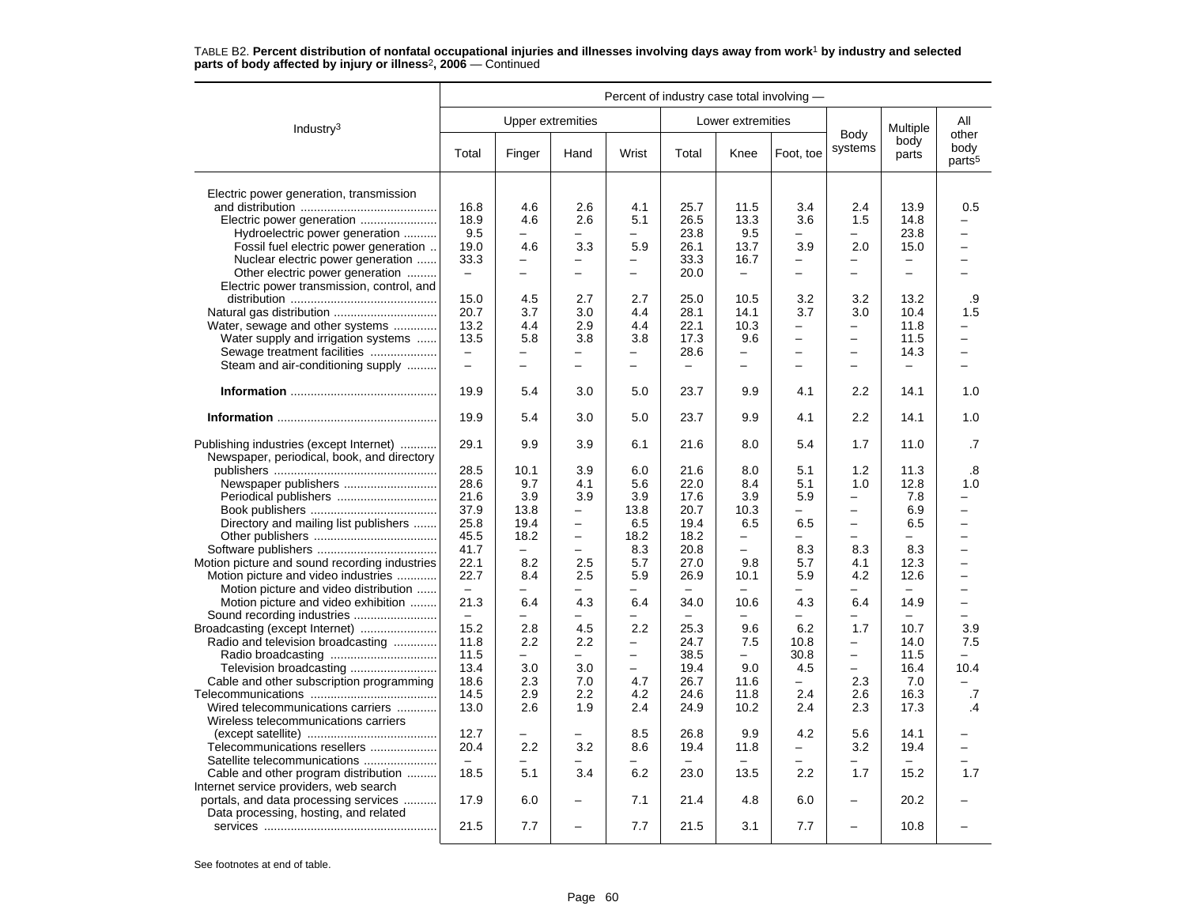TABLE B2. **Percent distribution of nonfatal occupational injuries and illnesses involving days away from work[1] by industry and selected parts of body affected by injury or illness[2], 2006** — Continued

| Industry[3] | Percent of industry case total involving — | | | | | | | | | |
|---|---|---|---|---|---|---|---|---|---|---|
| | Upper extremities | | | | Lower extremities | | | Body systems | Multiple body parts | All other body parts[5] |
| | Total | Finger | Hand | Wrist | Total | Knee | Foot, toe | | | |
| Electric power generation, transmission and distribution | 16.8 | 4.6 | 2.6 | 4.1 | 25.7 | 11.5 | 3.4 | 2.4 | 13.9 | 0.5 |
| Electric power generation | 18.9 | 4.6 | 2.6 | 5.1 | 26.5 | 13.3 | 3.6 | 1.5 | 14.8 | – |
| Hydroelectric power generation | 9.5 | – | – | – | 23.8 | 9.5 | – | – | 23.8 | – |
| Fossil fuel electric power generation | 19.0 | 4.6 | 3.3 | 5.9 | 26.1 | 13.7 | 3.9 | 2.0 | 15.0 | – |
| Nuclear electric power generation | 33.3 | – | – | – | 33.3 | 16.7 | – | – | – | – |
| Other electric power generation | – | – | – | – | 20.0 | – | – | – | – | – |
| Electric power transmission, control, and distribution | 15.0 | 4.5 | 2.7 | 2.7 | 25.0 | 10.5 | 3.2 | 3.2 | 13.2 | .9 |
| Natural gas distribution | 20.7 | 3.7 | 3.0 | 4.4 | 28.1 | 14.1 | 3.7 | 3.0 | 10.4 | 1.5 |
| Water, sewage and other systems | 13.2 | 4.4 | 2.9 | 4.4 | 22.1 | 10.3 | – | – | 11.8 | – |
| Water supply and irrigation systems | 13.5 | 5.8 | 3.8 | 3.8 | 17.3 | 9.6 | – | – | 11.5 | – |
| Sewage treatment facilities | – | – | – | – | 28.6 | – | – | – | 14.3 | – |
| Steam and air-conditioning supply | – | – | – | – | – | – | – | – | – | – |
| **Information** | 19.9 | 5.4 | 3.0 | 5.0 | 23.7 | 9.9 | 4.1 | 2.2 | 14.1 | 1.0 |
| **Information** | 19.9 | 5.4 | 3.0 | 5.0 | 23.7 | 9.9 | 4.1 | 2.2 | 14.1 | 1.0 |
| Publishing industries (except Internet) | 29.1 | 9.9 | 3.9 | 6.1 | 21.6 | 8.0 | 5.4 | 1.7 | 11.0 | .7 |
| Newspaper, periodical, book, and directory publishers | 28.5 | 10.1 | 3.9 | 6.0 | 21.6 | 8.0 | 5.1 | 1.2 | 11.3 | .8 |
| Newspaper publishers | 28.6 | 9.7 | 4.1 | 5.6 | 22.0 | 8.4 | 5.1 | 1.0 | 12.8 | 1.0 |
| Periodical publishers | 21.6 | 3.9 | 3.9 | 3.9 | 17.6 | 3.9 | 5.9 | – | 7.8 | – |
| Book publishers | 37.9 | 13.8 | – | 13.8 | 20.7 | 10.3 | – | – | 6.9 | – |
| Directory and mailing list publishers | 25.8 | 19.4 | – | 6.5 | 19.4 | 6.5 | 6.5 | – | 6.5 | – |
| Other publishers | 45.5 | 18.2 | – | 18.2 | 18.2 | – | – | – | – | – |
| Software publishers | 41.7 | – | – | 8.3 | 20.8 | – | 8.3 | 8.3 | 8.3 | – |
| Motion picture and sound recording industries | 22.1 | 8.2 | 2.5 | 5.7 | 27.0 | 9.8 | 5.7 | 4.1 | 12.3 | – |
| Motion picture and video industries | 22.7 | 8.4 | 2.5 | 5.9 | 26.9 | 10.1 | 5.9 | 4.2 | 12.6 | – |
| Motion picture and video distribution | – | – | – | – | – | – | – | – | – | – |
| Motion picture and video exhibition | 21.3 | 6.4 | 4.3 | 6.4 | 34.0 | 10.6 | 4.3 | 6.4 | 14.9 | – |
| Sound recording industries | – | – | – | – | – | – | – | – | – | – |
| Broadcasting (except Internet) | 15.2 | 2.8 | 4.5 | 2.2 | 25.3 | 9.6 | 6.2 | 1.7 | 10.7 | 3.9 |
| Radio and television broadcasting | 11.8 | 2.2 | 2.2 | – | 24.7 | 7.5 | 10.8 | – | 14.0 | 7.5 |
| Radio broadcasting | 11.5 | – | – | – | 38.5 | – | 30.8 | – | 11.5 | – |
| Television broadcasting | 13.4 | 3.0 | 3.0 | – | 19.4 | 9.0 | 4.5 | – | 16.4 | 10.4 |
| Cable and other subscription programming | 18.6 | 2.3 | 7.0 | 4.7 | 26.7 | 11.6 | – | 2.3 | 7.0 | – |
| Telecommunications | 14.5 | 2.9 | 2.2 | 4.2 | 24.6 | 11.8 | 2.4 | 2.6 | 16.3 | .7 |
| Wired telecommunications carriers | 13.0 | 2.6 | 1.9 | 2.4 | 24.9 | 10.2 | 2.4 | 2.3 | 17.3 | .4 |
| Wireless telecommunications carriers (except satellite) | 12.7 | – | – | 8.5 | 26.8 | 9.9 | 4.2 | 5.6 | 14.1 | – |
| Telecommunications resellers | 20.4 | 2.2 | 3.2 | 8.6 | 19.4 | 11.8 | – | 3.2 | 19.4 | – |
| Satellite telecommunications | – | – | – | – | – | – | – | – | – | – |
| Cable and other program distribution | 18.5 | 5.1 | 3.4 | 6.2 | 23.0 | 13.5 | 2.2 | 1.7 | 15.2 | 1.7 |
| Internet service providers, web search portals, and data processing services | 17.9 | 6.0 | – | 7.1 | 21.4 | 4.8 | 6.0 | – | 20.2 | – |
| Data processing, hosting, and related services | 21.5 | 7.7 | – | 7.7 | 21.5 | 3.1 | 7.7 | – | 10.8 | – |

See footnotes at end of table.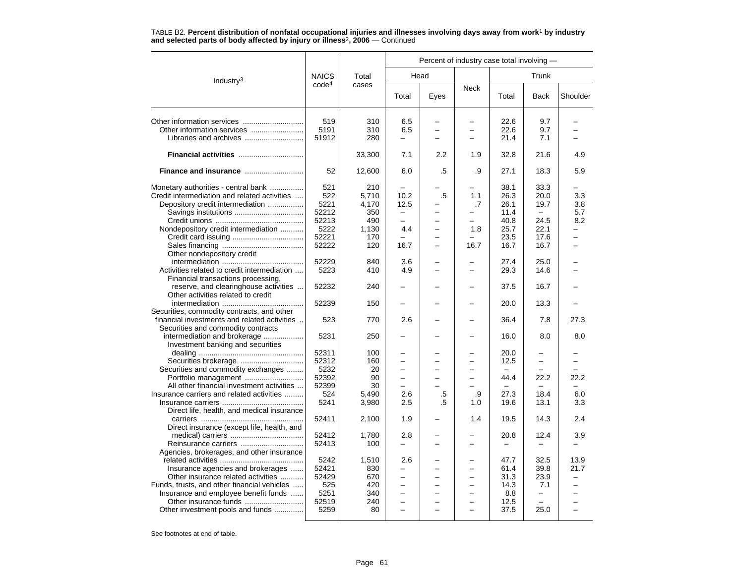TABLE B2. **Percent distribution of nonfatal occupational injuries and illnesses involving days away from work[1] by industry and selected parts of body affected by injury or illness[2], 2006** — Continued

| Industry[3] | NAICS code[4] | Total cases | Percent of industry case total involving — | | | | | |
|---|---|---|---|---|---|---|---|---|
| | | | Head | | Neck | Trunk | | |
| | | | Total | Eyes | | Total | Back | Shoulder |
| Other information services | 519 | 310 | 6.5 | – | – | 22.6 | 9.7 | – |
| Other information services | 5191 | 310 | 6.5 | – | – | 22.6 | 9.7 | – |
| Libraries and archives | 51912 | 280 | – | – | – | 21.4 | 7.1 | – |
| **Financial activities** | | 33,300 | 7.1 | 2.2 | 1.9 | 32.8 | 21.6 | 4.9 |
| **Finance and insurance** | 52 | 12,600 | 6.0 | .5 | .9 | 27.1 | 18.3 | 5.9 |
| Monetary authorities - central bank | 521 | 210 | – | – | – | 38.1 | 33.3 | – |
| Credit intermediation and related activities | 522 | 5,710 | 10.2 | .5 | 1.1 | 26.3 | 20.0 | 3.3 |
| Depository credit intermediation | 5221 | 4,170 | 12.5 | – | .7 | 26.1 | 19.7 | 3.8 |
| Savings institutions | 52212 | 350 | – | – | – | 11.4 | – | 5.7 |
| Credit unions | 52213 | 490 | – | – | – | 40.8 | 24.5 | 8.2 |
| Nondepository credit intermediation | 5222 | 1,130 | 4.4 | – | 1.8 | 25.7 | 22.1 | – |
| Credit card issuing | 52221 | 170 | – | – | – | 23.5 | 17.6 | – |
| Sales financing | 52222 | 120 | 16.7 | – | 16.7 | 16.7 | 16.7 | – |
| Other nondepository credit intermediation | 52229 | 840 | 3.6 | – | – | 27.4 | 25.0 | – |
| Activities related to credit intermediation | 5223 | 410 | 4.9 | – | – | 29.3 | 14.6 | – |
| Financial transactions processing, reserve, and clearinghouse activities | 52232 | 240 | – | – | – | 37.5 | 16.7 | – |
| Other activities related to credit intermediation | 52239 | 150 | – | – | – | 20.0 | 13.3 | – |
| Securities, commodity contracts, and other financial investments and related activities | 523 | 770 | 2.6 | – | – | 36.4 | 7.8 | 27.3 |
| Securities and commodity contracts intermediation and brokerage | 5231 | 250 | – | – | – | 16.0 | 8.0 | 8.0 |
| Investment banking and securities dealing | 52311 | 100 | – | – | – | 20.0 | – | – |
| Securities brokerage | 52312 | 160 | – | – | – | 12.5 | – | – |
| Securities and commodity exchanges | 5232 | 20 | – | – | – | – | – | – |
| Portfolio management | 52392 | 90 | – | – | – | 44.4 | 22.2 | 22.2 |
| All other financial investment activities | 52399 | 30 | – | – | – | – | – | – |
| Insurance carriers and related activities | 524 | 5,490 | 2.6 | .5 | .9 | 27.3 | 18.4 | 6.0 |
| Insurance carriers | 5241 | 3,980 | 2.5 | .5 | 1.0 | 19.6 | 13.1 | 3.3 |
| Direct life, health, and medical insurance carriers | 52411 | 2,100 | 1.9 | – | 1.4 | 19.5 | 14.3 | 2.4 |
| Direct insurance (except life, health, and medical) carriers | 52412 | 1,780 | 2.8 | – | – | 20.8 | 12.4 | 3.9 |
| Reinsurance carriers | 52413 | 100 | – | – | – | – | – | – |
| Agencies, brokerages, and other insurance related activities | 5242 | 1,510 | 2.6 | – | – | 47.7 | 32.5 | 13.9 |
| Insurance agencies and brokerages | 52421 | 830 | – | – | – | 61.4 | 39.8 | 21.7 |
| Other insurance related activities | 52429 | 670 | – | – | – | 31.3 | 23.9 | – |
| Funds, trusts, and other financial vehicles | 525 | 420 | – | – | – | 14.3 | 7.1 | – |
| Insurance and employee benefit funds | 5251 | 340 | – | – | – | 8.8 | – | – |
| Other insurance funds | 52519 | 240 | – | – | – | 12.5 | – | – |
| Other investment pools and funds | 5259 | 80 | – | – | – | 37.5 | 25.0 | – |

See footnotes at end of table.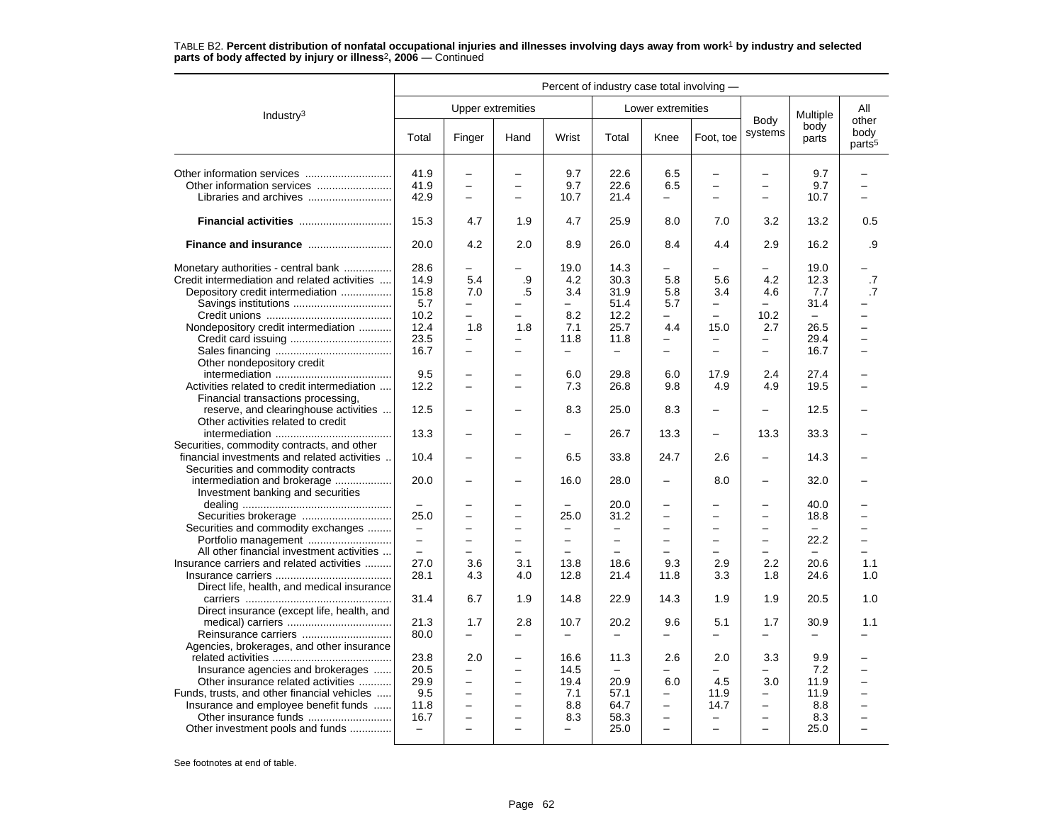TABLE B2. **Percent distribution of nonfatal occupational injuries and illnesses involving days away from work[1] by industry and selected parts of body affected by injury or illness[2], 2006** — Continued

| Industry[3] | Percent of industry case total involving — | | | | | | | | | |
|---|---|---|---|---|---|---|---|---|---|---|
| | Upper extremities | | | | Lower extremities | | | Body systems | Multiple body parts | All other body parts[5] |
| | Total | Finger | Hand | Wrist | Total | Knee | Foot, toe | | | |
| Other information services | 41.9 | – | – | 9.7 | 22.6 | 6.5 | – | – | 9.7 | – |
| Other information services | 41.9 | – | – | 9.7 | 22.6 | 6.5 | – | – | 9.7 | – |
| Libraries and archives | 42.9 | – | – | 10.7 | 21.4 | – | – | – | 10.7 | – |
| **Financial activities** | 15.3 | 4.7 | 1.9 | 4.7 | 25.9 | 8.0 | 7.0 | 3.2 | 13.2 | 0.5 |
| **Finance and insurance** | 20.0 | 4.2 | 2.0 | 8.9 | 26.0 | 8.4 | 4.4 | 2.9 | 16.2 | .9 |
| Monetary authorities - central bank | 28.6 | – | – | 19.0 | 14.3 | – | – | – | 19.0 | – |
| Credit intermediation and related activities | 14.9 | 5.4 | .9 | 4.2 | 30.3 | 5.8 | 5.6 | 4.2 | 12.3 | .7 |
| Depository credit intermediation | 15.8 | 7.0 | .5 | 3.4 | 31.9 | 5.8 | 3.4 | 4.6 | 7.7 | .7 |
| Savings institutions | 5.7 | – | – | – | 51.4 | 5.7 | – | – | 31.4 | – |
| Credit unions | 10.2 | – | – | 8.2 | 12.2 | – | – | 10.2 | – | – |
| Nondepository credit intermediation | 12.4 | 1.8 | 1.8 | 7.1 | 25.7 | 4.4 | 15.0 | 2.7 | 26.5 | – |
| Credit card issuing | 23.5 | – | – | 11.8 | 11.8 | – | – | – | 29.4 | – |
| Sales financing | 16.7 | – | – | – | – | – | – | – | 16.7 | – |
| Other nondepository credit intermediation | 9.5 | – | – | 6.0 | 29.8 | 6.0 | 17.9 | 2.4 | 27.4 | – |
| Activities related to credit intermediation | 12.2 | – | – | 7.3 | 26.8 | 9.8 | 4.9 | 4.9 | 19.5 | – |
| Financial transactions processing, reserve, and clearinghouse activities | 12.5 | – | – | 8.3 | 25.0 | 8.3 | – | – | 12.5 | – |
| Other activities related to credit intermediation | 13.3 | – | – | – | 26.7 | 13.3 | – | 13.3 | 33.3 | – |
| Securities, commodity contracts, and other financial investments and related activities | 10.4 | – | – | 6.5 | 33.8 | 24.7 | 2.6 | – | 14.3 | – |
| Securities and commodity contracts intermediation and brokerage | 20.0 | – | – | 16.0 | 28.0 | – | 8.0 | – | 32.0 | – |
| Investment banking and securities dealing | – | – | – | – | 20.0 | – | – | – | 40.0 | – |
| Securities brokerage | 25.0 | – | – | 25.0 | 31.2 | – | – | – | 18.8 | – |
| Securities and commodity exchanges | – | – | – | – | – | – | – | – | – | – |
| Portfolio management | – | – | – | – | – | – | – | – | 22.2 | – |
| All other financial investment activities | – | – | – | – | – | – | – | – | – | – |
| Insurance carriers and related activities | 27.0 | 3.6 | 3.1 | 13.8 | 18.6 | 9.3 | 2.9 | 2.2 | 20.6 | 1.1 |
| Insurance carriers | 28.1 | 4.3 | 4.0 | 12.8 | 21.4 | 11.8 | 3.3 | 1.8 | 24.6 | 1.0 |
| Direct life, health, and medical insurance carriers | 31.4 | 6.7 | 1.9 | 14.8 | 22.9 | 14.3 | 1.9 | 1.9 | 20.5 | 1.0 |
| Direct insurance (except life, health, and medical) carriers | 21.3 | 1.7 | 2.8 | 10.7 | 20.2 | 9.6 | 5.1 | 1.7 | 30.9 | 1.1 |
| Reinsurance carriers | 80.0 | – | – | – | – | – | – | – | – | – |
| Agencies, brokerages, and other insurance related activities | 23.8 | 2.0 | – | 16.6 | 11.3 | 2.6 | 2.0 | 3.3 | 9.9 | – |
| Insurance agencies and brokerages | 20.5 | – | – | 14.5 | – | – | – | – | 7.2 | – |
| Other insurance related activities | 29.9 | – | – | 19.4 | 20.9 | 6.0 | 4.5 | 3.0 | 11.9 | – |
| Funds, trusts, and other financial vehicles | 9.5 | – | – | 7.1 | 57.1 | – | 11.9 | – | 11.9 | – |
| Insurance and employee benefit funds | 11.8 | – | – | 8.8 | 64.7 | – | 14.7 | – | 8.8 | – |
| Other insurance funds | 16.7 | – | – | 8.3 | 58.3 | – | – | – | 8.3 | – |
| Other investment pools and funds | – | – | – | – | 25.0 | – | – | – | 25.0 | – |

See footnotes at end of table.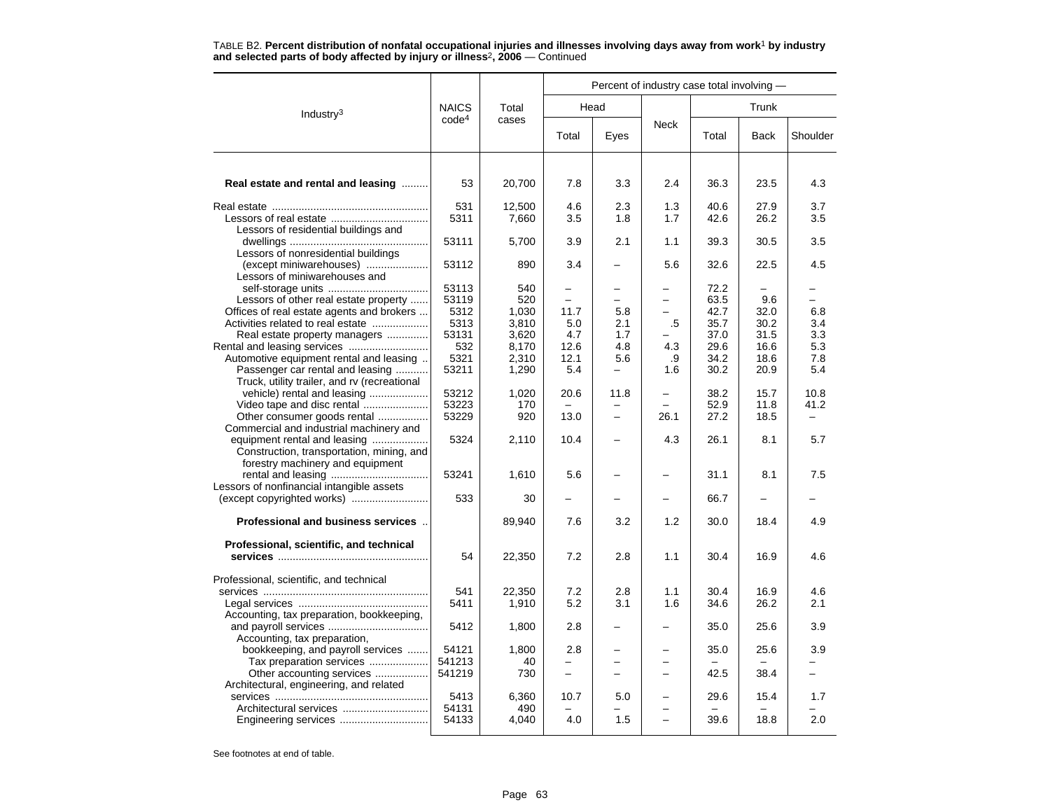TABLE B2. **Percent distribution of nonfatal occupational injuries and illnesses involving days away from work[1] by industry and selected parts of body affected by injury or illness[2], 2006** — Continued

| Industry[3] | NAICS code[4] | Total cases | Percent of industry case total involving — Head: Total | Head: Eyes | Neck | Trunk: Total | Trunk: Back | Trunk: Shoulder |
|---|---|---|---|---|---|---|---|---|
| **Real estate and rental and leasing** | 53 | 20,700 | 7.8 | 3.3 | 2.4 | 36.3 | 23.5 | 4.3 |
| Real estate | 531 | 12,500 | 4.6 | 2.3 | 1.3 | 40.6 | 27.9 | 3.7 |
| Lessors of real estate | 5311 | 7,660 | 3.5 | 1.8 | 1.7 | 42.6 | 26.2 | 3.5 |
| Lessors of residential buildings and dwellings | 53111 | 5,700 | 3.9 | 2.1 | 1.1 | 39.3 | 30.5 | 3.5 |
| Lessors of nonresidential buildings (except miniwarehouses) | 53112 | 890 | 3.4 | – | 5.6 | 32.6 | 22.5 | 4.5 |
| Lessors of miniwarehouses and self-storage units | 53113 | 540 | – | – | – | 72.2 | – | – |
| Lessors of other real estate property | 53119 | 520 | – | – | – | 63.5 | 9.6 | – |
| Offices of real estate agents and brokers | 5312 | 1,030 | 11.7 | 5.8 | – | 42.7 | 32.0 | 6.8 |
| Activities related to real estate | 5313 | 3,810 | 5.0 | 2.1 | .5 | 35.7 | 30.2 | 3.4 |
| Real estate property managers | 53131 | 3,620 | 4.7 | 1.7 | – | 37.0 | 31.5 | 3.3 |
| Rental and leasing services | 532 | 8,170 | 12.6 | 4.8 | 4.3 | 29.6 | 16.6 | 5.3 |
| Automotive equipment rental and leasing | 5321 | 2,310 | 12.1 | 5.6 | .9 | 34.2 | 18.6 | 7.8 |
| Passenger car rental and leasing | 53211 | 1,290 | 5.4 | – | 1.6 | 30.2 | 20.9 | 5.4 |
| Truck, utility trailer, and rv (recreational vehicle) rental and leasing | 53212 | 1,020 | 20.6 | 11.8 | – | 38.2 | 15.7 | 10.8 |
| Video tape and disc rental | 53223 | 170 | – | – | – | 52.9 | 11.8 | 41.2 |
| Other consumer goods rental | 53229 | 920 | 13.0 | – | 26.1 | 27.2 | 18.5 | – |
| Commercial and industrial machinery and equipment rental and leasing | 5324 | 2,110 | 10.4 | – | 4.3 | 26.1 | 8.1 | 5.7 |
| Construction, transportation, mining, and forestry machinery and equipment rental and leasing | 53241 | 1,610 | 5.6 | – | – | 31.1 | 8.1 | 7.5 |
| Lessors of nonfinancial intangible assets (except copyrighted works) | 533 | 30 | – | – | – | 66.7 | – | – |
| **Professional and business services** | | 89,940 | 7.6 | 3.2 | 1.2 | 30.0 | 18.4 | 4.9 |
| **Professional, scientific, and technical services** | 54 | 22,350 | 7.2 | 2.8 | 1.1 | 30.4 | 16.9 | 4.6 |
| Professional, scientific, and technical services | 541 | 22,350 | 7.2 | 2.8 | 1.1 | 30.4 | 16.9 | 4.6 |
| Legal services | 5411 | 1,910 | 5.2 | 3.1 | 1.6 | 34.6 | 26.2 | 2.1 |
| Accounting, tax preparation, bookkeeping, and payroll services | 5412 | 1,800 | 2.8 | – | – | 35.0 | 25.6 | 3.9 |
| Accounting, tax preparation, bookkeeping, and payroll services | 54121 | 1,800 | 2.8 | – | – | 35.0 | 25.6 | 3.9 |
| Tax preparation services | 541213 | 40 | – | – | – | – | – | – |
| Other accounting services | 541219 | 730 | – | – | – | 42.5 | 38.4 | – |
| Architectural, engineering, and related services | 5413 | 6,360 | 10.7 | 5.0 | – | 29.6 | 15.4 | 1.7 |
| Architectural services | 54131 | 490 | – | – | – | – | – | – |
| Engineering services | 54133 | 4,040 | 4.0 | 1.5 | – | 39.6 | 18.8 | 2.0 |

See footnotes at end of table.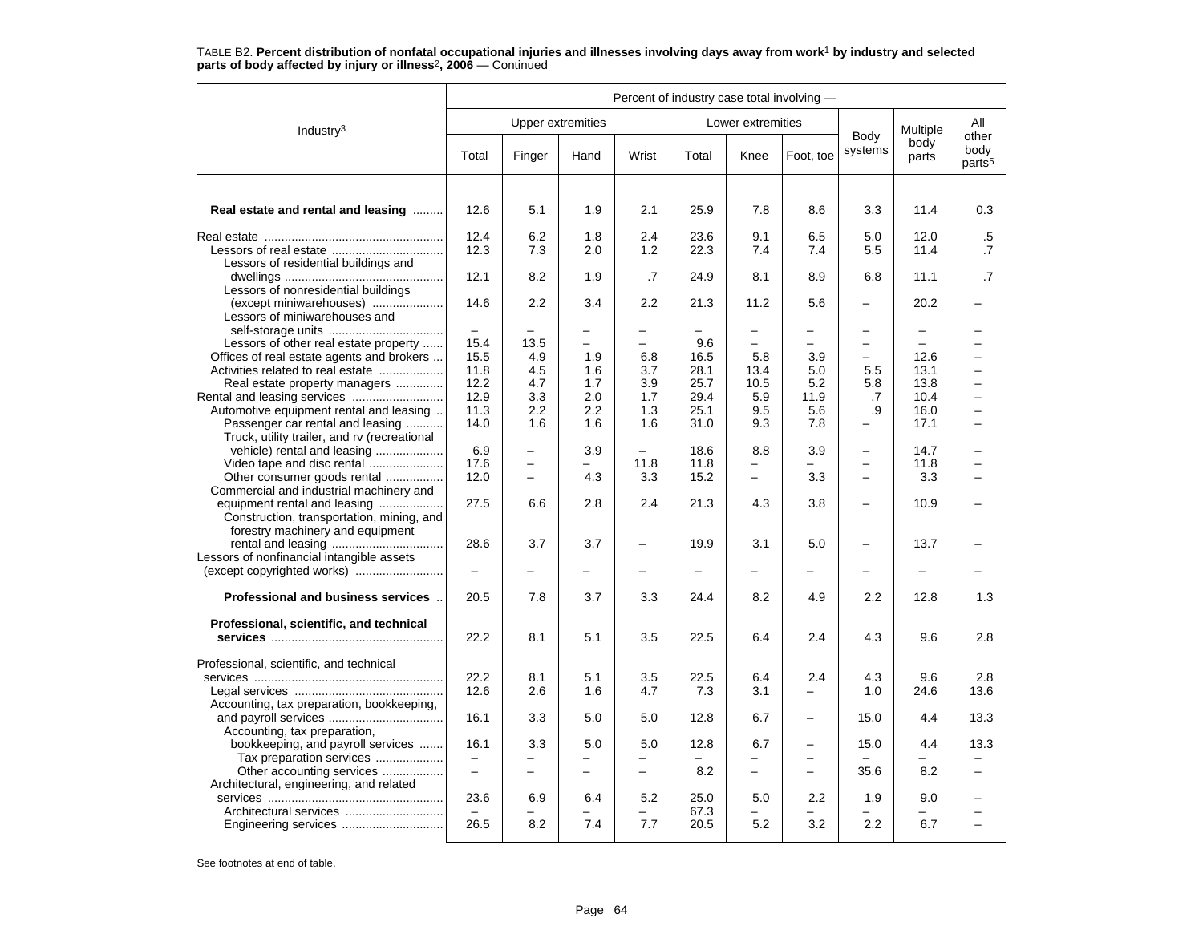TABLE B2. **Percent distribution of nonfatal occupational injuries and illnesses involving days away from work[1] by industry and selected parts of body affected by injury or illness[2], 2006** — Continued

| Industry[3] | Percent of industry case total involving — | | | | | | | | | |
|---|---|---|---|---|---|---|---|---|---|---|
| | Upper extremities | | | | Lower extremities | | | Body systems | Multiple body parts | All other body parts[5] |
| | Total | Finger | Hand | Wrist | Total | Knee | Foot, toe | | | |
| **Real estate and rental and leasing** | 12.6 | 5.1 | 1.9 | 2.1 | 25.9 | 7.8 | 8.6 | 3.3 | 11.4 | 0.3 |
| Real estate | 12.4 | 6.2 | 1.8 | 2.4 | 23.6 | 9.1 | 6.5 | 5.0 | 12.0 | .5 |
| Lessors of real estate | 12.3 | 7.3 | 2.0 | 1.2 | 22.3 | 7.4 | 7.4 | 5.5 | 11.4 | .7 |
| Lessors of residential buildings and dwellings | 12.1 | 8.2 | 1.9 | .7 | 24.9 | 8.1 | 8.9 | 6.8 | 11.1 | .7 |
| Lessors of nonresidential buildings (except miniwarehouses) | 14.6 | 2.2 | 3.4 | 2.2 | 21.3 | 11.2 | 5.6 | – | 20.2 | – |
| Lessors of miniwarehouses and self-storage units | – | – | – | – | – | – | – | – | – | – |
| Lessors of other real estate property | 15.4 | 13.5 | – | – | 9.6 | – | – | – | – | – |
| Offices of real estate agents and brokers | 15.5 | 4.9 | 1.9 | 6.8 | 16.5 | 5.8 | 3.9 | – | 12.6 | – |
| Activities related to real estate | 11.8 | 4.5 | 1.6 | 3.7 | 28.1 | 13.4 | 5.0 | 5.5 | 13.1 | – |
| Real estate property managers | 12.2 | 4.7 | 1.7 | 3.9 | 25.7 | 10.5 | 5.2 | 5.8 | 13.8 | – |
| Rental and leasing services | 12.9 | 3.3 | 2.0 | 1.7 | 29.4 | 5.9 | 11.9 | .7 | 10.4 | – |
| Automotive equipment rental and leasing | 11.3 | 2.2 | 2.2 | 1.3 | 25.1 | 9.5 | 5.6 | .9 | 16.0 | – |
| Passenger car rental and leasing | 14.0 | 1.6 | 1.6 | 1.6 | 31.0 | 9.3 | 7.8 | – | 17.1 | – |
| Truck, utility trailer, and rv (recreational vehicle) rental and leasing | 6.9 | – | 3.9 | – | 18.6 | 8.8 | 3.9 | – | 14.7 | – |
| Video tape and disc rental | 17.6 | – | – | 11.8 | 11.8 | – | – | – | 11.8 | – |
| Other consumer goods rental | 12.0 | – | 4.3 | 3.3 | 15.2 | – | 3.3 | – | 3.3 | – |
| Commercial and industrial machinery and equipment rental and leasing | 27.5 | 6.6 | 2.8 | 2.4 | 21.3 | 4.3 | 3.8 | – | 10.9 | – |
| Construction, transportation, mining, and forestry machinery and equipment rental and leasing | 28.6 | 3.7 | 3.7 | – | 19.9 | 3.1 | 5.0 | – | 13.7 | – |
| Lessors of nonfinancial intangible assets (except copyrighted works) | – | – | – | – | – | – | – | – | – | – |
| **Professional and business services** | 20.5 | 7.8 | 3.7 | 3.3 | 24.4 | 8.2 | 4.9 | 2.2 | 12.8 | 1.3 |
| **Professional, scientific, and technical services** | 22.2 | 8.1 | 5.1 | 3.5 | 22.5 | 6.4 | 2.4 | 4.3 | 9.6 | 2.8 |
| Professional, scientific, and technical services | 22.2 | 8.1 | 5.1 | 3.5 | 22.5 | 6.4 | 2.4 | 4.3 | 9.6 | 2.8 |
| Legal services | 12.6 | 2.6 | 1.6 | 4.7 | 7.3 | 3.1 | – | 1.0 | 24.6 | 13.6 |
| Accounting, tax preparation, bookkeeping, and payroll services | 16.1 | 3.3 | 5.0 | 5.0 | 12.8 | 6.7 | – | 15.0 | 4.4 | 13.3 |
| Accounting, tax preparation, bookkeeping, and payroll services | 16.1 | 3.3 | 5.0 | 5.0 | 12.8 | 6.7 | – | 15.0 | 4.4 | 13.3 |
| Tax preparation services | – | – | – | – | – | – | – | – | – | – |
| Other accounting services | – | – | – | – | 8.2 | – | – | 35.6 | 8.2 | – |
| Architectural, engineering, and related services | 23.6 | 6.9 | 6.4 | 5.2 | 25.0 | 5.0 | 2.2 | 1.9 | 9.0 | – |
| Architectural services | – | – | – | – | 67.3 | – | – | – | – | – |
| Engineering services | 26.5 | 8.2 | 7.4 | 7.7 | 20.5 | 5.2 | 3.2 | 2.2 | 6.7 | – |

See footnotes at end of table.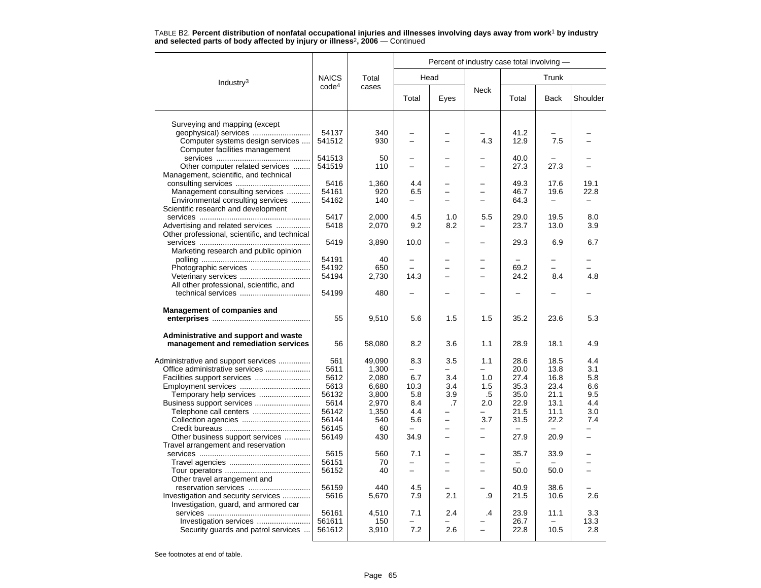TABLE B2. **Percent distribution of nonfatal occupational injuries and illnesses involving days away from work[1] by industry and selected parts of body affected by injury or illness[2], 2006** — Continued

| Industry[3] | NAICS code[4] | Total cases | Percent of industry case total involving — | | | | | |
|---|---|---|---|---|---|---|---|---|
| | | | Head | | Neck | Trunk | | |
| | | | Total | Eyes | | Total | Back | Shoulder |
| Surveying and mapping (except geophysical) services | 54137 | 340 | – | – | – | 41.2 | – | – |
| Computer systems design services | 541512 | 930 | – | – | 4.3 | 12.9 | 7.5 | – |
| Computer facilities management services | 541513 | 50 | – | – | – | 40.0 | – | – |
| Other computer related services | 541519 | 110 | – | – | – | 27.3 | 27.3 | – |
| Management, scientific, and technical consulting services | 5416 | 1,360 | 4.4 | – | – | 49.3 | 17.6 | 19.1 |
| Management consulting services | 54161 | 920 | 6.5 | – | – | 46.7 | 19.6 | 22.8 |
| Environmental consulting services | 54162 | 140 | – | – | – | 64.3 | – | – |
| Scientific research and development services | 5417 | 2,000 | 4.5 | 1.0 | 5.5 | 29.0 | 19.5 | 8.0 |
| Advertising and related services | 5418 | 2,070 | 9.2 | 8.2 | – | 23.7 | 13.0 | 3.9 |
| Other professional, scientific, and technical services | 5419 | 3,890 | 10.0 | – | – | 29.3 | 6.9 | 6.7 |
| Marketing research and public opinion polling | 54191 | 40 | – | – | – | – | – | – |
| Photographic services | 54192 | 650 | – | – | – | 69.2 | – | – |
| Veterinary services | 54194 | 2,730 | 14.3 | – | – | 24.2 | 8.4 | 4.8 |
| All other professional, scientific, and technical services | 54199 | 480 | – | – | – | – | – | – |
| **Management of companies and enterprises** | 55 | 9,510 | 5.6 | 1.5 | 1.5 | 35.2 | 23.6 | 5.3 |
| **Administrative and support and waste management and remediation services** | 56 | 58,080 | 8.2 | 3.6 | 1.1 | 28.9 | 18.1 | 4.9 |
| Administrative and support services | 561 | 49,090 | 8.3 | 3.5 | 1.1 | 28.6 | 18.5 | 4.4 |
| Office administrative services | 5611 | 1,300 | – | – | – | 20.0 | 13.8 | 3.1 |
| Facilities support services | 5612 | 2,080 | 6.7 | 3.4 | 1.0 | 27.4 | 16.8 | 5.8 |
| Employment services | 5613 | 6,680 | 10.3 | 3.4 | 1.5 | 35.3 | 23.4 | 6.6 |
| Temporary help services | 56132 | 3,800 | 5.8 | 3.9 | .5 | 35.0 | 21.1 | 9.5 |
| Business support services | 5614 | 2,970 | 8.4 | .7 | 2.0 | 22.9 | 13.1 | 4.4 |
| Telephone call centers | 56142 | 1,350 | 4.4 | – | – | 21.5 | 11.1 | 3.0 |
| Collection agencies | 56144 | 540 | 5.6 | – | 3.7 | 31.5 | 22.2 | 7.4 |
| Credit bureaus | 56145 | 60 | – | – | – | – | – | – |
| Other business support services | 56149 | 430 | 34.9 | – | – | 27.9 | 20.9 | – |
| Travel arrangement and reservation services | 5615 | 560 | 7.1 | – | – | 35.7 | 33.9 | – |
| Travel agencies | 56151 | 70 | – | – | – | – | – | – |
| Tour operators | 56152 | 40 | – | – | – | 50.0 | 50.0 | – |
| Other travel arrangement and reservation services | 56159 | 440 | 4.5 | – | – | 40.9 | 38.6 | – |
| Investigation and security services | 5616 | 5,670 | 7.9 | 2.1 | .9 | 21.5 | 10.6 | 2.6 |
| Investigation, guard, and armored car services | 56161 | 4,510 | 7.1 | 2.4 | .4 | 23.9 | 11.1 | 3.3 |
| Investigation services | 561611 | 150 | – | – | – | 26.7 | – | 13.3 |
| Security guards and patrol services | 561612 | 3,910 | 7.2 | 2.6 | – | 22.8 | 10.5 | 2.8 |

See footnotes at end of table.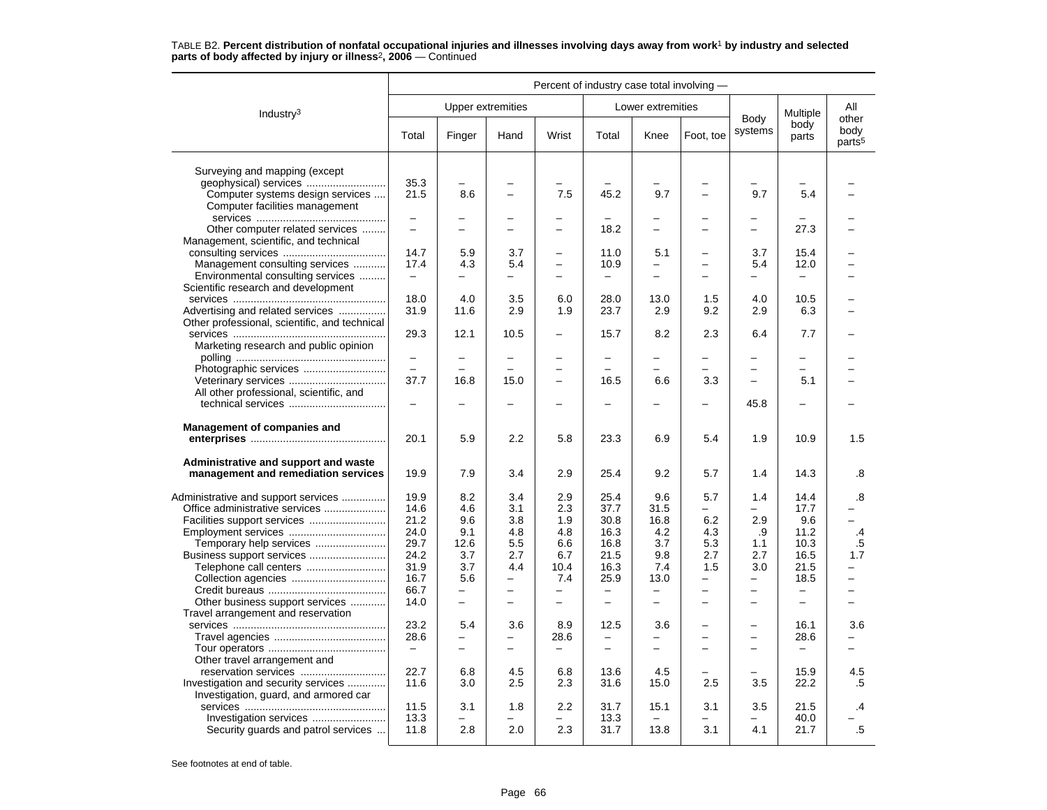TABLE B2. **Percent distribution of nonfatal occupational injuries and illnesses involving days away from work[1] by industry and selected parts of body affected by injury or illness[2], 2006** — Continued

| Industry[3] | Percent of industry case total involving — | | | | | | | | | |
|---|---|---|---|---|---|---|---|---|---|---|
| | Upper extremities | | | | Lower extremities | | | Body systems | Multiple body parts | All other body parts[5] |
| | Total | Finger | Hand | Wrist | Total | Knee | Foot, toe | | | |
| Surveying and mapping (except geophysical) services | 35.3 | – | – | – | – | – | – | – | – | – |
| Computer systems design services | 21.5 | 8.6 | – | 7.5 | 45.2 | 9.7 | – | 9.7 | 5.4 | – |
| Computer facilities management services | – | – | – | – | – | – | – | – | – | – |
| Other computer related services | – | – | – | – | 18.2 | – | – | – | 27.3 | – |
| Management, scientific, and technical consulting services | 14.7 | 5.9 | 3.7 | – | 11.0 | 5.1 | – | 3.7 | 15.4 | – |
| Management consulting services | 17.4 | 4.3 | 5.4 | – | 10.9 | – | – | 5.4 | 12.0 | – |
| Environmental consulting services | – | – | – | – | – | – | – | – | – | – |
| Scientific research and development services | 18.0 | 4.0 | 3.5 | 6.0 | 28.0 | 13.0 | 1.5 | 4.0 | 10.5 | – |
| Advertising and related services | 31.9 | 11.6 | 2.9 | 1.9 | 23.7 | 2.9 | 9.2 | 2.9 | 6.3 | – |
| Other professional, scientific, and technical services | 29.3 | 12.1 | 10.5 | – | 15.7 | 8.2 | 2.3 | 6.4 | 7.7 | – |
| Marketing research and public opinion polling | – | – | – | – | – | – | – | – | – | – |
| Photographic services | – | – | – | – | – | – | – | – | – | – |
| Veterinary services | 37.7 | 16.8 | 15.0 | – | 16.5 | 6.6 | 3.3 | – | 5.1 | – |
| All other professional, scientific, and technical services | – | – | – | – | – | – | – | 45.8 | – | – |
| **Management of companies and enterprises** | 20.1 | 5.9 | 2.2 | 5.8 | 23.3 | 6.9 | 5.4 | 1.9 | 10.9 | 1.5 |
| **Administrative and support and waste management and remediation services** | 19.9 | 7.9 | 3.4 | 2.9 | 25.4 | 9.2 | 5.7 | 1.4 | 14.3 | .8 |
| Administrative and support services | 19.9 | 8.2 | 3.4 | 2.9 | 25.4 | 9.6 | 5.7 | 1.4 | 14.4 | .8 |
| Office administrative services | 14.6 | 4.6 | 3.1 | 2.3 | 37.7 | 31.5 | – | – | 17.7 | – |
| Facilities support services | 21.2 | 9.6 | 3.8 | 1.9 | 30.8 | 16.8 | 6.2 | 2.9 | 9.6 | – |
| Employment services | 24.0 | 9.1 | 4.8 | 4.8 | 16.3 | 4.2 | 4.3 | .9 | 11.2 | .4 |
| Temporary help services | 29.7 | 12.6 | 5.5 | 6.6 | 16.8 | 3.7 | 5.3 | 1.1 | 10.3 | .5 |
| Business support services | 24.2 | 3.7 | 2.7 | 6.7 | 21.5 | 9.8 | 2.7 | 2.7 | 16.5 | 1.7 |
| Telephone call centers | 31.9 | 3.7 | 4.4 | 10.4 | 16.3 | 7.4 | 1.5 | 3.0 | 21.5 | – |
| Collection agencies | 16.7 | 5.6 | – | 7.4 | 25.9 | 13.0 | – | – | 18.5 | – |
| Credit bureaus | 66.7 | – | – | – | – | – | – | – | – | – |
| Other business support services | 14.0 | – | – | – | – | – | – | – | – | – |
| Travel arrangement and reservation services | 23.2 | 5.4 | 3.6 | 8.9 | 12.5 | 3.6 | – | – | 16.1 | 3.6 |
| Travel agencies | 28.6 | – | – | 28.6 | – | – | – | – | 28.6 | – |
| Tour operators | – | – | – | – | – | – | – | – | – | – |
| Other travel arrangement and reservation services | 22.7 | 6.8 | 4.5 | 6.8 | 13.6 | 4.5 | – | – | 15.9 | 4.5 |
| Investigation and security services | 11.6 | 3.0 | 2.5 | 2.3 | 31.6 | 15.0 | 2.5 | 3.5 | 22.2 | .5 |
| Investigation, guard, and armored car services | 11.5 | 3.1 | 1.8 | 2.2 | 31.7 | 15.1 | 3.1 | 3.5 | 21.5 | .4 |
| Investigation services | 13.3 | – | – | – | 13.3 | – | – | – | 40.0 | – |
| Security guards and patrol services | 11.8 | 2.8 | 2.0 | 2.3 | 31.7 | 13.8 | 3.1 | 4.1 | 21.7 | .5 |

See footnotes at end of table.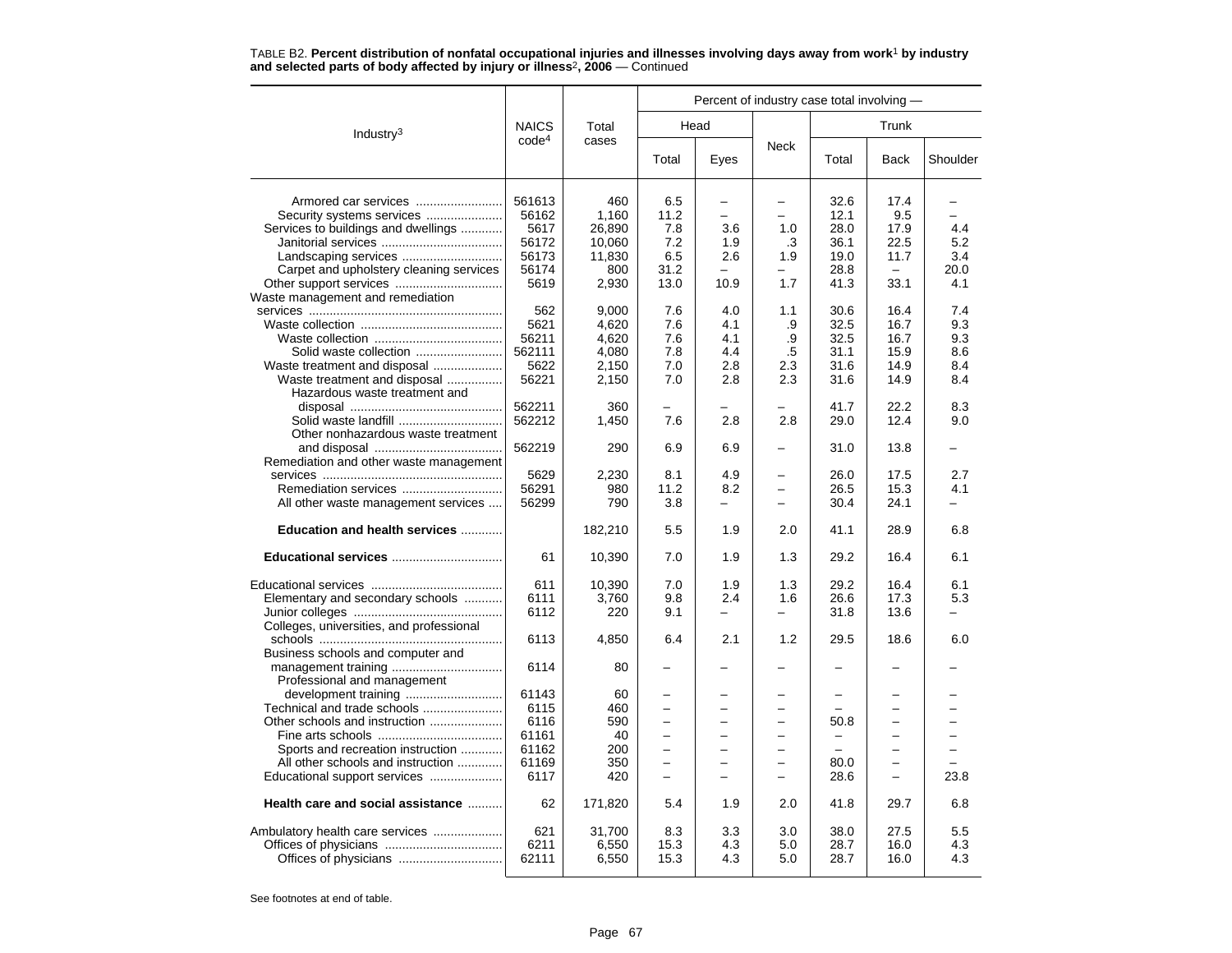TABLE B2. **Percent distribution of nonfatal occupational injuries and illnesses involving days away from work[1] by industry and selected parts of body affected by injury or illness[2], 2006** — Continued

| Industry[3] | NAICS code[4] | Total cases | Percent of industry case total involving — | | | | | |
|---|---|---|---|---|---|---|---|---|
| | | | Head | | Neck | Trunk | | |
| | | | Total | Eyes | | Total | Back | Shoulder |
| Armored car services | 561613 | 460 | 6.5 | – | – | 32.6 | 17.4 | – |
| Security systems services | 56162 | 1,160 | 11.2 | – | – | 12.1 | 9.5 | – |
| Services to buildings and dwellings | 5617 | 26,890 | 7.8 | 3.6 | 1.0 | 28.0 | 17.9 | 4.4 |
| Janitorial services | 56172 | 10,060 | 7.2 | 1.9 | .3 | 36.1 | 22.5 | 5.2 |
| Landscaping services | 56173 | 11,830 | 6.5 | 2.6 | 1.9 | 19.0 | 11.7 | 3.4 |
| Carpet and upholstery cleaning services | 56174 | 800 | 31.2 | – | – | 28.8 | – | 20.0 |
| Other support services | 5619 | 2,930 | 13.0 | 10.9 | 1.7 | 41.3 | 33.1 | 4.1 |
| Waste management and remediation services | 562 | 9,000 | 7.6 | 4.0 | 1.1 | 30.6 | 16.4 | 7.4 |
| Waste collection | 5621 | 4,620 | 7.6 | 4.1 | .9 | 32.5 | 16.7 | 9.3 |
| Waste collection | 56211 | 4,620 | 7.6 | 4.1 | .9 | 32.5 | 16.7 | 9.3 |
| Solid waste collection | 562111 | 4,080 | 7.8 | 4.4 | .5 | 31.1 | 15.9 | 8.6 |
| Waste treatment and disposal | 5622 | 2,150 | 7.0 | 2.8 | 2.3 | 31.6 | 14.9 | 8.4 |
| Waste treatment and disposal | 56221 | 2,150 | 7.0 | 2.8 | 2.3 | 31.6 | 14.9 | 8.4 |
| Hazardous waste treatment and disposal | 562211 | 360 | – | – | – | 41.7 | 22.2 | 8.3 |
| Solid waste landfill | 562212 | 1,450 | 7.6 | 2.8 | 2.8 | 29.0 | 12.4 | 9.0 |
| Other nonhazardous waste treatment and disposal | 562219 | 290 | 6.9 | 6.9 | – | 31.0 | 13.8 | – |
| Remediation and other waste management services | 5629 | 2,230 | 8.1 | 4.9 | – | 26.0 | 17.5 | 2.7 |
| Remediation services | 56291 | 980 | 11.2 | 8.2 | – | 26.5 | 15.3 | 4.1 |
| All other waste management services | 56299 | 790 | 3.8 | – | – | 30.4 | 24.1 | – |
| **Education and health services** | | 182,210 | 5.5 | 1.9 | 2.0 | 41.1 | 28.9 | 6.8 |
| **Educational services** | 61 | 10,390 | 7.0 | 1.9 | 1.3 | 29.2 | 16.4 | 6.1 |
| Educational services | 611 | 10,390 | 7.0 | 1.9 | 1.3 | 29.2 | 16.4 | 6.1 |
| Elementary and secondary schools | 6111 | 3,760 | 9.8 | 2.4 | 1.6 | 26.6 | 17.3 | 5.3 |
| Junior colleges | 6112 | 220 | 9.1 | – | – | 31.8 | 13.6 | – |
| Colleges, universities, and professional schools | 6113 | 4,850 | 6.4 | 2.1 | 1.2 | 29.5 | 18.6 | 6.0 |
| Business schools and computer and management training | 6114 | 80 | – | – | – | – | – | – |
| Professional and management development training | 61143 | 60 | – | – | – | – | – | – |
| Technical and trade schools | 6115 | 460 | – | – | – | – | – | – |
| Other schools and instruction | 6116 | 590 | – | – | – | 50.8 | – | – |
| Fine arts schools | 61161 | 40 | – | – | – | – | – | – |
| Sports and recreation instruction | 61162 | 200 | – | – | – | – | – | – |
| All other schools and instruction | 61169 | 350 | – | – | – | 80.0 | – | – |
| Educational support services | 6117 | 420 | – | – | – | 28.6 | – | 23.8 |
| **Health care and social assistance** | 62 | 171,820 | 5.4 | 1.9 | 2.0 | 41.8 | 29.7 | 6.8 |
| Ambulatory health care services | 621 | 31,700 | 8.3 | 3.3 | 3.0 | 38.0 | 27.5 | 5.5 |
| Offices of physicians | 6211 | 6,550 | 15.3 | 4.3 | 5.0 | 28.7 | 16.0 | 4.3 |
| Offices of physicians | 62111 | 6,550 | 15.3 | 4.3 | 5.0 | 28.7 | 16.0 | 4.3 |

See footnotes at end of table.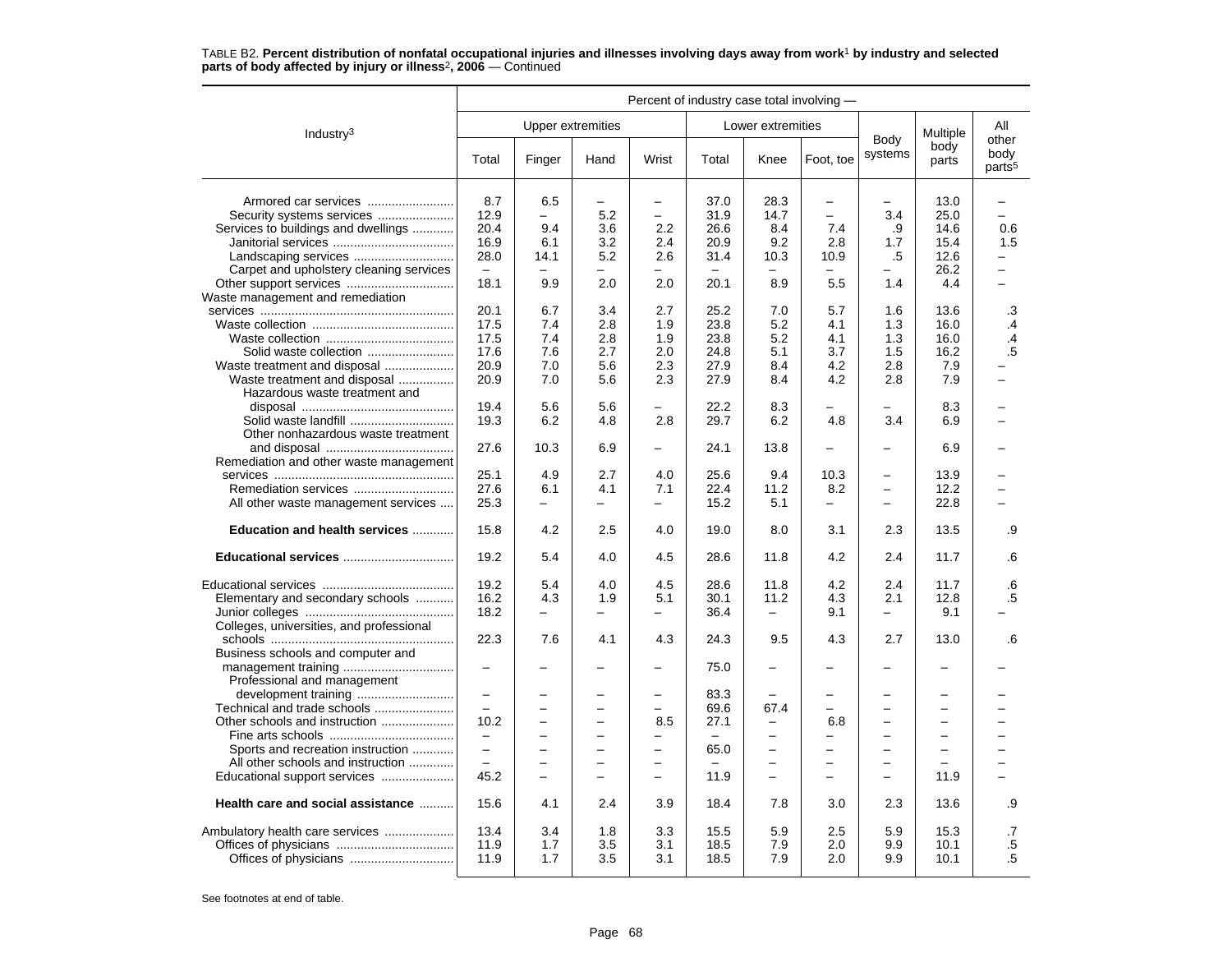TABLE B2. **Percent distribution of nonfatal occupational injuries and illnesses involving days away from work[1] by industry and selected parts of body affected by injury or illness[2], 2006** — Continued

| Industry[3] | Percent of industry case total involving — | | | | | | | | | |
|---|---|---|---|---|---|---|---|---|---|---|
| | Upper extremities | | | | Lower extremities | | | Body systems | Multiple body parts | All other body parts[5] |
| | Total | Finger | Hand | Wrist | Total | Knee | Foot, toe | | | |
| Armored car services | 8.7 | 6.5 | – | – | 37.0 | 28.3 | – | – | 13.0 | – |
| Security systems services | 12.9 | – | 5.2 | – | 31.9 | 14.7 | – | 3.4 | 25.0 | – |
| Services to buildings and dwellings | 20.4 | 9.4 | 3.6 | 2.2 | 26.6 | 8.4 | 7.4 | .9 | 14.6 | 0.6 |
| Janitorial services | 16.9 | 6.1 | 3.2 | 2.4 | 20.9 | 9.2 | 2.8 | 1.7 | 15.4 | 1.5 |
| Landscaping services | 28.0 | 14.1 | 5.2 | 2.6 | 31.4 | 10.3 | 10.9 | .5 | 12.6 | – |
| Carpet and upholstery cleaning services | – | – | – | – | – | – | – | – | 26.2 | – |
| Other support services | 18.1 | 9.9 | 2.0 | 2.0 | 20.1 | 8.9 | 5.5 | 1.4 | 4.4 | – |
| Waste management and remediation services | 20.1 | 6.7 | 3.4 | 2.7 | 25.2 | 7.0 | 5.7 | 1.6 | 13.6 | .3 |
| Waste collection | 17.5 | 7.4 | 2.8 | 1.9 | 23.8 | 5.2 | 4.1 | 1.3 | 16.0 | .4 |
| Waste collection | 17.5 | 7.4 | 2.8 | 1.9 | 23.8 | 5.2 | 4.1 | 1.3 | 16.0 | .4 |
| Solid waste collection | 17.6 | 7.6 | 2.7 | 2.0 | 24.8 | 5.1 | 3.7 | 1.5 | 16.2 | .5 |
| Waste treatment and disposal | 20.9 | 7.0 | 5.6 | 2.3 | 27.9 | 8.4 | 4.2 | 2.8 | 7.9 | – |
| Waste treatment and disposal | 20.9 | 7.0 | 5.6 | 2.3 | 27.9 | 8.4 | 4.2 | 2.8 | 7.9 | – |
| Hazardous waste treatment and disposal | 19.4 | 5.6 | 5.6 | – | 22.2 | 8.3 | – | – | 8.3 | – |
| Solid waste landfill | 19.3 | 6.2 | 4.8 | 2.8 | 29.7 | 6.2 | 4.8 | 3.4 | 6.9 | – |
| Other nonhazardous waste treatment and disposal | 27.6 | 10.3 | 6.9 | – | 24.1 | 13.8 | – | – | 6.9 | – |
| Remediation and other waste management services | 25.1 | 4.9 | 2.7 | 4.0 | 25.6 | 9.4 | 10.3 | – | 13.9 | – |
| Remediation services | 27.6 | 6.1 | 4.1 | 7.1 | 22.4 | 11.2 | 8.2 | – | 12.2 | – |
| All other waste management services | 25.3 | – | – | – | 15.2 | 5.1 | – | – | 22.8 | – |
| **Education and health services** | 15.8 | 4.2 | 2.5 | 4.0 | 19.0 | 8.0 | 3.1 | 2.3 | 13.5 | .9 |
| **Educational services** | 19.2 | 5.4 | 4.0 | 4.5 | 28.6 | 11.8 | 4.2 | 2.4 | 11.7 | .6 |
| Educational services | 19.2 | 5.4 | 4.0 | 4.5 | 28.6 | 11.8 | 4.2 | 2.4 | 11.7 | .6 |
| Elementary and secondary schools | 16.2 | 4.3 | 1.9 | 5.1 | 30.1 | 11.2 | 4.3 | 2.1 | 12.8 | .5 |
| Junior colleges | 18.2 | – | – | – | 36.4 | – | 9.1 | – | 9.1 | – |
| Colleges, universities, and professional schools | 22.3 | 7.6 | 4.1 | 4.3 | 24.3 | 9.5 | 4.3 | 2.7 | 13.0 | .6 |
| Business schools and computer and management training | – | – | – | – | 75.0 | – | – | – | – | – |
| Professional and management development training | – | – | – | – | 83.3 | – | – | – | – | – |
| Technical and trade schools | – | – | – | – | 69.6 | 67.4 | – | – | – | – |
| Other schools and instruction | 10.2 | – | – | 8.5 | 27.1 | – | 6.8 | – | – | – |
| Fine arts schools | – | – | – | – | – | – | – | – | – | – |
| Sports and recreation instruction | – | – | – | – | 65.0 | – | – | – | – | – |
| All other schools and instruction | – | – | – | – | – | – | – | – | – | – |
| Educational support services | 45.2 | – | – | – | 11.9 | – | – | – | 11.9 | – |
| **Health care and social assistance** | 15.6 | 4.1 | 2.4 | 3.9 | 18.4 | 7.8 | 3.0 | 2.3 | 13.6 | .9 |
| Ambulatory health care services | 13.4 | 3.4 | 1.8 | 3.3 | 15.5 | 5.9 | 2.5 | 5.9 | 15.3 | .7 |
| Offices of physicians | 11.9 | 1.7 | 3.5 | 3.1 | 18.5 | 7.9 | 2.0 | 9.9 | 10.1 | .5 |
| Offices of physicians | 11.9 | 1.7 | 3.5 | 3.1 | 18.5 | 7.9 | 2.0 | 9.9 | 10.1 | .5 |

See footnotes at end of table.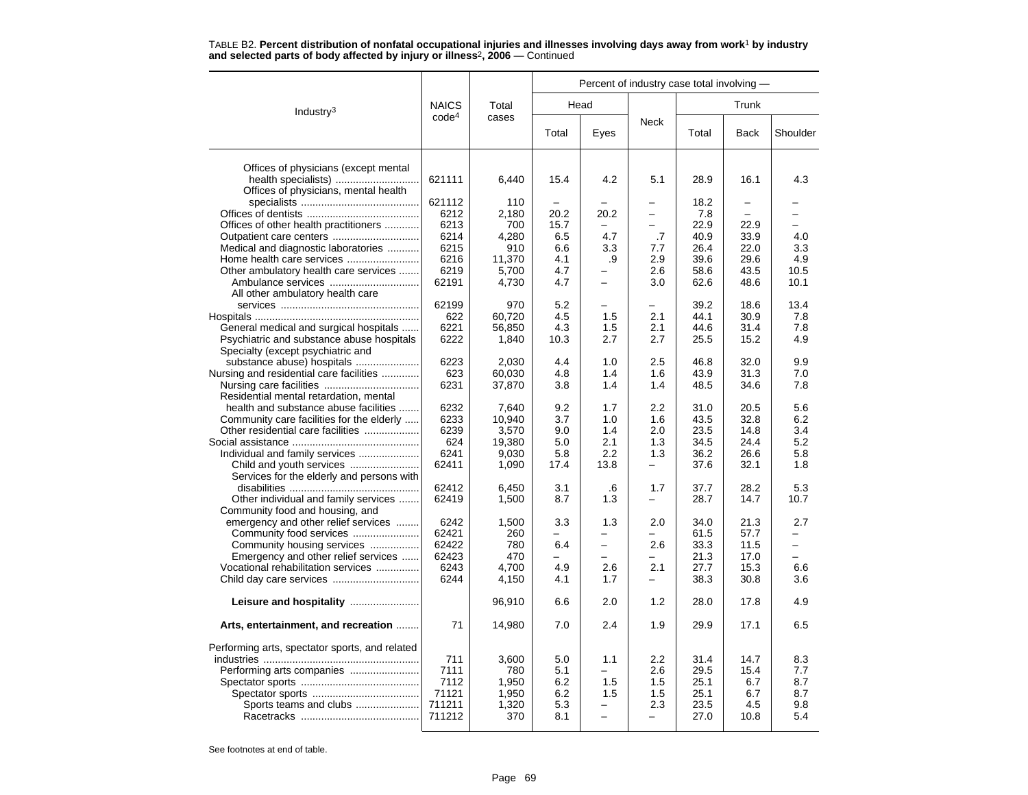TABLE B2. **Percent distribution of nonfatal occupational injuries and illnesses involving days away from work**[1] **by industry and selected parts of body affected by injury or illness**[2]**, 2006** — Continued

| Industry[3] | NAICS code[4] | Total cases | Percent of industry case total involving — | | | | | |
|---|---|---|---|---|---|---|---|---|
| | | | Head | | Neck | Trunk | | |
| | | | Total | Eyes | | Total | Back | Shoulder |
| Offices of physicians (except mental health specialists) | 621111 | 6,440 | 15.4 | 4.2 | 5.1 | 28.9 | 16.1 | 4.3 |
| Offices of physicians, mental health specialists | 621112 | 110 | – | – | – | 18.2 | – | – |
| Offices of dentists | 6212 | 2,180 | 20.2 | 20.2 | – | 7.8 | – | – |
| Offices of other health practitioners | 6213 | 700 | 15.7 | – | – | 22.9 | 22.9 | – |
| Outpatient care centers | 6214 | 4,280 | 6.5 | 4.7 | .7 | 40.9 | 33.9 | 4.0 |
| Medical and diagnostic laboratories | 6215 | 910 | 6.6 | 3.3 | 7.7 | 26.4 | 22.0 | 3.3 |
| Home health care services | 6216 | 11,370 | 4.1 | .9 | 2.9 | 39.6 | 29.6 | 4.9 |
| Other ambulatory health care services | 6219 | 5,700 | 4.7 | – | 2.6 | 58.6 | 43.5 | 10.5 |
| Ambulance services | 62191 | 4,730 | 4.7 | – | 3.0 | 62.6 | 48.6 | 10.1 |
| All other ambulatory health care services | 62199 | 970 | 5.2 | – | – | 39.2 | 18.6 | 13.4 |
| Hospitals | 622 | 60,720 | 4.5 | 1.5 | 2.1 | 44.1 | 30.9 | 7.8 |
| General medical and surgical hospitals | 6221 | 56,850 | 4.3 | 1.5 | 2.1 | 44.6 | 31.4 | 7.8 |
| Psychiatric and substance abuse hospitals | 6222 | 1,840 | 10.3 | 2.7 | 2.7 | 25.5 | 15.2 | 4.9 |
| Specialty (except psychiatric and substance abuse) hospitals | 6223 | 2,030 | 4.4 | 1.0 | 2.5 | 46.8 | 32.0 | 9.9 |
| Nursing and residential care facilities | 623 | 60,030 | 4.8 | 1.4 | 1.6 | 43.9 | 31.3 | 7.0 |
| Nursing care facilities | 6231 | 37,870 | 3.8 | 1.4 | 1.4 | 48.5 | 34.6 | 7.8 |
| Residential mental retardation, mental health and substance abuse facilities | 6232 | 7,640 | 9.2 | 1.7 | 2.2 | 31.0 | 20.5 | 5.6 |
| Community care facilities for the elderly | 6233 | 10,940 | 3.7 | 1.0 | 1.6 | 43.5 | 32.8 | 6.2 |
| Other residential care facilities | 6239 | 3,570 | 9.0 | 1.4 | 2.0 | 23.5 | 14.8 | 3.4 |
| Social assistance | 624 | 19,380 | 5.0 | 2.1 | 1.3 | 34.5 | 24.4 | 5.2 |
| Individual and family services | 6241 | 9,030 | 5.8 | 2.2 | 1.3 | 36.2 | 26.6 | 5.8 |
| Child and youth services | 62411 | 1,090 | 17.4 | 13.8 | – | 37.6 | 32.1 | 1.8 |
| Services for the elderly and persons with disabilities | 62412 | 6,450 | 3.1 | .6 | 1.7 | 37.7 | 28.2 | 5.3 |
| Other individual and family services | 62419 | 1,500 | 8.7 | 1.3 | – | 28.7 | 14.7 | 10.7 |
| Community food and housing, and emergency and other relief services | 6242 | 1,500 | 3.3 | 1.3 | 2.0 | 34.0 | 21.3 | 2.7 |
| Community food services | 62421 | 260 | – | – | – | 61.5 | 57.7 | – |
| Community housing services | 62422 | 780 | 6.4 | – | 2.6 | 33.3 | 11.5 | – |
| Emergency and other relief services | 62423 | 470 | – | – | – | 21.3 | 17.0 | – |
| Vocational rehabilitation services | 6243 | 4,700 | 4.9 | 2.6 | 2.1 | 27.7 | 15.3 | 6.6 |
| Child day care services | 6244 | 4,150 | 4.1 | 1.7 | – | 38.3 | 30.8 | 3.6 |
| **Leisure and hospitality** | | 96,910 | 6.6 | 2.0 | 1.2 | 28.0 | 17.8 | 4.9 |
| **Arts, entertainment, and recreation** | 71 | 14,980 | 7.0 | 2.4 | 1.9 | 29.9 | 17.1 | 6.5 |
| Performing arts, spectator sports, and related industries | 711 | 3,600 | 5.0 | 1.1 | 2.2 | 31.4 | 14.7 | 8.3 |
| Performing arts companies | 7111 | 780 | 5.1 | – | 2.6 | 29.5 | 15.4 | 7.7 |
| Spectator sports | 7112 | 1,950 | 6.2 | 1.5 | 1.5 | 25.1 | 6.7 | 8.7 |
| Spectator sports | 71121 | 1,950 | 6.2 | 1.5 | 1.5 | 25.1 | 6.7 | 8.7 |
| Sports teams and clubs | 711211 | 1,320 | 5.3 | – | 2.3 | 23.5 | 4.5 | 9.8 |
| Racetracks | 711212 | 370 | 8.1 | – | – | 27.0 | 10.8 | 5.4 |

See footnotes at end of table.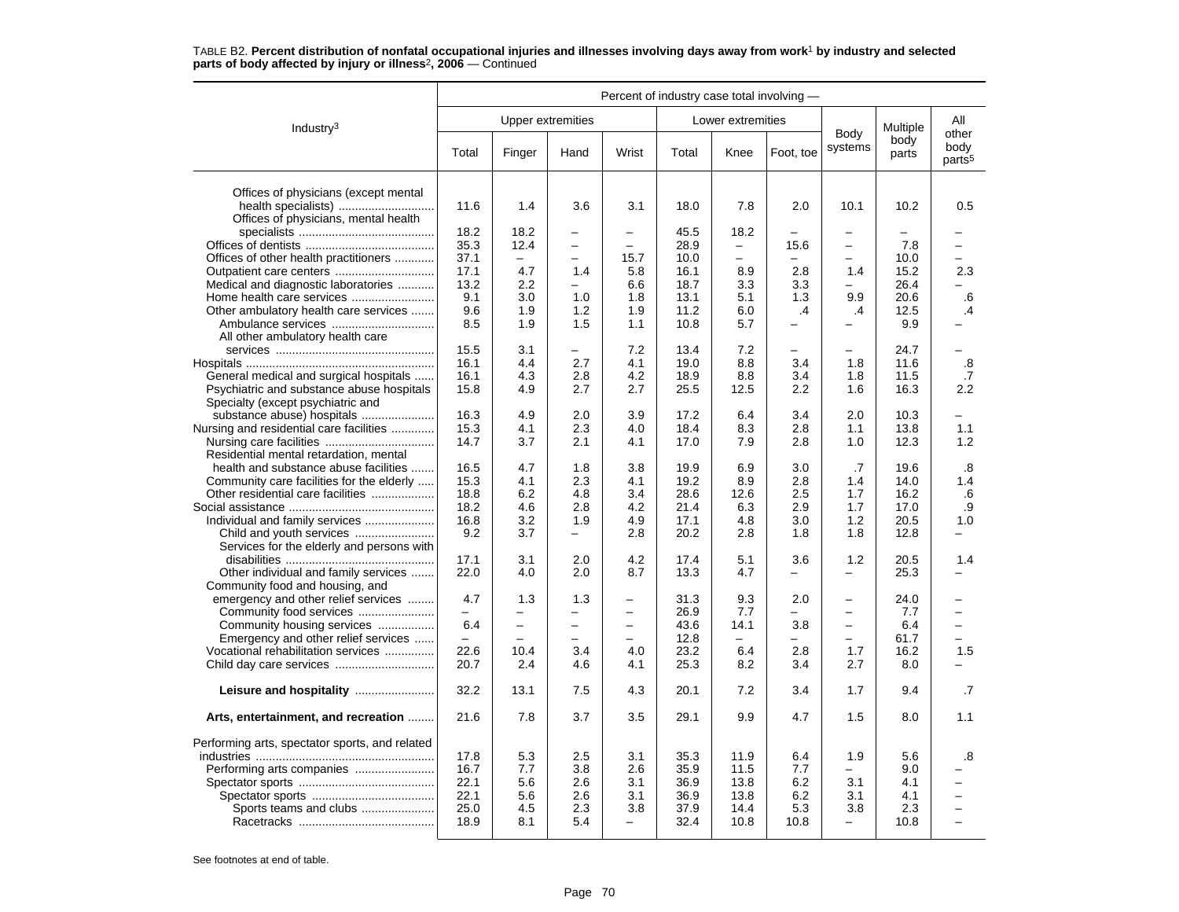TABLE B2. **Percent distribution of nonfatal occupational injuries and illnesses involving days away from work[1] by industry and selected parts of body affected by injury or illness[2], 2006** — Continued

| Industry[3] | Percent of industry case total involving — | | | | | | | | | |
|---|---|---|---|---|---|---|---|---|---|---|
| | Upper extremities | | | | Lower extremities | | | Body systems | Multiple body parts | All other body parts[5] |
| | Total | Finger | Hand | Wrist | Total | Knee | Foot, toe | | | |
| Offices of physicians (except mental health specialists) | 11.6 | 1.4 | 3.6 | 3.1 | 18.0 | 7.8 | 2.0 | 10.1 | 10.2 | 0.5 |
| Offices of physicians, mental health specialists | 18.2 | 18.2 | – | – | 45.5 | 18.2 | – | – | – | – |
| Offices of dentists | 35.3 | 12.4 | – | – | 28.9 | – | 15.6 | – | 7.8 | – |
| Offices of other health practitioners | 37.1 | – | – | 15.7 | 10.0 | – | – | – | 10.0 | – |
| Outpatient care centers | 17.1 | 4.7 | 1.4 | 5.8 | 16.1 | 8.9 | 2.8 | 1.4 | 15.2 | 2.3 |
| Medical and diagnostic laboratories | 13.2 | 2.2 | – | 6.6 | 18.7 | 3.3 | 3.3 | – | 26.4 | – |
| Home health care services | 9.1 | 3.0 | 1.0 | 1.8 | 13.1 | 5.1 | 1.3 | 9.9 | 20.6 | .6 |
| Other ambulatory health care services | 9.6 | 1.9 | 1.2 | 1.9 | 11.2 | 6.0 | .4 | .4 | 12.5 | .4 |
| Ambulance services | 8.5 | 1.9 | 1.5 | 1.1 | 10.8 | 5.7 | – | – | 9.9 | – |
| All other ambulatory health care services | 15.5 | 3.1 | – | 7.2 | 13.4 | 7.2 | – | – | 24.7 | – |
| Hospitals | 16.1 | 4.4 | 2.7 | 4.1 | 19.0 | 8.8 | 3.4 | 1.8 | 11.6 | .8 |
| General medical and surgical hospitals | 16.1 | 4.3 | 2.8 | 4.2 | 18.9 | 8.8 | 3.4 | 1.8 | 11.5 | .7 |
| Psychiatric and substance abuse hospitals | 15.8 | 4.9 | 2.7 | 2.7 | 25.5 | 12.5 | 2.2 | 1.6 | 16.3 | 2.2 |
| Specialty (except psychiatric and substance abuse) hospitals | 16.3 | 4.9 | 2.0 | 3.9 | 17.2 | 6.4 | 3.4 | 2.0 | 10.3 | – |
| Nursing and residential care facilities | 15.3 | 4.1 | 2.3 | 4.0 | 18.4 | 8.3 | 2.8 | 1.1 | 13.8 | 1.1 |
| Nursing care facilities | 14.7 | 3.7 | 2.1 | 4.1 | 17.0 | 7.9 | 2.8 | 1.0 | 12.3 | 1.2 |
| Residential mental retardation, mental health and substance abuse facilities | 16.5 | 4.7 | 1.8 | 3.8 | 19.9 | 6.9 | 3.0 | .7 | 19.6 | .8 |
| Community care facilities for the elderly | 15.3 | 4.1 | 2.3 | 4.1 | 19.2 | 8.9 | 2.8 | 1.4 | 14.0 | 1.4 |
| Other residential care facilities | 18.8 | 6.2 | 4.8 | 3.4 | 28.6 | 12.6 | 2.5 | 1.7 | 16.2 | .6 |
| Social assistance | 18.2 | 4.6 | 2.8 | 4.2 | 21.4 | 6.3 | 2.9 | 1.7 | 17.0 | .9 |
| Individual and family services | 16.8 | 3.2 | 1.9 | 4.9 | 17.1 | 4.8 | 3.0 | 1.2 | 20.5 | 1.0 |
| Child and youth services | 9.2 | 3.7 | – | 2.8 | 20.2 | 2.8 | 1.8 | 1.8 | 12.8 | – |
| Services for the elderly and persons with disabilities | 17.1 | 3.1 | 2.0 | 4.2 | 17.4 | 5.1 | 3.6 | 1.2 | 20.5 | 1.4 |
| Other individual and family services | 22.0 | 4.0 | 2.0 | 8.7 | 13.3 | 4.7 | – | – | 25.3 | – |
| Community food and housing, and emergency and other relief services | 4.7 | 1.3 | 1.3 | – | 31.3 | 9.3 | 2.0 | – | 24.0 | – |
| Community food services | – | – | – | – | 26.9 | 7.7 | – | – | 7.7 | – |
| Community housing services | 6.4 | – | – | – | 43.6 | 14.1 | 3.8 | – | 6.4 | – |
| Emergency and other relief services | – | – | – | – | 12.8 | – | – | – | 61.7 | – |
| Vocational rehabilitation services | 22.6 | 10.4 | 3.4 | 4.0 | 23.2 | 6.4 | 2.8 | 1.7 | 16.2 | 1.5 |
| Child day care services | 20.7 | 2.4 | 4.6 | 4.1 | 25.3 | 8.2 | 3.4 | 2.7 | 8.0 | – |
| **Leisure and hospitality** | 32.2 | 13.1 | 7.5 | 4.3 | 20.1 | 7.2 | 3.4 | 1.7 | 9.4 | .7 |
| **Arts, entertainment, and recreation** | 21.6 | 7.8 | 3.7 | 3.5 | 29.1 | 9.9 | 4.7 | 1.5 | 8.0 | 1.1 |
| Performing arts, spectator sports, and related industries | 17.8 | 5.3 | 2.5 | 3.1 | 35.3 | 11.9 | 6.4 | 1.9 | 5.6 | .8 |
| Performing arts companies | 16.7 | 7.7 | 3.8 | 2.6 | 35.9 | 11.5 | 7.7 | – | 9.0 | – |
| Spectator sports | 22.1 | 5.6 | 2.6 | 3.1 | 36.9 | 13.8 | 6.2 | 3.1 | 4.1 | – |
| Spectator sports | 22.1 | 5.6 | 2.6 | 3.1 | 36.9 | 13.8 | 6.2 | 3.1 | 4.1 | – |
| Sports teams and clubs | 25.0 | 4.5 | 2.3 | 3.8 | 37.9 | 14.4 | 5.3 | 3.8 | 2.3 | – |
| Racetracks | 18.9 | 8.1 | 5.4 | – | 32.4 | 10.8 | 10.8 | – | 10.8 | – |

See footnotes at end of table.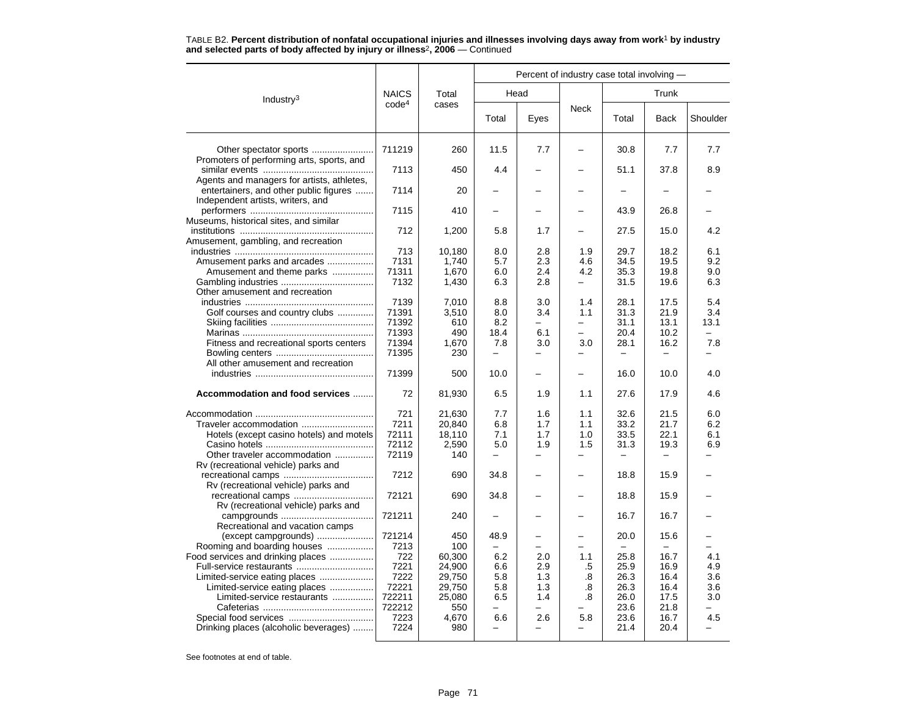TABLE B2. **Percent distribution of nonfatal occupational injuries and illnesses involving days away from work[1] by industry and selected parts of body affected by injury or illness[2], 2006** — Continued

| Industry[3] | NAICS code[4] | Total cases | Percent of industry case total involving — | | | | | |
|---|---|---|---|---|---|---|---|---|
| | | | Head | | Neck | Trunk | | |
| | | | Total | Eyes | | Total | Back | Shoulder |
| Other spectator sports | 711219 | 260 | 11.5 | 7.7 | – | 30.8 | 7.7 | 7.7 |
| Promoters of performing arts, sports, and similar events | 7113 | 450 | 4.4 | – | – | 51.1 | 37.8 | 8.9 |
| Agents and managers for artists, athletes, entertainers, and other public figures | 7114 | 20 | – | – | – | – | – | – |
| Independent artists, writers, and performers | 7115 | 410 | – | – | – | 43.9 | 26.8 | – |
| Museums, historical sites, and similar institutions | 712 | 1,200 | 5.8 | 1.7 | – | 27.5 | 15.0 | 4.2 |
| Amusement, gambling, and recreation industries | 713 | 10,180 | 8.0 | 2.8 | 1.9 | 29.7 | 18.2 | 6.1 |
| Amusement parks and arcades | 7131 | 1,740 | 5.7 | 2.3 | 4.6 | 34.5 | 19.5 | 9.2 |
| Amusement and theme parks | 71311 | 1,670 | 6.0 | 2.4 | 4.2 | 35.3 | 19.8 | 9.0 |
| Gambling industries | 7132 | 1,430 | 6.3 | 2.8 | – | 31.5 | 19.6 | 6.3 |
| Other amusement and recreation industries | 7139 | 7,010 | 8.8 | 3.0 | 1.4 | 28.1 | 17.5 | 5.4 |
| Golf courses and country clubs | 71391 | 3,510 | 8.0 | 3.4 | 1.1 | 31.3 | 21.9 | 3.4 |
| Skiing facilities | 71392 | 610 | 8.2 | – | – | 31.1 | 13.1 | 13.1 |
| Marinas | 71393 | 490 | 18.4 | 6.1 | – | 20.4 | 10.2 | – |
| Fitness and recreational sports centers | 71394 | 1,670 | 7.8 | 3.0 | 3.0 | 28.1 | 16.2 | 7.8 |
| Bowling centers | 71395 | 230 | – | – | – | – | – | – |
| All other amusement and recreation industries | 71399 | 500 | 10.0 | – | – | 16.0 | 10.0 | 4.0 |
| **Accommodation and food services** | 72 | 81,930 | 6.5 | 1.9 | 1.1 | 27.6 | 17.9 | 4.6 |
| Accommodation | 721 | 21,630 | 7.7 | 1.6 | 1.1 | 32.6 | 21.5 | 6.0 |
| Traveler accommodation | 7211 | 20,840 | 6.8 | 1.7 | 1.1 | 33.2 | 21.7 | 6.2 |
| Hotels (except casino hotels) and motels | 72111 | 18,110 | 7.1 | 1.7 | 1.0 | 33.5 | 22.1 | 6.1 |
| Casino hotels | 72112 | 2,590 | 5.0 | 1.9 | 1.5 | 31.3 | 19.3 | 6.9 |
| Other traveler accommodation | 72119 | 140 | – | – | – | – | – | – |
| Rv (recreational vehicle) parks and recreational camps | 7212 | 690 | 34.8 | – | – | 18.8 | 15.9 | – |
| Rv (recreational vehicle) parks and recreational camps | 72121 | 690 | 34.8 | – | – | 18.8 | 15.9 | – |
| Rv (recreational vehicle) parks and campgrounds | 721211 | 240 | – | – | – | 16.7 | 16.7 | – |
| Recreational and vacation camps (except campgrounds) | 721214 | 450 | 48.9 | – | – | 20.0 | 15.6 | – |
| Rooming and boarding houses | 7213 | 100 | – | – | – | – | – | – |
| Food services and drinking places | 722 | 60,300 | 6.2 | 2.0 | 1.1 | 25.8 | 16.7 | 4.1 |
| Full-service restaurants | 7221 | 24,900 | 6.6 | 2.9 | .5 | 25.9 | 16.9 | 4.9 |
| Limited-service eating places | 7222 | 29,750 | 5.8 | 1.3 | .8 | 26.3 | 16.4 | 3.6 |
| Limited-service eating places | 72221 | 29,750 | 5.8 | 1.3 | .8 | 26.3 | 16.4 | 3.6 |
| Limited-service restaurants | 722211 | 25,080 | 6.5 | 1.4 | .8 | 26.0 | 17.5 | 3.0 |
| Cafeterias | 722212 | 550 | – | – | – | 23.6 | 21.8 | – |
| Special food services | 7223 | 4,670 | 6.6 | 2.6 | 5.8 | 23.6 | 16.7 | 4.5 |
| Drinking places (alcoholic beverages) | 7224 | 980 | – | – | – | 21.4 | 20.4 | – |

See footnotes at end of table.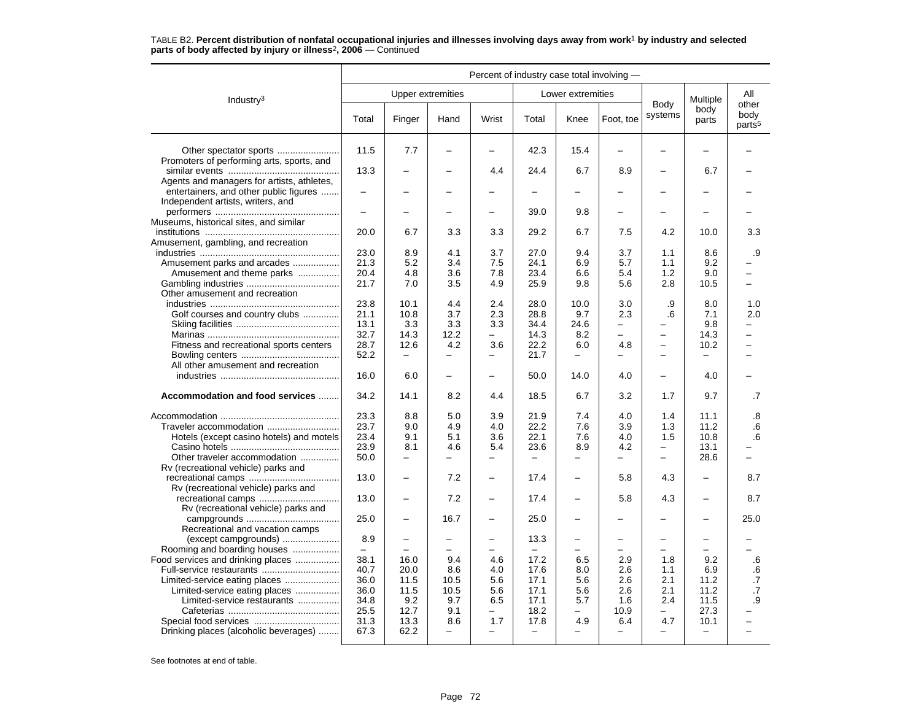TABLE B2. **Percent distribution of nonfatal occupational injuries and illnesses involving days away from work[1] by industry and selected parts of body affected by injury or illness[2], 2006** — Continued

| Industry[3] | Percent of industry case total involving — | | | | | | | | | |
|---|---|---|---|---|---|---|---|---|---|---|
| | Upper extremities | | | | Lower extremities | | | Body systems | Multiple body parts | All other body parts[5] |
| | Total | Finger | Hand | Wrist | Total | Knee | Foot, toe | | | |
| Other spectator sports | 11.5 | 7.7 | – | – | 42.3 | 15.4 | – | – | – | – |
| Promoters of performing arts, sports, and similar events | 13.3 | – | – | 4.4 | 24.4 | 6.7 | 8.9 | – | 6.7 | – |
| Agents and managers for artists, athletes, entertainers, and other public figures | – | – | – | – | – | – | – | – | – | – |
| Independent artists, writers, and performers | – | – | – | – | 39.0 | 9.8 | – | – | – | – |
| Museums, historical sites, and similar institutions | 20.0 | 6.7 | 3.3 | 3.3 | 29.2 | 6.7 | 7.5 | 4.2 | 10.0 | 3.3 |
| Amusement, gambling, and recreation industries | 23.0 | 8.9 | 4.1 | 3.7 | 27.0 | 9.4 | 3.7 | 1.1 | 8.6 | .9 |
| Amusement parks and arcades | 21.3 | 5.2 | 3.4 | 7.5 | 24.1 | 6.9 | 5.7 | 1.1 | 9.2 | – |
| Amusement and theme parks | 20.4 | 4.8 | 3.6 | 7.8 | 23.4 | 6.6 | 5.4 | 1.2 | 9.0 | – |
| Gambling industries | 21.7 | 7.0 | 3.5 | 4.9 | 25.9 | 9.8 | 5.6 | 2.8 | 10.5 | – |
| Other amusement and recreation industries | 23.8 | 10.1 | 4.4 | 2.4 | 28.0 | 10.0 | 3.0 | .9 | 8.0 | 1.0 |
| Golf courses and country clubs | 21.1 | 10.8 | 3.7 | 2.3 | 28.8 | 9.7 | 2.3 | .6 | 7.1 | 2.0 |
| Skiing facilities | 13.1 | 3.3 | 3.3 | 3.3 | 34.4 | 24.6 | – | – | 9.8 | – |
| Marinas | 32.7 | 14.3 | 12.2 | – | 14.3 | 8.2 | – | – | 14.3 | – |
| Fitness and recreational sports centers | 28.7 | 12.6 | 4.2 | 3.6 | 22.2 | 6.0 | 4.8 | – | 10.2 | – |
| Bowling centers | 52.2 | – | – | – | 21.7 | – | – | – | – | – |
| All other amusement and recreation industries | 16.0 | 6.0 | – | – | 50.0 | 14.0 | 4.0 | – | 4.0 | – |
| **Accommodation and food services** | 34.2 | 14.1 | 8.2 | 4.4 | 18.5 | 6.7 | 3.2 | 1.7 | 9.7 | .7 |
| Accommodation | 23.3 | 8.8 | 5.0 | 3.9 | 21.9 | 7.4 | 4.0 | 1.4 | 11.1 | .8 |
| Traveler accommodation | 23.7 | 9.0 | 4.9 | 4.0 | 22.2 | 7.6 | 3.9 | 1.3 | 11.2 | .6 |
| Hotels (except casino hotels) and motels | 23.4 | 9.1 | 5.1 | 3.6 | 22.1 | 7.6 | 4.0 | 1.5 | 10.8 | .6 |
| Casino hotels | 23.9 | 8.1 | 4.6 | 5.4 | 23.6 | 8.9 | 4.2 | – | 13.1 | – |
| Other traveler accommodation | 50.0 | – | – | – | – | – | – | – | 28.6 | – |
| Rv (recreational vehicle) parks and recreational camps | 13.0 | – | 7.2 | – | 17.4 | – | 5.8 | 4.3 | – | 8.7 |
| Rv (recreational vehicle) parks and recreational camps | 13.0 | – | 7.2 | – | 17.4 | – | 5.8 | 4.3 | – | 8.7 |
| Rv (recreational vehicle) parks and campgrounds | 25.0 | – | 16.7 | – | 25.0 | – | – | – | – | 25.0 |
| Recreational and vacation camps (except campgrounds) | 8.9 | – | – | – | 13.3 | – | – | – | – | – |
| Rooming and boarding houses | – | – | – | – | – | – | – | – | – | – |
| Food services and drinking places | 38.1 | 16.0 | 9.4 | 4.6 | 17.2 | 6.5 | 2.9 | 1.8 | 9.2 | .6 |
| Full-service restaurants | 40.7 | 20.0 | 8.6 | 4.0 | 17.6 | 8.0 | 2.6 | 1.1 | 6.9 | .6 |
| Limited-service eating places | 36.0 | 11.5 | 10.5 | 5.6 | 17.1 | 5.6 | 2.6 | 2.1 | 11.2 | .7 |
| Limited-service eating places | 36.0 | 11.5 | 10.5 | 5.6 | 17.1 | 5.6 | 2.6 | 2.1 | 11.2 | .7 |
| Limited-service restaurants | 34.8 | 9.2 | 9.7 | 6.5 | 17.1 | 5.7 | 1.6 | 2.4 | 11.5 | .9 |
| Cafeterias | 25.5 | 12.7 | 9.1 | – | 18.2 | – | 10.9 | – | 27.3 | – |
| Special food services | 31.3 | 13.3 | 8.6 | 1.7 | 17.8 | 4.9 | 6.4 | 4.7 | 10.1 | – |
| Drinking places (alcoholic beverages) | 67.3 | 62.2 | – | – | – | – | – | – | – | – |

See footnotes at end of table.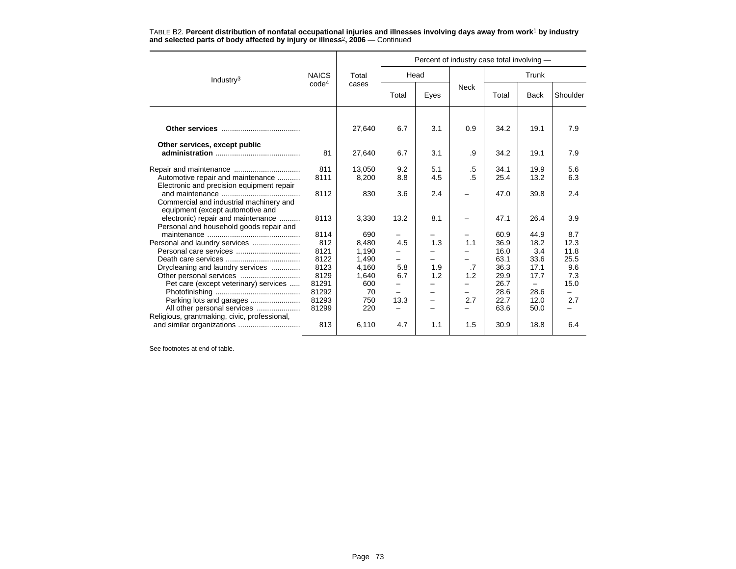TABLE B2. **Percent distribution of nonfatal occupational injuries and illnesses involving days away from work[1] by industry and selected parts of body affected by injury or illness[2], 2006** — Continued

| Industry[3] | NAICS code[4] | Total cases | Percent of industry case total involving — | | | | | |
|---|---|---|---|---|---|---|---|---|
| | | | Head | | Neck | Trunk | | |
| | | | Total | Eyes | | Total | Back | Shoulder |
| **Other services** | | 27,640 | 6.7 | 3.1 | 0.9 | 34.2 | 19.1 | 7.9 |
| **Other services, except public administration** | 81 | 27,640 | 6.7 | 3.1 | .9 | 34.2 | 19.1 | 7.9 |
| Repair and maintenance | 811 | 13,050 | 9.2 | 5.1 | .5 | 34.1 | 19.9 | 5.6 |
| Automotive repair and maintenance | 8111 | 8,200 | 8.8 | 4.5 | .5 | 25.4 | 13.2 | 6.3 |
| Electronic and precision equipment repair and maintenance | 8112 | 830 | 3.6 | 2.4 | – | 47.0 | 39.8 | 2.4 |
| Commercial and industrial machinery and equipment (except automotive and electronic) repair and maintenance | 8113 | 3,330 | 13.2 | 8.1 | – | 47.1 | 26.4 | 3.9 |
| Personal and household goods repair and maintenance | 8114 | 690 | – | – | – | 60.9 | 44.9 | 8.7 |
| Personal and laundry services | 812 | 8,480 | 4.5 | 1.3 | 1.1 | 36.9 | 18.2 | 12.3 |
| Personal care services | 8121 | 1,190 | – | – | – | 16.0 | 3.4 | 11.8 |
| Death care services | 8122 | 1,490 | – | – | – | 63.1 | 33.6 | 25.5 |
| Drycleaning and laundry services | 8123 | 4,160 | 5.8 | 1.9 | .7 | 36.3 | 17.1 | 9.6 |
| Other personal services | 8129 | 1,640 | 6.7 | 1.2 | 1.2 | 29.9 | 17.7 | 7.3 |
| Pet care (except veterinary) services | 81291 | 600 | – | – | – | 26.7 | – | 15.0 |
| Photofinishing | 81292 | 70 | – | – | – | 28.6 | 28.6 | – |
| Parking lots and garages | 81293 | 750 | 13.3 | – | 2.7 | 22.7 | 12.0 | 2.7 |
| All other personal services | 81299 | 220 | – | – | – | 63.6 | 50.0 | – |
| Religious, grantmaking, civic, professional, and similar organizations | 813 | 6,110 | 4.7 | 1.1 | 1.5 | 30.9 | 18.8 | 6.4 |

See footnotes at end of table.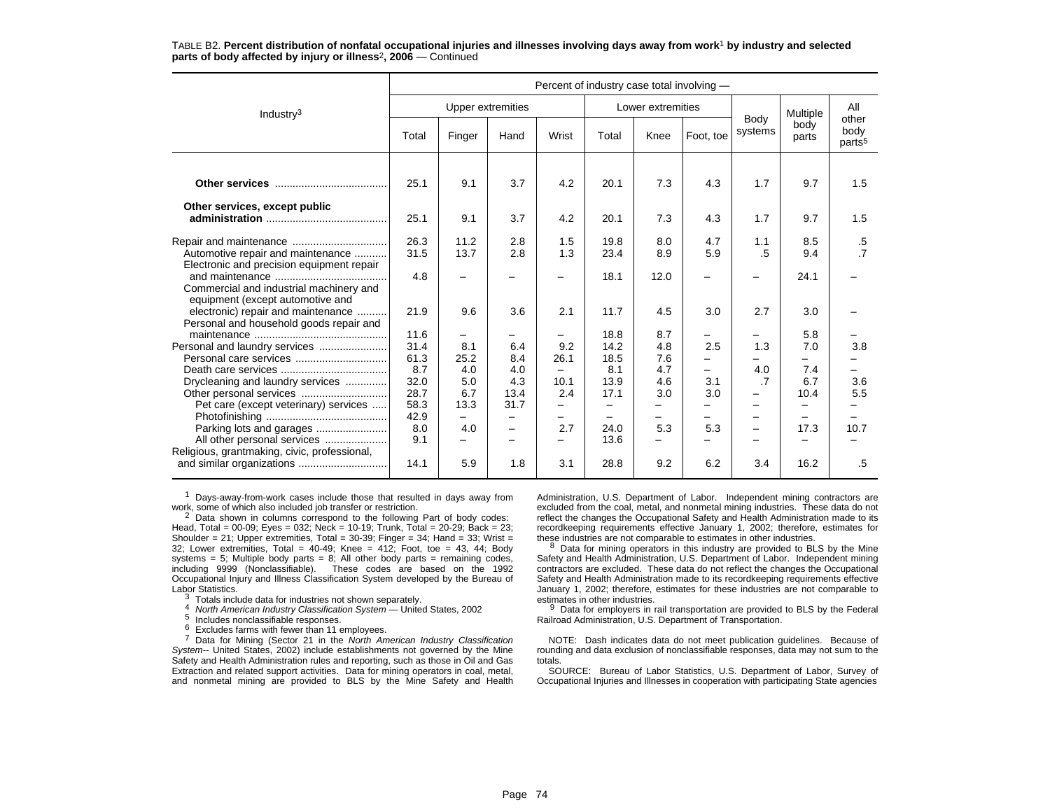TABLE B2. **Percent distribution of nonfatal occupational injuries and illnesses involving days away from work[1] by industry and selected parts of body affected by injury or illness[2], 2006** — Continued

| Industry[3] | Percent of industry case total involving — | | | | | | | | | |
|---|---|---|---|---|---|---|---|---|---|---|
| | Upper extremities | | | | Lower extremities | | | Body systems | Multiple body parts | All other body parts[5] |
| | Total | Finger | Hand | Wrist | Total | Knee | Foot, toe | | | |
| **Other services** | 25.1 | 9.1 | 3.7 | 4.2 | 20.1 | 7.3 | 4.3 | 1.7 | 9.7 | 1.5 |
| **Other services, except public administration** | 25.1 | 9.1 | 3.7 | 4.2 | 20.1 | 7.3 | 4.3 | 1.7 | 9.7 | 1.5 |
| Repair and maintenance | 26.3 | 11.2 | 2.8 | 1.5 | 19.8 | 8.0 | 4.7 | 1.1 | 8.5 | .5 |
| Automotive repair and maintenance | 31.5 | 13.7 | 2.8 | 1.3 | 23.4 | 8.9 | 5.9 | .5 | 9.4 | .7 |
| Electronic and precision equipment repair and maintenance | 4.8 | – | – | – | 18.1 | 12.0 | – | – | 24.1 | – |
| Commercial and industrial machinery and equipment (except automotive and electronic) repair and maintenance | 21.9 | 9.6 | 3.6 | 2.1 | 11.7 | 4.5 | 3.0 | 2.7 | 3.0 | – |
| Personal and household goods repair and maintenance | 11.6 | – | – | – | 18.8 | 8.7 | – | – | 5.8 | – |
| Personal and laundry services | 31.4 | 8.1 | 6.4 | 9.2 | 14.2 | 4.8 | 2.5 | 1.3 | 7.0 | 3.8 |
| Personal care services | 61.3 | 25.2 | 8.4 | 26.1 | 18.5 | 7.6 | – | – | – | – |
| Death care services | 8.7 | 4.0 | 4.0 | – | 8.1 | 4.7 | – | 4.0 | 7.4 | – |
| Drycleaning and laundry services | 32.0 | 5.0 | 4.3 | 10.1 | 13.9 | 4.6 | 3.1 | .7 | 6.7 | 3.6 |
| Other personal services | 28.7 | 6.7 | 13.4 | 2.4 | 17.1 | 3.0 | 3.0 | – | 10.4 | 5.5 |
| Pet care (except veterinary) services | 58.3 | 13.3 | 31.7 | – | – | – | – | – | – | – |
| Photofinishing | 42.9 | – | – | – | – | – | – | – | – | – |
| Parking lots and garages | 8.0 | 4.0 | – | 2.7 | 24.0 | 5.3 | 5.3 | – | 17.3 | 10.7 |
| All other personal services | 9.1 | – | – | – | 13.6 | – | – | – | – | – |
| Religious, grantmaking, civic, professional, and similar organizations | 14.1 | 5.9 | 1.8 | 3.1 | 28.8 | 9.2 | 6.2 | 3.4 | 16.2 | .5 |

[1] Days-away-from-work cases include those that resulted in days away from work, some of which also included job transfer or restriction.

[2] Data shown in columns correspond to the following Part of body codes: Head, Total = 00-09; Eyes = 032; Neck = 10-19; Trunk, Total = 20-29; Back = 23; Shoulder = 21; Upper extremities, Total = 30-39; Finger = 34; Hand = 33; Wrist = 32; Lower extremities, Total = 40-49; Knee = 412; Foot, toe = 43, 44; Body systems = 5; Multiple body parts = 8; All other body parts = remaining codes, including 9999 (Nonclassifiable). These codes are based on the 1992 Occupational Injury and Illness Classification System developed by the Bureau of Labor Statistics.

[3] Totals include data for industries not shown separately.

[4] *North American Industry Classification System* — United States, 2002

[5] Includes nonclassifiable responses.

[6] Excludes farms with fewer than 11 employees.

[7] Data for Mining (Sector 21 in the *North American Industry Classification System*-- United States, 2002) include establishments not governed by the Mine Safety and Health Administration rules and reporting, such as those in Oil and Gas Extraction and related support activities. Data for mining operators in coal, metal, and nonmetal mining are provided to BLS by the Mine Safety and Health Administration, U.S. Department of Labor. Independent mining contractors are excluded from the coal, metal, and nonmetal mining industries. These data do not reflect the changes the Occupational Safety and Health Administration made to its recordkeeping requirements effective January 1, 2002; therefore, estimates for these industries are not comparable to estimates in other industries.

[8] Data for mining operators in this industry are provided to BLS by the Mine Safety and Health Administration, U.S. Department of Labor. Independent mining contractors are excluded. These data do not reflect the changes the Occupational Safety and Health Administration made to its recordkeeping requirements effective January 1, 2002; therefore, estimates for these industries are not comparable to estimates in other industries.

[9] Data for employers in rail transportation are provided to BLS by the Federal Railroad Administration, U.S. Department of Transportation.

NOTE: Dash indicates data do not meet publication guidelines. Because of rounding and data exclusion of nonclassifiable responses, data may not sum to the totals.

SOURCE: Bureau of Labor Statistics, U.S. Department of Labor, Survey of Occupational Injuries and Illnesses in cooperation with participating State agencies